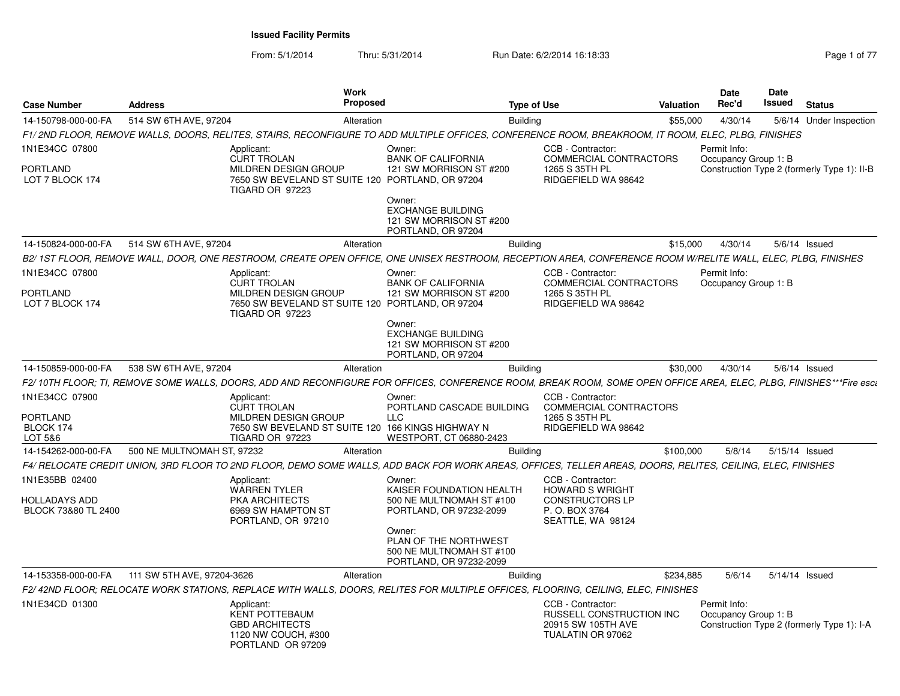# Issued Facility Permits

From: 5/1/2014 Thru: 5/31/2014 Run Date: 6/2/2014 16:18:33

| Case Number | Address | Work Proposed | Type of Use | Valuation | Date Rec'd | Date Issued | Status |
|---|---|---|---|---|---|---|---|
| 14-150798-000-00-FA | 514 SW 6TH AVE, 97204 | Alteration | Building | $55,000 | 4/30/14 | 5/6/14 | Under Inspection |
| 14-150824-000-00-FA | 514 SW 6TH AVE, 97204 | Alteration | Building | $15,000 | 4/30/14 | 5/6/14 | Issued |
| 14-150859-000-00-FA | 538 SW 6TH AVE, 97204 | Alteration | Building | $30,000 | 4/30/14 | 5/6/14 | Issued |
| 14-154262-000-00-FA | 500 NE MULTNOMAH ST, 97232 | Alteration | Building | $100,000 | 5/8/14 | 5/15/14 | Issued |
| 14-153358-000-00-FA | 111 SW 5TH AVE, 97204-3626 | Alteration | Building | $234,885 | 5/6/14 | 5/14/14 | Issued |

## 14-150798-000-00-FA — 514 SW 6TH AVE, 97204

*F1/ 2ND FLOOR, REMOVE WALLS, DOORS, RELITES, STAIRS, RECONFIGURE TO ADD MULTIPLE OFFICES, CONFERENCE ROOM, BREAKROOM, IT ROOM, ELEC, PLBG, FINISHES*

1N1E34CC 07800
PORTLAND
LOT 7 BLOCK 174

Applicant:
CURT TROLAN
MILDREN DESIGN GROUP
7650 SW BEVELAND ST SUITE 120
TIGARD OR 97223

Owner:
BANK OF CALIFORNIA
121 SW MORRISON ST #200
PORTLAND, OR 97204

Owner:
EXCHANGE BUILDING
121 SW MORRISON ST #200
PORTLAND, OR 97204

CCB - Contractor:
COMMERCIAL CONTRACTORS
1265 S 35TH PL
RIDGEFIELD WA 98642

Permit Info:
Occupancy Group 1: B
Construction Type 2 (formerly Type 1): II-B

## 14-150824-000-00-FA — 514 SW 6TH AVE, 97204

*B2/ 1ST FLOOR, REMOVE WALL, DOOR, ONE RESTROOM, CREATE OPEN OFFICE, ONE UNISEX RESTROOM, RECEPTION AREA, CONFERENCE ROOM W/RELITE WALL, ELEC, PLBG, FINISHES*

1N1E34CC 07800
PORTLAND
LOT 7 BLOCK 174

Applicant:
CURT TROLAN
MILDREN DESIGN GROUP
7650 SW BEVELAND ST SUITE 120
TIGARD OR 97223

Owner:
BANK OF CALIFORNIA
121 SW MORRISON ST #200
PORTLAND, OR 97204

Owner:
EXCHANGE BUILDING
121 SW MORRISON ST #200
PORTLAND, OR 97204

CCB - Contractor:
COMMERCIAL CONTRACTORS
1265 S 35TH PL
RIDGEFIELD WA 98642

Permit Info:
Occupancy Group 1: B

## 14-150859-000-00-FA — 538 SW 6TH AVE, 97204

*F2/ 10TH FLOOR; TI, REMOVE SOME WALLS, DOORS, ADD AND RECONFIGURE FOR OFFICES, CONFERENCE ROOM, BREAK ROOM, SOME OPEN OFFICE AREA, ELEC, PLBG, FINISHES\*\*\*Fire esca*

1N1E34CC 07900
PORTLAND
BLOCK 174
LOT 5&6

Applicant:
CURT TROLAN
MILDREN DESIGN GROUP
7650 SW BEVELAND ST SUITE 120
TIGARD OR 97223

Owner:
PORTLAND CASCADE BUILDING LLC
166 KINGS HIGHWAY N
WESTPORT, CT 06880-2423

CCB - Contractor:
COMMERCIAL CONTRACTORS
1265 S 35TH PL
RIDGEFIELD WA 98642

## 14-154262-000-00-FA — 500 NE MULTNOMAH ST, 97232

*F4/ RELOCATE CREDIT UNION, 3RD FLOOR TO 2ND FLOOR, DEMO SOME WALLS, ADD BACK FOR WORK AREAS, OFFICES, TELLER AREAS, DOORS, RELITES, CEILING, ELEC, FINISHES*

1N1E35BB 02400
HOLLADAYS ADD
BLOCK 73&80 TL 2400

Applicant:
WARREN TYLER
PKA ARCHITECTS
6969 SW HAMPTON ST
PORTLAND, OR 97210

Owner:
KAISER FOUNDATION HEALTH
500 NE MULTNOMAH ST #100
PORTLAND, OR 97232-2099

Owner:
PLAN OF THE NORTHWEST
500 NE MULTNOMAH ST #100
PORTLAND, OR 97232-2099

CCB - Contractor:
HOWARD S WRIGHT CONSTRUCTORS LP
P. O. BOX 3764
SEATTLE, WA 98124

## 14-153358-000-00-FA — 111 SW 5TH AVE, 97204-3626

*F2/ 42ND FLOOR; RELOCATE WORK STATIONS, REPLACE WITH WALLS, DOORS, RELITES FOR MULTIPLE OFFICES, FLOORING, CEILING, ELEC, FINISHES*

1N1E34CD 01300

Applicant:
KENT POTTEBAUM
GBD ARCHITECTS
1120 NW COUCH, #300
PORTLAND OR 97209

CCB - Contractor:
RUSSELL CONSTRUCTION INC
20915 SW 105TH AVE
TUALATIN OR 97062

Permit Info:
Occupancy Group 1: B
Construction Type 2 (formerly Type 1): I-A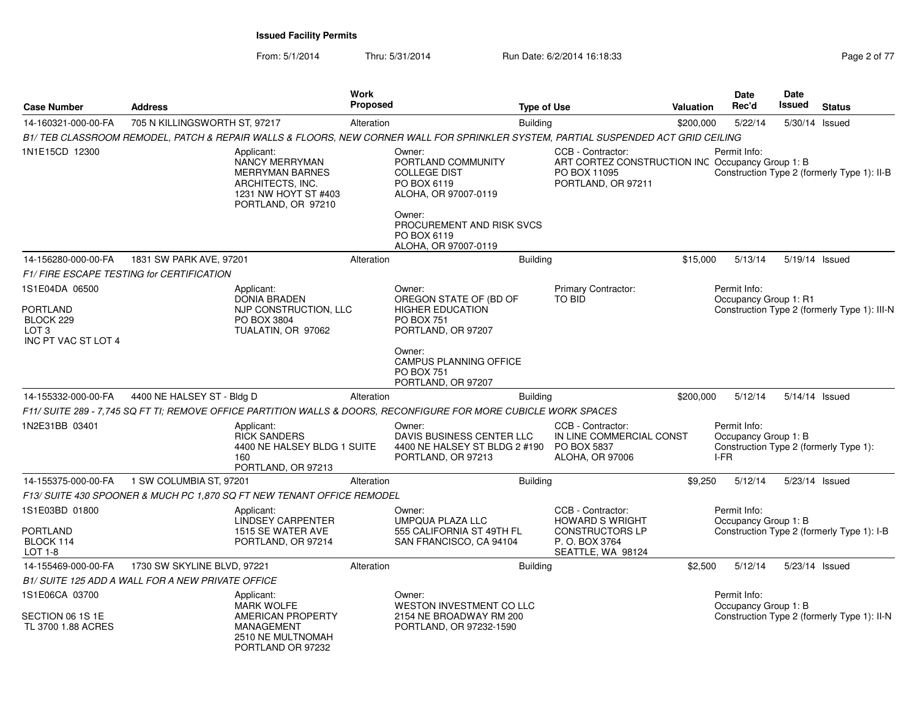**Issued Facility Permits**

From: 5/1/2014 Thru: 5/31/2014 Run Date: 6/2/2014 16:18:33

| Case Number | Address | Work Proposed | Type of Use | Valuation | Date Rec'd | Date Issued | Status |
|---|---|---|---|---|---|---|---|
| 14-160321-000-00-FA | 705 N KILLINGSWORTH ST, 97217 | Alteration | Building | $200,000 | 5/22/14 | 5/30/14 | Issued |

*B1/ TEB CLASSROOM REMODEL, PATCH & REPAIR WALLS & FLOORS, NEW CORNER WALL FOR SPRINKLER SYSTEM, PARTIAL SUSPENDED ACT GRID CEILING*

1N1E15CD 12300

Applicant: NANCY MERRYMAN, MERRYMAN BARNES ARCHITECTS, INC., 1231 NW HOYT ST #403, PORTLAND, OR 97210

Owner: PORTLAND COMMUNITY COLLEGE DIST, PO BOX 6119, ALOHA, OR 97007-0119

Owner: PROCUREMENT AND RISK SVCS, PO BOX 6119, ALOHA, OR 97007-0119

CCB - Contractor: ART CORTEZ CONSTRUCTION INC, PO BOX 11095, PORTLAND, OR 97211

Permit Info: Occupancy Group 1: B; Construction Type 2 (formerly Type 1): II-B

| Case Number | Address | Work Proposed | Type of Use | Valuation | Date Rec'd | Date Issued | Status |
|---|---|---|---|---|---|---|---|
| 14-156280-000-00-FA | 1831 SW PARK AVE, 97201 | Alteration | Building | $15,000 | 5/13/14 | 5/19/14 | Issued |

*F1/ FIRE ESCAPE TESTING for CERTIFICATION*

1S1E04DA 06500
PORTLAND
BLOCK 229
LOT 3
INC PT VAC ST LOT 4

Applicant: DONIA BRADEN, NJP CONSTRUCTION, LLC, PO BOX 3804, TUALATIN, OR 97062

Owner: OREGON STATE OF (BD OF HIGHER EDUCATION, PO BOX 751, PORTLAND, OR 97207

Owner: CAMPUS PLANNING OFFICE, PO BOX 751, PORTLAND, OR 97207

Primary Contractor: TO BID

Permit Info: Occupancy Group 1: R1; Construction Type 2 (formerly Type 1): III-N

| Case Number | Address | Work Proposed | Type of Use | Valuation | Date Rec'd | Date Issued | Status |
|---|---|---|---|---|---|---|---|
| 14-155332-000-00-FA | 4400 NE HALSEY ST - Bldg D | Alteration | Building | $200,000 | 5/12/14 | 5/14/14 | Issued |

*F11/ SUITE 289 - 7,745 SQ FT TI; REMOVE OFFICE PARTITION WALLS & DOORS, RECONFIGURE FOR MORE CUBICLE WORK SPACES*

1N2E31BB 03401

Applicant: RICK SANDERS, 4400 NE HALSEY BLDG 1 SUITE 160, PORTLAND, OR 97213

Owner: DAVIS BUSINESS CENTER LLC, 4400 NE HALSEY ST BLDG 2 #190, PORTLAND, OR 97213

CCB - Contractor: IN LINE COMMERCIAL CONST, PO BOX 5837, ALOHA, OR 97006

Permit Info: Occupancy Group 1: B; Construction Type 2 (formerly Type 1): I-FR

| Case Number | Address | Work Proposed | Type of Use | Valuation | Date Rec'd | Date Issued | Status |
|---|---|---|---|---|---|---|---|
| 14-155375-000-00-FA | 1 SW COLUMBIA ST, 97201 | Alteration | Building | $9,250 | 5/12/14 | 5/23/14 | Issued |

*F13/ SUITE 430 SPOONER & MUCH PC 1,870 SQ FT NEW TENANT OFFICE REMODEL*

1S1E03BD 01800
PORTLAND
BLOCK 114
LOT 1-8

Applicant: LINDSEY CARPENTER, 1515 SE WATER AVE, PORTLAND, OR 97214

Owner: UMPQUA PLAZA LLC, 555 CALIFORNIA ST 49TH FL, SAN FRANCISCO, CA 94104

CCB - Contractor: HOWARD S WRIGHT CONSTRUCTORS LP, P. O. BOX 3764, SEATTLE, WA 98124

Permit Info: Occupancy Group 1: B; Construction Type 2 (formerly Type 1): I-B

| Case Number | Address | Work Proposed | Type of Use | Valuation | Date Rec'd | Date Issued | Status |
|---|---|---|---|---|---|---|---|
| 14-155469-000-00-FA | 1730 SW SKYLINE BLVD, 97221 | Alteration | Building | $2,500 | 5/12/14 | 5/23/14 | Issued |

*B1/ SUITE 125 ADD A WALL FOR A NEW PRIVATE OFFICE*

1S1E06CA 03700
SECTION 06 1S 1E
TL 3700 1.88 ACRES

Applicant: MARK WOLFE, AMERICAN PROPERTY MANAGEMENT, 2510 NE MULTNOMAH, PORTLAND OR 97232

Owner: WESTON INVESTMENT CO LLC, 2154 NE BROADWAY RM 200, PORTLAND, OR 97232-1590

Permit Info: Occupancy Group 1: B; Construction Type 2 (formerly Type 1): II-N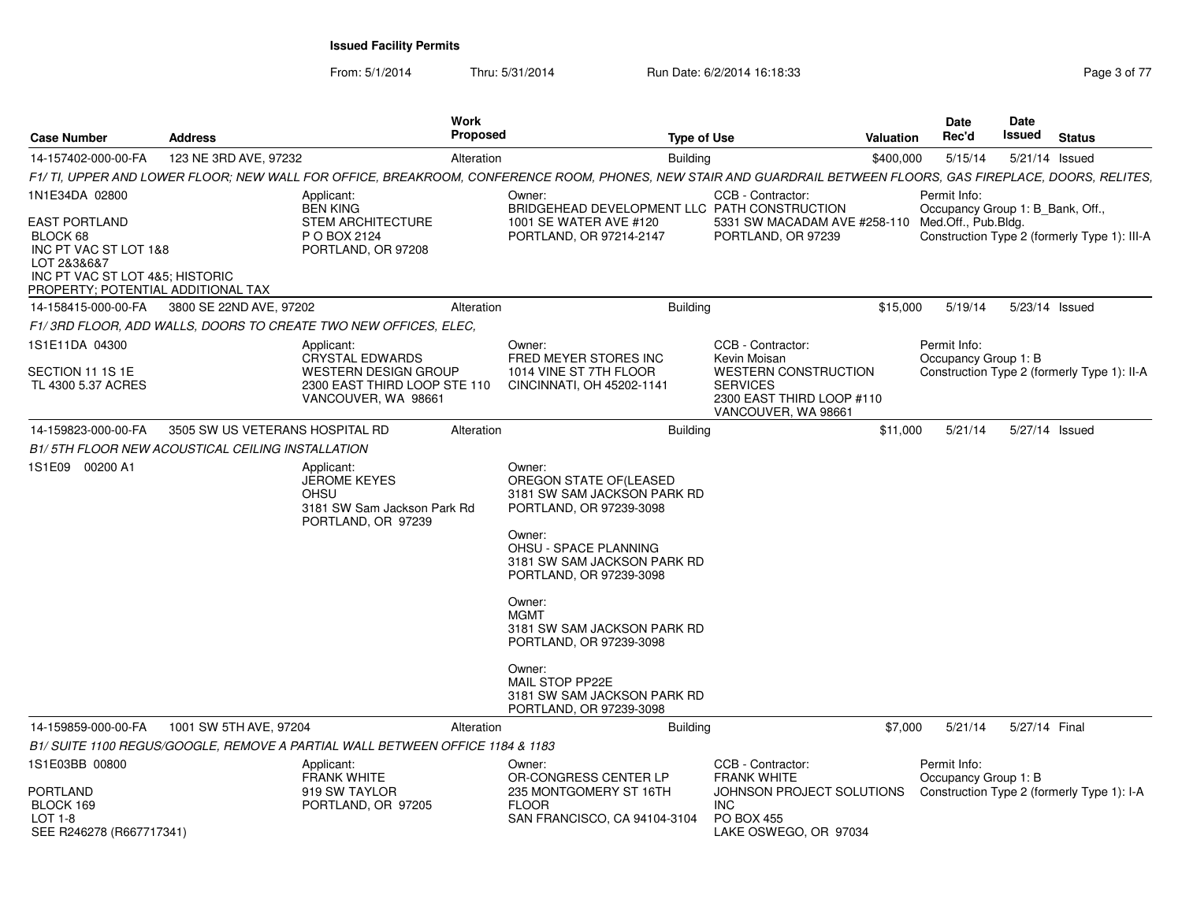**Issued Facility Permits**

From: 5/1/2014 Thru: 5/31/2014 Run Date: 6/2/2014 16:18:33

| Case Number | Address | Work Proposed | Type of Use | Valuation | Date Rec'd | Date Issued | Status |
|---|---|---|---|---|---|---|---|
| 14-157402-000-00-FA | 123 NE 3RD AVE, 97232 | Alteration | Building | $400,000 | 5/15/14 | 5/21/14 | Issued |

*F1/ TI, UPPER AND LOWER FLOOR; NEW WALL FOR OFFICE, BREAKROOM, CONFERENCE ROOM, PHONES, NEW STAIR AND GUARDRAIL BETWEEN FLOORS, GAS FIREPLACE, DOORS, RELITES,*

1N1E34DA 02800

EAST PORTLAND
BLOCK 68
INC PT VAC ST LOT 1&8
LOT 2&3&6&7
INC PT VAC ST LOT 4&5; HISTORIC
PROPERTY; POTENTIAL ADDITIONAL TAX

Applicant:
BEN KING
STEM ARCHITECTURE
P O BOX 2124
PORTLAND, OR 97208

Owner:
BRIDGEHEAD DEVELOPMENT LLC
1001 SE WATER AVE #120
PORTLAND, OR 97214-2147

CCB - Contractor:
PATH CONSTRUCTION
5331 SW MACADAM AVE #258-110
PORTLAND, OR 97239

Permit Info:
Occupancy Group 1: B_Bank, Off., Med.Off., Pub.Bldg.
Construction Type 2 (formerly Type 1): III-A

| Case Number | Address | Work Proposed | Type of Use | Valuation | Date Rec'd | Date Issued | Status |
|---|---|---|---|---|---|---|---|
| 14-158415-000-00-FA | 3800 SE 22ND AVE, 97202 | Alteration | Building | $15,000 | 5/19/14 | 5/23/14 | Issued |

*F1/ 3RD FLOOR, ADD WALLS, DOORS TO CREATE TWO NEW OFFICES, ELEC,*

1S1E11DA 04300

SECTION 11 1S 1E
TL 4300 5.37 ACRES

Applicant:
CRYSTAL EDWARDS
WESTERN DESIGN GROUP
2300 EAST THIRD LOOP STE 110
VANCOUVER, WA 98661

Owner:
FRED MEYER STORES INC
1014 VINE ST 7TH FLOOR
CINCINNATI, OH 45202-1141

CCB - Contractor:
Kevin Moisan
WESTERN CONSTRUCTION SERVICES
2300 EAST THIRD LOOP #110
VANCOUVER, WA 98661

Permit Info:
Occupancy Group 1: B
Construction Type 2 (formerly Type 1): II-A

| Case Number | Address | Work Proposed | Type of Use | Valuation | Date Rec'd | Date Issued | Status |
|---|---|---|---|---|---|---|---|
| 14-159823-000-00-FA | 3505 SW US VETERANS HOSPITAL RD | Alteration | Building | $11,000 | 5/21/14 | 5/27/14 | Issued |

*B1/ 5TH FLOOR NEW ACOUSTICAL CEILING INSTALLATION*

1S1E09 00200 A1

Applicant:
JEROME KEYES
OHSU
3181 SW Sam Jackson Park Rd
PORTLAND, OR 97239

Owner:
OREGON STATE OF(LEASED
3181 SW SAM JACKSON PARK RD
PORTLAND, OR 97239-3098

Owner:
OHSU - SPACE PLANNING
3181 SW SAM JACKSON PARK RD
PORTLAND, OR 97239-3098

Owner:
MGMT
3181 SW SAM JACKSON PARK RD
PORTLAND, OR 97239-3098

Owner:
MAIL STOP PP22E
3181 SW SAM JACKSON PARK RD
PORTLAND, OR 97239-3098

| Case Number | Address | Work Proposed | Type of Use | Valuation | Date Rec'd | Date Issued | Status |
|---|---|---|---|---|---|---|---|
| 14-159859-000-00-FA | 1001 SW 5TH AVE, 97204 | Alteration | Building | $7,000 | 5/21/14 | 5/27/14 | Final |

*B1/ SUITE 1100 REGUS/GOOGLE, REMOVE A PARTIAL WALL BETWEEN OFFICE 1184 & 1183*

1S1E03BB 00800

PORTLAND
BLOCK 169
LOT 1-8
SEE R246278 (R667717341)

Applicant:
FRANK WHITE
919 SW TAYLOR
PORTLAND, OR 97205

Owner:
OR-CONGRESS CENTER LP
235 MONTGOMERY ST 16TH FLOOR
SAN FRANCISCO, CA 94104-3104

CCB - Contractor:
FRANK WHITE
JOHNSON PROJECT SOLUTIONS INC
PO BOX 455
LAKE OSWEGO, OR 97034

Permit Info:
Occupancy Group 1: B
Construction Type 2 (formerly Type 1): I-A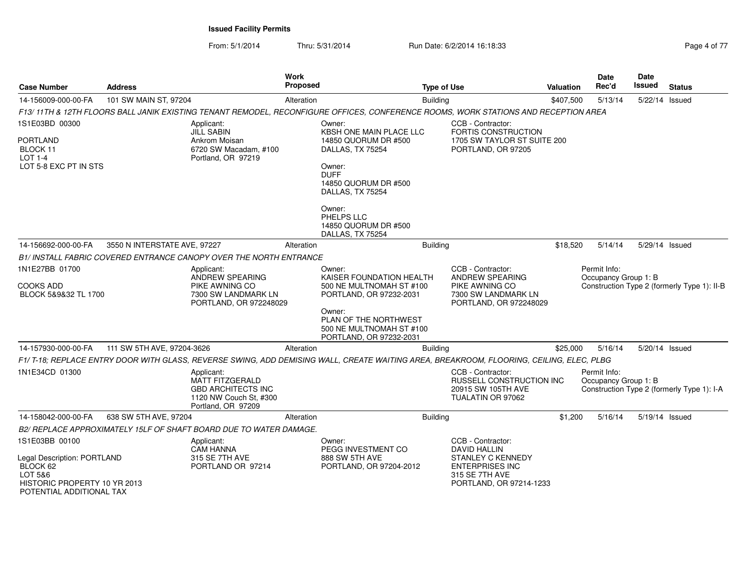**Issued Facility Permits**

From: 5/1/2014 Thru: 5/31/2014 Run Date: 6/2/2014 16:18:33

| Case Number | Address | Work Proposed | Type of Use | Valuation | Date Rec'd | Date Issued | Status |
|---|---|---|---|---|---|---|---|
| 14-156009-000-00-FA | 101 SW MAIN ST, 97204 | Alteration | Building | $407,500 | 5/13/14 | 5/22/14 | Issued |

*F13/ 11TH & 12TH FLOORS BALL JANIK EXISTING TENANT REMODEL, RECONFIGURE OFFICES, CONFERENCE ROOMS, WORK STATIONS AND RECEPTION AREA*

1S1E03BD 00300

PORTLAND
BLOCK 11
LOT 1-4
LOT 5-8 EXC PT IN STS

Applicant:
JILL SABIN
Ankrom Moisan
6720 SW Macadam, #100
Portland, OR 97219

Owner:
KBSH ONE MAIN PLACE LLC
14850 QUORUM DR #500
DALLAS, TX 75254

Owner:
DUFF
14850 QUORUM DR #500
DALLAS, TX 75254

Owner:
PHELPS LLC
14850 QUORUM DR #500
DALLAS, TX 75254

CCB - Contractor:
FORTIS CONSTRUCTION
1705 SW TAYLOR ST SUITE 200
PORTLAND, OR 97205

| Case Number | Address | Work Proposed | Type of Use | Valuation | Date Rec'd | Date Issued | Status |
|---|---|---|---|---|---|---|---|
| 14-156692-000-00-FA | 3550 N INTERSTATE AVE, 97227 | Alteration | Building | $18,520 | 5/14/14 | 5/29/14 | Issued |

*B1/ INSTALL FABRIC COVERED ENTRANCE CANOPY OVER THE NORTH ENTRANCE*

1N1E27BB 01700

COOKS ADD
BLOCK 5&9&32 TL 1700

Applicant:
ANDREW SPEARING
PIKE AWNING CO
7300 SW LANDMARK LN
PORTLAND, OR 972248029

Owner:
KAISER FOUNDATION HEALTH
500 NE MULTNOMAH ST #100
PORTLAND, OR 97232-2031

Owner:
PLAN OF THE NORTHWEST
500 NE MULTNOMAH ST #100
PORTLAND, OR 97232-2031

CCB - Contractor:
ANDREW SPEARING
PIKE AWNING CO
7300 SW LANDMARK LN
PORTLAND, OR 972248029

Permit Info:
Occupancy Group 1: B
Construction Type 2 (formerly Type 1): II-B

| Case Number | Address | Work Proposed | Type of Use | Valuation | Date Rec'd | Date Issued | Status |
|---|---|---|---|---|---|---|---|
| 14-157930-000-00-FA | 111 SW 5TH AVE, 97204-3626 | Alteration | Building | $25,000 | 5/16/14 | 5/20/14 | Issued |

*F1/ T-18; REPLACE ENTRY DOOR WITH GLASS, REVERSE SWING, ADD DEMISING WALL, CREATE WAITING AREA, BREAKROOM, FLOORING, CEILING, ELEC, PLBG*

1N1E34CD 01300

Applicant:
MATT FITZGERALD
GBD ARCHITECTS INC
1120 NW Couch St, #300
Portland, OR 97209

CCB - Contractor:
RUSSELL CONSTRUCTION INC
20915 SW 105TH AVE
TUALATIN OR 97062

Permit Info:
Occupancy Group 1: B
Construction Type 2 (formerly Type 1): I-A

| Case Number | Address | Work Proposed | Type of Use | Valuation | Date Rec'd | Date Issued | Status |
|---|---|---|---|---|---|---|---|
| 14-158042-000-00-FA | 638 SW 5TH AVE, 97204 | Alteration | Building | $1,200 | 5/16/14 | 5/19/14 | Issued |

*B2/ REPLACE APPROXIMATELY 15LF OF SHAFT BOARD DUE TO WATER DAMAGE.*

1S1E03BB 00100

Legal Description: PORTLAND
BLOCK 62
LOT 5&6
HISTORIC PROPERTY 10 YR 2013
POTENTIAL ADDITIONAL TAX

Applicant:
CAM HANNA
315 SE 7TH AVE
PORTLAND OR 97214

Owner:
PEGG INVESTMENT CO
888 SW 5TH AVE
PORTLAND, OR 97204-2012

CCB - Contractor:
DAVID HALLIN
STANLEY C KENNEDY
ENTERPRISES INC
315 SE 7TH AVE
PORTLAND, OR 97214-1233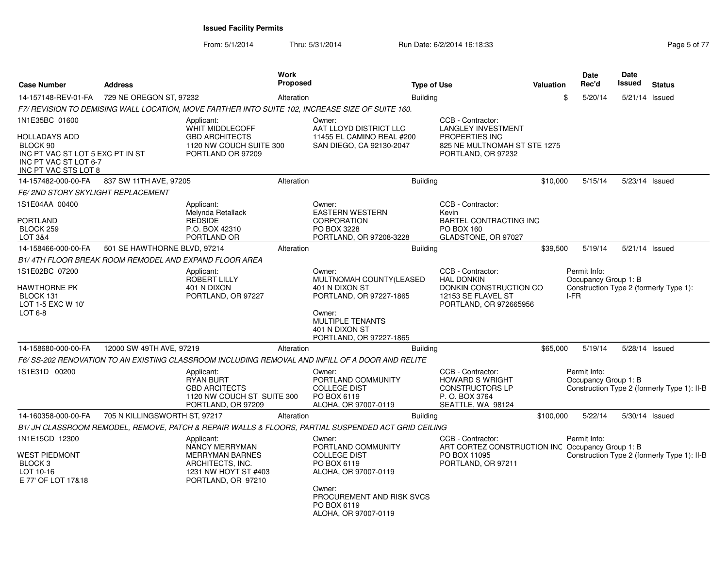**Issued Facility Permits**

From: 5/1/2014 Thru: 5/31/2014 Run Date: 6/2/2014 16:18:33

| Case Number | Address | Work Proposed | Type of Use | Valuation | Date Rec'd | Date Issued | Status |
|---|---|---|---|---|---|---|---|
| 14-157148-REV-01-FA | 729 NE OREGON ST, 97232 | Alteration | Building | $ | 5/20/14 | 5/21/14 | Issued |

*F7/ REVISION TO DEMISING WALL LOCATION, MOVE FARTHER INTO SUITE 102, INCREASE SIZE OF SUITE 160.*

1N1E35BC 01600

HOLLADAYS ADD
BLOCK 90
INC PT VAC ST LOT 5 EXC PT IN ST
INC PT VAC ST LOT 6-7
INC PT VAC STS LOT 8

Applicant:
WHIT MIDDLECOFF
GBD ARCHITECTS
1120 NW COUCH SUITE 300
PORTLAND OR 97209

Owner:
AAT LLOYD DISTRICT LLC
11455 EL CAMINO REAL #200
SAN DIEGO, CA 92130-2047

CCB - Contractor:
LANGLEY INVESTMENT PROPERTIES INC
825 NE MULTNOMAH ST STE 1275
PORTLAND, OR 97232

| Case Number | Address | Work Proposed | Type of Use | Valuation | Date Rec'd | Date Issued | Status |
|---|---|---|---|---|---|---|---|
| 14-157482-000-00-FA | 837 SW 11TH AVE, 97205 | Alteration | Building | $10,000 | 5/15/14 | 5/23/14 | Issued |

*F6/ 2ND STORY SKYLIGHT REPLACEMENT*

1S1E04AA 00400

PORTLAND
BLOCK 259
LOT 3&4

Applicant:
Melynda Retallack
REDSIDE
P.O. BOX 42310
PORTLAND OR

Owner:
EASTERN WESTERN CORPORATION
PO BOX 3228
PORTLAND, OR 97208-3228

CCB - Contractor:
Kevin
BARTEL CONTRACTING INC
PO BOX 160
GLADSTONE, OR 97027

| Case Number | Address | Work Proposed | Type of Use | Valuation | Date Rec'd | Date Issued | Status |
|---|---|---|---|---|---|---|---|
| 14-158466-000-00-FA | 501 SE HAWTHORNE BLVD, 97214 | Alteration | Building | $39,500 | 5/19/14 | 5/21/14 | Issued |

*B1/ 4TH FLOOR BREAK ROOM REMODEL AND EXPAND FLOOR AREA*

1S1E02BC 07200

HAWTHORNE PK
BLOCK 131
LOT 1-5 EXC W 10'
LOT 6-8

Applicant:
ROBERT LILLY
401 N DIXON
PORTLAND, OR 97227

Owner:
MULTNOMAH COUNTY(LEASED
401 N DIXON ST
PORTLAND, OR 97227-1865

Owner:
MULTIPLE TENANTS
401 N DIXON ST
PORTLAND, OR 97227-1865

CCB - Contractor:
HAL DONKIN
DONKIN CONSTRUCTION CO
12153 SE FLAVEL ST
PORTLAND, OR 972665956

Permit Info:
Occupancy Group 1: B
Construction Type 2 (formerly Type 1): I-FR

| Case Number | Address | Work Proposed | Type of Use | Valuation | Date Rec'd | Date Issued | Status |
|---|---|---|---|---|---|---|---|
| 14-158680-000-00-FA | 12000 SW 49TH AVE, 97219 | Alteration | Building | $65,000 | 5/19/14 | 5/28/14 | Issued |

*F6/ SS-202 RENOVATION TO AN EXISTING CLASSROOM INCLUDING REMOVAL AND INFILL OF A DOOR AND RELITE*

1S1E31D 00200

Applicant:
RYAN BURT
GBD ARCITECTS
1120 NW COUCH ST SUITE 300
PORTLAND, OR 97209

Owner:
PORTLAND COMMUNITY COLLEGE DIST
PO BOX 6119
ALOHA, OR 97007-0119

CCB - Contractor:
HOWARD S WRIGHT CONSTRUCTORS LP
P. O. BOX 3764
SEATTLE, WA 98124

Permit Info:
Occupancy Group 1: B
Construction Type 2 (formerly Type 1): II-B

| Case Number | Address | Work Proposed | Type of Use | Valuation | Date Rec'd | Date Issued | Status |
|---|---|---|---|---|---|---|---|
| 14-160358-000-00-FA | 705 N KILLINGSWORTH ST, 97217 | Alteration | Building | $100,000 | 5/22/14 | 5/30/14 | Issued |

*B1/ JH CLASSROOM REMODEL, REMOVE, PATCH & REPAIR WALLS & FLOORS, PARTIAL SUSPENDED ACT GRID CEILING*

1N1E15CD 12300

WEST PIEDMONT
BLOCK 3
LOT 10-16
E 77' OF LOT 17&18

Applicant:
NANCY MERRYMAN
MERRYMAN BARNES ARCHITECTS, INC.
1231 NW HOYT ST #403
PORTLAND, OR 97210

Owner:
PORTLAND COMMUNITY COLLEGE DIST
PO BOX 6119
ALOHA, OR 97007-0119

Owner:
PROCUREMENT AND RISK SVCS
PO BOX 6119
ALOHA, OR 97007-0119

CCB - Contractor:
ART CORTEZ CONSTRUCTION INC
PO BOX 11095
PORTLAND, OR 97211

Permit Info:
Occupancy Group 1: B
Construction Type 2 (formerly Type 1): II-B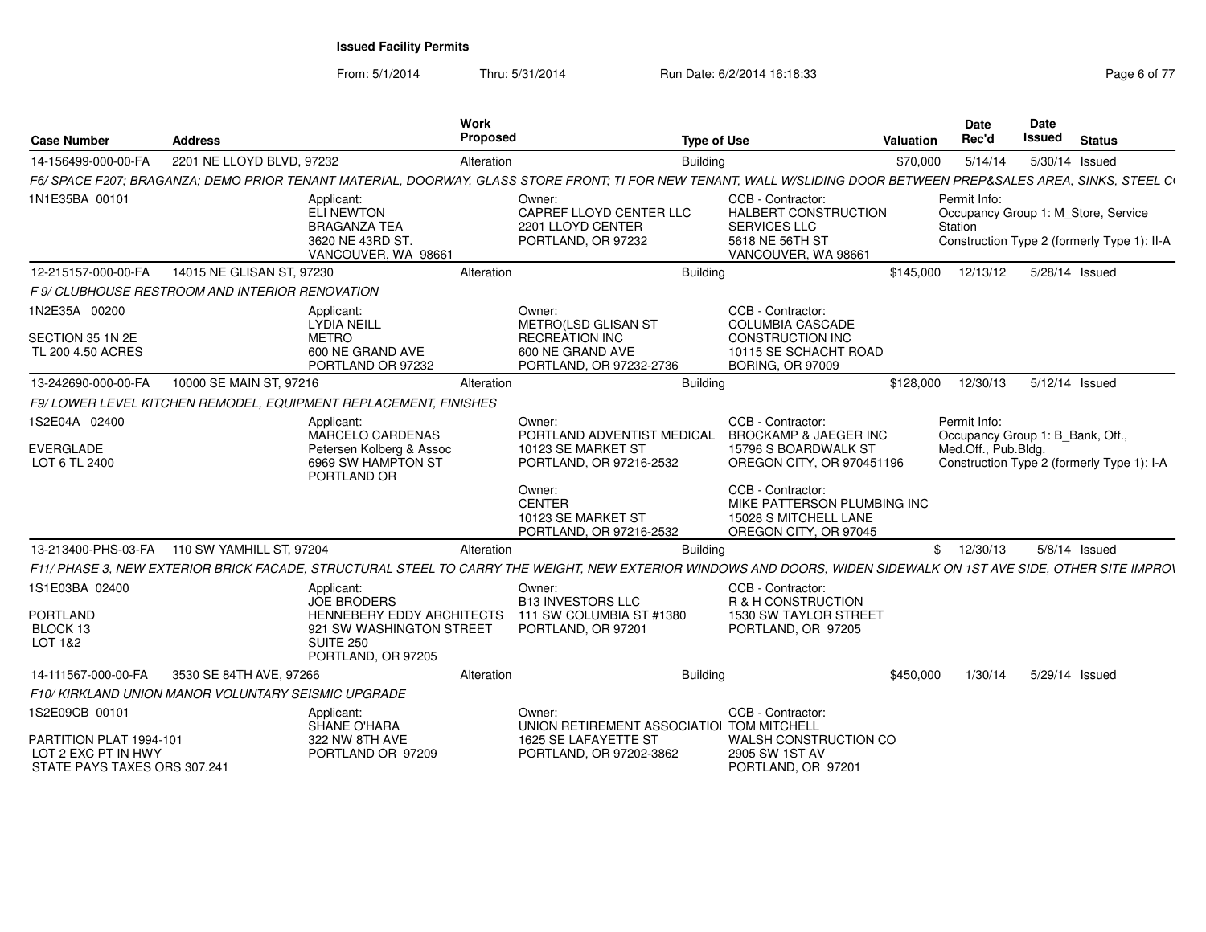# Issued Facility Permits

From: 5/1/2014 Thru: 5/31/2014 Run Date: 6/2/2014 16:18:33

| Case Number | Address | Work Proposed | Type of Use | Valuation | Date Rec'd | Date Issued | Status |
|---|---|---|---|---|---|---|---|
| 14-156499-000-00-FA | 2201 NE LLOYD BLVD, 97232 | Alteration | Building | $70,000 | 5/14/14 | 5/30/14 | Issued |

*F6/ SPACE F207; BRAGANZA; DEMO PRIOR TENANT MATERIAL, DOORWAY, GLASS STORE FRONT; TI FOR NEW TENANT, WALL W/SLIDING DOOR BETWEEN PREP&SALES AREA, SINKS, STEEL C(*

1N1E35BA 00101

Applicant: ELI NEWTON, BRAGANZA TEA, 3620 NE 43RD ST., VANCOUVER, WA 98661

Owner: CAPREF LLOYD CENTER LLC, 2201 LLOYD CENTER, PORTLAND, OR 97232

CCB - Contractor: HALBERT CONSTRUCTION SERVICES LLC, 5618 NE 56TH ST, VANCOUVER, WA 98661

Permit Info: Occupancy Group 1: M_Store, Service Station; Construction Type 2 (formerly Type 1): II-A

| Case Number | Address | Work Proposed | Type of Use | Valuation | Date Rec'd | Date Issued | Status |
|---|---|---|---|---|---|---|---|
| 12-215157-000-00-FA | 14015 NE GLISAN ST, 97230 | Alteration | Building | $145,000 | 12/13/12 | 5/28/14 | Issued |

*F 9/ CLUBHOUSE RESTROOM AND INTERIOR RENOVATION*

1N2E35A 00200, SECTION 35 1N 2E, TL 200 4.50 ACRES

Applicant: LYDIA NEILL, METRO, 600 NE GRAND AVE, PORTLAND OR 97232

Owner: METRO(LSD GLISAN ST RECREATION INC, 600 NE GRAND AVE, PORTLAND, OR 97232-2736

CCB - Contractor: COLUMBIA CASCADE CONSTRUCTION INC, 10115 SE SCHACHT ROAD, BORING, OR 97009

| Case Number | Address | Work Proposed | Type of Use | Valuation | Date Rec'd | Date Issued | Status |
|---|---|---|---|---|---|---|---|
| 13-242690-000-00-FA | 10000 SE MAIN ST, 97216 | Alteration | Building | $128,000 | 12/30/13 | 5/12/14 | Issued |

*F9/ LOWER LEVEL KITCHEN REMODEL, EQUIPMENT REPLACEMENT, FINISHES*

1S2E04A 02400, EVERGLADE, LOT 6 TL 2400

Applicant: MARCELO CARDENAS, Petersen Kolberg & Assoc, 6969 SW HAMPTON ST, PORTLAND OR

Owner: PORTLAND ADVENTIST MEDICAL, 10123 SE MARKET ST, PORTLAND, OR 97216-2532

Owner: CENTER, 10123 SE MARKET ST, PORTLAND, OR 97216-2532

CCB - Contractor: BROCKAMP & JAEGER INC, 15796 S BOARDWALK ST, OREGON CITY, OR 970451196

CCB - Contractor: MIKE PATTERSON PLUMBING INC, 15028 S MITCHELL LANE, OREGON CITY, OR 97045

Permit Info: Occupancy Group 1: B_Bank, Off., Med.Off., Pub.Bldg.; Construction Type 2 (formerly Type 1): I-A

| Case Number | Address | Work Proposed | Type of Use | Valuation | Date Rec'd | Date Issued | Status |
|---|---|---|---|---|---|---|---|
| 13-213400-PHS-03-FA | 110 SW YAMHILL ST, 97204 | Alteration | Building | $ | 12/30/13 | 5/8/14 | Issued |

*F11/ PHASE 3, NEW EXTERIOR BRICK FACADE, STRUCTURAL STEEL TO CARRY THE WEIGHT, NEW EXTERIOR WINDOWS AND DOORS, WIDEN SIDEWALK ON 1ST AVE SIDE, OTHER SITE IMPROV*

1S1E03BA 02400, PORTLAND, BLOCK 13, LOT 1&2

Applicant: JOE BRODERS, HENNEBERY EDDY ARCHITECTS, 921 SW WASHINGTON STREET, SUITE 250, PORTLAND, OR 97205

Owner: B13 INVESTORS LLC, 111 SW COLUMBIA ST #1380, PORTLAND, OR 97201

CCB - Contractor: R & H CONSTRUCTION, 1530 SW TAYLOR STREET, PORTLAND, OR 97205

| Case Number | Address | Work Proposed | Type of Use | Valuation | Date Rec'd | Date Issued | Status |
|---|---|---|---|---|---|---|---|
| 14-111567-000-00-FA | 3530 SE 84TH AVE, 97266 | Alteration | Building | $450,000 | 1/30/14 | 5/29/14 | Issued |

*F10/ KIRKLAND UNION MANOR VOLUNTARY SEISMIC UPGRADE*

1S2E09CB 00101, PARTITION PLAT 1994-101, LOT 2 EXC PT IN HWY, STATE PAYS TAXES ORS 307.241

Applicant: SHANE O'HARA, 322 NW 8TH AVE, PORTLAND OR 97209

Owner: UNION RETIREMENT ASSOCIATIOI, 1625 SE LAFAYETTE ST, PORTLAND, OR 97202-3862

CCB - Contractor: TOM MITCHELL, WALSH CONSTRUCTION CO, 2905 SW 1ST AV, PORTLAND, OR 97201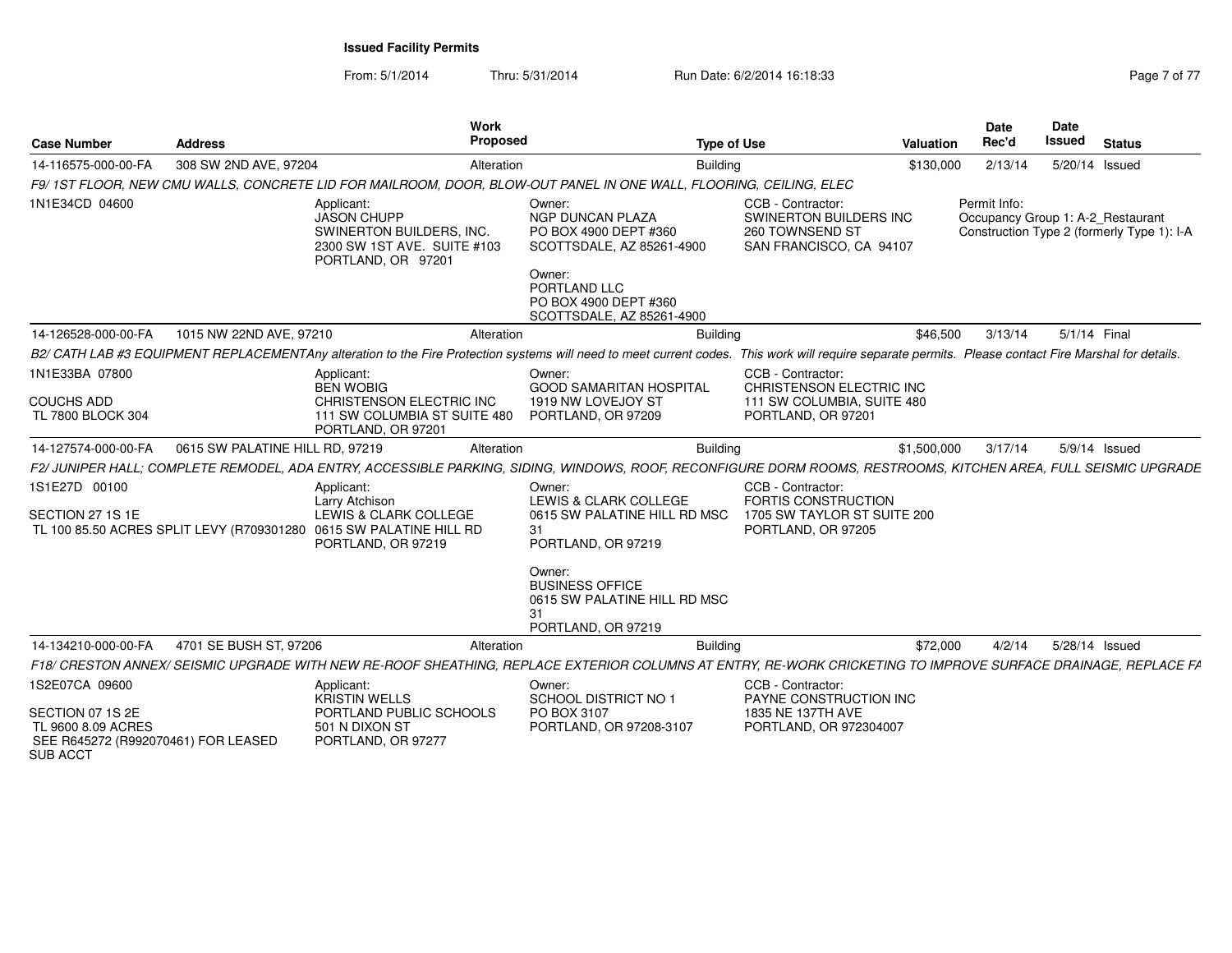**Issued Facility Permits**

From: 5/1/2014 Thru: 5/31/2014 Run Date: 6/2/2014 16:18:33

| Case Number | Address | Work Proposed | Type of Use | Valuation | Date Rec'd | Date Issued | Status |
|---|---|---|---|---|---|---|---|
| 14-116575-000-00-FA | 308 SW 2ND AVE, 97204 | Alteration | Building | $130,000 | 2/13/14 | 5/20/14 | Issued |

F9/ 1ST FLOOR, NEW CMU WALLS, CONCRETE LID FOR MAILROOM, DOOR, BLOW-OUT PANEL IN ONE WALL, FLOORING, CEILING, ELEC

1N1E34CD 04600

Applicant: JASON CHUPP, SWINERTON BUILDERS, INC., 2300 SW 1ST AVE. SUITE #103, PORTLAND, OR 97201

Owner: NGP DUNCAN PLAZA, PO BOX 4900 DEPT #360, SCOTTSDALE, AZ 85261-4900

Owner: PORTLAND LLC, PO BOX 4900 DEPT #360, SCOTTSDALE, AZ 85261-4900

CCB - Contractor: SWINERTON BUILDERS INC, 260 TOWNSEND ST, SAN FRANCISCO, CA 94107

Permit Info: Occupancy Group 1: A-2_Restaurant; Construction Type 2 (formerly Type 1): I-A

| Case Number | Address | Work Proposed | Type of Use | Valuation | Date Rec'd | Date Issued | Status |
|---|---|---|---|---|---|---|---|
| 14-126528-000-00-FA | 1015 NW 22ND AVE, 97210 | Alteration | Building | $46,500 | 3/13/14 | 5/1/14 | Final |

B2/ CATH LAB #3 EQUIPMENT REPLACEMENTAny alteration to the Fire Protection systems will need to meet current codes. This work will require separate permits. Please contact Fire Marshal for details.

1N1E33BA 07800

COUCHS ADD
TL 7800 BLOCK 304

Applicant: BEN WOBIG, CHRISTENSON ELECTRIC INC, 111 SW COLUMBIA ST SUITE 480, PORTLAND, OR 97201

Owner: GOOD SAMARITAN HOSPITAL, 1919 NW LOVEJOY ST, PORTLAND, OR 97209

CCB - Contractor: CHRISTENSON ELECTRIC INC, 111 SW COLUMBIA, SUITE 480, PORTLAND, OR 97201

| Case Number | Address | Work Proposed | Type of Use | Valuation | Date Rec'd | Date Issued | Status |
|---|---|---|---|---|---|---|---|
| 14-127574-000-00-FA | 0615 SW PALATINE HILL RD, 97219 | Alteration | Building | $1,500,000 | 3/17/14 | 5/9/14 | Issued |

F2/ JUNIPER HALL; COMPLETE REMODEL, ADA ENTRY, ACCESSIBLE PARKING, SIDING, WINDOWS, ROOF, RECONFIGURE DORM ROOMS, RESTROOMS, KITCHEN AREA, FULL SEISMIC UPGRADE

1S1E27D 00100

SECTION 27 1S 1E
TL 100 85.50 ACRES SPLIT LEVY (R709301280

Applicant: Larry Atchison, LEWIS & CLARK COLLEGE, 0615 SW PALATINE HILL RD, PORTLAND, OR 97219

Owner: LEWIS & CLARK COLLEGE, 0615 SW PALATINE HILL RD MSC 31, PORTLAND, OR 97219

Owner: BUSINESS OFFICE, 0615 SW PALATINE HILL RD MSC 31, PORTLAND, OR 97219

CCB - Contractor: FORTIS CONSTRUCTION, 1705 SW TAYLOR ST SUITE 200, PORTLAND, OR 97205

| Case Number | Address | Work Proposed | Type of Use | Valuation | Date Rec'd | Date Issued | Status |
|---|---|---|---|---|---|---|---|
| 14-134210-000-00-FA | 4701 SE BUSH ST, 97206 | Alteration | Building | $72,000 | 4/2/14 | 5/28/14 | Issued |

F18/ CRESTON ANNEX/ SEISMIC UPGRADE WITH NEW RE-ROOF SHEATHING, REPLACE EXTERIOR COLUMNS AT ENTRY, RE-WORK CRICKETING TO IMPROVE SURFACE DRAINAGE, REPLACE FA

1S2E07CA 09600

SECTION 07 1S 2E
TL 9600 8.09 ACRES
SEE R645272 (R992070461) FOR LEASED SUB ACCT

Applicant: KRISTIN WELLS, PORTLAND PUBLIC SCHOOLS, 501 N DIXON ST, PORTLAND, OR 97277

Owner: SCHOOL DISTRICT NO 1, PO BOX 3107, PORTLAND, OR 97208-3107

CCB - Contractor: PAYNE CONSTRUCTION INC, 1835 NE 137TH AVE, PORTLAND, OR 972304007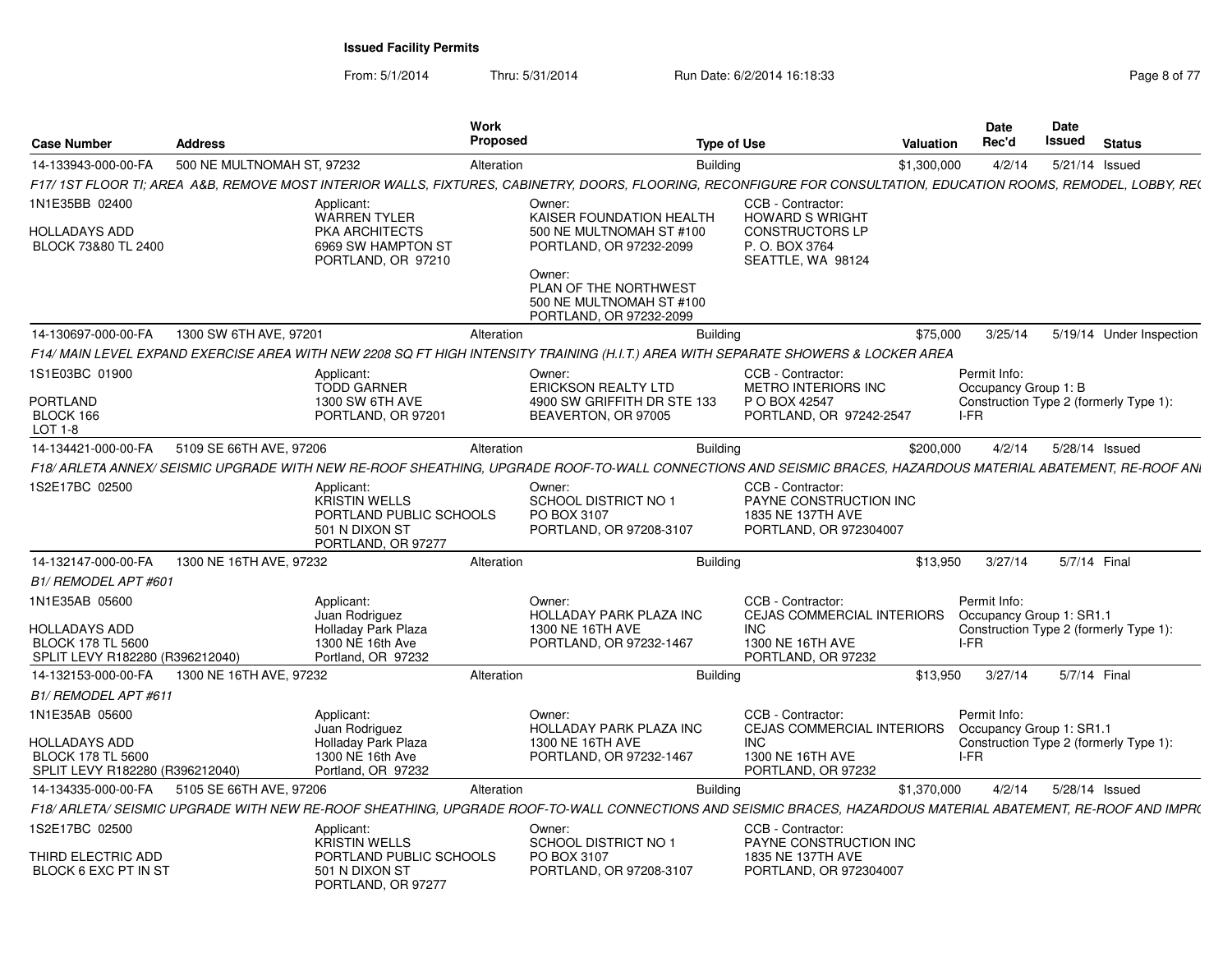# Issued Facility Permits

From: 5/1/2014 Thru: 5/31/2014 Run Date: 6/2/2014 16:18:33

| Case Number | Address | Work Proposed | Type of Use | Valuation | Date Rec'd | Date Issued | Status |
|---|---|---|---|---|---|---|---|
| 14-133943-000-00-FA | 500 NE MULTNOMAH ST, 97232 | Alteration | Building | $1,300,000 | 4/2/14 | 5/21/14 | Issued |

*F17/ 1ST FLOOR TI; AREA A&B, REMOVE MOST INTERIOR WALLS, FIXTURES, CABINETRY, DOORS, FLOORING, RECONFIGURE FOR CONSULTATION, EDUCATION ROOMS, REMODEL, LOBBY, RE(*

1N1E35BB 02400
HOLLADAYS ADD
BLOCK 73&80 TL 2400

Applicant: WARREN TYLER, PKA ARCHITECTS, 6969 SW HAMPTON ST, PORTLAND, OR 97210

Owner: KAISER FOUNDATION HEALTH, 500 NE MULTNOMAH ST #100, PORTLAND, OR 97232-2099

Owner: PLAN OF THE NORTHWEST, 500 NE MULTNOMAH ST #100, PORTLAND, OR 97232-2099

CCB - Contractor: HOWARD S WRIGHT CONSTRUCTORS LP, P. O. BOX 3764, SEATTLE, WA 98124

| Case Number | Address | Work Proposed | Type of Use | Valuation | Date Rec'd | Date Issued | Status |
|---|---|---|---|---|---|---|---|
| 14-130697-000-00-FA | 1300 SW 6TH AVE, 97201 | Alteration | Building | $75,000 | 3/25/14 | 5/19/14 | Under Inspection |

*F14/ MAIN LEVEL EXPAND EXERCISE AREA WITH NEW 2208 SQ FT HIGH INTENSITY TRAINING (H.I.T.) AREA WITH SEPARATE SHOWERS & LOCKER AREA*

1S1E03BC 01900
PORTLAND
BLOCK 166
LOT 1-8

Applicant: TODD GARNER, 1300 SW 6TH AVE, PORTLAND, OR 97201

Owner: ERICKSON REALTY LTD, 4900 SW GRIFFITH DR STE 133, BEAVERTON, OR 97005

CCB - Contractor: METRO INTERIORS INC, P O BOX 42547, PORTLAND, OR 97242-2547

Permit Info: Occupancy Group 1: B; Construction Type 2 (formerly Type 1): I-FR

| Case Number | Address | Work Proposed | Type of Use | Valuation | Date Rec'd | Date Issued | Status |
|---|---|---|---|---|---|---|---|
| 14-134421-000-00-FA | 5109 SE 66TH AVE, 97206 | Alteration | Building | $200,000 | 4/2/14 | 5/28/14 | Issued |

*F18/ ARLETA ANNEX/ SEISMIC UPGRADE WITH NEW RE-ROOF SHEATHING, UPGRADE ROOF-TO-WALL CONNECTIONS AND SEISMIC BRACES, HAZARDOUS MATERIAL ABATEMENT, RE-ROOF ANI*

1S2E17BC 02500

Applicant: KRISTIN WELLS, PORTLAND PUBLIC SCHOOLS, 501 N DIXON ST, PORTLAND, OR 97277

Owner: SCHOOL DISTRICT NO 1, PO BOX 3107, PORTLAND, OR 97208-3107

CCB - Contractor: PAYNE CONSTRUCTION INC, 1835 NE 137TH AVE, PORTLAND, OR 972304007

| Case Number | Address | Work Proposed | Type of Use | Valuation | Date Rec'd | Date Issued | Status |
|---|---|---|---|---|---|---|---|
| 14-132147-000-00-FA | 1300 NE 16TH AVE, 97232 | Alteration | Building | $13,950 | 3/27/14 | 5/7/14 | Final |

*B1/ REMODEL APT #601*

1N1E35AB 05600
HOLLADAYS ADD
BLOCK 178 TL 5600
SPLIT LEVY R182280 (R396212040)

Applicant: Juan Rodriguez, Holladay Park Plaza, 1300 NE 16th Ave, Portland, OR 97232

Owner: HOLLADAY PARK PLAZA INC, 1300 NE 16TH AVE, PORTLAND, OR 97232-1467

CCB - Contractor: CEJAS COMMERCIAL INTERIORS INC, 1300 NE 16TH AVE, PORTLAND, OR 97232

Permit Info: Occupancy Group 1: SR1.1; Construction Type 2 (formerly Type 1): I-FR

| Case Number | Address | Work Proposed | Type of Use | Valuation | Date Rec'd | Date Issued | Status |
|---|---|---|---|---|---|---|---|
| 14-132153-000-00-FA | 1300 NE 16TH AVE, 97232 | Alteration | Building | $13,950 | 3/27/14 | 5/7/14 | Final |

*B1/ REMODEL APT #611*

1N1E35AB 05600
HOLLADAYS ADD
BLOCK 178 TL 5600
SPLIT LEVY R182280 (R396212040)

Applicant: Juan Rodriguez, Holladay Park Plaza, 1300 NE 16th Ave, Portland, OR 97232

Owner: HOLLADAY PARK PLAZA INC, 1300 NE 16TH AVE, PORTLAND, OR 97232-1467

CCB - Contractor: CEJAS COMMERCIAL INTERIORS INC, 1300 NE 16TH AVE, PORTLAND, OR 97232

Permit Info: Occupancy Group 1: SR1.1; Construction Type 2 (formerly Type 1): I-FR

| Case Number | Address | Work Proposed | Type of Use | Valuation | Date Rec'd | Date Issued | Status |
|---|---|---|---|---|---|---|---|
| 14-134335-000-00-FA | 5105 SE 66TH AVE, 97206 | Alteration | Building | $1,370,000 | 4/2/14 | 5/28/14 | Issued |

*F18/ ARLETA/ SEISMIC UPGRADE WITH NEW RE-ROOF SHEATHING, UPGRADE ROOF-TO-WALL CONNECTIONS AND SEISMIC BRACES, HAZARDOUS MATERIAL ABATEMENT, RE-ROOF AND IMPR(*

1S2E17BC 02500
THIRD ELECTRIC ADD
BLOCK 6 EXC PT IN ST

Applicant: KRISTIN WELLS, PORTLAND PUBLIC SCHOOLS, 501 N DIXON ST, PORTLAND, OR 97277

Owner: SCHOOL DISTRICT NO 1, PO BOX 3107, PORTLAND, OR 97208-3107

CCB - Contractor: PAYNE CONSTRUCTION INC, 1835 NE 137TH AVE, PORTLAND, OR 972304007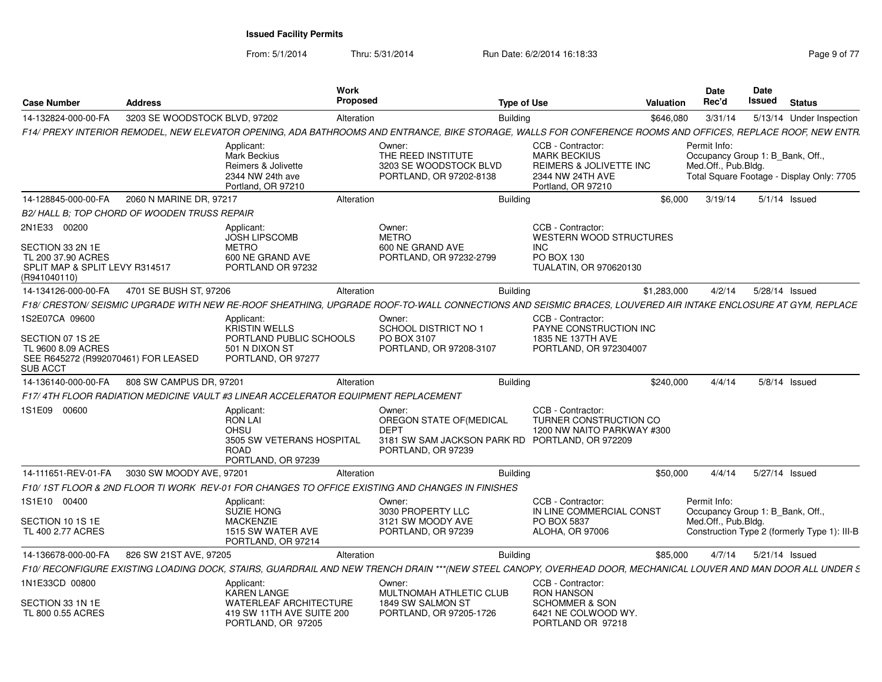**Issued Facility Permits**

From: 5/1/2014 Thru: 5/31/2014 Run Date: 6/2/2014 16:18:33

| Case Number | Address | Work Proposed | Type of Use | Valuation | Date Rec'd | Date Issued | Status |
|---|---|---|---|---|---|---|---|
| 14-132824-000-00-FA | 3203 SE WOODSTOCK BLVD, 97202 | Alteration | Building | $646,080 | 3/31/14 | 5/13/14 | Under Inspection |

*F14/ PREXY INTERIOR REMODEL, NEW ELEVATOR OPENING, ADA BATHROOMS AND ENTRANCE, BIKE STORAGE, WALLS FOR CONFERENCE ROOMS AND OFFICES, REPLACE ROOF, NEW ENTR*

Applicant: Mark Beckius, Reimers & Jolivette, 2344 NW 24th ave, Portland, OR 97210
Owner: THE REED INSTITUTE, 3203 SE WOODSTOCK BLVD, PORTLAND, OR 97202-8138
CCB - Contractor: MARK BECKIUS, REIMERS & JOLIVETTE INC, 2344 NW 24TH AVE, Portland, OR 97210
Permit Info: Occupancy Group 1: B_Bank, Off., Med.Off., Pub.Bldg. Total Square Footage - Display Only: 7705

| Case Number | Address | Work Proposed | Type of Use | Valuation | Date Rec'd | Date Issued | Status |
|---|---|---|---|---|---|---|---|
| 14-128845-000-00-FA | 2060 N MARINE DR, 97217 | Alteration | Building | $6,000 | 3/19/14 | 5/1/14 | Issued |

*B2/ HALL B; TOP CHORD OF WOODEN TRUSS REPAIR*

2N1E33 00200
SECTION 33 2N 1E
TL 200 37.90 ACRES
SPLIT MAP & SPLIT LEVY R314517 (R941040110)

Applicant: JOSH LIPSCOMB, METRO, 600 NE GRAND AVE, PORTLAND OR 97232
Owner: METRO, 600 NE GRAND AVE, PORTLAND, OR 97232-2799
CCB - Contractor: WESTERN WOOD STRUCTURES INC, PO BOX 130, TUALATIN, OR 970620130

| Case Number | Address | Work Proposed | Type of Use | Valuation | Date Rec'd | Date Issued | Status |
|---|---|---|---|---|---|---|---|
| 14-134126-000-00-FA | 4701 SE BUSH ST, 97206 | Alteration | Building | $1,283,000 | 4/2/14 | 5/28/14 | Issued |

*F18/ CRESTON/ SEISMIC UPGRADE WITH NEW RE-ROOF SHEATHING, UPGRADE ROOF-TO-WALL CONNECTIONS AND SEISMIC BRACES, LOUVERED AIR INTAKE ENCLOSURE AT GYM, REPLACE*

1S2E07CA 09600
SECTION 07 1S 2E
TL 9600 8.09 ACRES
SEE R645272 (R992070461) FOR LEASED SUB ACCT

Applicant: KRISTIN WELLS, PORTLAND PUBLIC SCHOOLS, 501 N DIXON ST, PORTLAND, OR 97277
Owner: SCHOOL DISTRICT NO 1, PO BOX 3107, PORTLAND, OR 97208-3107
CCB - Contractor: PAYNE CONSTRUCTION INC, 1835 NE 137TH AVE, PORTLAND, OR 972304007

| Case Number | Address | Work Proposed | Type of Use | Valuation | Date Rec'd | Date Issued | Status |
|---|---|---|---|---|---|---|---|
| 14-136140-000-00-FA | 808 SW CAMPUS DR, 97201 | Alteration | Building | $240,000 | 4/4/14 | 5/8/14 | Issued |

*F17/ 4TH FLOOR RADIATION MEDICINE VAULT #3 LINEAR ACCELERATOR EQUIPMENT REPLACEMENT*

1S1E09 00600

Applicant: RON LAI, OHSU, 3505 SW VETERANS HOSPITAL ROAD, PORTLAND, OR 97239
Owner: OREGON STATE OF(MEDICAL DEPT, 3181 SW SAM JACKSON PARK RD, PORTLAND, OR 97239
CCB - Contractor: TURNER CONSTRUCTION CO, 1200 NW NAITO PARKWAY #300, PORTLAND, OR 972209

| Case Number | Address | Work Proposed | Type of Use | Valuation | Date Rec'd | Date Issued | Status |
|---|---|---|---|---|---|---|---|
| 14-111651-REV-01-FA | 3030 SW MOODY AVE, 97201 | Alteration | Building | $50,000 | 4/4/14 | 5/27/14 | Issued |

*F10/ 1ST FLOOR & 2ND FLOOR TI WORK REV-01 FOR CHANGES TO OFFICE EXISTING AND CHANGES IN FINISHES*

1S1E10 00400
SECTION 10 1S 1E
TL 400 2.77 ACRES

Applicant: SUZIE HONG, MACKENZIE, 1515 SW WATER AVE, PORTLAND, OR 97214
Owner: 3030 PROPERTY LLC, 3121 SW MOODY AVE, PORTLAND, OR 97239
CCB - Contractor: IN LINE COMMERCIAL CONST, PO BOX 5837, ALOHA, OR 97006
Permit Info: Occupancy Group 1: B_Bank, Off., Med.Off., Pub.Bldg. Construction Type 2 (formerly Type 1): III-B

| Case Number | Address | Work Proposed | Type of Use | Valuation | Date Rec'd | Date Issued | Status |
|---|---|---|---|---|---|---|---|
| 14-136678-000-00-FA | 826 SW 21ST AVE, 97205 | Alteration | Building | $85,000 | 4/7/14 | 5/21/14 | Issued |

*F10/ RECONFIGURE EXISTING LOADING DOCK, STAIRS, GUARDRAIL AND NEW TRENCH DRAIN \*\*\*(NEW STEEL CANOPY, OVERHEAD DOOR, MECHANICAL LOUVER AND MAN DOOR ALL UNDER S*

1N1E33CD 00800
SECTION 33 1N 1E
TL 800 0.55 ACRES

Applicant: KAREN LANGE, WATERLEAF ARCHITECTURE, 419 SW 11TH AVE SUITE 200, PORTLAND, OR 97205
Owner: MULTNOMAH ATHLETIC CLUB, 1849 SW SALMON ST, PORTLAND, OR 97205-1726
CCB - Contractor: RON HANSON, SCHOMMER & SON, 6421 NE COLWOOD WY., PORTLAND OR 97218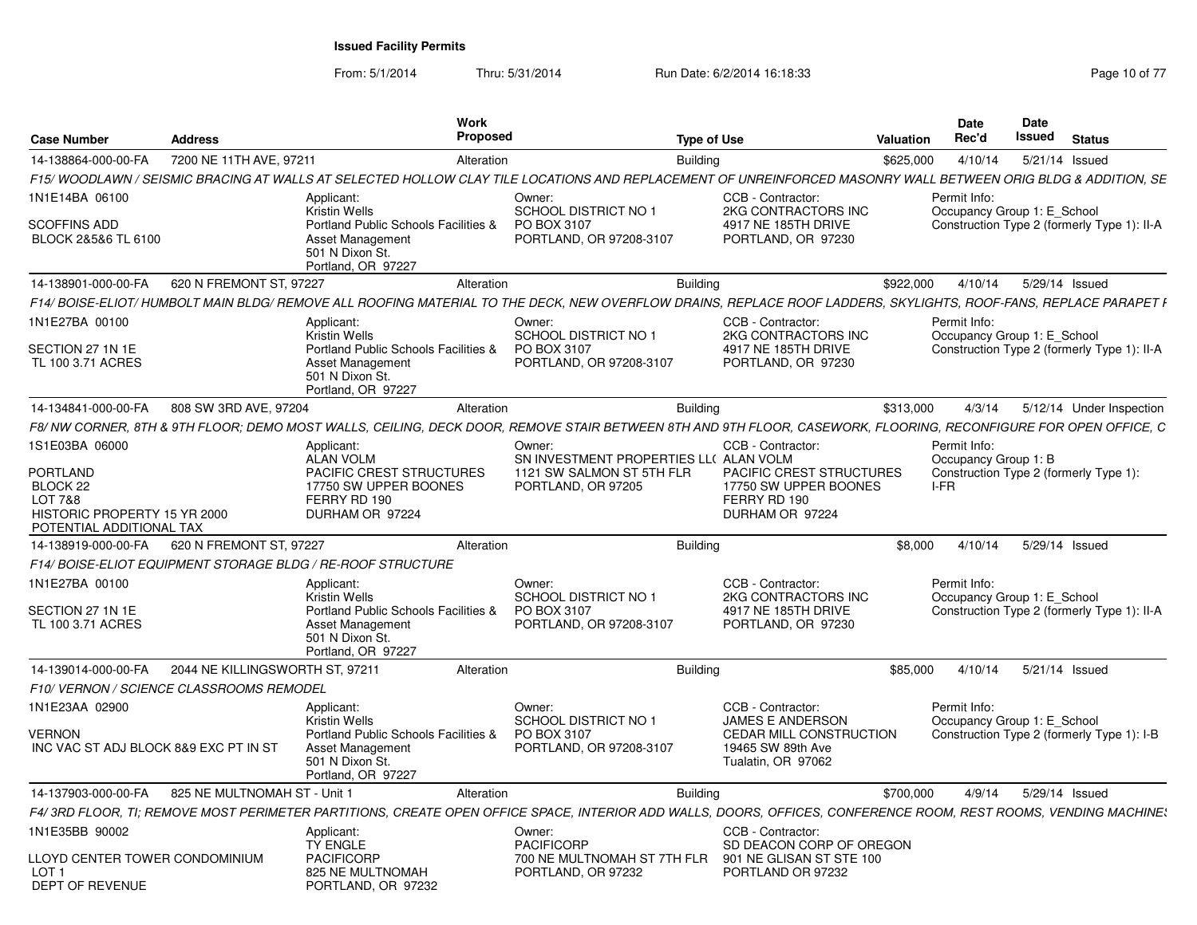# Issued Facility Permits

From: 5/1/2014 Thru: 5/31/2014 Run Date: 6/2/2014 16:18:33

| Case Number | Address | Work Proposed | Type of Use | Valuation | Date Rec'd | Date Issued | Status |
|---|---|---|---|---|---|---|---|
| 14-138864-000-00-FA | 7200 NE 11TH AVE, 97211 | Alteration | Building | $625,000 | 4/10/14 | 5/21/14 | Issued |

*F15/ WOODLAWN / SEISMIC BRACING AT WALLS AT SELECTED HOLLOW CLAY TILE LOCATIONS AND REPLACEMENT OF UNREINFORCED MASONRY WALL BETWEEN ORIG BLDG & ADDITION, SE*

1N1E14BA 06100

SCOFFINS ADD
BLOCK 2&5&6 TL 6100

Applicant:
Kristin Wells
Portland Public Schools Facilities & Asset Management
501 N Dixon St.
Portland, OR 97227

Owner:
SCHOOL DISTRICT NO 1
PO BOX 3107
PORTLAND, OR 97208-3107

CCB - Contractor:
2KG CONTRACTORS INC
4917 NE 185TH DRIVE
PORTLAND, OR 97230

Permit Info:
Occupancy Group 1: E_School
Construction Type 2 (formerly Type 1): II-A

| Case Number | Address | Work Proposed | Type of Use | Valuation | Date Rec'd | Date Issued | Status |
|---|---|---|---|---|---|---|---|
| 14-138901-000-00-FA | 620 N FREMONT ST, 97227 | Alteration | Building | $922,000 | 4/10/14 | 5/29/14 | Issued |

*F14/ BOISE-ELIOT/ HUMBOLT MAIN BLDG/ REMOVE ALL ROOFING MATERIAL TO THE DECK, NEW OVERFLOW DRAINS, REPLACE ROOF LADDERS, SKYLIGHTS, ROOF-FANS, REPLACE PARAPET F*

1N1E27BA 00100

SECTION 27 1N 1E
TL 100 3.71 ACRES

Applicant:
Kristin Wells
Portland Public Schools Facilities & Asset Management
501 N Dixon St.
Portland, OR 97227

Owner:
SCHOOL DISTRICT NO 1
PO BOX 3107
PORTLAND, OR 97208-3107

CCB - Contractor:
2KG CONTRACTORS INC
4917 NE 185TH DRIVE
PORTLAND, OR 97230

Permit Info:
Occupancy Group 1: E_School
Construction Type 2 (formerly Type 1): II-A

| Case Number | Address | Work Proposed | Type of Use | Valuation | Date Rec'd | Date Issued | Status |
|---|---|---|---|---|---|---|---|
| 14-134841-000-00-FA | 808 SW 3RD AVE, 97204 | Alteration | Building | $313,000 | 4/3/14 | 5/12/14 | Under Inspection |

*F8/ NW CORNER, 8TH & 9TH FLOOR; DEMO MOST WALLS, CEILING, DECK DOOR, REMOVE STAIR BETWEEN 8TH AND 9TH FLOOR, CASEWORK, FLOORING, RECONFIGURE FOR OPEN OFFICE, C*

1S1E03BA 06000

PORTLAND
BLOCK 22
LOT 7&8
HISTORIC PROPERTY 15 YR 2000
POTENTIAL ADDITIONAL TAX

Applicant:
ALAN VOLM
PACIFIC CREST STRUCTURES
17750 SW UPPER BOONES FERRY RD 190
DURHAM OR 97224

Owner:
SN INVESTMENT PROPERTIES LL(
1121 SW SALMON ST 5TH FLR
PORTLAND, OR 97205

CCB - Contractor:
ALAN VOLM
PACIFIC CREST STRUCTURES
17750 SW UPPER BOONES FERRY RD 190
DURHAM OR 97224

Permit Info:
Occupancy Group 1: B
Construction Type 2 (formerly Type 1): I-FR

| Case Number | Address | Work Proposed | Type of Use | Valuation | Date Rec'd | Date Issued | Status |
|---|---|---|---|---|---|---|---|
| 14-138919-000-00-FA | 620 N FREMONT ST, 97227 | Alteration | Building | $8,000 | 4/10/14 | 5/29/14 | Issued |

*F14/ BOISE-ELIOT EQUIPMENT STORAGE BLDG / RE-ROOF STRUCTURE*

1N1E27BA 00100

SECTION 27 1N 1E
TL 100 3.71 ACRES

Applicant:
Kristin Wells
Portland Public Schools Facilities & Asset Management
501 N Dixon St.
Portland, OR 97227

Owner:
SCHOOL DISTRICT NO 1
PO BOX 3107
PORTLAND, OR 97208-3107

CCB - Contractor:
2KG CONTRACTORS INC
4917 NE 185TH DRIVE
PORTLAND, OR 97230

Permit Info:
Occupancy Group 1: E_School
Construction Type 2 (formerly Type 1): II-A

| Case Number | Address | Work Proposed | Type of Use | Valuation | Date Rec'd | Date Issued | Status |
|---|---|---|---|---|---|---|---|
| 14-139014-000-00-FA | 2044 NE KILLINGSWORTH ST, 97211 | Alteration | Building | $85,000 | 4/10/14 | 5/21/14 | Issued |

*F10/ VERNON / SCIENCE CLASSROOMS REMODEL*

1N1E23AA 02900

VERNON
INC VAC ST ADJ BLOCK 8&9 EXC PT IN ST

Applicant:
Kristin Wells
Portland Public Schools Facilities & Asset Management
501 N Dixon St.
Portland, OR 97227

Owner:
SCHOOL DISTRICT NO 1
PO BOX 3107
PORTLAND, OR 97208-3107

CCB - Contractor:
JAMES E ANDERSON
CEDAR MILL CONSTRUCTION
19465 SW 89th Ave
Tualatin, OR 97062

Permit Info:
Occupancy Group 1: E_School
Construction Type 2 (formerly Type 1): I-B

| Case Number | Address | Work Proposed | Type of Use | Valuation | Date Rec'd | Date Issued | Status |
|---|---|---|---|---|---|---|---|
| 14-137903-000-00-FA | 825 NE MULTNOMAH ST - Unit 1 | Alteration | Building | $700,000 | 4/9/14 | 5/29/14 | Issued |

*F4/ 3RD FLOOR, TI; REMOVE MOST PERIMETER PARTITIONS, CREATE OPEN OFFICE SPACE, INTERIOR ADD WALLS, DOORS, OFFICES, CONFERENCE ROOM, REST ROOMS, VENDING MACHINES*

1N1E35BB 90002

LLOYD CENTER TOWER CONDOMINIUM
LOT 1
DEPT OF REVENUE

Applicant:
TY ENGLE
PACIFICORP
825 NE MULTNOMAH
PORTLAND, OR 97232

Owner:
PACIFICORP
700 NE MULTNOMAH ST 7TH FLR
PORTLAND, OR 97232

CCB - Contractor:
SD DEACON CORP OF OREGON
901 NE GLISAN ST STE 100
PORTLAND OR 97232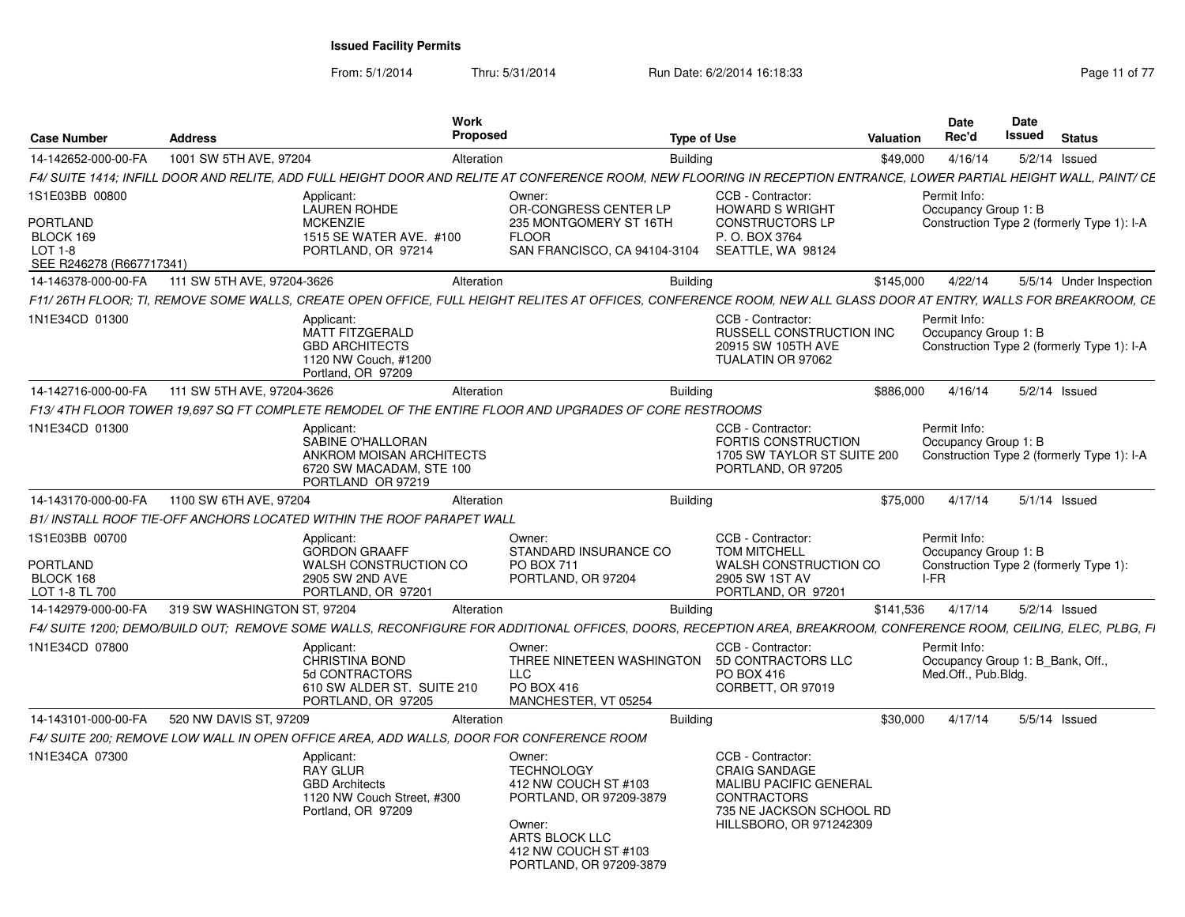**Issued Facility Permits**

From: 5/1/2014 Thru: 5/31/2014 Run Date: 6/2/2014 16:18:33

| Case Number | Address | Work Proposed | Type of Use | Valuation | Date Rec'd | Date Issued | Status |
|---|---|---|---|---|---|---|---|
| 14-142652-000-00-FA | 1001 SW 5TH AVE, 97204 | Alteration | Building | $49,000 | 4/16/14 | 5/2/14 | Issued |

*F4/ SUITE 1414; INFILL DOOR AND RELITE, ADD FULL HEIGHT DOOR AND RELITE AT CONFERENCE ROOM, NEW FLOORING IN RECEPTION ENTRANCE, LOWER PARTIAL HEIGHT WALL, PAINT/ CE*

1S1E03BB 00800
PORTLAND
BLOCK 169
LOT 1-8
SEE R246278 (R667717341)

Applicant: LAUREN ROHDE MCKENZIE, 1515 SE WATER AVE. #100, PORTLAND, OR 97214

Owner: OR-CONGRESS CENTER LP, 235 MONTGOMERY ST 16TH FLOOR, SAN FRANCISCO, CA 94104-3104

CCB - Contractor: HOWARD S WRIGHT CONSTRUCTORS LP, P. O. BOX 3764, SEATTLE, WA 98124

Permit Info: Occupancy Group 1: B; Construction Type 2 (formerly Type 1): I-A

| Case Number | Address | Work Proposed | Type of Use | Valuation | Date Rec'd | Date Issued | Status |
|---|---|---|---|---|---|---|---|
| 14-146378-000-00-FA | 111 SW 5TH AVE, 97204-3626 | Alteration | Building | $145,000 | 4/22/14 | 5/5/14 | Under Inspection |

*F11/ 26TH FLOOR; TI, REMOVE SOME WALLS, CREATE OPEN OFFICE, FULL HEIGHT RELITES AT OFFICES, CONFERENCE ROOM, NEW ALL GLASS DOOR AT ENTRY, WALLS FOR BREAKROOM, CE*

1N1E34CD 01300

Applicant: MATT FITZGERALD, GBD ARCHITECTS, 1120 NW Couch, #1200, Portland, OR 97209

CCB - Contractor: RUSSELL CONSTRUCTION INC, 20915 SW 105TH AVE, TUALATIN OR 97062

Permit Info: Occupancy Group 1: B; Construction Type 2 (formerly Type 1): I-A

| Case Number | Address | Work Proposed | Type of Use | Valuation | Date Rec'd | Date Issued | Status |
|---|---|---|---|---|---|---|---|
| 14-142716-000-00-FA | 111 SW 5TH AVE, 97204-3626 | Alteration | Building | $886,000 | 4/16/14 | 5/2/14 | Issued |

*F13/ 4TH FLOOR TOWER 19,697 SQ FT COMPLETE REMODEL OF THE ENTIRE FLOOR AND UPGRADES OF CORE RESTROOMS*

1N1E34CD 01300

Applicant: SABINE O'HALLORAN, ANKROM MOISAN ARCHITECTS, 6720 SW MACADAM, STE 100, PORTLAND OR 97219

CCB - Contractor: FORTIS CONSTRUCTION, 1705 SW TAYLOR ST SUITE 200, PORTLAND, OR 97205

Permit Info: Occupancy Group 1: B; Construction Type 2 (formerly Type 1): I-A

| Case Number | Address | Work Proposed | Type of Use | Valuation | Date Rec'd | Date Issued | Status |
|---|---|---|---|---|---|---|---|
| 14-143170-000-00-FA | 1100 SW 6TH AVE, 97204 | Alteration | Building | $75,000 | 4/17/14 | 5/1/14 | Issued |

*B1/ INSTALL ROOF TIE-OFF ANCHORS LOCATED WITHIN THE ROOF PARAPET WALL*

1S1E03BB 00700
PORTLAND
BLOCK 168
LOT 1-8 TL 700

Applicant: GORDON GRAAFF, WALSH CONSTRUCTION CO, 2905 SW 2ND AVE, PORTLAND, OR 97201

Owner: STANDARD INSURANCE CO, PO BOX 711, PORTLAND, OR 97204

CCB - Contractor: TOM MITCHELL, WALSH CONSTRUCTION CO, 2905 SW 1ST AV, PORTLAND, OR 97201

Permit Info: Occupancy Group 1: B; Construction Type 2 (formerly Type 1): I-FR

| Case Number | Address | Work Proposed | Type of Use | Valuation | Date Rec'd | Date Issued | Status |
|---|---|---|---|---|---|---|---|
| 14-142979-000-00-FA | 319 SW WASHINGTON ST, 97204 | Alteration | Building | $141,536 | 4/17/14 | 5/2/14 | Issued |

*F4/ SUITE 1200; DEMO/BUILD OUT; REMOVE SOME WALLS, RECONFIGURE FOR ADDITIONAL OFFICES, DOORS, RECEPTION AREA, BREAKROOM, CONFERENCE ROOM, CEILING, ELEC, PLBG, FI*

1N1E34CD 07800

Applicant: CHRISTINA BOND, 5d CONTRACTORS, 610 SW ALDER ST. SUITE 210, PORTLAND, OR 97205

Owner: THREE NINETEEN WASHINGTON LLC, PO BOX 416, MANCHESTER, VT 05254

CCB - Contractor: 5D CONTRACTORS LLC, PO BOX 416, CORBETT, OR 97019

Permit Info: Occupancy Group 1: B_Bank, Off., Med.Off., Pub.Bldg.

| Case Number | Address | Work Proposed | Type of Use | Valuation | Date Rec'd | Date Issued | Status |
|---|---|---|---|---|---|---|---|
| 14-143101-000-00-FA | 520 NW DAVIS ST, 97209 | Alteration | Building | $30,000 | 4/17/14 | 5/5/14 | Issued |

*F4/ SUITE 200; REMOVE LOW WALL IN OPEN OFFICE AREA, ADD WALLS, DOOR FOR CONFERENCE ROOM*

1N1E34CA 07300

Applicant: RAY GLUR, GBD Architects, 1120 NW Couch Street, #300, Portland, OR 97209

Owner: TECHNOLOGY, 412 NW COUCH ST #103, PORTLAND, OR 97209-3879

Owner: ARTS BLOCK LLC, 412 NW COUCH ST #103, PORTLAND, OR 97209-3879

CCB - Contractor: CRAIG SANDAGE, MALIBU PACIFIC GENERAL CONTRACTORS, 735 NE JACKSON SCHOOL RD, HILLSBORO, OR 971242309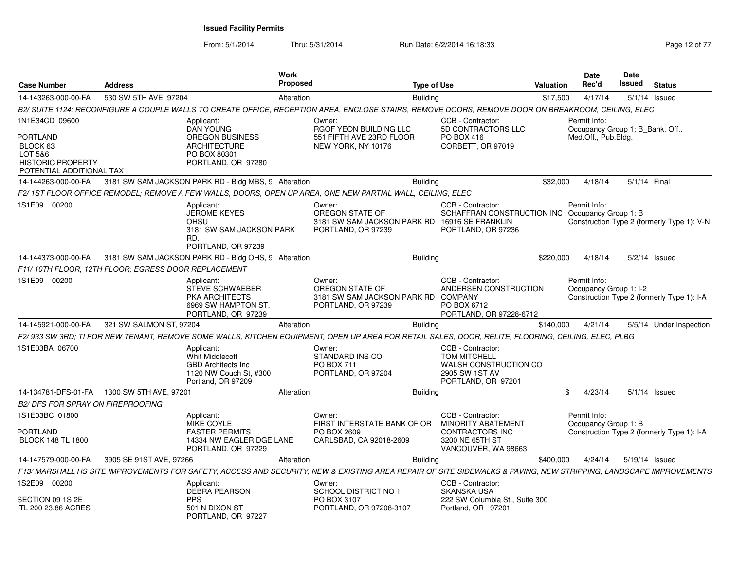# Issued Facility Permits

From: 5/1/2014 Thru: 5/31/2014 Run Date: 6/2/2014 16:18:33

| Case Number | Address | Work Proposed | Type of Use | Valuation | Date Rec'd | Date Issued | Status |
|---|---|---|---|---|---|---|---|
| 14-143263-000-00-FA | 530 SW 5TH AVE, 97204 | Alteration | Building | $17,500 | 4/17/14 | 5/1/14 | Issued |
| 14-144263-000-00-FA | 3181 SW SAM JACKSON PARK RD - Bldg MBS, 9 | Alteration | Building | $32,000 | 4/18/14 | 5/1/14 | Final |
| 14-144373-000-00-FA | 3181 SW SAM JACKSON PARK RD - Bldg OHS, 9 | Alteration | Building | $220,000 | 4/18/14 | 5/2/14 | Issued |
| 14-145921-000-00-FA | 321 SW SALMON ST, 97204 | Alteration | Building | $140,000 | 4/21/14 | 5/5/14 | Under Inspection |
| 14-134781-DFS-01-FA | 1300 SW 5TH AVE, 97201 | Alteration | Building | $ | 4/23/14 | 5/1/14 | Issued |
| 14-147579-000-00-FA | 3905 SE 91ST AVE, 97266 | Alteration | Building | $400,000 | 4/24/14 | 5/19/14 | Issued |

**14-143263-000-00-FA**

*B2/ SUITE 1124; RECONFIGURE A COUPLE WALLS TO CREATE OFFICE, RECEPTION AREA, ENCLOSE STAIRS, REMOVE DOORS, REMOVE DOOR ON BREAKROOM, CEILING, ELEC*

1N1E34CD 09600
PORTLAND
BLOCK 63
LOT 5&6
HISTORIC PROPERTY
POTENTIAL ADDITIONAL TAX

Applicant: DAN YOUNG, OREGON BUSINESS ARCHITECTURE, PO BOX 80301, PORTLAND, OR 97280

Owner: RGOF YEON BUILDING LLC, 551 FIFTH AVE 23RD FLOOR, NEW YORK, NY 10176

CCB - Contractor: 5D CONTRACTORS LLC, PO BOX 416, CORBETT, OR 97019

Permit Info: Occupancy Group 1: B_Bank, Off., Med.Off., Pub.Bldg.

**14-144263-000-00-FA**

*F2/ 1ST FLOOR OFFICE REMODEL; REMOVE A FEW WALLS, DOORS, OPEN UP AREA, ONE NEW PARTIAL WALL, CEILING, ELEC*

1S1E09 00200

Applicant: JEROME KEYES, OHSU, 3181 SW SAM JACKSON PARK RD., PORTLAND, OR 97239

Owner: OREGON STATE OF, 3181 SW SAM JACKSON PARK RD, PORTLAND, OR 97239

CCB - Contractor: SCHAFFRAN CONSTRUCTION INC, 16916 SE FRANKLIN, PORTLAND, OR 97236

Permit Info: Occupancy Group 1: B; Construction Type 2 (formerly Type 1): V-N

**14-144373-000-00-FA**

*F11/ 10TH FLOOR, 12TH FLOOR; EGRESS DOOR REPLACEMENT*

1S1E09 00200

Applicant: STEVE SCHWAEBER, PKA ARCHITECTS, 6969 SW HAMPTON ST., PORTLAND, OR 97239

Owner: OREGON STATE OF, 3181 SW SAM JACKSON PARK RD, PORTLAND, OR 97239

CCB - Contractor: ANDERSEN CONSTRUCTION COMPANY, PO BOX 6712, PORTLAND, OR 97228-6712

Permit Info: Occupancy Group 1: I-2; Construction Type 2 (formerly Type 1): I-A

**14-145921-000-00-FA**

*F2/ 933 SW 3RD; TI FOR NEW TENANT, REMOVE SOME WALLS, KITCHEN EQUIPMENT, OPEN UP AREA FOR RETAIL SALES, DOOR, RELITE, FLOORING, CEILING, ELEC, PLBG*

1S1E03BA 06700

Applicant: Whit Middlecoff, GBD Architects Inc, 1120 NW Couch St, #300, Portland, OR 97209

Owner: STANDARD INS CO, PO BOX 711, PORTLAND, OR 97204

CCB - Contractor: TOM MITCHELL, WALSH CONSTRUCTION CO, 2905 SW 1ST AV, PORTLAND, OR 97201

**14-134781-DFS-01-FA**

*B2/ DFS FOR SPRAY ON FIREPROOFING*

1S1E03BC 01800
PORTLAND
BLOCK 148 TL 1800

Applicant: MIKE COYLE, FASTER PERMITS, 14334 NW EAGLERIDGE LANE, PORTLAND, OR 97229

Owner: FIRST INTERSTATE BANK OF OR, PO BOX 2609, CARLSBAD, CA 92018-2609

CCB - Contractor: MINORITY ABATEMENT CONTRACTORS INC, 3200 NE 65TH ST, VANCOUVER, WA 98663

Permit Info: Occupancy Group 1: B; Construction Type 2 (formerly Type 1): I-A

**14-147579-000-00-FA**

*F13/ MARSHALL HS SITE IMPROVEMENTS FOR SAFETY, ACCESS AND SECURITY, NEW & EXISTING AREA REPAIR OF SITE SIDEWALKS & PAVING, NEW STRIPPING, LANDSCAPE IMPROVEMENTS*

1S2E09 00200
SECTION 09 1S 2E
TL 200 23.86 ACRES

Applicant: DEBRA PEARSON, PPS, 501 N DIXON ST, PORTLAND, OR 97227

Owner: SCHOOL DISTRICT NO 1, PO BOX 3107, PORTLAND, OR 97208-3107

CCB - Contractor: SKANSKA USA, 222 SW Columbia St., Suite 300, Portland, OR 97201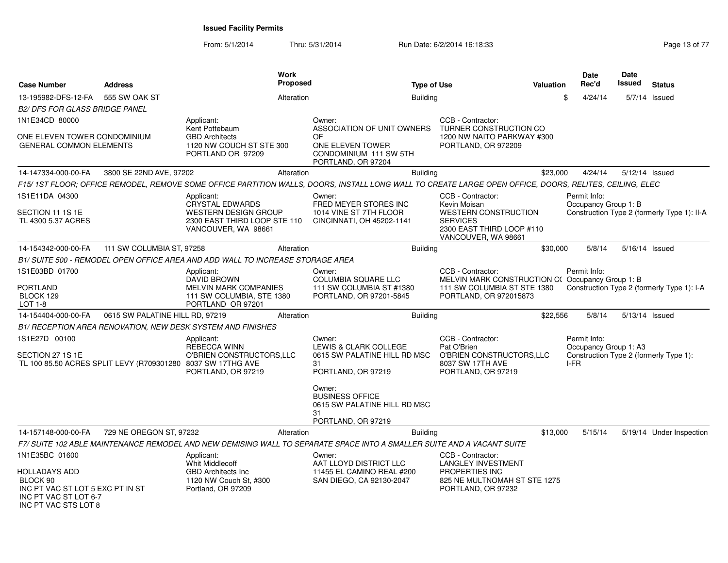**Issued Facility Permits**

From: 5/1/2014 Thru: 5/31/2014 Run Date: 6/2/2014 16:18:33

| Case Number | Address | Work Proposed | Type of Use | Valuation | Date Rec'd | Date Issued | Status |
|---|---|---|---|---|---|---|---|
| 13-195982-DFS-12-FA | 555 SW OAK ST | Alteration | Building | $ | 4/24/14 | 5/7/14 | Issued |

*B2/ DFS FOR GLASS BRIDGE PANEL*

1N1E34CD 80000

ONE ELEVEN TOWER CONDOMINIUM
GENERAL COMMON ELEMENTS

Applicant:
Kent Pottebaum
GBD Architects
1120 NW COUCH ST STE 300
PORTLAND OR 97209

Owner:
ASSOCIATION OF UNIT OWNERS OF
ONE ELEVEN TOWER CONDOMINIUM 111 SW 5TH
PORTLAND, OR 97204

CCB - Contractor:
TURNER CONSTRUCTION CO
1200 NW NAITO PARKWAY #300
PORTLAND, OR 972209

| Case Number | Address | Work Proposed | Type of Use | Valuation | Date Rec'd | Date Issued | Status |
|---|---|---|---|---|---|---|---|
| 14-147334-000-00-FA | 3800 SE 22ND AVE, 97202 | Alteration | Building | $23,000 | 4/24/14 | 5/12/14 | Issued |

*F15/ 1ST FLOOR; OFFICE REMODEL, REMOVE SOME OFFICE PARTITION WALLS, DOORS, INSTALL LONG WALL TO CREATE LARGE OPEN OFFICE, DOORS, RELITES, CEILING, ELEC*

1S1E11DA 04300

SECTION 11 1S 1E
TL 4300 5.37 ACRES

Applicant:
CRYSTAL EDWARDS
WESTERN DESIGN GROUP
2300 EAST THIRD LOOP STE 110
VANCOUVER, WA 98661

Owner:
FRED MEYER STORES INC
1014 VINE ST 7TH FLOOR
CINCINNATI, OH 45202-1141

CCB - Contractor:
Kevin Moisan
WESTERN CONSTRUCTION SERVICES
2300 EAST THIRD LOOP #110
VANCOUVER, WA 98661

Permit Info:
Occupancy Group 1: B
Construction Type 2 (formerly Type 1): II-A

| Case Number | Address | Work Proposed | Type of Use | Valuation | Date Rec'd | Date Issued | Status |
|---|---|---|---|---|---|---|---|
| 14-154342-000-00-FA | 111 SW COLUMBIA ST, 97258 | Alteration | Building | $30,000 | 5/8/14 | 5/16/14 | Issued |

*B1/ SUITE 500 - REMODEL OPEN OFFICE AREA AND ADD WALL TO INCREASE STORAGE AREA*

1S1E03BD 01700

PORTLAND
BLOCK 129
LOT 1-8

Applicant:
DAVID BROWN
MELVIN MARK COMPANIES
111 SW COLUMBIA, STE 1380
PORTLAND OR 97201

Owner:
COLUMBIA SQUARE LLC
111 SW COLUMBIA ST #1380
PORTLAND, OR 97201-5845

CCB - Contractor:
MELVIN MARK CONSTRUCTION C(
111 SW COLUMBIA ST STE 1380
PORTLAND, OR 972015873

Permit Info:
Occupancy Group 1: B
Construction Type 2 (formerly Type 1): I-A

| Case Number | Address | Work Proposed | Type of Use | Valuation | Date Rec'd | Date Issued | Status |
|---|---|---|---|---|---|---|---|
| 14-154404-000-00-FA | 0615 SW PALATINE HILL RD, 97219 | Alteration | Building | $22,556 | 5/8/14 | 5/13/14 | Issued |

*B1/ RECEPTION AREA RENOVATION, NEW DESK SYSTEM AND FINISHES*

1S1E27D 00100

SECTION 27 1S 1E
TL 100 85.50 ACRES SPLIT LEVY (R709301280

Applicant:
REBECCA WINN
O'BRIEN CONSTRUCTORS,LLC
8037 SW 17THG AVE
PORTLAND, OR 97219

Owner:
LEWIS & CLARK COLLEGE
0615 SW PALATINE HILL RD MSC 31
PORTLAND, OR 97219

Owner:
BUSINESS OFFICE
0615 SW PALATINE HILL RD MSC 31
PORTLAND, OR 97219

CCB - Contractor:
Pat O'Brien
O'BRIEN CONSTRUCTORS,LLC
8037 SW 17TH AVE
PORTLAND, OR 97219

Permit Info:
Occupancy Group 1: A3
Construction Type 2 (formerly Type 1): I-FR

| Case Number | Address | Work Proposed | Type of Use | Valuation | Date Rec'd | Date Issued | Status |
|---|---|---|---|---|---|---|---|
| 14-157148-000-00-FA | 729 NE OREGON ST, 97232 | Alteration | Building | $13,000 | 5/15/14 | 5/19/14 | Under Inspection |

*F7/ SUITE 102 ABLE MAINTENANCE REMODEL AND NEW DEMISING WALL TO SEPARATE SPACE INTO A SMALLER SUITE AND A VACANT SUITE*

1N1E35BC 01600

HOLLADAYS ADD
BLOCK 90
INC PT VAC ST LOT 5 EXC PT IN ST
INC PT VAC ST LOT 6-7
INC PT VAC STS LOT 8

Applicant:
Whit Middlecoff
GBD Architects Inc
1120 NW Couch St, #300
Portland, OR 97209

Owner:
AAT LLOYD DISTRICT LLC
11455 EL CAMINO REAL #200
SAN DIEGO, CA 92130-2047

CCB - Contractor:
LANGLEY INVESTMENT PROPERTIES INC
825 NE MULTNOMAH ST STE 1275
PORTLAND, OR 97232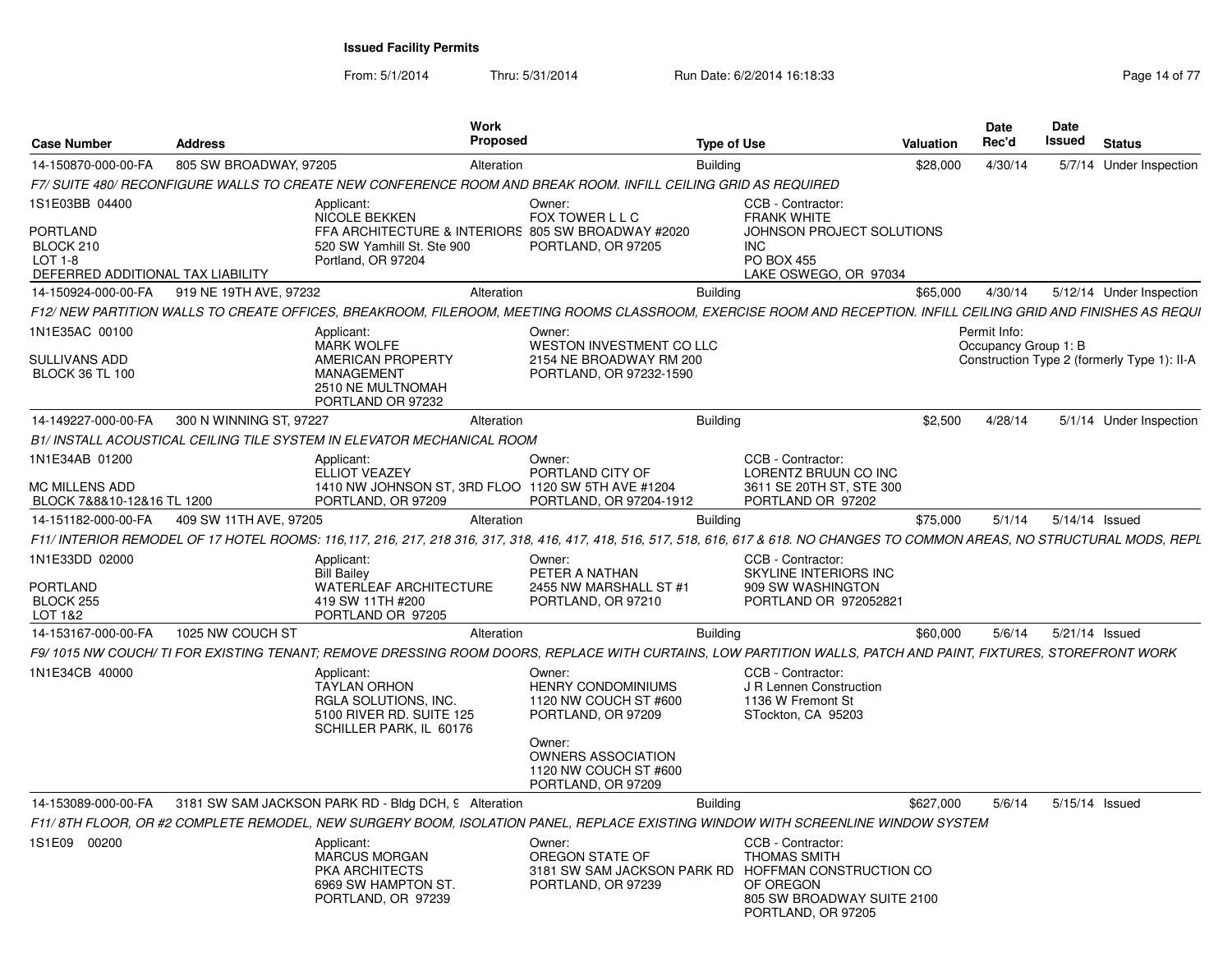**Issued Facility Permits**

From: 5/1/2014 Thru: 5/31/2014 Run Date: 6/2/2014 16:18:33

| Case Number | Address | Work Proposed | Type of Use | Valuation | Date Rec'd | Date Issued | Status |
|---|---|---|---|---|---|---|---|
| 14-150870-000-00-FA | 805 SW BROADWAY, 97205 | Alteration | Building | $28,000 | 4/30/14 | 5/7/14 | Under Inspection |

F7/ SUITE 480/ RECONFIGURE WALLS TO CREATE NEW CONFERENCE ROOM AND BREAK ROOM. INFILL CEILING GRID AS REQUIRED

1S1E03BB 04400
PORTLAND
BLOCK 210
LOT 1-8
DEFERRED ADDITIONAL TAX LIABILITY

Applicant:
NICOLE BEKKEN
FFA ARCHITECTURE & INTERIORS
520 SW Yamhill St. Ste 900
Portland, OR 97204

Owner:
FOX TOWER L L C
805 SW BROADWAY #2020
PORTLAND, OR 97205

CCB - Contractor:
FRANK WHITE
JOHNSON PROJECT SOLUTIONS INC
PO BOX 455
LAKE OSWEGO, OR 97034

| Case Number | Address | Work Proposed | Type of Use | Valuation | Date Rec'd | Date Issued | Status |
|---|---|---|---|---|---|---|---|
| 14-150924-000-00-FA | 919 NE 19TH AVE, 97232 | Alteration | Building | $65,000 | 4/30/14 | 5/12/14 | Under Inspection |

F12/ NEW PARTITION WALLS TO CREATE OFFICES, BREAKROOM, FILEROOM, MEETING ROOMS CLASSROOM, EXERCISE ROOM AND RECEPTION. INFILL CEILING GRID AND FINISHES AS REQUI

1N1E35AC 00100
SULLIVANS ADD
BLOCK 36 TL 100

Applicant:
MARK WOLFE
AMERICAN PROPERTY MANAGEMENT
2510 NE MULTNOMAH
PORTLAND OR 97232

Owner:
WESTON INVESTMENT CO LLC
2154 NE BROADWAY RM 200
PORTLAND, OR 97232-1590

Permit Info:
Occupancy Group 1: B
Construction Type 2 (formerly Type 1): II-A

| Case Number | Address | Work Proposed | Type of Use | Valuation | Date Rec'd | Date Issued | Status |
|---|---|---|---|---|---|---|---|
| 14-149227-000-00-FA | 300 N WINNING ST, 97227 | Alteration | Building | $2,500 | 4/28/14 | 5/1/14 | Under Inspection |

B1/ INSTALL ACOUSTICAL CEILING TILE SYSTEM IN ELEVATOR MECHANICAL ROOM

1N1E34AB 01200
MC MILLENS ADD
BLOCK 7&8&10-12&16 TL 1200

Applicant:
ELLIOT VEAZEY
1410 NW JOHNSON ST, 3RD FLOO
PORTLAND, OR 97209

Owner:
PORTLAND CITY OF
1120 SW 5TH AVE #1204
PORTLAND, OR 97204-1912

CCB - Contractor:
LORENTZ BRUUN CO INC
3611 SE 20TH ST, STE 300
PORTLAND OR 97202

| Case Number | Address | Work Proposed | Type of Use | Valuation | Date Rec'd | Date Issued | Status |
|---|---|---|---|---|---|---|---|
| 14-151182-000-00-FA | 409 SW 11TH AVE, 97205 | Alteration | Building | $75,000 | 5/1/14 | 5/14/14 | Issued |

F11/ INTERIOR REMODEL OF 17 HOTEL ROOMS: 116,117, 216, 217, 218 316, 317, 318, 416, 417, 418, 516, 517, 518, 616, 617 & 618. NO CHANGES TO COMMON AREAS, NO STRUCTURAL MODS, REPL

1N1E33DD 02000
PORTLAND
BLOCK 255
LOT 1&2

Applicant:
Bill Bailey
WATERLEAF ARCHITECTURE
419 SW 11TH #200
PORTLAND OR 97205

Owner:
PETER A NATHAN
2455 NW MARSHALL ST #1
PORTLAND, OR 97210

CCB - Contractor:
SKYLINE INTERIORS INC
909 SW WASHINGTON
PORTLAND OR 972052821

| Case Number | Address | Work Proposed | Type of Use | Valuation | Date Rec'd | Date Issued | Status |
|---|---|---|---|---|---|---|---|
| 14-153167-000-00-FA | 1025 NW COUCH ST | Alteration | Building | $60,000 | 5/6/14 | 5/21/14 | Issued |

F9/ 1015 NW COUCH/ TI FOR EXISTING TENANT; REMOVE DRESSING ROOM DOORS, REPLACE WITH CURTAINS, LOW PARTITION WALLS, PATCH AND PAINT, FIXTURES, STOREFRONT WORK

1N1E34CB 40000

Applicant:
TAYLAN ORHON
RGLA SOLUTIONS, INC.
5100 RIVER RD. SUITE 125
SCHILLER PARK, IL 60176

Owner:
HENRY CONDOMINIUMS
1120 NW COUCH ST #600
PORTLAND, OR 97209

Owner:
OWNERS ASSOCIATION
1120 NW COUCH ST #600
PORTLAND, OR 97209

CCB - Contractor:
J R Lennen Construction
1136 W Fremont St
STockton, CA 95203

| Case Number | Address | Work Proposed | Type of Use | Valuation | Date Rec'd | Date Issued | Status |
|---|---|---|---|---|---|---|---|
| 14-153089-000-00-FA | 3181 SW SAM JACKSON PARK RD - Bldg DCH, 9 | Alteration | Building | $627,000 | 5/6/14 | 5/15/14 | Issued |

F11/ 8TH FLOOR, OR #2 COMPLETE REMODEL, NEW SURGERY BOOM, ISOLATION PANEL, REPLACE EXISTING WINDOW WITH SCREENLINE WINDOW SYSTEM

1S1E09 00200

Applicant:
MARCUS MORGAN
PKA ARCHITECTS
6969 SW HAMPTON ST.
PORTLAND, OR 97239

Owner:
OREGON STATE OF
3181 SW SAM JACKSON PARK RD
PORTLAND, OR 97239

CCB - Contractor:
THOMAS SMITH
HOFFMAN CONSTRUCTION CO OF OREGON
805 SW BROADWAY SUITE 2100
PORTLAND, OR 97205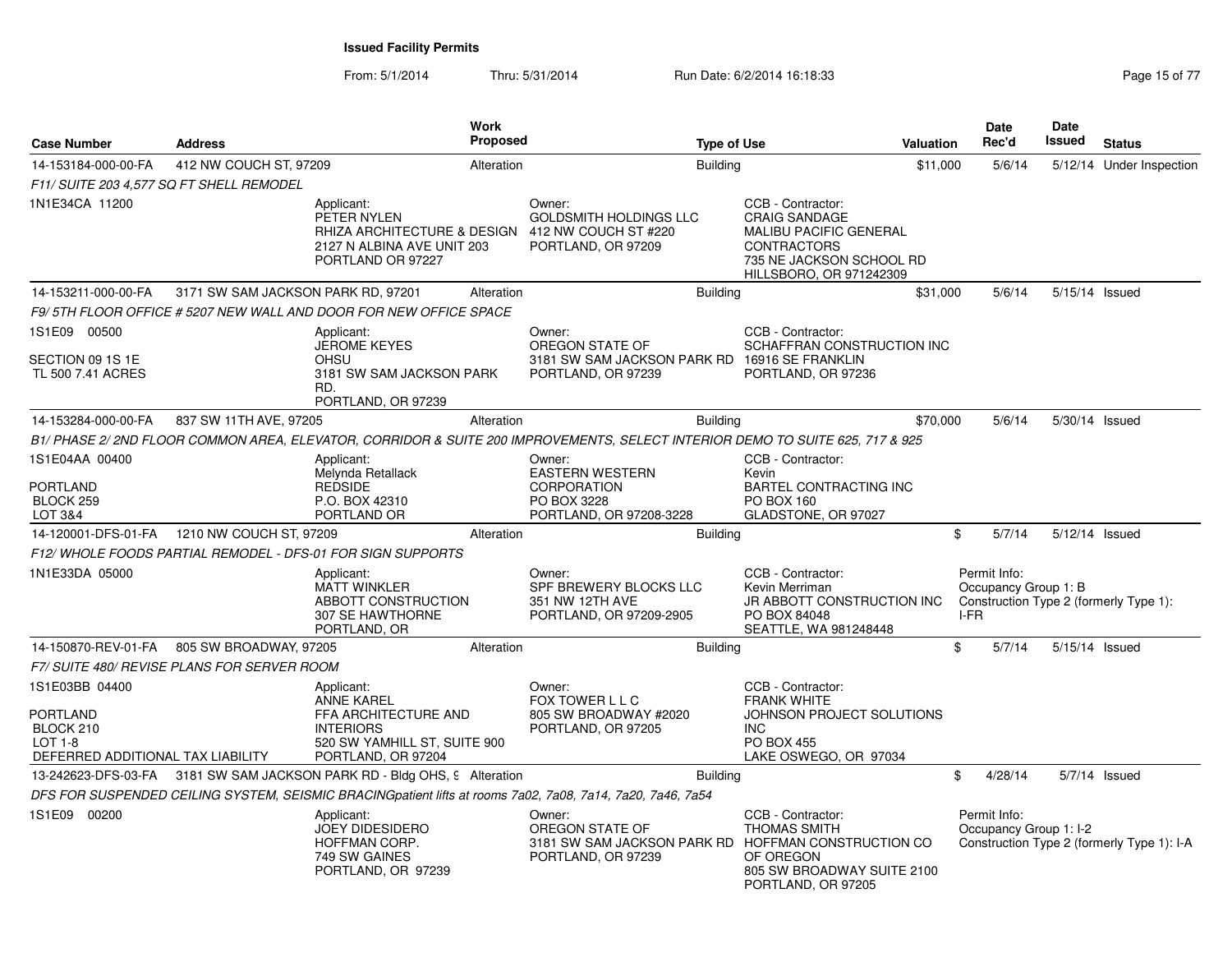# Issued Facility Permits

From: 5/1/2014 Thru: 5/31/2014 Run Date: 6/2/2014 16:18:33

| Case Number | Address | Work Proposed | Type of Use | Valuation | Date Rec'd | Date Issued | Status |
|---|---|---|---|---|---|---|---|
| 14-153184-000-00-FA | 412 NW COUCH ST, 97209 | Alteration | Building | $11,000 | 5/6/14 | 5/12/14 | Under Inspection |

F11/ SUITE 203 4,577 SQ FT SHELL REMODEL

1N1E34CA 11200

Applicant: PETER NYLEN, RHIZA ARCHITECTURE & DESIGN, 2127 N ALBINA AVE UNIT 203, PORTLAND OR 97227

Owner: GOLDSMITH HOLDINGS LLC, 412 NW COUCH ST #220, PORTLAND, OR 97209

CCB - Contractor: CRAIG SANDAGE, MALIBU PACIFIC GENERAL CONTRACTORS, 735 NE JACKSON SCHOOL RD, HILLSBORO, OR 971242309

| Case Number | Address | Work Proposed | Type of Use | Valuation | Date Rec'd | Date Issued | Status |
|---|---|---|---|---|---|---|---|
| 14-153211-000-00-FA | 3171 SW SAM JACKSON PARK RD, 97201 | Alteration | Building | $31,000 | 5/6/14 | 5/15/14 | Issued |

F9/ 5TH FLOOR OFFICE # 5207 NEW WALL AND DOOR FOR NEW OFFICE SPACE

1S1E09 00500
SECTION 09 1S 1E
TL 500 7.41 ACRES

Applicant: JEROME KEYES, OHSU, 3181 SW SAM JACKSON PARK RD., PORTLAND, OR 97239

Owner: OREGON STATE OF, 3181 SW SAM JACKSON PARK RD, PORTLAND, OR 97239

CCB - Contractor: SCHAFFRAN CONSTRUCTION INC, 16916 SE FRANKLIN, PORTLAND, OR 97236

| Case Number | Address | Work Proposed | Type of Use | Valuation | Date Rec'd | Date Issued | Status |
|---|---|---|---|---|---|---|---|
| 14-153284-000-00-FA | 837 SW 11TH AVE, 97205 | Alteration | Building | $70,000 | 5/6/14 | 5/30/14 | Issued |

B1/ PHASE 2/ 2ND FLOOR COMMON AREA, ELEVATOR, CORRIDOR & SUITE 200 IMPROVEMENTS, SELECT INTERIOR DEMO TO SUITE 625, 717 & 925

1S1E04AA 00400
PORTLAND
BLOCK 259
LOT 3&4

Applicant: Melynda Retallack, REDSIDE, P.O. BOX 42310, PORTLAND OR

Owner: EASTERN WESTERN CORPORATION, PO BOX 3228, PORTLAND, OR 97208-3228

CCB - Contractor: Kevin, BARTEL CONTRACTING INC, PO BOX 160, GLADSTONE, OR 97027

| Case Number | Address | Work Proposed | Type of Use | Valuation | Date Rec'd | Date Issued | Status |
|---|---|---|---|---|---|---|---|
| 14-120001-DFS-01-FA | 1210 NW COUCH ST, 97209 | Alteration | Building | $ | 5/7/14 | 5/12/14 | Issued |

F12/ WHOLE FOODS PARTIAL REMODEL - DFS-01 FOR SIGN SUPPORTS

1N1E33DA 05000

Applicant: MATT WINKLER, ABBOTT CONSTRUCTION, 307 SE HAWTHORNE, PORTLAND, OR

Owner: SPF BREWERY BLOCKS LLC, 351 NW 12TH AVE, PORTLAND, OR 97209-2905

CCB - Contractor: Kevin Merriman, JR ABBOTT CONSTRUCTION INC, PO BOX 84048, SEATTLE, WA 981248448

Permit Info: Occupancy Group 1: B; Construction Type 2 (formerly Type 1): I-FR

| Case Number | Address | Work Proposed | Type of Use | Valuation | Date Rec'd | Date Issued | Status |
|---|---|---|---|---|---|---|---|
| 14-150870-REV-01-FA | 805 SW BROADWAY, 97205 | Alteration | Building | $ | 5/7/14 | 5/15/14 | Issued |

F7/ SUITE 480/ REVISE PLANS FOR SERVER ROOM

1S1E03BB 04400
PORTLAND
BLOCK 210
LOT 1-8
DEFERRED ADDITIONAL TAX LIABILITY

Applicant: ANNE KAREL, FFA ARCHITECTURE AND INTERIORS, 520 SW YAMHILL ST, SUITE 900, PORTLAND, OR 97204

Owner: FOX TOWER L L C, 805 SW BROADWAY #2020, PORTLAND, OR 97205

CCB - Contractor: FRANK WHITE, JOHNSON PROJECT SOLUTIONS INC, PO BOX 455, LAKE OSWEGO, OR 97034

| Case Number | Address | Work Proposed | Type of Use | Valuation | Date Rec'd | Date Issued | Status |
|---|---|---|---|---|---|---|---|
| 13-242623-DFS-03-FA | 3181 SW SAM JACKSON PARK RD - Bldg OHS, 9 | Alteration | Building | $ | 4/28/14 | 5/7/14 | Issued |

DFS FOR SUSPENDED CEILING SYSTEM, SEISMIC BRACINGpatient lifts at rooms 7a02, 7a08, 7a14, 7a20, 7a46, 7a54

1S1E09 00200

Applicant: JOEY DIDESIDERO, HOFFMAN CORP., 749 SW GAINES, PORTLAND, OR 97239

Owner: OREGON STATE OF, 3181 SW SAM JACKSON PARK RD, PORTLAND, OR 97239

CCB - Contractor: THOMAS SMITH, HOFFMAN CONSTRUCTION CO OF OREGON, 805 SW BROADWAY SUITE 2100, PORTLAND, OR 97205

Permit Info: Occupancy Group 1: I-2; Construction Type 2 (formerly Type 1): I-A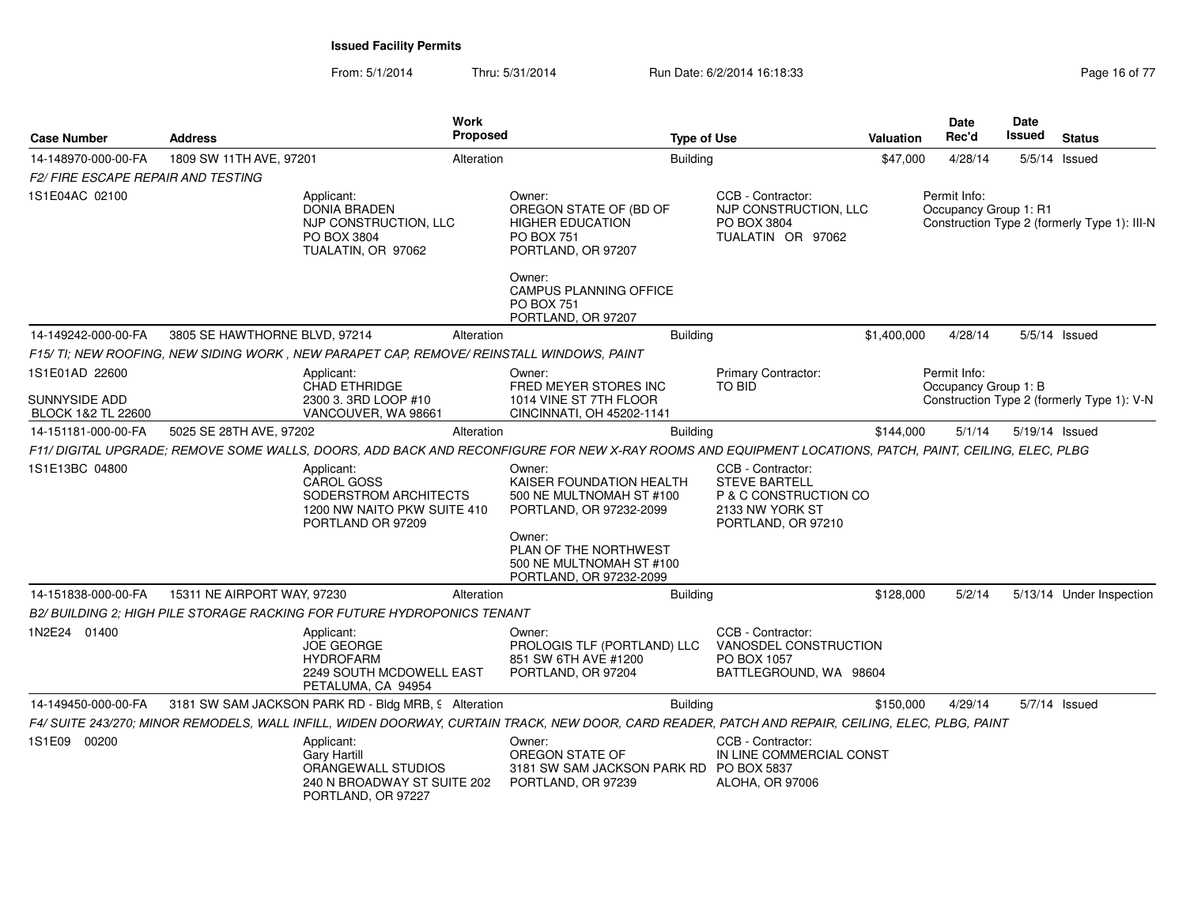# Issued Facility Permits

From: 5/1/2014 Thru: 5/31/2014 Run Date: 6/2/2014 16:18:33

| Case Number | Address | Work Proposed | Type of Use | Valuation | Date Rec'd | Date Issued | Status |
|---|---|---|---|---|---|---|---|
| 14-148970-000-00-FA | 1809 SW 11TH AVE, 97201 | Alteration | Building | $47,000 | 4/28/14 | 5/5/14 | Issued |

*F2/ FIRE ESCAPE REPAIR AND TESTING*

1S1E04AC 02100

Applicant:
DONIA BRADEN
NJP CONSTRUCTION, LLC
PO BOX 3804
TUALATIN, OR 97062

Owner:
OREGON STATE OF (BD OF HIGHER EDUCATION
PO BOX 751
PORTLAND, OR 97207

Owner:
CAMPUS PLANNING OFFICE
PO BOX 751
PORTLAND, OR 97207

CCB - Contractor:
NJP CONSTRUCTION, LLC
PO BOX 3804
TUALATIN OR 97062

Permit Info:
Occupancy Group 1: R1
Construction Type 2 (formerly Type 1): III-N

| Case Number | Address | Work Proposed | Type of Use | Valuation | Date Rec'd | Date Issued | Status |
|---|---|---|---|---|---|---|---|
| 14-149242-000-00-FA | 3805 SE HAWTHORNE BLVD, 97214 | Alteration | Building | $1,400,000 | 4/28/14 | 5/5/14 | Issued |

*F15/ TI; NEW ROOFING, NEW SIDING WORK , NEW PARAPET CAP, REMOVE/ REINSTALL WINDOWS, PAINT*

1S1E01AD 22600
SUNNYSIDE ADD
BLOCK 1&2 TL 22600

Applicant:
CHAD ETHRIDGE
2300 3. 3RD LOOP #10
VANCOUVER, WA 98661

Owner:
FRED MEYER STORES INC
1014 VINE ST 7TH FLOOR
CINCINNATI, OH 45202-1141

Primary Contractor:
TO BID

Permit Info:
Occupancy Group 1: B
Construction Type 2 (formerly Type 1): V-N

| Case Number | Address | Work Proposed | Type of Use | Valuation | Date Rec'd | Date Issued | Status |
|---|---|---|---|---|---|---|---|
| 14-151181-000-00-FA | 5025 SE 28TH AVE, 97202 | Alteration | Building | $144,000 | 5/1/14 | 5/19/14 | Issued |

*F11/ DIGITAL UPGRADE; REMOVE SOME WALLS, DOORS, ADD BACK AND RECONFIGURE FOR NEW X-RAY ROOMS AND EQUIPMENT LOCATIONS, PATCH, PAINT, CEILING, ELEC, PLBG*

1S1E13BC 04800

Applicant:
CAROL GOSS
SODERSTROM ARCHITECTS
1200 NW NAITO PKW SUITE 410
PORTLAND OR 97209

Owner:
KAISER FOUNDATION HEALTH
500 NE MULTNOMAH ST #100
PORTLAND, OR 97232-2099

Owner:
PLAN OF THE NORTHWEST
500 NE MULTNOMAH ST #100
PORTLAND, OR 97232-2099

CCB - Contractor:
STEVE BARTELL
P & C CONSTRUCTION CO
2133 NW YORK ST
PORTLAND, OR 97210

| Case Number | Address | Work Proposed | Type of Use | Valuation | Date Rec'd | Date Issued | Status |
|---|---|---|---|---|---|---|---|
| 14-151838-000-00-FA | 15311 NE AIRPORT WAY, 97230 | Alteration | Building | $128,000 | 5/2/14 | 5/13/14 | Under Inspection |

*B2/ BUILDING 2; HIGH PILE STORAGE RACKING FOR FUTURE HYDROPONICS TENANT*

1N2E24 01400

Applicant:
JOE GEORGE
HYDROFARM
2249 SOUTH MCDOWELL EAST
PETALUMA, CA 94954

Owner:
PROLOGIS TLF (PORTLAND) LLC
851 SW 6TH AVE #1200
PORTLAND, OR 97204

CCB - Contractor:
VANOSDEL CONSTRUCTION
PO BOX 1057
BATTLEGROUND, WA 98604

| Case Number | Address | Work Proposed | Type of Use | Valuation | Date Rec'd | Date Issued | Status |
|---|---|---|---|---|---|---|---|
| 14-149450-000-00-FA | 3181 SW SAM JACKSON PARK RD - Bldg MRB, 9 | Alteration | Building | $150,000 | 4/29/14 | 5/7/14 | Issued |

*F4/ SUITE 243/270; MINOR REMODELS, WALL INFILL, WIDEN DOORWAY, CURTAIN TRACK, NEW DOOR, CARD READER, PATCH AND REPAIR, CEILING, ELEC, PLBG, PAINT*

1S1E09 00200

Applicant:
Gary Hartill
ORANGEWALL STUDIOS
240 N BROADWAY ST SUITE 202
PORTLAND, OR 97227

Owner:
OREGON STATE OF
3181 SW SAM JACKSON PARK RD
PORTLAND, OR 97239

CCB - Contractor:
IN LINE COMMERCIAL CONST
PO BOX 5837
ALOHA, OR 97006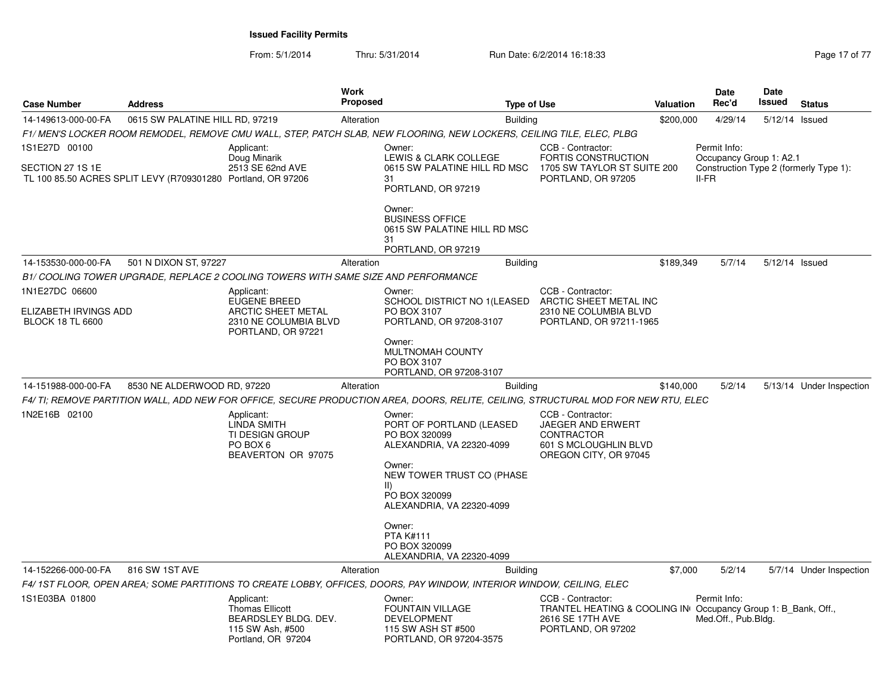**Issued Facility Permits**

From: 5/1/2014 Thru: 5/31/2014 Run Date: 6/2/2014 16:18:33

| Case Number | Address | Work Proposed | Type of Use | Valuation | Date Rec'd | Date Issued | Status |
|---|---|---|---|---|---|---|---|
| 14-149613-000-00-FA | 0615 SW PALATINE HILL RD, 97219 | Alteration | Building | $200,000 | 4/29/14 | 5/12/14 | Issued |

*F1/ MEN'S LOCKER ROOM REMODEL, REMOVE CMU WALL, STEP, PATCH SLAB, NEW FLOORING, NEW LOCKERS, CEILING TILE, ELEC, PLBG*

1S1E27D 00100

SECTION 27 1S 1E
TL 100 85.50 ACRES SPLIT LEVY (R709301280

Applicant:
Doug Minarik
2513 SE 62nd AVE
Portland, OR 97206

Owner:
LEWIS & CLARK COLLEGE
0615 SW PALATINE HILL RD MSC 31
PORTLAND, OR 97219

Owner:
BUSINESS OFFICE
0615 SW PALATINE HILL RD MSC 31
PORTLAND, OR 97219

CCB - Contractor:
FORTIS CONSTRUCTION
1705 SW TAYLOR ST SUITE 200
PORTLAND, OR 97205

Permit Info:
Occupancy Group 1: A2.1
Construction Type 2 (formerly Type 1): II-FR

| Case Number | Address | Work Proposed | Type of Use | Valuation | Date Rec'd | Date Issued | Status |
|---|---|---|---|---|---|---|---|
| 14-153530-000-00-FA | 501 N DIXON ST, 97227 | Alteration | Building | $189,349 | 5/7/14 | 5/12/14 | Issued |

*B1/ COOLING TOWER UPGRADE, REPLACE 2 COOLING TOWERS WITH SAME SIZE AND PERFORMANCE*

1N1E27DC 06600

ELIZABETH IRVINGS ADD
BLOCK 18 TL 6600

Applicant:
EUGENE BREED
ARCTIC SHEET METAL
2310 NE COLUMBIA BLVD
PORTLAND, OR 97221

Owner:
SCHOOL DISTRICT NO 1(LEASED
PO BOX 3107
PORTLAND, OR 97208-3107

Owner:
MULTNOMAH COUNTY
PO BOX 3107
PORTLAND, OR 97208-3107

CCB - Contractor:
ARCTIC SHEET METAL INC
2310 NE COLUMBIA BLVD
PORTLAND, OR 97211-1965

| Case Number | Address | Work Proposed | Type of Use | Valuation | Date Rec'd | Date Issued | Status |
|---|---|---|---|---|---|---|---|
| 14-151988-000-00-FA | 8530 NE ALDERWOOD RD, 97220 | Alteration | Building | $140,000 | 5/2/14 | 5/13/14 | Under Inspection |

*F4/ TI; REMOVE PARTITION WALL, ADD NEW FOR OFFICE, SECURE PRODUCTION AREA, DOORS, RELITE, CEILING, STRUCTURAL MOD FOR NEW RTU, ELEC*

1N2E16B 02100

Applicant:
LINDA SMITH
TI DESIGN GROUP
PO BOX 6
BEAVERTON OR 97075

Owner:
PORT OF PORTLAND (LEASED
PO BOX 320099
ALEXANDRIA, VA 22320-4099

Owner:
NEW TOWER TRUST CO (PHASE II)
PO BOX 320099
ALEXANDRIA, VA 22320-4099

Owner:
PTA K#111
PO BOX 320099
ALEXANDRIA, VA 22320-4099

CCB - Contractor:
JAEGER AND ERWERT CONTRACTOR
601 S MCLOUGHLIN BLVD
OREGON CITY, OR 97045

| Case Number | Address | Work Proposed | Type of Use | Valuation | Date Rec'd | Date Issued | Status |
|---|---|---|---|---|---|---|---|
| 14-152266-000-00-FA | 816 SW 1ST AVE | Alteration | Building | $7,000 | 5/2/14 | 5/7/14 | Under Inspection |

*F4/ 1ST FLOOR, OPEN AREA; SOME PARTITIONS TO CREATE LOBBY, OFFICES, DOORS, PAY WINDOW, INTERIOR WINDOW, CEILING, ELEC*

1S1E03BA 01800

Applicant:
Thomas Ellicott
BEARDSLEY BLDG. DEV.
115 SW Ash, #500
Portland, OR 97204

Owner:
FOUNTAIN VILLAGE DEVELOPMENT
115 SW ASH ST #500
PORTLAND, OR 97204-3575

CCB - Contractor:
TRANTEL HEATING & COOLING IN
2616 SE 17TH AVE
PORTLAND, OR 97202

Permit Info:
Occupancy Group 1: B_Bank, Off., Med.Off., Pub.Bldg.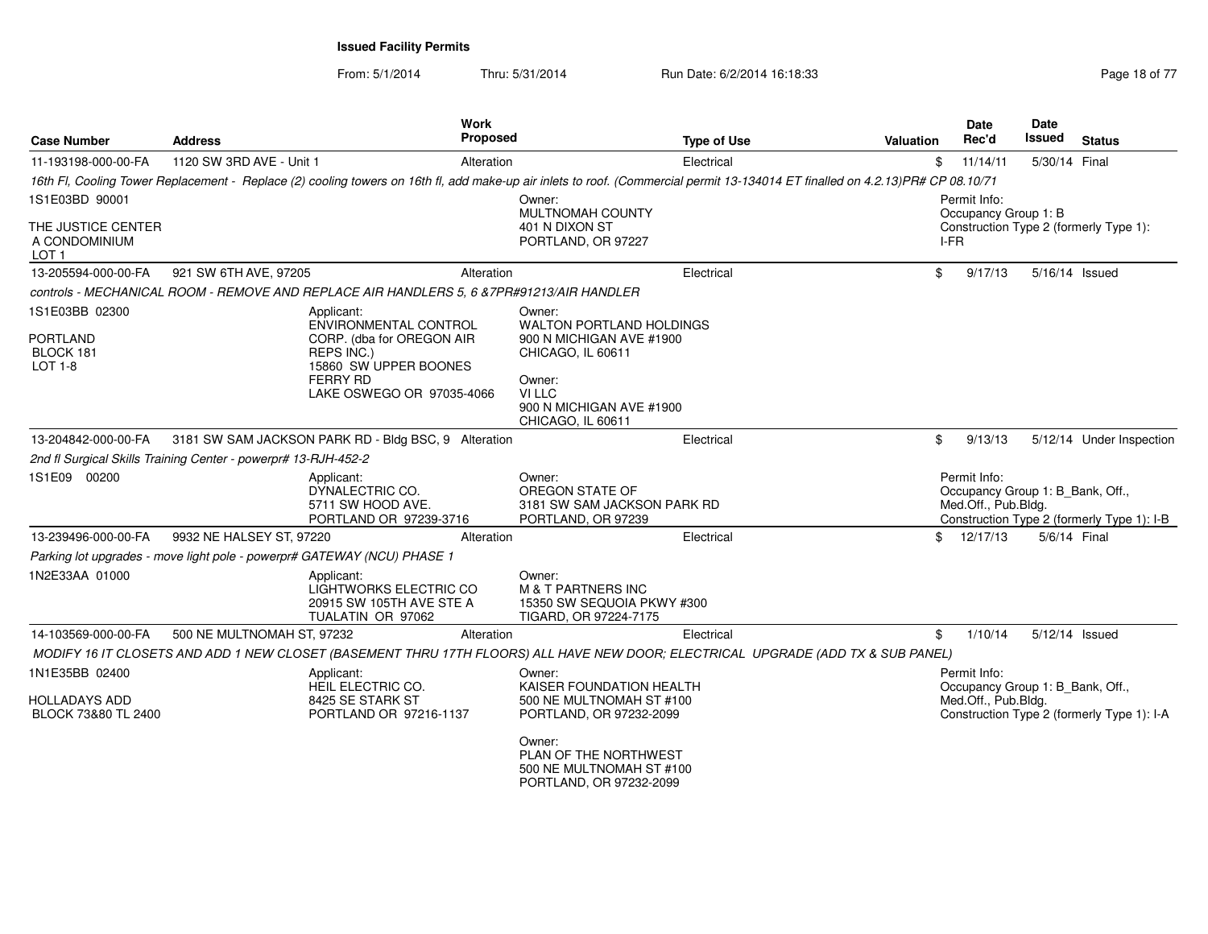**Issued Facility Permits**

From: 5/1/2014 Thru: 5/31/2014 Run Date: 6/2/2014 16:18:33

| Case Number | Address | Work Proposed | Type of Use | Valuation | Date Rec'd | Date Issued | Status |
|---|---|---|---|---|---|---|---|
| 11-193198-000-00-FA | 1120 SW 3RD AVE - Unit 1 | Alteration | Electrical | $ | 11/14/11 | 5/30/14 | Final |

*16th Fl, Cooling Tower Replacement - Replace (2) cooling towers on 16th fl, add make-up air inlets to roof. (Commercial permit 13-134014 ET finalled on 4.2.13)PR# CP 08.10/71*

1S1E03BD 90001

THE JUSTICE CENTER A CONDOMINIUM LOT 1

Owner: MULTNOMAH COUNTY 401 N DIXON ST PORTLAND, OR 97227

Permit Info: Occupancy Group 1: B Construction Type 2 (formerly Type 1): I-FR

| Case Number | Address | Work Proposed | Type of Use | Valuation | Date Rec'd | Date Issued | Status |
|---|---|---|---|---|---|---|---|
| 13-205594-000-00-FA | 921 SW 6TH AVE, 97205 | Alteration | Electrical | $ | 9/17/13 | 5/16/14 | Issued |

*controls - MECHANICAL ROOM - REMOVE AND REPLACE AIR HANDLERS 5, 6 &7PR#91213/AIR HANDLER*

1S1E03BB 02300

PORTLAND BLOCK 181 LOT 1-8

Applicant: ENVIRONMENTAL CONTROL CORP. (dba for OREGON AIR REPS INC.) 15860 SW UPPER BOONES FERRY RD LAKE OSWEGO OR 97035-4066

Owner: WALTON PORTLAND HOLDINGS 900 N MICHIGAN AVE #1900 CHICAGO, IL 60611

Owner: VI LLC 900 N MICHIGAN AVE #1900 CHICAGO, IL 60611

| Case Number | Address | Work Proposed | Type of Use | Valuation | Date Rec'd | Date Issued | Status |
|---|---|---|---|---|---|---|---|
| 13-204842-000-00-FA | 3181 SW SAM JACKSON PARK RD - Bldg BSC, 9 | Alteration | Electrical | $ | 9/13/13 | 5/12/14 | Under Inspection |

*2nd fl Surgical Skills Training Center - powerpr# 13-RJH-452-2*

1S1E09 00200

Applicant: DYNALECTRIC CO. 5711 SW HOOD AVE. PORTLAND OR 97239-3716

Owner: OREGON STATE OF 3181 SW SAM JACKSON PARK RD PORTLAND, OR 97239

Permit Info: Occupancy Group 1: B_Bank, Off., Med.Off., Pub.Bldg. Construction Type 2 (formerly Type 1): I-B

| Case Number | Address | Work Proposed | Type of Use | Valuation | Date Rec'd | Date Issued | Status |
|---|---|---|---|---|---|---|---|
| 13-239496-000-00-FA | 9932 NE HALSEY ST, 97220 | Alteration | Electrical | $ | 12/17/13 | 5/6/14 | Final |

*Parking lot upgrades - move light pole - powerpr# GATEWAY (NCU) PHASE 1*

1N2E33AA 01000

Applicant: LIGHTWORKS ELECTRIC CO 20915 SW 105TH AVE STE A TUALATIN OR 97062

Owner: M & T PARTNERS INC 15350 SW SEQUOIA PKWY #300 TIGARD, OR 97224-7175

| Case Number | Address | Work Proposed | Type of Use | Valuation | Date Rec'd | Date Issued | Status |
|---|---|---|---|---|---|---|---|
| 14-103569-000-00-FA | 500 NE MULTNOMAH ST, 97232 | Alteration | Electrical | $ | 1/10/14 | 5/12/14 | Issued |

*MODIFY 16 IT CLOSETS AND ADD 1 NEW CLOSET (BASEMENT THRU 17TH FLOORS) ALL HAVE NEW DOOR; ELECTRICAL UPGRADE (ADD TX & SUB PANEL)*

1N1E35BB 02400

HOLLADAYS ADD BLOCK 73&80 TL 2400

Applicant: HEIL ELECTRIC CO. 8425 SE STARK ST PORTLAND OR 97216-1137

Owner: KAISER FOUNDATION HEALTH 500 NE MULTNOMAH ST #100 PORTLAND, OR 97232-2099

Owner: PLAN OF THE NORTHWEST 500 NE MULTNOMAH ST #100 PORTLAND, OR 97232-2099

Permit Info: Occupancy Group 1: B_Bank, Off., Med.Off., Pub.Bldg. Construction Type 2 (formerly Type 1): I-A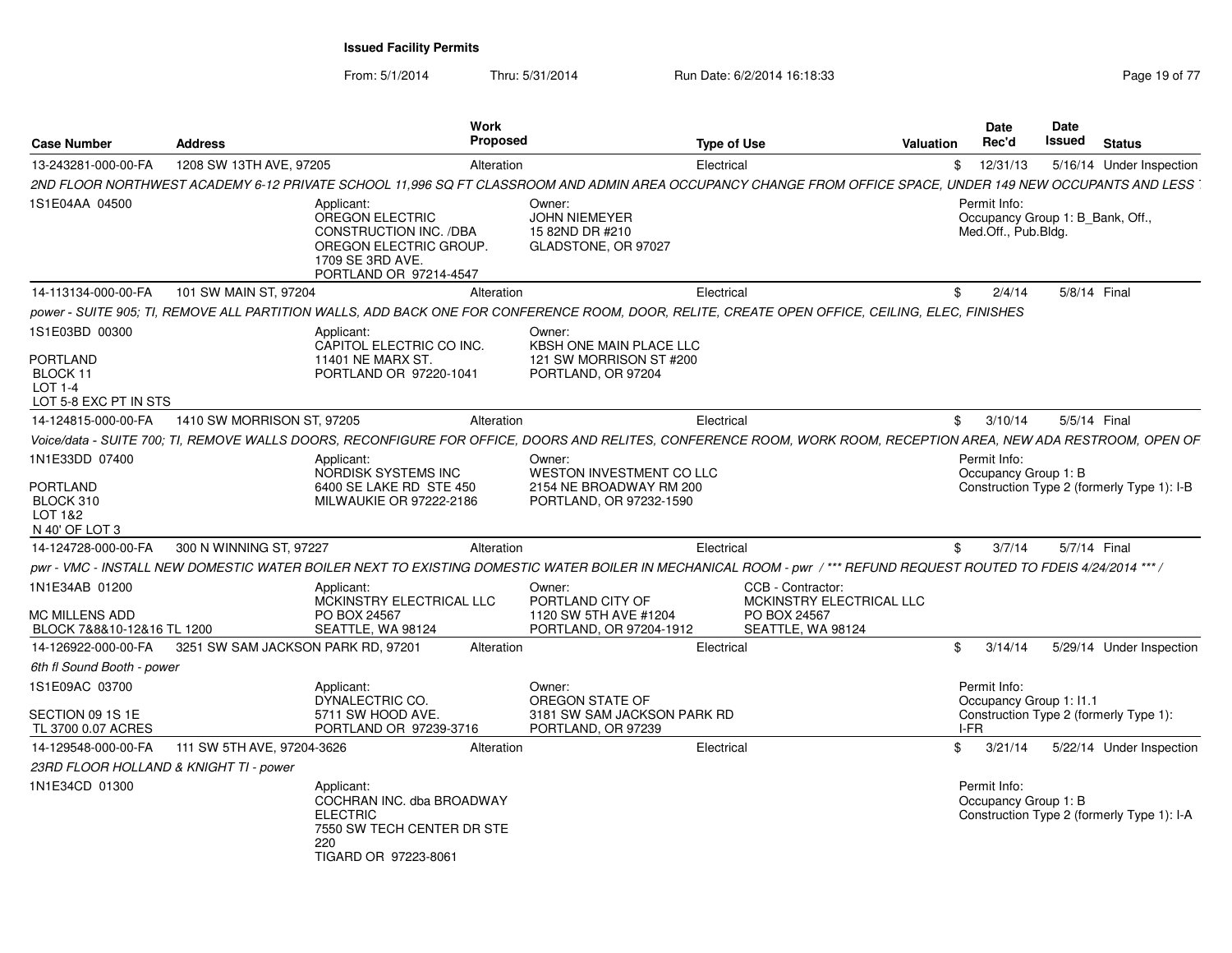**Issued Facility Permits**

From: 5/1/2014 Thru: 5/31/2014 Run Date: 6/2/2014 16:18:33

| Case Number | Address | Work Proposed | Type of Use | Valuation | Date Rec'd | Date Issued | Status |
|---|---|---|---|---|---|---|---|
| 13-243281-000-00-FA | 1208 SW 13TH AVE, 97205 | Alteration | Electrical | $ | 12/31/13 | 5/16/14 | Under Inspection |

2ND FLOOR NORTHWEST ACADEMY 6-12 PRIVATE SCHOOL 11,996 SQ FT CLASSROOM AND ADMIN AREA OCCUPANCY CHANGE FROM OFFICE SPACE, UNDER 149 NEW OCCUPANTS AND LESS

1S1E04AA 04500

Applicant: OREGON ELECTRIC CONSTRUCTION INC. /DBA OREGON ELECTRIC GROUP. 1709 SE 3RD AVE. PORTLAND OR 97214-4547

Owner: JOHN NIEMEYER 15 82ND DR #210 GLADSTONE, OR 97027

Permit Info: Occupancy Group 1: B_Bank, Off., Med.Off., Pub.Bldg.

---

| Case Number | Address | Work Proposed | Type of Use | Valuation | Date Rec'd | Date Issued | Status |
|---|---|---|---|---|---|---|---|
| 14-113134-000-00-FA | 101 SW MAIN ST, 97204 | Alteration | Electrical | $ | 2/4/14 | 5/8/14 | Final |

power - SUITE 905; TI, REMOVE ALL PARTITION WALLS, ADD BACK ONE FOR CONFERENCE ROOM, DOOR, RELITE, CREATE OPEN OFFICE, CEILING, ELEC, FINISHES

1S1E03BD 00300

PORTLAND
BLOCK 11
LOT 1-4
LOT 5-8 EXC PT IN STS

Applicant: CAPITOL ELECTRIC CO INC. 11401 NE MARX ST. PORTLAND OR 97220-1041

Owner: KBSH ONE MAIN PLACE LLC 121 SW MORRISON ST #200 PORTLAND, OR 97204

---

| Case Number | Address | Work Proposed | Type of Use | Valuation | Date Rec'd | Date Issued | Status |
|---|---|---|---|---|---|---|---|
| 14-124815-000-00-FA | 1410 SW MORRISON ST, 97205 | Alteration | Electrical | $ | 3/10/14 | 5/5/14 | Final |

Voice/data - SUITE 700; TI, REMOVE WALLS DOORS, RECONFIGURE FOR OFFICE, DOORS AND RELITES, CONFERENCE ROOM, WORK ROOM, RECEPTION AREA, NEW ADA RESTROOM, OPEN OF

1N1E33DD 07400

PORTLAND
BLOCK 310
LOT 1&2
N 40' OF LOT 3

Applicant: NORDISK SYSTEMS INC 6400 SE LAKE RD STE 450 MILWAUKIE OR 97222-2186

Owner: WESTON INVESTMENT CO LLC 2154 NE BROADWAY RM 200 PORTLAND, OR 97232-1590

Permit Info: Occupancy Group 1: B Construction Type 2 (formerly Type 1): I-B

---

| Case Number | Address | Work Proposed | Type of Use | Valuation | Date Rec'd | Date Issued | Status |
|---|---|---|---|---|---|---|---|
| 14-124728-000-00-FA | 300 N WINNING ST, 97227 | Alteration | Electrical | $ | 3/7/14 | 5/7/14 | Final |

pwr - VMC - INSTALL NEW DOMESTIC WATER BOILER NEXT TO EXISTING DOMESTIC WATER BOILER IN MECHANICAL ROOM - pwr / *** REFUND REQUEST ROUTED TO FDEIS 4/24/2014 *** /

1N1E34AB 01200

MC MILLENS ADD
BLOCK 7&8&10-12&16 TL 1200

Applicant: MCKINSTRY ELECTRICAL LLC PO BOX 24567 SEATTLE, WA 98124

Owner: PORTLAND CITY OF 1120 SW 5TH AVE #1204 PORTLAND, OR 97204-1912

CCB - Contractor: MCKINSTRY ELECTRICAL LLC PO BOX 24567 SEATTLE, WA 98124

---

| Case Number | Address | Work Proposed | Type of Use | Valuation | Date Rec'd | Date Issued | Status |
|---|---|---|---|---|---|---|---|
| 14-126922-000-00-FA | 3251 SW SAM JACKSON PARK RD, 97201 | Alteration | Electrical | $ | 3/14/14 | 5/29/14 | Under Inspection |

6th fl Sound Booth - power

1S1E09AC 03700

SECTION 09 1S 1E
TL 3700 0.07 ACRES

Applicant: DYNALECTRIC CO. 5711 SW HOOD AVE. PORTLAND OR 97239-3716

Owner: OREGON STATE OF 3181 SW SAM JACKSON PARK RD PORTLAND, OR 97239

Permit Info: Occupancy Group 1: I1.1 Construction Type 2 (formerly Type 1): I-FR

---

| Case Number | Address | Work Proposed | Type of Use | Valuation | Date Rec'd | Date Issued | Status |
|---|---|---|---|---|---|---|---|
| 14-129548-000-00-FA | 111 SW 5TH AVE, 97204-3626 | Alteration | Electrical | $ | 3/21/14 | 5/22/14 | Under Inspection |

23RD FLOOR HOLLAND & KNIGHT TI - power

1N1E34CD 01300

Applicant: COCHRAN INC. dba BROADWAY ELECTRIC 7550 SW TECH CENTER DR STE 220 TIGARD OR 97223-8061

Permit Info: Occupancy Group 1: B Construction Type 2 (formerly Type 1): I-A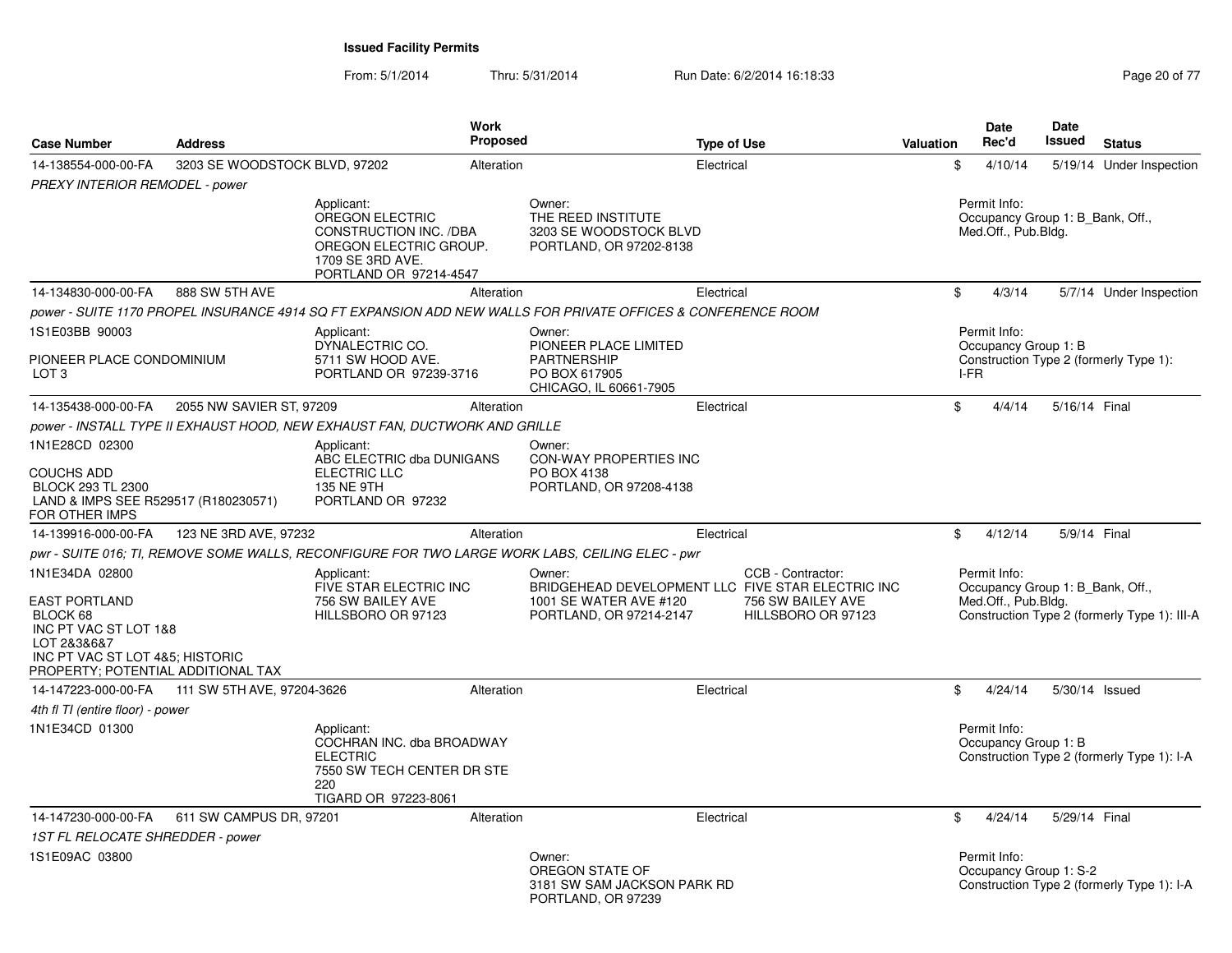## Issued Facility Permits

From: 5/1/2014 Thru: 5/31/2014 Run Date: 6/2/2014 16:18:33

| Case Number | Address | Work Proposed | Type of Use | Valuation | Date Rec'd | Date Issued | Status |
|---|---|---|---|---|---|---|---|
| 14-138554-000-00-FA | 3203 SE WOODSTOCK BLVD, 97202 | Alteration | Electrical | $ | 4/10/14 | 5/19/14 | Under Inspection |

*PREXY INTERIOR REMODEL - power*

Applicant: OREGON ELECTRIC CONSTRUCTION INC. /DBA OREGON ELECTRIC GROUP. 1709 SE 3RD AVE. PORTLAND OR 97214-4547

Owner: THE REED INSTITUTE 3203 SE WOODSTOCK BLVD PORTLAND, OR 97202-8138

Permit Info: Occupancy Group 1: B_Bank, Off., Med.Off., Pub.Bldg.

| Case Number | Address | Work Proposed | Type of Use | Valuation | Date Rec'd | Date Issued | Status |
|---|---|---|---|---|---|---|---|
| 14-134830-000-00-FA | 888 SW 5TH AVE | Alteration | Electrical | $ | 4/3/14 | 5/7/14 | Under Inspection |

*power - SUITE 1170 PROPEL INSURANCE 4914 SQ FT EXPANSION ADD NEW WALLS FOR PRIVATE OFFICES & CONFERENCE ROOM*

1S1E03BB 90003

PIONEER PLACE CONDOMINIUM
LOT 3

Applicant: DYNALECTRIC CO. 5711 SW HOOD AVE. PORTLAND OR 97239-3716

Owner: PIONEER PLACE LIMITED PARTNERSHIP PO BOX 617905 CHICAGO, IL 60661-7905

Permit Info: Occupancy Group 1: B; Construction Type 2 (formerly Type 1): I-FR

| Case Number | Address | Work Proposed | Type of Use | Valuation | Date Rec'd | Date Issued | Status |
|---|---|---|---|---|---|---|---|
| 14-135438-000-00-FA | 2055 NW SAVIER ST, 97209 | Alteration | Electrical | $ | 4/4/14 | 5/16/14 | Final |

*power - INSTALL TYPE II EXHAUST HOOD, NEW EXHAUST FAN, DUCTWORK AND GRILLE*

1N1E28CD 02300

COUCHS ADD
BLOCK 293 TL 2300
LAND & IMPS SEE R529517 (R180230571) FOR OTHER IMPS

Applicant: ABC ELECTRIC dba DUNIGANS ELECTRIC LLC 135 NE 9TH PORTLAND OR 97232

Owner: CON-WAY PROPERTIES INC PO BOX 4138 PORTLAND, OR 97208-4138

| Case Number | Address | Work Proposed | Type of Use | Valuation | Date Rec'd | Date Issued | Status |
|---|---|---|---|---|---|---|---|
| 14-139916-000-00-FA | 123 NE 3RD AVE, 97232 | Alteration | Electrical | $ | 4/12/14 | 5/9/14 | Final |

*pwr - SUITE 016; TI, REMOVE SOME WALLS, RECONFIGURE FOR TWO LARGE WORK LABS, CEILING ELEC - pwr*

1N1E34DA 02800

EAST PORTLAND
BLOCK 68
INC PT VAC ST LOT 1&8
LOT 2&3&6&7
INC PT VAC ST LOT 4&5; HISTORIC PROPERTY; POTENTIAL ADDITIONAL TAX

Applicant: FIVE STAR ELECTRIC INC 756 SW BAILEY AVE HILLSBORO OR 97123

Owner: BRIDGEHEAD DEVELOPMENT LLC 1001 SE WATER AVE #120 PORTLAND, OR 97214-2147

CCB - Contractor: FIVE STAR ELECTRIC INC 756 SW BAILEY AVE HILLSBORO OR 97123

Permit Info: Occupancy Group 1: B_Bank, Off., Med.Off., Pub.Bldg.; Construction Type 2 (formerly Type 1): III-A

| Case Number | Address | Work Proposed | Type of Use | Valuation | Date Rec'd | Date Issued | Status |
|---|---|---|---|---|---|---|---|
| 14-147223-000-00-FA | 111 SW 5TH AVE, 97204-3626 | Alteration | Electrical | $ | 4/24/14 | 5/30/14 | Issued |

*4th fl TI (entire floor) - power*

1N1E34CD 01300

Applicant: COCHRAN INC. dba BROADWAY ELECTRIC 7550 SW TECH CENTER DR STE 220 TIGARD OR 97223-8061

Permit Info: Occupancy Group 1: B; Construction Type 2 (formerly Type 1): I-A

| Case Number | Address | Work Proposed | Type of Use | Valuation | Date Rec'd | Date Issued | Status |
|---|---|---|---|---|---|---|---|
| 14-147230-000-00-FA | 611 SW CAMPUS DR, 97201 | Alteration | Electrical | $ | 4/24/14 | 5/29/14 | Final |

*1ST FL RELOCATE SHREDDER - power*

1S1E09AC 03800

Owner: OREGON STATE OF 3181 SW SAM JACKSON PARK RD PORTLAND, OR 97239

Permit Info: Occupancy Group 1: S-2; Construction Type 2 (formerly Type 1): I-A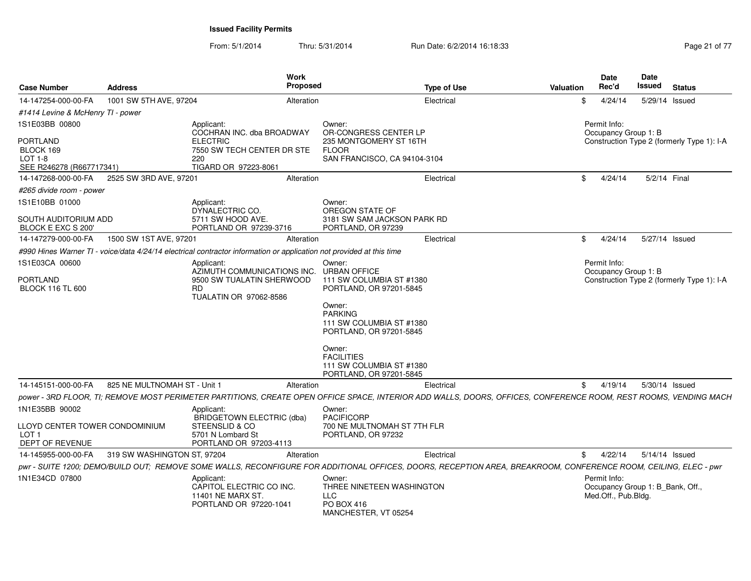**Issued Facility Permits**

From: 5/1/2014 Thru: 5/31/2014 Run Date: 6/2/2014 16:18:33

| Case Number | Address | Work Proposed | Type of Use | Valuation | Date Rec'd | Date Issued | Status |
|---|---|---|---|---|---|---|---|
| 14-147254-000-00-FA | 1001 SW 5TH AVE, 97204 | Alteration | Electrical | $ | 4/24/14 | 5/29/14 | Issued |

*#1414 Levine & McHenry TI - power*

1S1E03BB 00800

PORTLAND
BLOCK 169
LOT 1-8
SEE R246278 (R667717341)

Applicant:
COCHRAN INC. dba BROADWAY ELECTRIC
7550 SW TECH CENTER DR STE 220
TIGARD OR 97223-8061

Owner:
OR-CONGRESS CENTER LP
235 MONTGOMERY ST 16TH FLOOR
SAN FRANCISCO, CA 94104-3104

Permit Info:
Occupancy Group 1: B
Construction Type 2 (formerly Type 1): I-A

| Case Number | Address | Work Proposed | Type of Use | Valuation | Date Rec'd | Date Issued | Status |
|---|---|---|---|---|---|---|---|
| 14-147268-000-00-FA | 2525 SW 3RD AVE, 97201 | Alteration | Electrical | $ | 4/24/14 | 5/2/14 | Final |

*#265 divide room - power*

1S1E10BB 01000

SOUTH AUDITORIUM ADD
BLOCK E EXC S 200'

Applicant:
DYNALECTRIC CO.
5711 SW HOOD AVE.
PORTLAND OR 97239-3716

Owner:
OREGON STATE OF
3181 SW SAM JACKSON PARK RD
PORTLAND, OR 97239

| Case Number | Address | Work Proposed | Type of Use | Valuation | Date Rec'd | Date Issued | Status |
|---|---|---|---|---|---|---|---|
| 14-147279-000-00-FA | 1500 SW 1ST AVE, 97201 | Alteration | Electrical | $ | 4/24/14 | 5/27/14 | Issued |

*#990 Hines Warner TI - voice/data 4/24/14 electrical contractor information or application not provided at this time*

1S1E03CA 00600

PORTLAND
BLOCK 116 TL 600

Applicant:
AZIMUTH COMMUNICATIONS INC.
9500 SW TUALATIN SHERWOOD RD
TUALATIN OR 97062-8586

Owner:
URBAN OFFICE
111 SW COLUMBIA ST #1380
PORTLAND, OR 97201-5845

Owner:
PARKING
111 SW COLUMBIA ST #1380
PORTLAND, OR 97201-5845

Owner:
FACILITIES
111 SW COLUMBIA ST #1380
PORTLAND, OR 97201-5845

Permit Info:
Occupancy Group 1: B
Construction Type 2 (formerly Type 1): I-A

| Case Number | Address | Work Proposed | Type of Use | Valuation | Date Rec'd | Date Issued | Status |
|---|---|---|---|---|---|---|---|
| 14-145151-000-00-FA | 825 NE MULTNOMAH ST - Unit 1 | Alteration | Electrical | $ | 4/19/14 | 5/30/14 | Issued |

*power - 3RD FLOOR, TI; REMOVE MOST PERIMETER PARTITIONS, CREATE OPEN OFFICE SPACE, INTERIOR ADD WALLS, DOORS, OFFICES, CONFERENCE ROOM, REST ROOMS, VENDING MACH*

1N1E35BB 90002

LLOYD CENTER TOWER CONDOMINIUM
LOT 1
DEPT OF REVENUE

Applicant:
BRIDGETOWN ELECTRIC (dba) STEENSLID & CO
5701 N Lombard St
PORTLAND OR 97203-4113

Owner:
PACIFICORP
700 NE MULTNOMAH ST 7TH FLR
PORTLAND, OR 97232

| Case Number | Address | Work Proposed | Type of Use | Valuation | Date Rec'd | Date Issued | Status |
|---|---|---|---|---|---|---|---|
| 14-145955-000-00-FA | 319 SW WASHINGTON ST, 97204 | Alteration | Electrical | $ | 4/22/14 | 5/14/14 | Issued |

*pwr - SUITE 1200; DEMO/BUILD OUT; REMOVE SOME WALLS, RECONFIGURE FOR ADDITIONAL OFFICES, DOORS, RECEPTION AREA, BREAKROOM, CONFERENCE ROOM, CEILING, ELEC - pwr*

1N1E34CD 07800

Applicant:
CAPITOL ELECTRIC CO INC.
11401 NE MARX ST.
PORTLAND OR 97220-1041

Owner:
THREE NINETEEN WASHINGTON LLC
PO BOX 416
MANCHESTER, VT 05254

Permit Info:
Occupancy Group 1: B_Bank, Off., Med.Off., Pub.Bldg.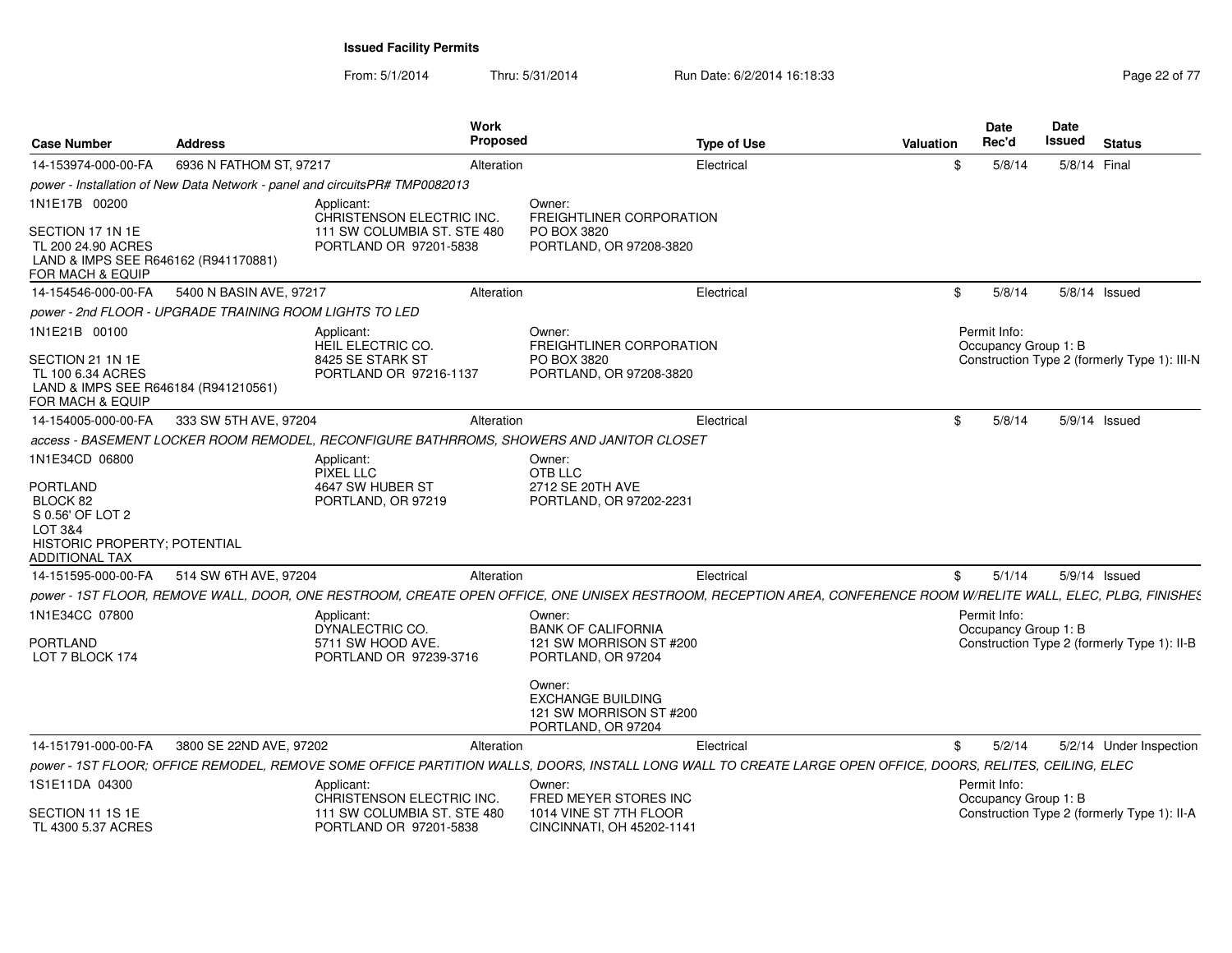**Issued Facility Permits**

From: 5/1/2014 Thru: 5/31/2014 Run Date: 6/2/2014 16:18:33

| Case Number | Address | Work Proposed | Type of Use | Valuation | Date Rec'd | Date Issued | Status |
|---|---|---|---|---|---|---|---|
| 14-153974-000-00-FA | 6936 N FATHOM ST, 97217 | Alteration | Electrical | $ | 5/8/14 | 5/8/14 | Final |

*power - Installation of New Data Network - panel and circuitsPR# TMP0082013*

1N1E17B 00200

SECTION 17 1N 1E
TL 200 24.90 ACRES
LAND & IMPS SEE R646162 (R941170881)
FOR MACH & EQUIP

Applicant:
CHRISTENSON ELECTRIC INC.
111 SW COLUMBIA ST. STE 480
PORTLAND OR 97201-5838

Owner:
FREIGHTLINER CORPORATION
PO BOX 3820
PORTLAND, OR 97208-3820

| Case Number | Address | Work Proposed | Type of Use | Valuation | Date Rec'd | Date Issued | Status |
|---|---|---|---|---|---|---|---|
| 14-154546-000-00-FA | 5400 N BASIN AVE, 97217 | Alteration | Electrical | $ | 5/8/14 | 5/8/14 | Issued |

*power - 2nd FLOOR - UPGRADE TRAINING ROOM LIGHTS TO LED*

1N1E21B 00100

SECTION 21 1N 1E
TL 100 6.34 ACRES
LAND & IMPS SEE R646184 (R941210561)
FOR MACH & EQUIP

Applicant:
HEIL ELECTRIC CO.
8425 SE STARK ST
PORTLAND OR 97216-1137

Owner:
FREIGHTLINER CORPORATION
PO BOX 3820
PORTLAND, OR 97208-3820

Permit Info:
Occupancy Group 1: B
Construction Type 2 (formerly Type 1): III-N

| Case Number | Address | Work Proposed | Type of Use | Valuation | Date Rec'd | Date Issued | Status |
|---|---|---|---|---|---|---|---|
| 14-154005-000-00-FA | 333 SW 5TH AVE, 97204 | Alteration | Electrical | $ | 5/8/14 | 5/9/14 | Issued |

*access - BASEMENT LOCKER ROOM REMODEL, RECONFIGURE BATHRROMS, SHOWERS AND JANITOR CLOSET*

1N1E34CD 06800

PORTLAND
BLOCK 82
S 0.56' OF LOT 2
LOT 3&4
HISTORIC PROPERTY; POTENTIAL
ADDITIONAL TAX

Applicant:
PIXEL LLC
4647 SW HUBER ST
PORTLAND, OR 97219

Owner:
OTB LLC
2712 SE 20TH AVE
PORTLAND, OR 97202-2231

| Case Number | Address | Work Proposed | Type of Use | Valuation | Date Rec'd | Date Issued | Status |
|---|---|---|---|---|---|---|---|
| 14-151595-000-00-FA | 514 SW 6TH AVE, 97204 | Alteration | Electrical | $ | 5/1/14 | 5/9/14 | Issued |

*power - 1ST FLOOR, REMOVE WALL, DOOR, ONE RESTROOM, CREATE OPEN OFFICE, ONE UNISEX RESTROOM, RECEPTION AREA, CONFERENCE ROOM W/RELITE WALL, ELEC, PLBG, FINISHES*

1N1E34CC 07800

PORTLAND
LOT 7 BLOCK 174

Applicant:
DYNALECTRIC CO.
5711 SW HOOD AVE.
PORTLAND OR 97239-3716

Owner:
BANK OF CALIFORNIA
121 SW MORRISON ST #200
PORTLAND, OR 97204

Owner:
EXCHANGE BUILDING
121 SW MORRISON ST #200
PORTLAND, OR 97204

Permit Info:
Occupancy Group 1: B
Construction Type 2 (formerly Type 1): II-B

| Case Number | Address | Work Proposed | Type of Use | Valuation | Date Rec'd | Date Issued | Status |
|---|---|---|---|---|---|---|---|
| 14-151791-000-00-FA | 3800 SE 22ND AVE, 97202 | Alteration | Electrical | $ | 5/2/14 | 5/2/14 | Under Inspection |

*power - 1ST FLOOR; OFFICE REMODEL, REMOVE SOME OFFICE PARTITION WALLS, DOORS, INSTALL LONG WALL TO CREATE LARGE OPEN OFFICE, DOORS, RELITES, CEILING, ELEC*

1S1E11DA 04300

SECTION 11 1S 1E
TL 4300 5.37 ACRES

Applicant:
CHRISTENSON ELECTRIC INC.
111 SW COLUMBIA ST. STE 480
PORTLAND OR 97201-5838

Owner:
FRED MEYER STORES INC
1014 VINE ST 7TH FLOOR
CINCINNATI, OH 45202-1141

Permit Info:
Occupancy Group 1: B
Construction Type 2 (formerly Type 1): II-A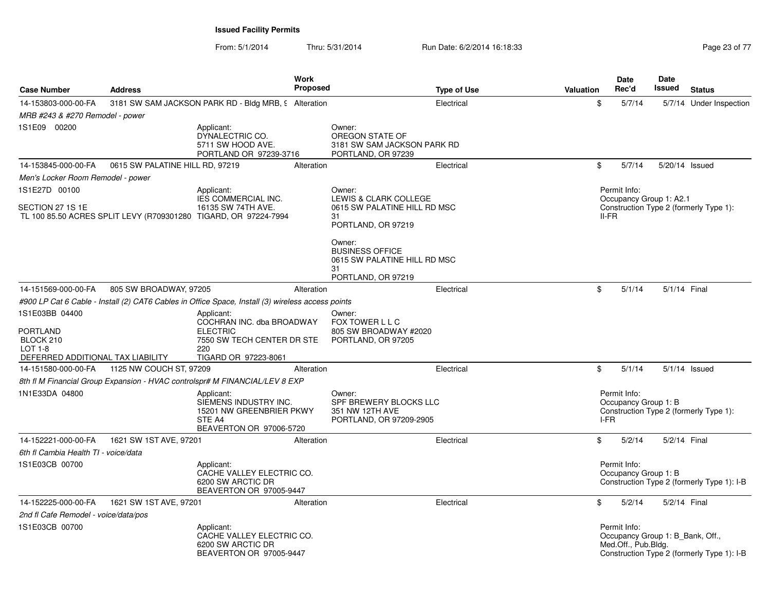**Issued Facility Permits**

From: 5/1/2014 Thru: 5/31/2014 Run Date: 6/2/2014 16:18:33

| Case Number | Address | Work Proposed | Type of Use | Valuation | Date Rec'd | Date Issued | Status |
|---|---|---|---|---|---|---|---|
| 14-153803-000-00-FA | 3181 SW SAM JACKSON PARK RD - Bldg MRB, 9 | Alteration | Electrical | $ | 5/7/14 | 5/7/14 | Under Inspection |
| *MRB #243 & #270 Remodel - power* | | | | | | | |
| 1S1E09 00200 | Applicant: DYNALECTRIC CO. 5711 SW HOOD AVE. PORTLAND OR 97239-3716 | Owner: OREGON STATE OF 3181 SW SAM JACKSON PARK RD PORTLAND, OR 97239 | | | | | |
| 14-153845-000-00-FA | 0615 SW PALATINE HILL RD, 97219 | Alteration | Electrical | $ | 5/7/14 | 5/20/14 | Issued |
| *Men's Locker Room Remodel - power* | | | | | | | |
| 1S1E27D 00100<br>SECTION 27 1S 1E<br>TL 100 85.50 ACRES SPLIT LEVY (R709301280 | Applicant: IES COMMERCIAL INC. 16135 SW 74TH AVE. TIGARD, OR 97224-7994 | Owner: LEWIS & CLARK COLLEGE 0615 SW PALATINE HILL RD MSC 31 PORTLAND, OR 97219<br>Owner: BUSINESS OFFICE 0615 SW PALATINE HILL RD MSC 31 PORTLAND, OR 97219 | | Permit Info: Occupancy Group 1: A2.1 Construction Type 2 (formerly Type 1): II-FR | | | |
| 14-151569-000-00-FA | 805 SW BROADWAY, 97205 | Alteration | Electrical | $ | 5/1/14 | 5/1/14 | Final |
| *#900 LP Cat 6 Cable - Install (2) CAT6 Cables in Office Space, Install (3) wireless access points* | | | | | | | |
| 1S1E03BB 04400<br>PORTLAND<br>BLOCK 210<br>LOT 1-8<br>DEFERRED ADDITIONAL TAX LIABILITY | Applicant: COCHRAN INC. dba BROADWAY ELECTRIC 7550 SW TECH CENTER DR STE 220 TIGARD OR 97223-8061 | Owner: FOX TOWER L L C 805 SW BROADWAY #2020 PORTLAND, OR 97205 | | | | | |
| 14-151580-000-00-FA | 1125 NW COUCH ST, 97209 | Alteration | Electrical | $ | 5/1/14 | 5/1/14 | Issued |
| *8th fl M Financial Group Expansion - HVAC controlspr# M FINANCIAL/LEV 8 EXP* | | | | | | | |
| 1N1E33DA 04800 | Applicant: SIEMENS INDUSTRY INC. 15201 NW GREENBRIER PKWY STE A4 BEAVERTON OR 97006-5720 | Owner: SPF BREWERY BLOCKS LLC 351 NW 12TH AVE PORTLAND, OR 97209-2905 | | Permit Info: Occupancy Group 1: B Construction Type 2 (formerly Type 1): I-FR | | | |
| 14-152221-000-00-FA | 1621 SW 1ST AVE, 97201 | Alteration | Electrical | $ | 5/2/14 | 5/2/14 | Final |
| *6th fl Cambia Health TI - voice/data* | | | | | | | |
| 1S1E03CB 00700 | Applicant: CACHE VALLEY ELECTRIC CO. 6200 SW ARCTIC DR BEAVERTON OR 97005-9447 | | | Permit Info: Occupancy Group 1: B Construction Type 2 (formerly Type 1): I-B | | | |
| 14-152225-000-00-FA | 1621 SW 1ST AVE, 97201 | Alteration | Electrical | $ | 5/2/14 | 5/2/14 | Final |
| *2nd fl Cafe Remodel - voice/data/pos* | | | | | | | |
| 1S1E03CB 00700 | Applicant: CACHE VALLEY ELECTRIC CO. 6200 SW ARCTIC DR BEAVERTON OR 97005-9447 | | | Permit Info: Occupancy Group 1: B_Bank, Off., Med.Off., Pub.Bldg. Construction Type 2 (formerly Type 1): I-B | | | |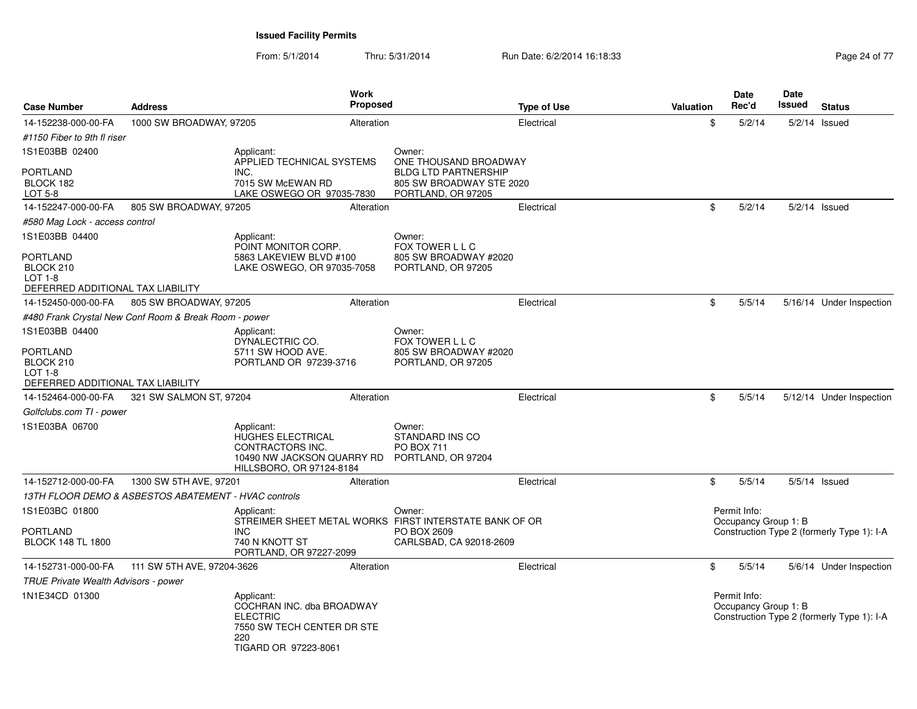**Issued Facility Permits**

From: 5/1/2014 Thru: 5/31/2014 Run Date: 6/2/2014 16:18:33

| Case Number | Address | Work Proposed | Type of Use | Valuation | Date Rec'd | Date Issued | Status |
|---|---|---|---|---|---|---|---|
| 14-152238-000-00-FA | 1000 SW BROADWAY, 97205 | Alteration | Electrical | $ | 5/2/14 | 5/2/14 | Issued |
| *#1150 Fiber to 9th fl riser* | | | | | | | |
| 1S1E03BB 02400<br>PORTLAND<br>BLOCK 182<br>LOT 5-8 | Applicant:<br>APPLIED TECHNICAL SYSTEMS INC.<br>7015 SW McEWAN RD<br>LAKE OSWEGO OR 97035-7830 | Owner:<br>ONE THOUSAND BROADWAY BLDG LTD PARTNERSHIP<br>805 SW BROADWAY STE 2020<br>PORTLAND, OR 97205 | | | | | |
| 14-152247-000-00-FA | 805 SW BROADWAY, 97205 | Alteration | Electrical | $ | 5/2/14 | 5/2/14 | Issued |
| *#580 Mag Lock - access control* | | | | | | | |
| 1S1E03BB 04400<br>PORTLAND<br>BLOCK 210<br>LOT 1-8<br>DEFERRED ADDITIONAL TAX LIABILITY | Applicant:<br>POINT MONITOR CORP.<br>5863 LAKEVIEW BLVD #100<br>LAKE OSWEGO, OR 97035-7058 | Owner:<br>FOX TOWER L L C<br>805 SW BROADWAY #2020<br>PORTLAND, OR 97205 | | | | | |
| 14-152450-000-00-FA | 805 SW BROADWAY, 97205 | Alteration | Electrical | $ | 5/5/14 | 5/16/14 | Under Inspection |
| *#480 Frank Crystal New Conf Room & Break Room - power* | | | | | | | |
| 1S1E03BB 04400<br>PORTLAND<br>BLOCK 210<br>LOT 1-8<br>DEFERRED ADDITIONAL TAX LIABILITY | Applicant:<br>DYNALECTRIC CO.<br>5711 SW HOOD AVE.<br>PORTLAND OR 97239-3716 | Owner:<br>FOX TOWER L L C<br>805 SW BROADWAY #2020<br>PORTLAND, OR 97205 | | | | | |
| 14-152464-000-00-FA | 321 SW SALMON ST, 97204 | Alteration | Electrical | $ | 5/5/14 | 5/12/14 | Under Inspection |
| *Golfclubs.com TI - power* | | | | | | | |
| 1S1E03BA 06700 | Applicant:<br>HUGHES ELECTRICAL CONTRACTORS INC.<br>10490 NW JACKSON QUARRY RD<br>HILLSBORO, OR 97124-8184 | Owner:<br>STANDARD INS CO<br>PO BOX 711<br>PORTLAND, OR 97204 | | | | | |
| 14-152712-000-00-FA | 1300 SW 5TH AVE, 97201 | Alteration | Electrical | $ | 5/5/14 | 5/5/14 | Issued |
| *13TH FLOOR DEMO & ASBESTOS ABATEMENT - HVAC controls* | | | | | | | |
| 1S1E03BC 01800<br>PORTLAND<br>BLOCK 148 TL 1800 | Applicant:<br>STREIMER SHEET METAL WORKS INC<br>740 N KNOTT ST<br>PORTLAND, OR 97227-2099 | Owner:<br>FIRST INTERSTATE BANK OF OR<br>PO BOX 2609<br>CARLSBAD, CA 92018-2609 | | Permit Info:<br>Occupancy Group 1: B<br>Construction Type 2 (formerly Type 1): I-A | | | |
| 14-152731-000-00-FA | 111 SW 5TH AVE, 97204-3626 | Alteration | Electrical | $ | 5/5/14 | 5/6/14 | Under Inspection |
| *TRUE Private Wealth Advisors - power* | | | | | | | |
| 1N1E34CD 01300 | Applicant:<br>COCHRAN INC. dba BROADWAY ELECTRIC<br>7550 SW TECH CENTER DR STE 220<br>TIGARD OR 97223-8061 | | | Permit Info:<br>Occupancy Group 1: B<br>Construction Type 2 (formerly Type 1): I-A | | | |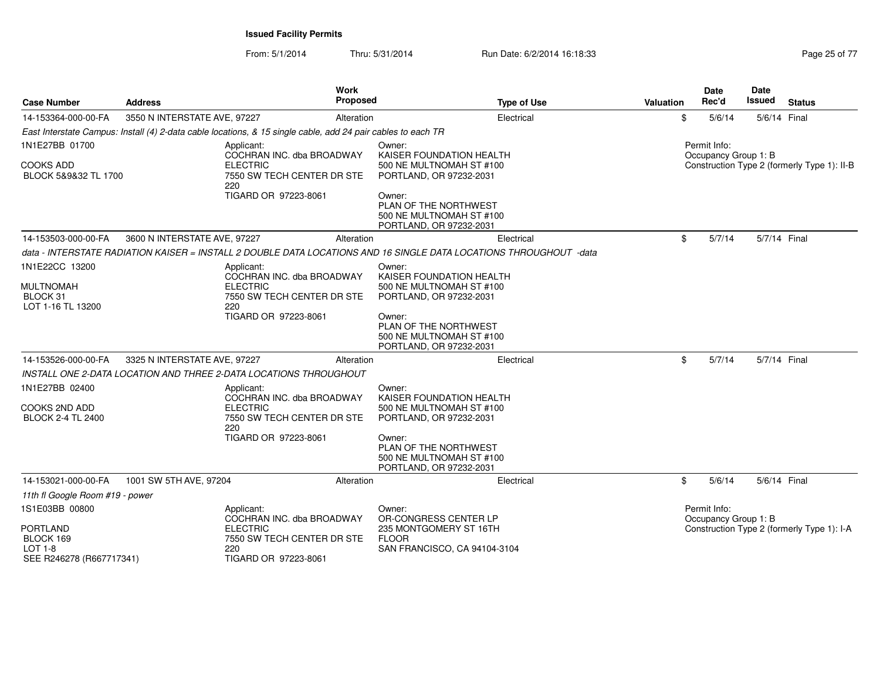**Issued Facility Permits**

From: 5/1/2014 Thru: 5/31/2014 Run Date: 6/2/2014 16:18:33

| Case Number | Address | Work Proposed | Type of Use | Valuation | Date Rec'd | Date Issued | Status |
|---|---|---|---|---|---|---|---|
| 14-153364-000-00-FA | 3550 N INTERSTATE AVE, 97227 | Alteration | Electrical | $ | 5/6/14 | 5/6/14 | Final |

*East Interstate Campus: Install (4) 2-data cable locations, & 15 single cable, add 24 pair cables to each TR*

1N1E27BB 01700

COOKS ADD
BLOCK 5&9&32 TL 1700

Applicant:
COCHRAN INC. dba BROADWAY ELECTRIC
7550 SW TECH CENTER DR STE 220
TIGARD OR 97223-8061

Owner:
KAISER FOUNDATION HEALTH
500 NE MULTNOMAH ST #100
PORTLAND, OR 97232-2031

Owner:
PLAN OF THE NORTHWEST
500 NE MULTNOMAH ST #100
PORTLAND, OR 97232-2031

Permit Info:
Occupancy Group 1: B
Construction Type 2 (formerly Type 1): II-B

---

| Case Number | Address | Work Proposed | Type of Use | Valuation | Date Rec'd | Date Issued | Status |
|---|---|---|---|---|---|---|---|
| 14-153503-000-00-FA | 3600 N INTERSTATE AVE, 97227 | Alteration | Electrical | $ | 5/7/14 | 5/7/14 | Final |

*data - INTERSTATE RADIATION KAISER = INSTALL 2 DOUBLE DATA LOCATIONS AND 16 SINGLE DATA LOCATIONS THROUGHOUT -data*

1N1E22CC 13200

MULTNOMAH
BLOCK 31
LOT 1-16 TL 13200

Applicant:
COCHRAN INC. dba BROADWAY ELECTRIC
7550 SW TECH CENTER DR STE 220
TIGARD OR 97223-8061

Owner:
KAISER FOUNDATION HEALTH
500 NE MULTNOMAH ST #100
PORTLAND, OR 97232-2031

Owner:
PLAN OF THE NORTHWEST
500 NE MULTNOMAH ST #100
PORTLAND, OR 97232-2031

---

| Case Number | Address | Work Proposed | Type of Use | Valuation | Date Rec'd | Date Issued | Status |
|---|---|---|---|---|---|---|---|
| 14-153526-000-00-FA | 3325 N INTERSTATE AVE, 97227 | Alteration | Electrical | $ | 5/7/14 | 5/7/14 | Final |

*INSTALL ONE 2-DATA LOCATION AND THREE 2-DATA LOCATIONS THROUGHOUT*

1N1E27BB 02400

COOKS 2ND ADD
BLOCK 2-4 TL 2400

Applicant:
COCHRAN INC. dba BROADWAY ELECTRIC
7550 SW TECH CENTER DR STE 220
TIGARD OR 97223-8061

Owner:
KAISER FOUNDATION HEALTH
500 NE MULTNOMAH ST #100
PORTLAND, OR 97232-2031

Owner:
PLAN OF THE NORTHWEST
500 NE MULTNOMAH ST #100
PORTLAND, OR 97232-2031

---

| Case Number | Address | Work Proposed | Type of Use | Valuation | Date Rec'd | Date Issued | Status |
|---|---|---|---|---|---|---|---|
| 14-153021-000-00-FA | 1001 SW 5TH AVE, 97204 | Alteration | Electrical | $ | 5/6/14 | 5/6/14 | Final |

*11th fl Google Room #19 - power*

1S1E03BB 00800

PORTLAND
BLOCK 169
LOT 1-8
SEE R246278 (R667717341)

Applicant:
COCHRAN INC. dba BROADWAY ELECTRIC
7550 SW TECH CENTER DR STE 220
TIGARD OR 97223-8061

Owner:
OR-CONGRESS CENTER LP
235 MONTGOMERY ST 16TH FLOOR
SAN FRANCISCO, CA 94104-3104

Permit Info:
Occupancy Group 1: B
Construction Type 2 (formerly Type 1): I-A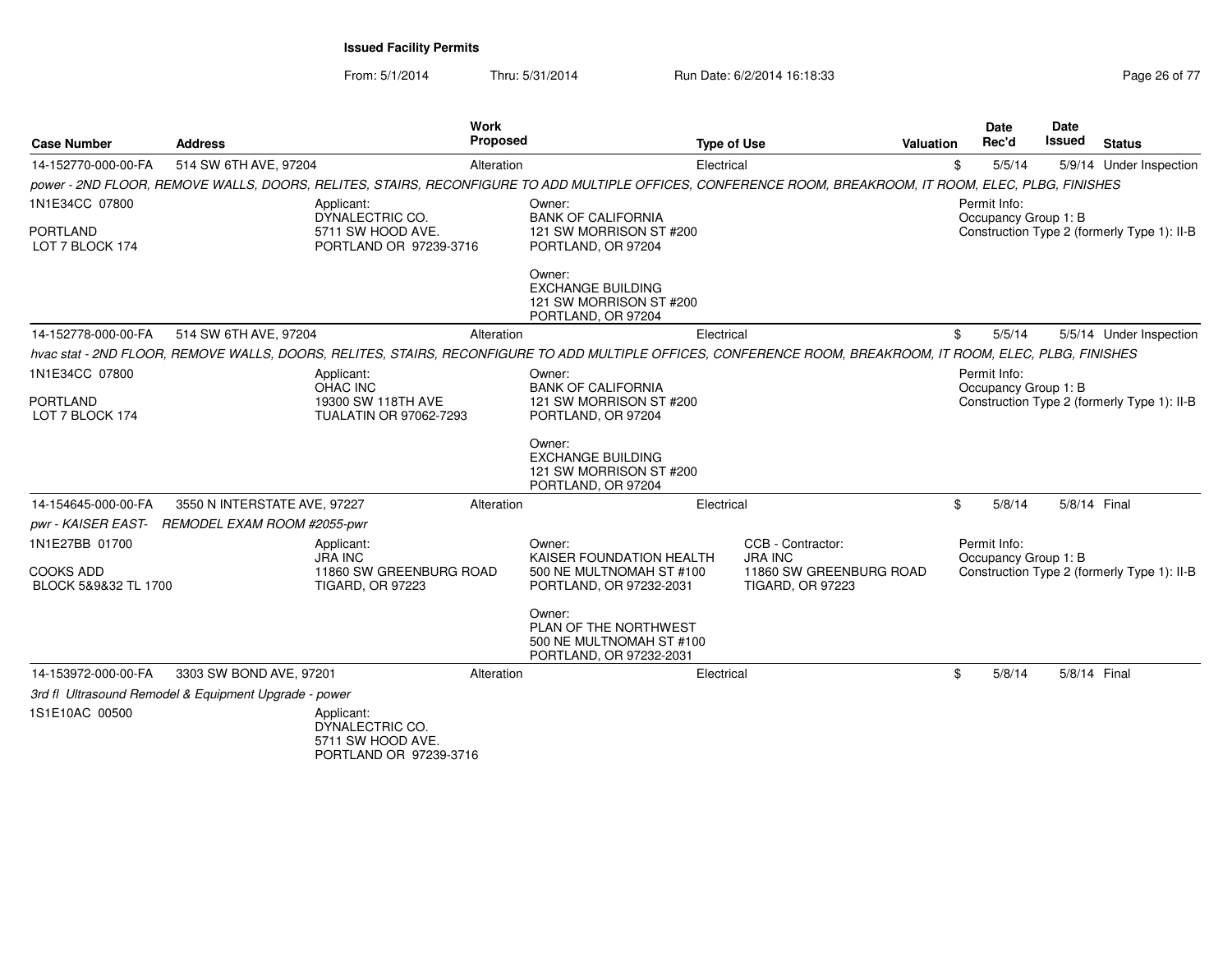**Issued Facility Permits**

From: 5/1/2014 Thru: 5/31/2014 Run Date: 6/2/2014 16:18:33

| Case Number | Address | Work Proposed | Type of Use | Valuation | Date Rec'd | Date Issued | Status |
|---|---|---|---|---|---|---|---|
| 14-152770-000-00-FA | 514 SW 6TH AVE, 97204 | Alteration | Electrical | $ | 5/5/14 | 5/9/14 | Under Inspection |

*power - 2ND FLOOR, REMOVE WALLS, DOORS, RELITES, STAIRS, RECONFIGURE TO ADD MULTIPLE OFFICES, CONFERENCE ROOM, BREAKROOM, IT ROOM, ELEC, PLBG, FINISHES*

1N1E34CC 07800
PORTLAND
LOT 7 BLOCK 174

Applicant:
DYNALECTRIC CO.
5711 SW HOOD AVE.
PORTLAND OR 97239-3716

Owner:
BANK OF CALIFORNIA
121 SW MORRISON ST #200
PORTLAND, OR 97204

Owner:
EXCHANGE BUILDING
121 SW MORRISON ST #200
PORTLAND, OR 97204

Permit Info:
Occupancy Group 1: B
Construction Type 2 (formerly Type 1): II-B

| Case Number | Address | Work Proposed | Type of Use | Valuation | Date Rec'd | Date Issued | Status |
|---|---|---|---|---|---|---|---|
| 14-152778-000-00-FA | 514 SW 6TH AVE, 97204 | Alteration | Electrical | $ | 5/5/14 | 5/5/14 | Under Inspection |

*hvac stat - 2ND FLOOR, REMOVE WALLS, DOORS, RELITES, STAIRS, RECONFIGURE TO ADD MULTIPLE OFFICES, CONFERENCE ROOM, BREAKROOM, IT ROOM, ELEC, PLBG, FINISHES*

1N1E34CC 07800
PORTLAND
LOT 7 BLOCK 174

Applicant:
OHAC INC
19300 SW 118TH AVE
TUALATIN OR 97062-7293

Owner:
BANK OF CALIFORNIA
121 SW MORRISON ST #200
PORTLAND, OR 97204

Owner:
EXCHANGE BUILDING
121 SW MORRISON ST #200
PORTLAND, OR 97204

Permit Info:
Occupancy Group 1: B
Construction Type 2 (formerly Type 1): II-B

| Case Number | Address | Work Proposed | Type of Use | Valuation | Date Rec'd | Date Issued | Status |
|---|---|---|---|---|---|---|---|
| 14-154645-000-00-FA | 3550 N INTERSTATE AVE, 97227 | Alteration | Electrical | $ | 5/8/14 | 5/8/14 | Final |

*pwr - KAISER EAST- REMODEL EXAM ROOM #2055-pwr*

1N1E27BB 01700
COOKS ADD
BLOCK 5&9&32 TL 1700

Applicant:
JRA INC
11860 SW GREENBURG ROAD
TIGARD, OR 97223

Owner:
KAISER FOUNDATION HEALTH
500 NE MULTNOMAH ST #100
PORTLAND, OR 97232-2031

Owner:
PLAN OF THE NORTHWEST
500 NE MULTNOMAH ST #100
PORTLAND, OR 97232-2031

CCB - Contractor:
JRA INC
11860 SW GREENBURG ROAD
TIGARD, OR 97223

Permit Info:
Occupancy Group 1: B
Construction Type 2 (formerly Type 1): II-B

| Case Number | Address | Work Proposed | Type of Use | Valuation | Date Rec'd | Date Issued | Status |
|---|---|---|---|---|---|---|---|
| 14-153972-000-00-FA | 3303 SW BOND AVE, 97201 | Alteration | Electrical | $ | 5/8/14 | 5/8/14 | Final |

*3rd fl Ultrasound Remodel & Equipment Upgrade - power*

1S1E10AC 00500

Applicant:
DYNALECTRIC CO.
5711 SW HOOD AVE.
PORTLAND OR 97239-3716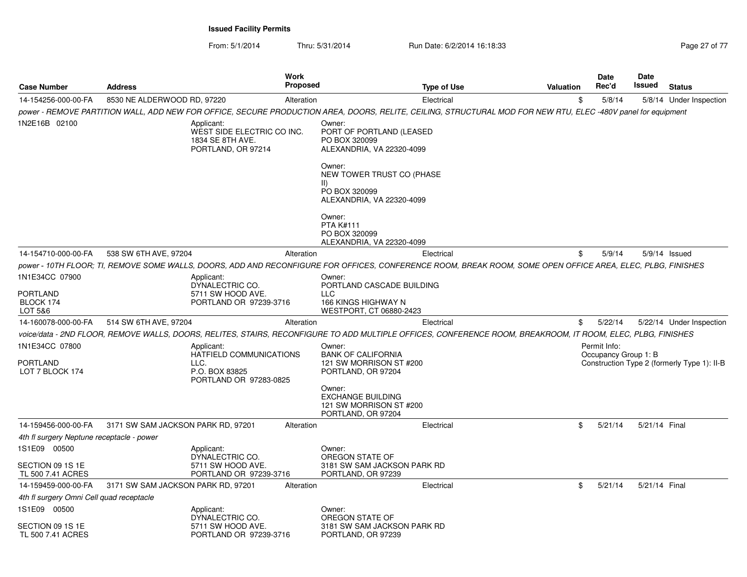**Issued Facility Permits**

From: 5/1/2014 Thru: 5/31/2014 Run Date: 6/2/2014 16:18:33

| Case Number | Address | Work Proposed | Type of Use | Valuation | Date Rec'd | Date Issued | Status |
|---|---|---|---|---|---|---|---|
| 14-154256-000-00-FA | 8530 NE ALDERWOOD RD, 97220 | Alteration | Electrical | $ | 5/8/14 | 5/8/14 | Under Inspection |

*power - REMOVE PARTITION WALL, ADD NEW FOR OFFICE, SECURE PRODUCTION AREA, DOORS, RELITE, CEILING, STRUCTURAL MOD FOR NEW RTU, ELEC -480V panel for equipment*

1N2E16B 02100

Applicant:
WEST SIDE ELECTRIC CO INC.
1834 SE 8TH AVE.
PORTLAND, OR 97214

Owner:
PORT OF PORTLAND (LEASED
PO BOX 320099
ALEXANDRIA, VA 22320-4099

Owner:
NEW TOWER TRUST CO (PHASE II)
PO BOX 320099
ALEXANDRIA, VA 22320-4099

Owner:
PTA K#111
PO BOX 320099
ALEXANDRIA, VA 22320-4099

| Case Number | Address | Work Proposed | Type of Use | Valuation | Date Rec'd | Date Issued | Status |
|---|---|---|---|---|---|---|---|
| 14-154710-000-00-FA | 538 SW 6TH AVE, 97204 | Alteration | Electrical | $ | 5/9/14 | 5/9/14 | Issued |

*power - 10TH FLOOR; TI, REMOVE SOME WALLS, DOORS, ADD AND RECONFIGURE FOR OFFICES, CONFERENCE ROOM, BREAK ROOM, SOME OPEN OFFICE AREA, ELEC, PLBG, FINISHES*

1N1E34CC 07900
PORTLAND
BLOCK 174
LOT 5&6

Applicant:
DYNALECTRIC CO.
5711 SW HOOD AVE.
PORTLAND OR 97239-3716

Owner:
PORTLAND CASCADE BUILDING LLC
166 KINGS HIGHWAY N
WESTPORT, CT 06880-2423

| Case Number | Address | Work Proposed | Type of Use | Valuation | Date Rec'd | Date Issued | Status |
|---|---|---|---|---|---|---|---|
| 14-160078-000-00-FA | 514 SW 6TH AVE, 97204 | Alteration | Electrical | $ | 5/22/14 | 5/22/14 | Under Inspection |

*voice/data - 2ND FLOOR, REMOVE WALLS, DOORS, RELITES, STAIRS, RECONFIGURE TO ADD MULTIPLE OFFICES, CONFERENCE ROOM, BREAKROOM, IT ROOM, ELEC, PLBG, FINISHES*

1N1E34CC 07800
PORTLAND
LOT 7 BLOCK 174

Applicant:
HATFIELD COMMUNICATIONS LLC.
P.O. BOX 83825
PORTLAND OR 97283-0825

Owner:
BANK OF CALIFORNIA
121 SW MORRISON ST #200
PORTLAND, OR 97204

Owner:
EXCHANGE BUILDING
121 SW MORRISON ST #200
PORTLAND, OR 97204

Permit Info:
Occupancy Group 1: B
Construction Type 2 (formerly Type 1): II-B

| Case Number | Address | Work Proposed | Type of Use | Valuation | Date Rec'd | Date Issued | Status |
|---|---|---|---|---|---|---|---|
| 14-159456-000-00-FA | 3171 SW SAM JACKSON PARK RD, 97201 | Alteration | Electrical | $ | 5/21/14 | 5/21/14 | Final |

*4th fl surgery Neptune receptacle - power*

1S1E09 00500
SECTION 09 1S 1E
TL 500 7.41 ACRES

Applicant:
DYNALECTRIC CO.
5711 SW HOOD AVE.
PORTLAND OR 97239-3716

Owner:
OREGON STATE OF
3181 SW SAM JACKSON PARK RD
PORTLAND, OR 97239

| Case Number | Address | Work Proposed | Type of Use | Valuation | Date Rec'd | Date Issued | Status |
|---|---|---|---|---|---|---|---|
| 14-159459-000-00-FA | 3171 SW SAM JACKSON PARK RD, 97201 | Alteration | Electrical | $ | 5/21/14 | 5/21/14 | Final |

*4th fl surgery Omni Cell quad receptacle*

1S1E09 00500
SECTION 09 1S 1E
TL 500 7.41 ACRES

Applicant:
DYNALECTRIC CO.
5711 SW HOOD AVE.
PORTLAND OR 97239-3716

Owner:
OREGON STATE OF
3181 SW SAM JACKSON PARK RD
PORTLAND, OR 97239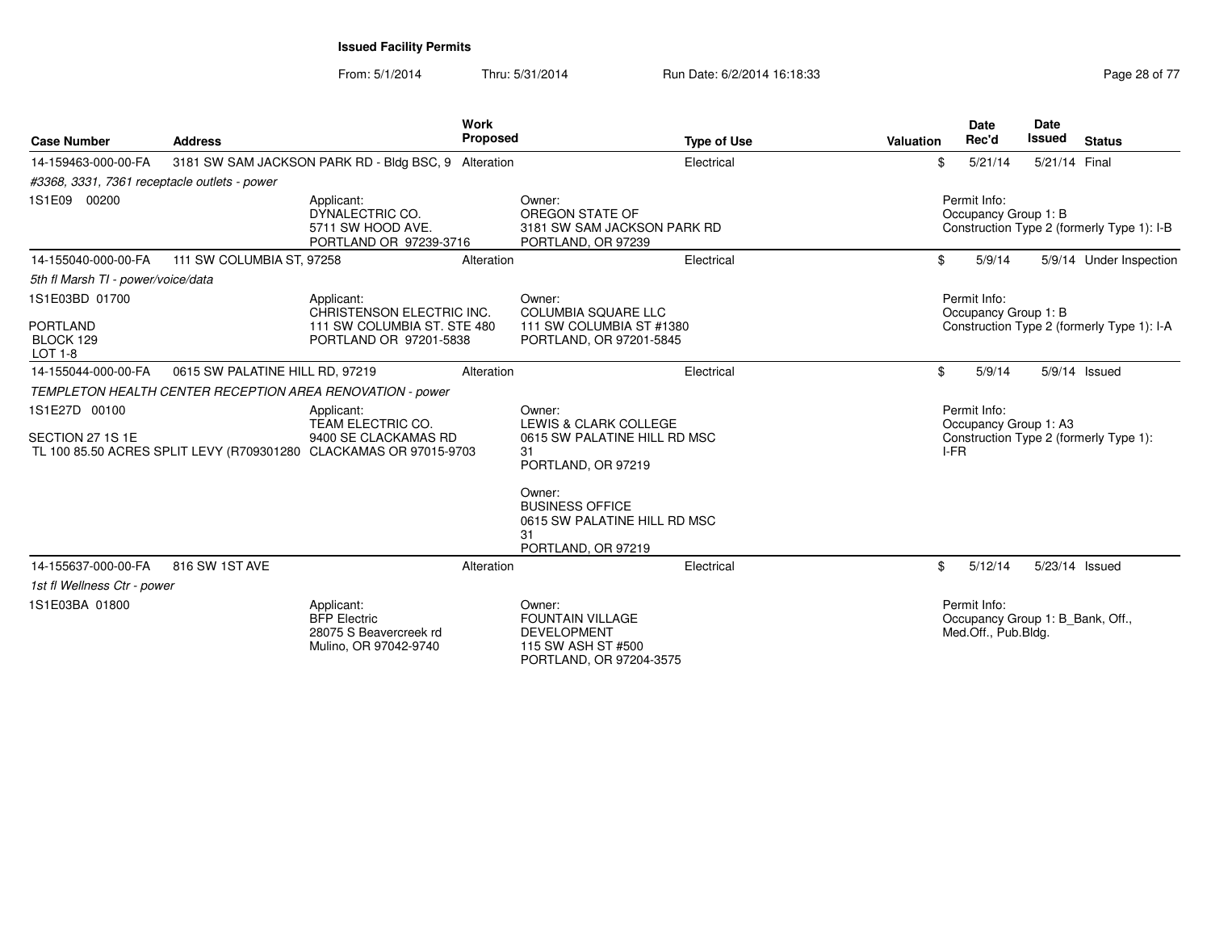**Issued Facility Permits**

From: 5/1/2014 Thru: 5/31/2014 Run Date: 6/2/2014 16:18:33

| Case Number | Address | Work Proposed | Type of Use | Valuation | Date Rec'd | Date Issued | Status |
|---|---|---|---|---|---|---|---|
| 14-159463-000-00-FA | 3181 SW SAM JACKSON PARK RD - Bldg BSC, 9 | Alteration | Electrical | $ | 5/21/14 | 5/21/14 | Final |
| *#3368, 3331, 7361 receptacle outlets - power* | | | | | | | |
| 1S1E09 00200 | Applicant: DYNALECTRIC CO. 5711 SW HOOD AVE. PORTLAND OR 97239-3716 | | Owner: OREGON STATE OF 3181 SW SAM JACKSON PARK RD PORTLAND, OR 97239 | | Permit Info: Occupancy Group 1: B Construction Type 2 (formerly Type 1): I-B | | |
| 14-155040-000-00-FA | 111 SW COLUMBIA ST, 97258 | Alteration | Electrical | $ | 5/9/14 | 5/9/14 | Under Inspection |
| *5th fl Marsh TI - power/voice/data* | | | | | | | |
| 1S1E03BD 01700 PORTLAND BLOCK 129 LOT 1-8 | Applicant: CHRISTENSON ELECTRIC INC. 111 SW COLUMBIA ST. STE 480 PORTLAND OR 97201-5838 | | Owner: COLUMBIA SQUARE LLC 111 SW COLUMBIA ST #1380 PORTLAND, OR 97201-5845 | | Permit Info: Occupancy Group 1: B Construction Type 2 (formerly Type 1): I-A | | |
| 14-155044-000-00-FA | 0615 SW PALATINE HILL RD, 97219 | Alteration | Electrical | $ | 5/9/14 | 5/9/14 | Issued |
| *TEMPLETON HEALTH CENTER RECEPTION AREA RENOVATION - power* | | | | | | | |
| 1S1E27D 00100 SECTION 27 1S 1E TL 100 85.50 ACRES SPLIT LEVY (R709301280 | Applicant: TEAM ELECTRIC CO. 9400 SE CLACKAMAS RD CLACKAMAS OR 97015-9703 | | Owner: LEWIS & CLARK COLLEGE 0615 SW PALATINE HILL RD MSC 31 PORTLAND, OR 97219<br>Owner: BUSINESS OFFICE 0615 SW PALATINE HILL RD MSC 31 PORTLAND, OR 97219 | | Permit Info: Occupancy Group 1: A3 Construction Type 2 (formerly Type 1): I-FR | | |
| 14-155637-000-00-FA | 816 SW 1ST AVE | Alteration | Electrical | $ | 5/12/14 | 5/23/14 | Issued |
| *1st fl Wellness Ctr - power* | | | | | | | |
| 1S1E03BA 01800 | Applicant: BFP Electric 28075 S Beavercreek rd Mulino, OR 97042-9740 | | Owner: FOUNTAIN VILLAGE DEVELOPMENT 115 SW ASH ST #500 PORTLAND, OR 97204-3575 | | Permit Info: Occupancy Group 1: B_Bank, Off., Med.Off., Pub.Bldg. | | |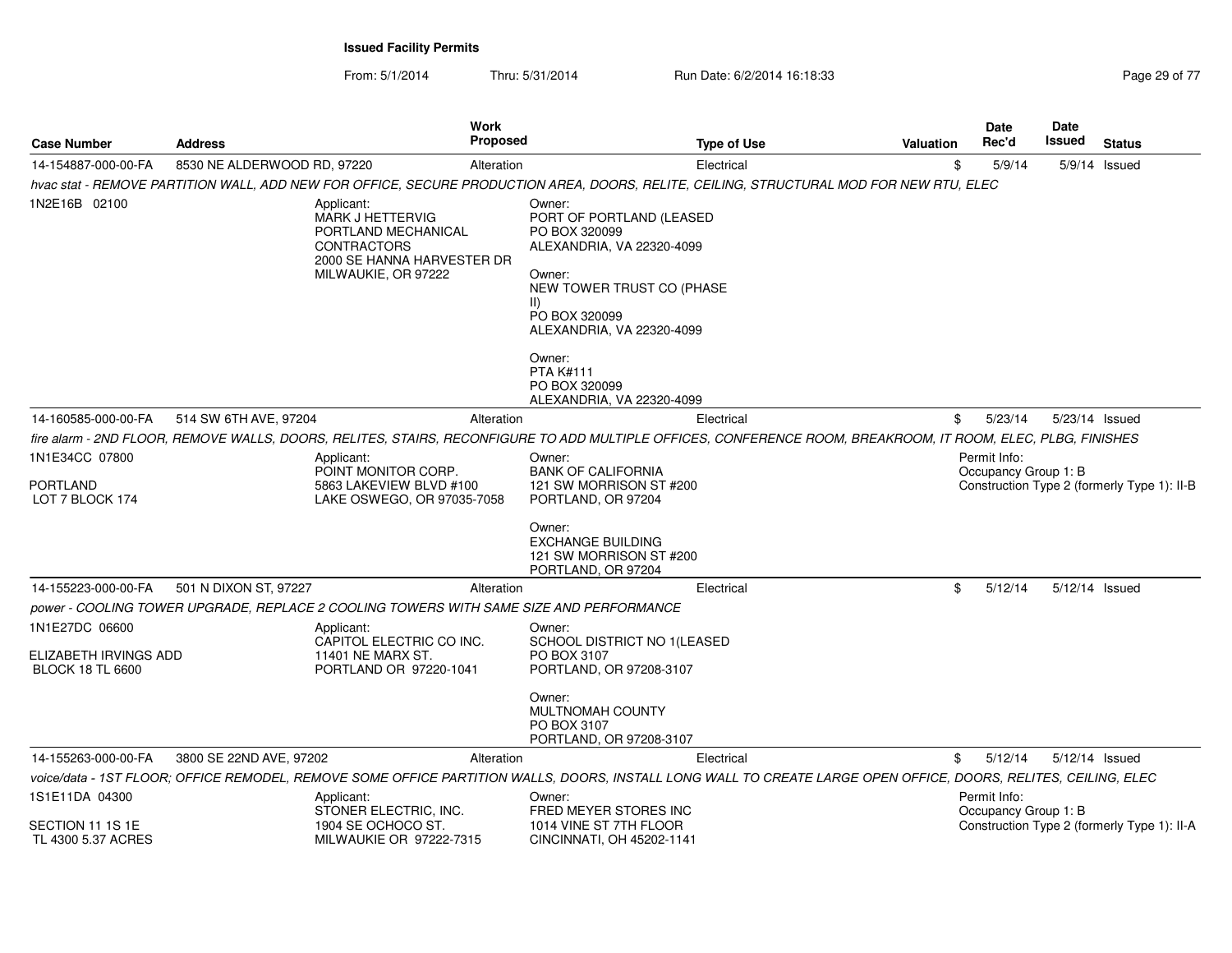**Issued Facility Permits**

From: 5/1/2014 Thru: 5/31/2014 Run Date: 6/2/2014 16:18:33

| Case Number | Address | Work Proposed | Type of Use | Valuation | Date Rec'd | Date Issued | Status |
|---|---|---|---|---|---|---|---|
| 14-154887-000-00-FA | 8530 NE ALDERWOOD RD, 97220 | Alteration | Electrical | $ | 5/9/14 | 5/9/14 | Issued |

*hvac stat - REMOVE PARTITION WALL, ADD NEW FOR OFFICE, SECURE PRODUCTION AREA, DOORS, RELITE, CEILING, STRUCTURAL MOD FOR NEW RTU, ELEC*

1N2E16B 02100

Applicant:
MARK J HETTERVIG
PORTLAND MECHANICAL CONTRACTORS
2000 SE HANNA HARVESTER DR
MILWAUKIE, OR 97222

Owner:
PORT OF PORTLAND (LEASED
PO BOX 320099
ALEXANDRIA, VA 22320-4099

Owner:
NEW TOWER TRUST CO (PHASE II)
PO BOX 320099
ALEXANDRIA, VA 22320-4099

Owner:
PTA K#111
PO BOX 320099
ALEXANDRIA, VA 22320-4099

| Case Number | Address | Work Proposed | Type of Use | Valuation | Date Rec'd | Date Issued | Status |
|---|---|---|---|---|---|---|---|
| 14-160585-000-00-FA | 514 SW 6TH AVE, 97204 | Alteration | Electrical | $ | 5/23/14 | 5/23/14 | Issued |

*fire alarm - 2ND FLOOR, REMOVE WALLS, DOORS, RELITES, STAIRS, RECONFIGURE TO ADD MULTIPLE OFFICES, CONFERENCE ROOM, BREAKROOM, IT ROOM, ELEC, PLBG, FINISHES*

1N1E34CC 07800

PORTLAND
LOT 7 BLOCK 174

Applicant:
POINT MONITOR CORP.
5863 LAKEVIEW BLVD #100
LAKE OSWEGO, OR 97035-7058

Owner:
BANK OF CALIFORNIA
121 SW MORRISON ST #200
PORTLAND, OR 97204

Owner:
EXCHANGE BUILDING
121 SW MORRISON ST #200
PORTLAND, OR 97204

Permit Info:
Occupancy Group 1: B
Construction Type 2 (formerly Type 1): II-B

| Case Number | Address | Work Proposed | Type of Use | Valuation | Date Rec'd | Date Issued | Status |
|---|---|---|---|---|---|---|---|
| 14-155223-000-00-FA | 501 N DIXON ST, 97227 | Alteration | Electrical | $ | 5/12/14 | 5/12/14 | Issued |

*power - COOLING TOWER UPGRADE, REPLACE 2 COOLING TOWERS WITH SAME SIZE AND PERFORMANCE*

1N1E27DC 06600

ELIZABETH IRVINGS ADD
BLOCK 18 TL 6600

Applicant:
CAPITOL ELECTRIC CO INC.
11401 NE MARX ST.
PORTLAND OR 97220-1041

Owner:
SCHOOL DISTRICT NO 1(LEASED
PO BOX 3107
PORTLAND, OR 97208-3107

Owner:
MULTNOMAH COUNTY
PO BOX 3107
PORTLAND, OR 97208-3107

| Case Number | Address | Work Proposed | Type of Use | Valuation | Date Rec'd | Date Issued | Status |
|---|---|---|---|---|---|---|---|
| 14-155263-000-00-FA | 3800 SE 22ND AVE, 97202 | Alteration | Electrical | $ | 5/12/14 | 5/12/14 | Issued |

*voice/data - 1ST FLOOR; OFFICE REMODEL, REMOVE SOME OFFICE PARTITION WALLS, DOORS, INSTALL LONG WALL TO CREATE LARGE OPEN OFFICE, DOORS, RELITES, CEILING, ELEC*

1S1E11DA 04300

SECTION 11 1S 1E
TL 4300 5.37 ACRES

Applicant:
STONER ELECTRIC, INC.
1904 SE OCHOCO ST.
MILWAUKIE OR 97222-7315

Owner:
FRED MEYER STORES INC
1014 VINE ST 7TH FLOOR
CINCINNATI, OH 45202-1141

Permit Info:
Occupancy Group 1: B
Construction Type 2 (formerly Type 1): II-A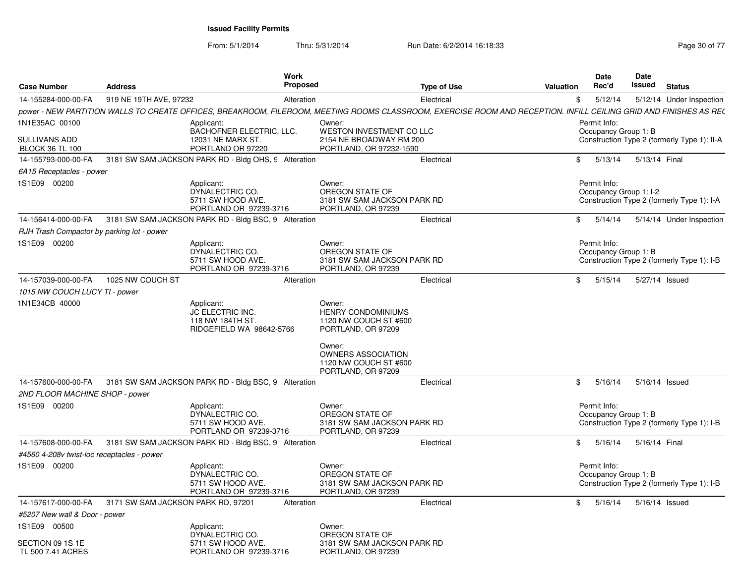## Issued Facility Permits

From: 5/1/2014 Thru: 5/31/2014 Run Date: 6/2/2014 16:18:33

| Case Number | Address | Work Proposed | Type of Use | Valuation | Date Rec'd | Date Issued | Status |
|---|---|---|---|---|---|---|---|
| 14-155284-000-00-FA | 919 NE 19TH AVE, 97232 | Alteration | Electrical | $ | 5/12/14 | 5/12/14 | Under Inspection |

*power - NEW PARTITION WALLS TO CREATE OFFICES, BREAKROOM, FILEROOM, MEETING ROOMS CLASSROOM, EXERCISE ROOM AND RECEPTION. INFILL CEILING GRID AND FINISHES AS REC*

1N1E35AC 00100
SULLIVANS ADD
BLOCK 36 TL 100

Applicant:
BACHOFNER ELECTRIC, LLC.
12031 NE MARX ST.
PORTLAND OR 97220

Owner:
WESTON INVESTMENT CO LLC
2154 NE BROADWAY RM 200
PORTLAND, OR 97232-1590

Permit Info:
Occupancy Group 1: B
Construction Type 2 (formerly Type 1): II-A

| Case Number | Address | Work Proposed | Type of Use | Valuation | Date Rec'd | Date Issued | Status |
|---|---|---|---|---|---|---|---|
| 14-155793-000-00-FA | 3181 SW SAM JACKSON PARK RD - Bldg OHS, 9 | Alteration | Electrical | $ | 5/13/14 | 5/13/14 | Final |

*6A15 Receptacles - power*

1S1E09 00200

Applicant:
DYNALECTRIC CO.
5711 SW HOOD AVE.
PORTLAND OR 97239-3716

Owner:
OREGON STATE OF
3181 SW SAM JACKSON PARK RD
PORTLAND, OR 97239

Permit Info:
Occupancy Group 1: I-2
Construction Type 2 (formerly Type 1): I-A

| Case Number | Address | Work Proposed | Type of Use | Valuation | Date Rec'd | Date Issued | Status |
|---|---|---|---|---|---|---|---|
| 14-156414-000-00-FA | 3181 SW SAM JACKSON PARK RD - Bldg BSC, 9 | Alteration | Electrical | $ | 5/14/14 | 5/14/14 | Under Inspection |

*RJH Trash Compactor by parking lot - power*

1S1E09 00200

Applicant:
DYNALECTRIC CO.
5711 SW HOOD AVE.
PORTLAND OR 97239-3716

Owner:
OREGON STATE OF
3181 SW SAM JACKSON PARK RD
PORTLAND, OR 97239

Permit Info:
Occupancy Group 1: B
Construction Type 2 (formerly Type 1): I-B

| Case Number | Address | Work Proposed | Type of Use | Valuation | Date Rec'd | Date Issued | Status |
|---|---|---|---|---|---|---|---|
| 14-157039-000-00-FA | 1025 NW COUCH ST | Alteration | Electrical | $ | 5/15/14 | 5/27/14 | Issued |

*1015 NW COUCH LUCY TI - power*

1N1E34CB 40000

Applicant:
JC ELECTRIC INC.
118 NW 184TH ST.
RIDGEFIELD WA 98642-5766

Owner:
HENRY CONDOMINIUMS
1120 NW COUCH ST #600
PORTLAND, OR 97209

Owner:
OWNERS ASSOCIATION
1120 NW COUCH ST #600
PORTLAND, OR 97209

| Case Number | Address | Work Proposed | Type of Use | Valuation | Date Rec'd | Date Issued | Status |
|---|---|---|---|---|---|---|---|
| 14-157600-000-00-FA | 3181 SW SAM JACKSON PARK RD - Bldg BSC, 9 | Alteration | Electrical | $ | 5/16/14 | 5/16/14 | Issued |

*2ND FLOOR MACHINE SHOP - power*

1S1E09 00200

Applicant:
DYNALECTRIC CO.
5711 SW HOOD AVE.
PORTLAND OR 97239-3716

Owner:
OREGON STATE OF
3181 SW SAM JACKSON PARK RD
PORTLAND, OR 97239

Permit Info:
Occupancy Group 1: B
Construction Type 2 (formerly Type 1): I-B

| Case Number | Address | Work Proposed | Type of Use | Valuation | Date Rec'd | Date Issued | Status |
|---|---|---|---|---|---|---|---|
| 14-157608-000-00-FA | 3181 SW SAM JACKSON PARK RD - Bldg BSC, 9 | Alteration | Electrical | $ | 5/16/14 | 5/16/14 | Final |

*#4560 4-208v twist-loc receptacles - power*

1S1E09 00200

Applicant:
DYNALECTRIC CO.
5711 SW HOOD AVE.
PORTLAND OR 97239-3716

Owner:
OREGON STATE OF
3181 SW SAM JACKSON PARK RD
PORTLAND, OR 97239

Permit Info:
Occupancy Group 1: B
Construction Type 2 (formerly Type 1): I-B

| Case Number | Address | Work Proposed | Type of Use | Valuation | Date Rec'd | Date Issued | Status |
|---|---|---|---|---|---|---|---|
| 14-157617-000-00-FA | 3171 SW SAM JACKSON PARK RD, 97201 | Alteration | Electrical | $ | 5/16/14 | 5/16/14 | Issued |

*#5207 New wall & Door - power*

1S1E09 00500
SECTION 09 1S 1E
TL 500 7.41 ACRES

Applicant:
DYNALECTRIC CO.
5711 SW HOOD AVE.
PORTLAND OR 97239-3716

Owner:
OREGON STATE OF
3181 SW SAM JACKSON PARK RD
PORTLAND, OR 97239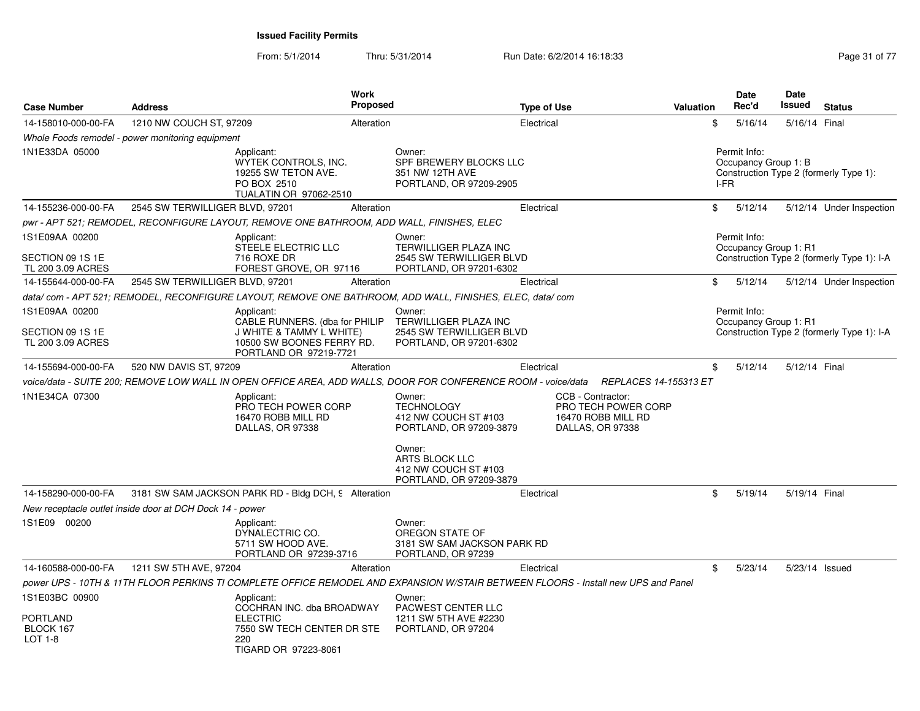**Issued Facility Permits**

From: 5/1/2014 Thru: 5/31/2014 Run Date: 6/2/2014 16:18:33

| Case Number | Address | Work Proposed | Type of Use | Valuation | Date Rec'd | Date Issued | Status |
|---|---|---|---|---|---|---|---|
| 14-158010-000-00-FA | 1210 NW COUCH ST, 97209 | Alteration | Electrical | $ | 5/16/14 | 5/16/14 | Final |

*Whole Foods remodel - power monitoring equipment*

1N1E33DA 05000

Applicant: WYTEK CONTROLS, INC. 19255 SW TETON AVE. PO BOX 2510 TUALATIN OR 97062-2510

Owner: SPF BREWERY BLOCKS LLC 351 NW 12TH AVE PORTLAND, OR 97209-2905

Permit Info: Occupancy Group 1: B Construction Type 2 (formerly Type 1): I-FR

| Case Number | Address | Work Proposed | Type of Use | Valuation | Date Rec'd | Date Issued | Status |
|---|---|---|---|---|---|---|---|
| 14-155236-000-00-FA | 2545 SW TERWILLIGER BLVD, 97201 | Alteration | Electrical | $ | 5/12/14 | 5/12/14 | Under Inspection |

*pwr - APT 521; REMODEL, RECONFIGURE LAYOUT, REMOVE ONE BATHROOM, ADD WALL, FINISHES, ELEC*

1S1E09AA 00200 SECTION 09 1S 1E TL 200 3.09 ACRES

Applicant: STEELE ELECTRIC LLC 716 ROXE DR FOREST GROVE, OR 97116

Owner: TERWILLIGER PLAZA INC 2545 SW TERWILLIGER BLVD PORTLAND, OR 97201-6302

Permit Info: Occupancy Group 1: R1 Construction Type 2 (formerly Type 1): I-A

| Case Number | Address | Work Proposed | Type of Use | Valuation | Date Rec'd | Date Issued | Status |
|---|---|---|---|---|---|---|---|
| 14-155644-000-00-FA | 2545 SW TERWILLIGER BLVD, 97201 | Alteration | Electrical | $ | 5/12/14 | 5/12/14 | Under Inspection |

*data/ com - APT 521; REMODEL, RECONFIGURE LAYOUT, REMOVE ONE BATHROOM, ADD WALL, FINISHES, ELEC, data/ com*

1S1E09AA 00200 SECTION 09 1S 1E TL 200 3.09 ACRES

Applicant: CABLE RUNNERS. (dba for PHILIP J WHITE & TAMMY L WHITE) 10500 SW BOONES FERRY RD. PORTLAND OR 97219-7721

Owner: TERWILLIGER PLAZA INC 2545 SW TERWILLIGER BLVD PORTLAND, OR 97201-6302

Permit Info: Occupancy Group 1: R1 Construction Type 2 (formerly Type 1): I-A

| Case Number | Address | Work Proposed | Type of Use | Valuation | Date Rec'd | Date Issued | Status |
|---|---|---|---|---|---|---|---|
| 14-155694-000-00-FA | 520 NW DAVIS ST, 97209 | Alteration | Electrical | $ | 5/12/14 | 5/12/14 | Final |

*voice/data - SUITE 200; REMOVE LOW WALL IN OPEN OFFICE AREA, ADD WALLS, DOOR FOR CONFERENCE ROOM - voice/data REPLACES 14-155313 ET*

1N1E34CA 07300

Applicant: PRO TECH POWER CORP 16470 ROBB MILL RD DALLAS, OR 97338

Owner: TECHNOLOGY 412 NW COUCH ST #103 PORTLAND, OR 97209-3879

Owner: ARTS BLOCK LLC 412 NW COUCH ST #103 PORTLAND, OR 97209-3879

CCB - Contractor: PRO TECH POWER CORP 16470 ROBB MILL RD DALLAS, OR 97338

| Case Number | Address | Work Proposed | Type of Use | Valuation | Date Rec'd | Date Issued | Status |
|---|---|---|---|---|---|---|---|
| 14-158290-000-00-FA | 3181 SW SAM JACKSON PARK RD - Bldg DCH, 9 | Alteration | Electrical | $ | 5/19/14 | 5/19/14 | Final |

*New receptacle outlet inside door at DCH Dock 14 - power*

1S1E09 00200

Applicant: DYNALECTRIC CO. 5711 SW HOOD AVE. PORTLAND OR 97239-3716

Owner: OREGON STATE OF 3181 SW SAM JACKSON PARK RD PORTLAND, OR 97239

| Case Number | Address | Work Proposed | Type of Use | Valuation | Date Rec'd | Date Issued | Status |
|---|---|---|---|---|---|---|---|
| 14-160588-000-00-FA | 1211 SW 5TH AVE, 97204 | Alteration | Electrical | $ | 5/23/14 | 5/23/14 | Issued |

*power UPS - 10TH & 11TH FLOOR PERKINS TI COMPLETE OFFICE REMODEL AND EXPANSION W/STAIR BETWEEN FLOORS - Install new UPS and Panel*

1S1E03BC 00900 PORTLAND BLOCK 167 LOT 1-8

Applicant: COCHRAN INC. dba BROADWAY ELECTRIC 7550 SW TECH CENTER DR STE 220 TIGARD OR 97223-8061

Owner: PACWEST CENTER LLC 1211 SW 5TH AVE #2230 PORTLAND, OR 97204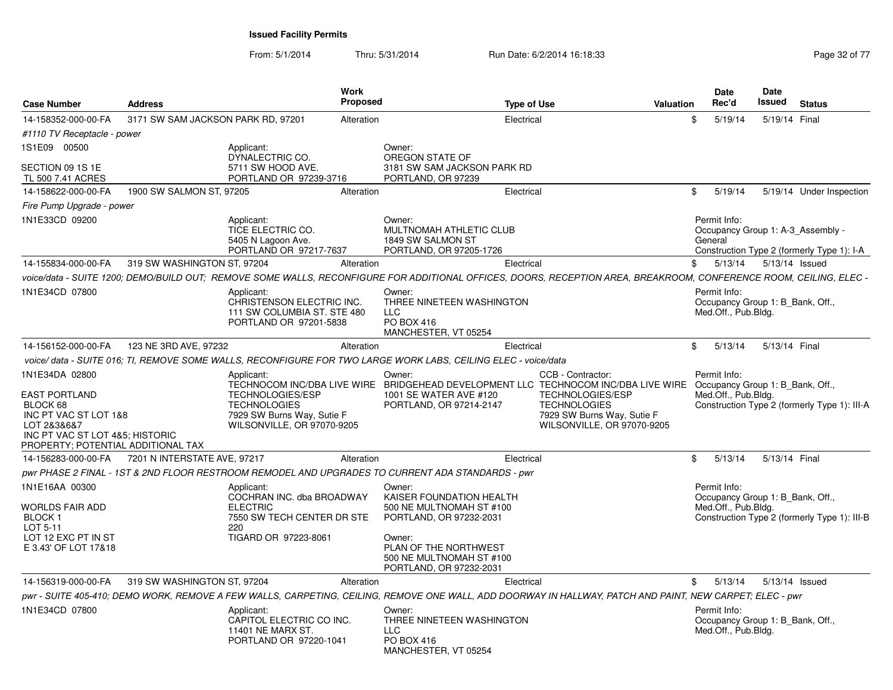**Issued Facility Permits**

From: 5/1/2014 Thru: 5/31/2014 Run Date: 6/2/2014 16:18:33

| Case Number | Address | Work Proposed | Type of Use | Valuation | Date Rec'd | Date Issued | Status |
|---|---|---|---|---|---|---|---|
| 14-158352-000-00-FA | 3171 SW SAM JACKSON PARK RD, 97201 | Alteration | Electrical | $ | 5/19/14 | 5/19/14 | Final |
| *#1110 TV Receptacle - power* | | | | | | | |
| 1S1E09 00500<br><br>SECTION 09 1S 1E<br>TL 500 7.41 ACRES | Applicant:<br>DYNALECTRIC CO.<br>5711 SW HOOD AVE.<br>PORTLAND OR 97239-3716 | Owner:<br>OREGON STATE OF<br>3181 SW SAM JACKSON PARK RD<br>PORTLAND, OR 97239 | | | | | |
| 14-158622-000-00-FA | 1900 SW SALMON ST, 97205 | Alteration | Electrical | $ | 5/19/14 | 5/19/14 | Under Inspection |
| *Fire Pump Upgrade - power* | | | | | | | |
| 1N1E33CD 09200 | Applicant:<br>TICE ELECTRIC CO.<br>5405 N Lagoon Ave.<br>PORTLAND OR 97217-7637 | Owner:<br>MULTNOMAH ATHLETIC CLUB<br>1849 SW SALMON ST<br>PORTLAND, OR 97205-1726 | | Permit Info:<br>Occupancy Group 1: A-3_Assembly - General<br>Construction Type 2 (formerly Type 1): I-A | | | |
| 14-155834-000-00-FA | 319 SW WASHINGTON ST, 97204 | Alteration | Electrical | $ | 5/13/14 | 5/13/14 | Issued |
| *voice/data - SUITE 1200; DEMO/BUILD OUT; REMOVE SOME WALLS, RECONFIGURE FOR ADDITIONAL OFFICES, DOORS, RECEPTION AREA, BREAKROOM, CONFERENCE ROOM, CEILING, ELEC -* | | | | | | | |
| 1N1E34CD 07800 | Applicant:<br>CHRISTENSON ELECTRIC INC.<br>111 SW COLUMBIA ST. STE 480<br>PORTLAND OR 97201-5838 | Owner:<br>THREE NINETEEN WASHINGTON LLC<br>PO BOX 416<br>MANCHESTER, VT 05254 | | Permit Info:<br>Occupancy Group 1: B_Bank, Off., Med.Off., Pub.Bldg. | | | |
| 14-156152-000-00-FA | 123 NE 3RD AVE, 97232 | Alteration | Electrical | $ | 5/13/14 | 5/13/14 | Final |
| *voice/ data - SUITE 016; TI, REMOVE SOME WALLS, RECONFIGURE FOR TWO LARGE WORK LABS, CEILING ELEC - voice/data* | | | | | | | |
| 1N1E34DA 02800<br><br>EAST PORTLAND<br>BLOCK 68<br>INC PT VAC ST LOT 1&8<br>LOT 2&3&6&7<br>INC PT VAC ST LOT 4&5; HISTORIC PROPERTY; POTENTIAL ADDITIONAL TAX | Applicant:<br>TECHNOCOM INC/DBA LIVE WIRE TECHNOLOGIES/ESP TECHNOLOGIES<br>7929 SW Burns Way, Sutie F<br>WILSONVILLE, OR 97070-9205 | Owner:<br>BRIDGEHEAD DEVELOPMENT LLC<br>1001 SE WATER AVE #120<br>PORTLAND, OR 97214-2147 | CCB - Contractor:<br>TECHNOCOM INC/DBA LIVE WIRE TECHNOLOGIES/ESP TECHNOLOGIES<br>7929 SW Burns Way, Sutie F<br>WILSONVILLE, OR 97070-9205 | Permit Info:<br>Occupancy Group 1: B_Bank, Off., Med.Off., Pub.Bldg.<br>Construction Type 2 (formerly Type 1): III-A | | | |
| 14-156283-000-00-FA | 7201 N INTERSTATE AVE, 97217 | Alteration | Electrical | $ | 5/13/14 | 5/13/14 | Final |
| *pwr PHASE 2 FINAL - 1ST & 2ND FLOOR RESTROOM REMODEL AND UPGRADES TO CURRENT ADA STANDARDS - pwr* | | | | | | | |
| 1N1E16AA 00300<br><br>WORLDS FAIR ADD<br>BLOCK 1<br>LOT 5-11<br>LOT 12 EXC PT IN ST<br>E 3.43' OF LOT 17&18 | Applicant:<br>COCHRAN INC. dba BROADWAY ELECTRIC<br>7550 SW TECH CENTER DR STE 220<br>TIGARD OR 97223-8061 | Owner:<br>KAISER FOUNDATION HEALTH<br>500 NE MULTNOMAH ST #100<br>PORTLAND, OR 97232-2031<br><br>Owner:<br>PLAN OF THE NORTHWEST<br>500 NE MULTNOMAH ST #100<br>PORTLAND, OR 97232-2031 | | Permit Info:<br>Occupancy Group 1: B_Bank, Off., Med.Off., Pub.Bldg.<br>Construction Type 2 (formerly Type 1): III-B | | | |
| 14-156319-000-00-FA | 319 SW WASHINGTON ST, 97204 | Alteration | Electrical | $ | 5/13/14 | 5/13/14 | Issued |
| *pwr - SUITE 405-410; DEMO WORK, REMOVE A FEW WALLS, CARPETING, CEILING, REMOVE ONE WALL, ADD DOORWAY IN HALLWAY, PATCH AND PAINT, NEW CARPET; ELEC - pwr* | | | | | | | |
| 1N1E34CD 07800 | Applicant:<br>CAPITOL ELECTRIC CO INC.<br>11401 NE MARX ST.<br>PORTLAND OR 97220-1041 | Owner:<br>THREE NINETEEN WASHINGTON LLC<br>PO BOX 416<br>MANCHESTER, VT 05254 | | Permit Info:<br>Occupancy Group 1: B_Bank, Off., Med.Off., Pub.Bldg. | | | |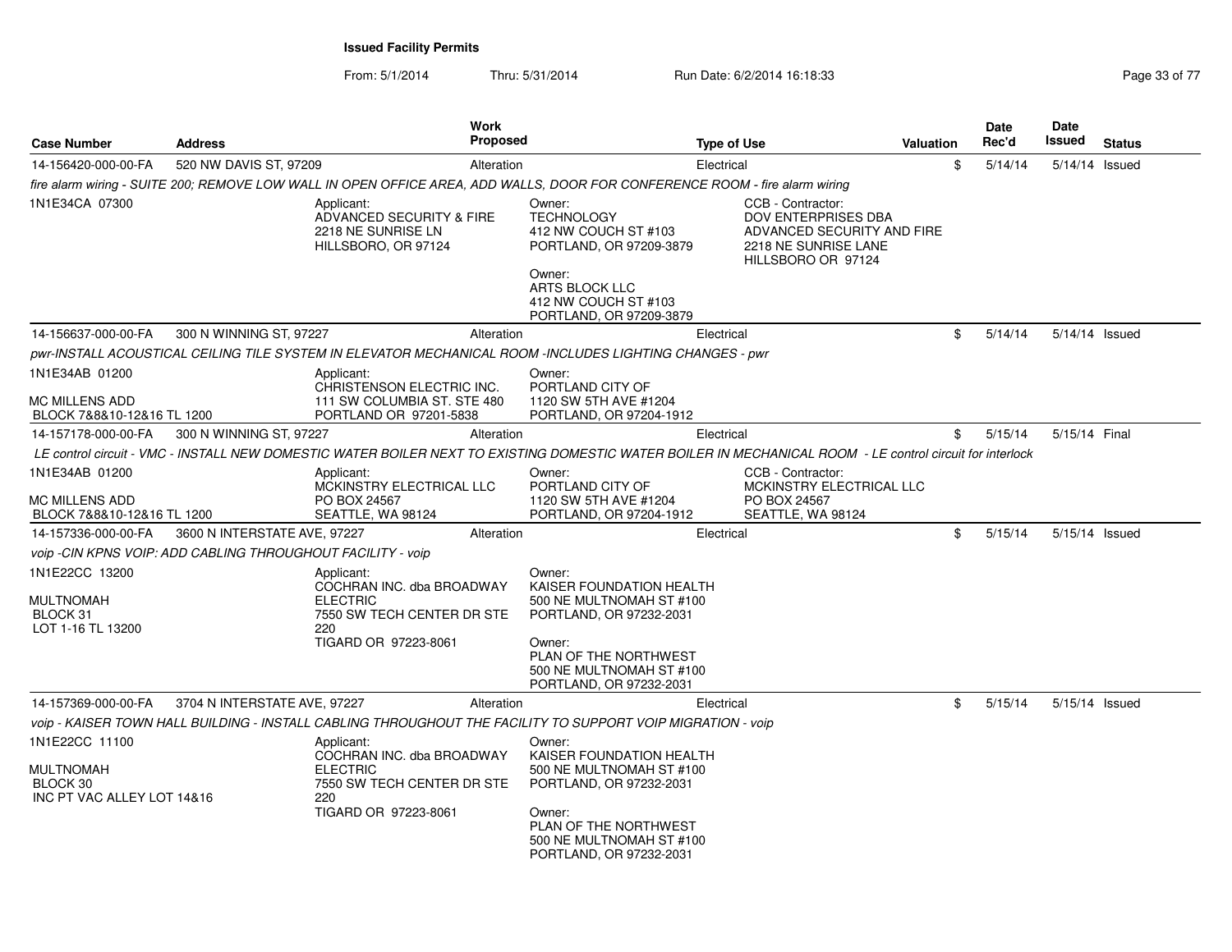**Issued Facility Permits**

From: 5/1/2014 Thru: 5/31/2014 Run Date: 6/2/2014 16:18:33

| Case Number | Address | Work Proposed | Type of Use | Valuation | Date Rec'd | Date Issued | Status |
|---|---|---|---|---|---|---|---|
| 14-156420-000-00-FA | 520 NW DAVIS ST, 97209 | Alteration | Electrical | $ | 5/14/14 | 5/14/14 | Issued |

*fire alarm wiring - SUITE 200; REMOVE LOW WALL IN OPEN OFFICE AREA, ADD WALLS, DOOR FOR CONFERENCE ROOM - fire alarm wiring*

1N1E34CA 07300

Applicant: ADVANCED SECURITY & FIRE, 2218 NE SUNRISE LN, HILLSBORO, OR 97124

Owner: TECHNOLOGY, 412 NW COUCH ST #103, PORTLAND, OR 97209-3879

Owner: ARTS BLOCK LLC, 412 NW COUCH ST #103, PORTLAND, OR 97209-3879

CCB - Contractor: DOV ENTERPRISES DBA ADVANCED SECURITY AND FIRE, 2218 NE SUNRISE LANE, HILLSBORO OR 97124

| Case Number | Address | Work Proposed | Type of Use | Valuation | Date Rec'd | Date Issued | Status |
|---|---|---|---|---|---|---|---|
| 14-156637-000-00-FA | 300 N WINNING ST, 97227 | Alteration | Electrical | $ | 5/14/14 | 5/14/14 | Issued |

*pwr-INSTALL ACOUSTICAL CEILING TILE SYSTEM IN ELEVATOR MECHANICAL ROOM -INCLUDES LIGHTING CHANGES - pwr*

1N1E34AB 01200

MC MILLENS ADD
BLOCK 7&8&10-12&16 TL 1200

Applicant: CHRISTENSON ELECTRIC INC., 111 SW COLUMBIA ST. STE 480, PORTLAND OR 97201-5838

Owner: PORTLAND CITY OF, 1120 SW 5TH AVE #1204, PORTLAND, OR 97204-1912

| Case Number | Address | Work Proposed | Type of Use | Valuation | Date Rec'd | Date Issued | Status |
|---|---|---|---|---|---|---|---|
| 14-157178-000-00-FA | 300 N WINNING ST, 97227 | Alteration | Electrical | $ | 5/15/14 | 5/15/14 | Final |

*LE control circuit - VMC - INSTALL NEW DOMESTIC WATER BOILER NEXT TO EXISTING DOMESTIC WATER BOILER IN MECHANICAL ROOM - LE control circuit for interlock*

1N1E34AB 01200

MC MILLENS ADD
BLOCK 7&8&10-12&16 TL 1200

Applicant: MCKINSTRY ELECTRICAL LLC, PO BOX 24567, SEATTLE, WA 98124

Owner: PORTLAND CITY OF, 1120 SW 5TH AVE #1204, PORTLAND, OR 97204-1912

CCB - Contractor: MCKINSTRY ELECTRICAL LLC, PO BOX 24567, SEATTLE, WA 98124

| Case Number | Address | Work Proposed | Type of Use | Valuation | Date Rec'd | Date Issued | Status |
|---|---|---|---|---|---|---|---|
| 14-157336-000-00-FA | 3600 N INTERSTATE AVE, 97227 | Alteration | Electrical | $ | 5/15/14 | 5/15/14 | Issued |

*voip -CIN KPNS VOIP: ADD CABLING THROUGHOUT FACILITY - voip*

1N1E22CC 13200

MULTNOMAH
BLOCK 31
LOT 1-16 TL 13200

Applicant: COCHRAN INC. dba BROADWAY ELECTRIC, 7550 SW TECH CENTER DR STE 220, TIGARD OR 97223-8061

Owner: KAISER FOUNDATION HEALTH, 500 NE MULTNOMAH ST #100, PORTLAND, OR 97232-2031

Owner: PLAN OF THE NORTHWEST, 500 NE MULTNOMAH ST #100, PORTLAND, OR 97232-2031

| Case Number | Address | Work Proposed | Type of Use | Valuation | Date Rec'd | Date Issued | Status |
|---|---|---|---|---|---|---|---|
| 14-157369-000-00-FA | 3704 N INTERSTATE AVE, 97227 | Alteration | Electrical | $ | 5/15/14 | 5/15/14 | Issued |

*voip - KAISER TOWN HALL BUILDING - INSTALL CABLING THROUGHOUT THE FACILITY TO SUPPORT VOIP MIGRATION - voip*

1N1E22CC 11100

MULTNOMAH
BLOCK 30
INC PT VAC ALLEY LOT 14&16

Applicant: COCHRAN INC. dba BROADWAY ELECTRIC, 7550 SW TECH CENTER DR STE 220, TIGARD OR 97223-8061

Owner: KAISER FOUNDATION HEALTH, 500 NE MULTNOMAH ST #100, PORTLAND, OR 97232-2031

Owner: PLAN OF THE NORTHWEST, 500 NE MULTNOMAH ST #100, PORTLAND, OR 97232-2031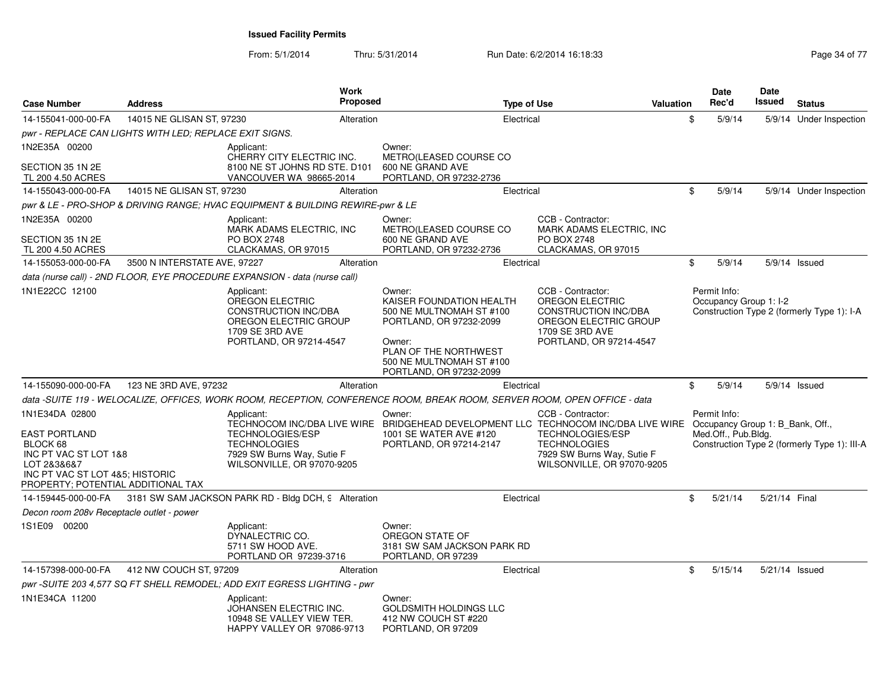**Issued Facility Permits**

From: 5/1/2014 Thru: 5/31/2014 Run Date: 6/2/2014 16:18:33

| Case Number | Address | Work Proposed | Type of Use | Valuation | Date Rec'd | Date Issued | Status |
|---|---|---|---|---|---|---|---|
| 14-155041-000-00-FA | 14015 NE GLISAN ST, 97230 | Alteration | Electrical | $ | 5/9/14 | 5/9/14 | Under Inspection |

*pwr - REPLACE CAN LIGHTS WITH LED; REPLACE EXIT SIGNS.*

1N2E35A 00200

SECTION 35 1N 2E
TL 200 4.50 ACRES

Applicant:
CHERRY CITY ELECTRIC INC.
8100 NE ST JOHNS RD STE. D101
VANCOUVER WA 98665-2014

Owner:
METRO(LEASED COURSE CO
600 NE GRAND AVE
PORTLAND, OR 97232-2736

| Case Number | Address | Work Proposed | Type of Use | Valuation | Date Rec'd | Date Issued | Status |
|---|---|---|---|---|---|---|---|
| 14-155043-000-00-FA | 14015 NE GLISAN ST, 97230 | Alteration | Electrical | $ | 5/9/14 | 5/9/14 | Under Inspection |

*pwr & LE - PRO-SHOP & DRIVING RANGE; HVAC EQUIPMENT & BUILDING REWIRE-pwr & LE*

1N2E35A 00200

SECTION 35 1N 2E
TL 200 4.50 ACRES

Applicant:
MARK ADAMS ELECTRIC, INC
PO BOX 2748
CLACKAMAS, OR 97015

Owner:
METRO(LEASED COURSE CO
600 NE GRAND AVE
PORTLAND, OR 97232-2736

CCB - Contractor:
MARK ADAMS ELECTRIC, INC
PO BOX 2748
CLACKAMAS, OR 97015

| Case Number | Address | Work Proposed | Type of Use | Valuation | Date Rec'd | Date Issued | Status |
|---|---|---|---|---|---|---|---|
| 14-155053-000-00-FA | 3500 N INTERSTATE AVE, 97227 | Alteration | Electrical | $ | 5/9/14 | 5/9/14 | Issued |

*data (nurse call) - 2ND FLOOR, EYE PROCEDURE EXPANSION - data (nurse call)*

1N1E22CC 12100

Applicant:
OREGON ELECTRIC
CONSTRUCTION INC/DBA
OREGON ELECTRIC GROUP
1709 SE 3RD AVE
PORTLAND, OR 97214-4547

Owner:
KAISER FOUNDATION HEALTH
500 NE MULTNOMAH ST #100
PORTLAND, OR 97232-2099

Owner:
PLAN OF THE NORTHWEST
500 NE MULTNOMAH ST #100
PORTLAND, OR 97232-2099

CCB - Contractor:
OREGON ELECTRIC
CONSTRUCTION INC/DBA
OREGON ELECTRIC GROUP
1709 SE 3RD AVE
PORTLAND, OR 97214-4547

Permit Info:
Occupancy Group 1: I-2
Construction Type 2 (formerly Type 1): I-A

| Case Number | Address | Work Proposed | Type of Use | Valuation | Date Rec'd | Date Issued | Status |
|---|---|---|---|---|---|---|---|
| 14-155090-000-00-FA | 123 NE 3RD AVE, 97232 | Alteration | Electrical | $ | 5/9/14 | 5/9/14 | Issued |

*data -SUITE 119 - WELOCALIZE, OFFICES, WORK ROOM, RECEPTION, CONFERENCE ROOM, BREAK ROOM, SERVER ROOM, OPEN OFFICE - data*

1N1E34DA 02800

EAST PORTLAND
BLOCK 68
INC PT VAC ST LOT 1&8
LOT 2&3&6&7
INC PT VAC ST LOT 4&5; HISTORIC
PROPERTY; POTENTIAL ADDITIONAL TAX

Applicant:
TECHNOCOM INC/DBA LIVE WIRE
TECHNOLOGIES/ESP
TECHNOLOGIES
7929 SW Burns Way, Sutie F
WILSONVILLE, OR 97070-9205

Owner:
BRIDGEHEAD DEVELOPMENT LLC
1001 SE WATER AVE #120
PORTLAND, OR 97214-2147

CCB - Contractor:
TECHNOCOM INC/DBA LIVE WIRE
TECHNOLOGIES/ESP
TECHNOLOGIES
7929 SW Burns Way, Sutie F
WILSONVILLE, OR 97070-9205

Permit Info:
Occupancy Group 1: B_Bank, Off., Med.Off., Pub.Bldg.
Construction Type 2 (formerly Type 1): III-A

| Case Number | Address | Work Proposed | Type of Use | Valuation | Date Rec'd | Date Issued | Status |
|---|---|---|---|---|---|---|---|
| 14-159445-000-00-FA | 3181 SW SAM JACKSON PARK RD - Bldg DCH, 9 | Alteration | Electrical | $ | 5/21/14 | 5/21/14 | Final |

*Decon room 208v Receptacle outlet - power*

1S1E09 00200

Applicant:
DYNALECTRIC CO.
5711 SW HOOD AVE.
PORTLAND OR 97239-3716

Owner:
OREGON STATE OF
3181 SW SAM JACKSON PARK RD
PORTLAND, OR 97239

| Case Number | Address | Work Proposed | Type of Use | Valuation | Date Rec'd | Date Issued | Status |
|---|---|---|---|---|---|---|---|
| 14-157398-000-00-FA | 412 NW COUCH ST, 97209 | Alteration | Electrical | $ | 5/15/14 | 5/21/14 | Issued |

*pwr -SUITE 203 4,577 SQ FT SHELL REMODEL; ADD EXIT EGRESS LIGHTING - pwr*

1N1E34CA 11200

Applicant:
JOHANSEN ELECTRIC INC.
10948 SE VALLEY VIEW TER.
HAPPY VALLEY OR 97086-9713

Owner:
GOLDSMITH HOLDINGS LLC
412 NW COUCH ST #220
PORTLAND, OR 97209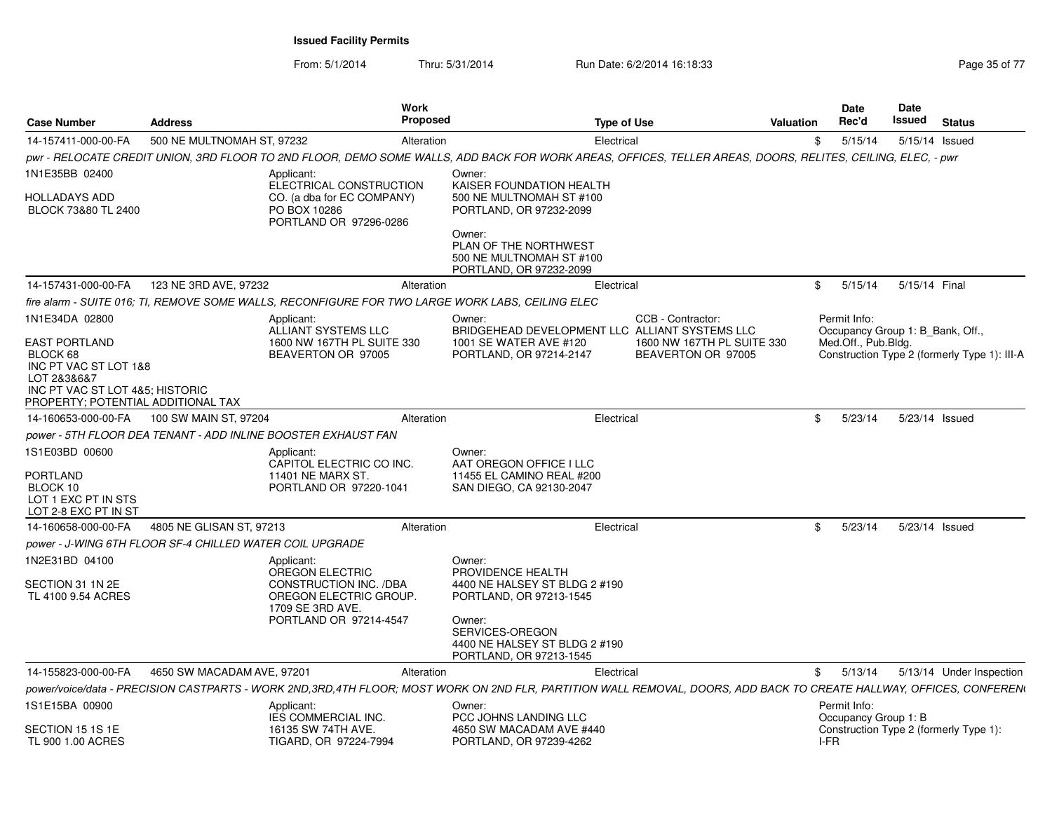**Issued Facility Permits**

From: 5/1/2014 Thru: 5/31/2014 Run Date: 6/2/2014 16:18:33

| Case Number | Address | Work Proposed | Type of Use | Valuation | Date Rec'd | Date Issued | Status |
|---|---|---|---|---|---|---|---|
| 14-157411-000-00-FA | 500 NE MULTNOMAH ST, 97232 | Alteration | Electrical | $ | 5/15/14 | 5/15/14 | Issued |

*pwr - RELOCATE CREDIT UNION, 3RD FLOOR TO 2ND FLOOR, DEMO SOME WALLS, ADD BACK FOR WORK AREAS, OFFICES, TELLER AREAS, DOORS, RELITES, CEILING, ELEC, - pwr*

1N1E35BB 02400

HOLLADAYS ADD
BLOCK 73&80 TL 2400

Applicant:
ELECTRICAL CONSTRUCTION CO. (a dba for EC COMPANY)
PO BOX 10286
PORTLAND OR 97296-0286

Owner:
KAISER FOUNDATION HEALTH
500 NE MULTNOMAH ST #100
PORTLAND, OR 97232-2099

Owner:
PLAN OF THE NORTHWEST
500 NE MULTNOMAH ST #100
PORTLAND, OR 97232-2099

| Case Number | Address | Work Proposed | Type of Use | Valuation | Date Rec'd | Date Issued | Status |
|---|---|---|---|---|---|---|---|
| 14-157431-000-00-FA | 123 NE 3RD AVE, 97232 | Alteration | Electrical | $ | 5/15/14 | 5/15/14 | Final |

*fire alarm - SUITE 016; TI, REMOVE SOME WALLS, RECONFIGURE FOR TWO LARGE WORK LABS, CEILING ELEC*

1N1E34DA 02800

EAST PORTLAND
BLOCK 68
INC PT VAC ST LOT 1&8
LOT 2&3&6&7
INC PT VAC ST LOT 4&5; HISTORIC PROPERTY; POTENTIAL ADDITIONAL TAX

Applicant:
ALLIANT SYSTEMS LLC
1600 NW 167TH PL SUITE 330
BEAVERTON OR 97005

Owner:
BRIDGEHEAD DEVELOPMENT LLC
1001 SE WATER AVE #120
PORTLAND, OR 97214-2147

CCB - Contractor:
ALLIANT SYSTEMS LLC
1600 NW 167TH PL SUITE 330
BEAVERTON OR 97005

Permit Info:
Occupancy Group 1: B_Bank, Off., Med.Off., Pub.Bldg.
Construction Type 2 (formerly Type 1): III-A

| Case Number | Address | Work Proposed | Type of Use | Valuation | Date Rec'd | Date Issued | Status |
|---|---|---|---|---|---|---|---|
| 14-160653-000-00-FA | 100 SW MAIN ST, 97204 | Alteration | Electrical | $ | 5/23/14 | 5/23/14 | Issued |

*power - 5TH FLOOR DEA TENANT - ADD INLINE BOOSTER EXHAUST FAN*

1S1E03BD 00600

PORTLAND
BLOCK 10
LOT 1 EXC PT IN STS
LOT 2-8 EXC PT IN ST

Applicant:
CAPITOL ELECTRIC CO INC.
11401 NE MARX ST.
PORTLAND OR 97220-1041

Owner:
AAT OREGON OFFICE I LLC
11455 EL CAMINO REAL #200
SAN DIEGO, CA 92130-2047

| Case Number | Address | Work Proposed | Type of Use | Valuation | Date Rec'd | Date Issued | Status |
|---|---|---|---|---|---|---|---|
| 14-160658-000-00-FA | 4805 NE GLISAN ST, 97213 | Alteration | Electrical | $ | 5/23/14 | 5/23/14 | Issued |

*power - J-WING 6TH FLOOR SF-4 CHILLED WATER COIL UPGRADE*

1N2E31BD 04100

SECTION 31 1N 2E
TL 4100 9.54 ACRES

Applicant:
OREGON ELECTRIC CONSTRUCTION INC. /DBA OREGON ELECTRIC GROUP.
1709 SE 3RD AVE.
PORTLAND OR 97214-4547

Owner:
PROVIDENCE HEALTH
4400 NE HALSEY ST BLDG 2 #190
PORTLAND, OR 97213-1545

Owner:
SERVICES-OREGON
4400 NE HALSEY ST BLDG 2 #190
PORTLAND, OR 97213-1545

| Case Number | Address | Work Proposed | Type of Use | Valuation | Date Rec'd | Date Issued | Status |
|---|---|---|---|---|---|---|---|
| 14-155823-000-00-FA | 4650 SW MACADAM AVE, 97201 | Alteration | Electrical | $ | 5/13/14 | 5/13/14 | Under Inspection |

*power/voice/data - PRECISION CASTPARTS - WORK 2ND,3RD,4TH FLOOR; MOST WORK ON 2ND FLR, PARTITION WALL REMOVAL, DOORS, ADD BACK TO CREATE HALLWAY, OFFICES, CONFEREN*

1S1E15BA 00900

SECTION 15 1S 1E
TL 900 1.00 ACRES

Applicant:
IES COMMERCIAL INC.
16135 SW 74TH AVE.
TIGARD, OR 97224-7994

Owner:
PCC JOHNS LANDING LLC
4650 SW MACADAM AVE #440
PORTLAND, OR 97239-4262

Permit Info:
Occupancy Group 1: B
Construction Type 2 (formerly Type 1): I-FR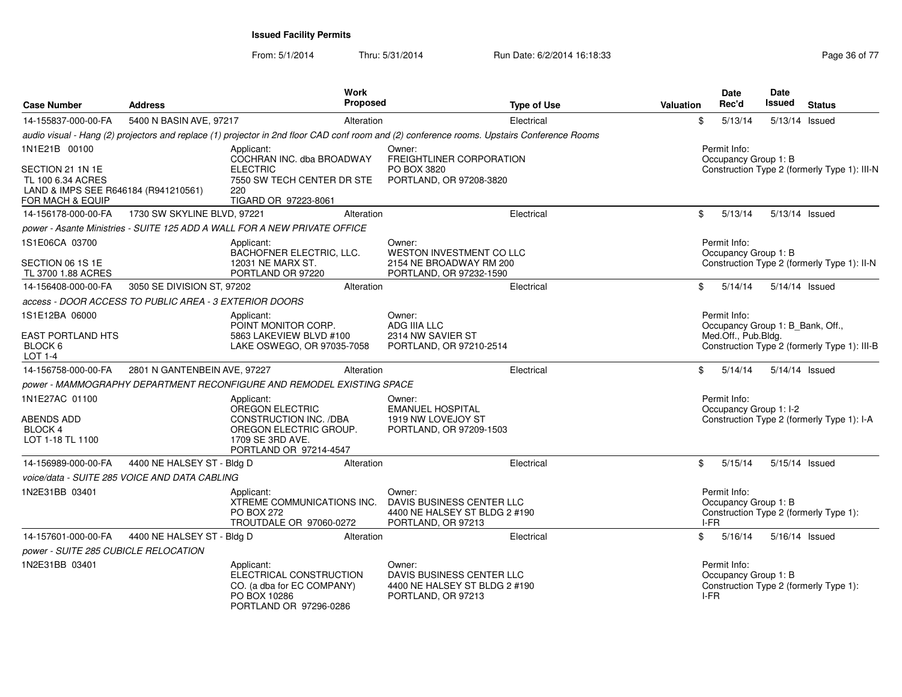# Issued Facility Permits

From: 5/1/2014 Thru: 5/31/2014 Run Date: 6/2/2014 16:18:33

| Case Number | Address | Work Proposed | Type of Use | Valuation | Date Rec'd | Date Issued | Status |
|---|---|---|---|---|---|---|---|
| 14-155837-000-00-FA | 5400 N BASIN AVE, 97217 | Alteration | Electrical | $ | 5/13/14 | 5/13/14 | Issued |

*audio visual - Hang (2) projectors and replace (1) projector in 2nd floor CAD conf room and (2) conference rooms. Upstairs Conference Rooms*

1N1E21B 00100

SECTION 21 1N 1E
TL 100 6.34 ACRES
LAND & IMPS SEE R646184 (R941210561) FOR MACH & EQUIP

Applicant:
COCHRAN INC. dba BROADWAY ELECTRIC
7550 SW TECH CENTER DR STE 220
TIGARD OR 97223-8061

Owner:
FREIGHTLINER CORPORATION
PO BOX 3820
PORTLAND, OR 97208-3820

Permit Info:
Occupancy Group 1: B
Construction Type 2 (formerly Type 1): III-N

| Case Number | Address | Work Proposed | Type of Use | Valuation | Date Rec'd | Date Issued | Status |
|---|---|---|---|---|---|---|---|
| 14-156178-000-00-FA | 1730 SW SKYLINE BLVD, 97221 | Alteration | Electrical | $ | 5/13/14 | 5/13/14 | Issued |

*power - Asante Ministries - SUITE 125 ADD A WALL FOR A NEW PRIVATE OFFICE*

1S1E06CA 03700

SECTION 06 1S 1E
TL 3700 1.88 ACRES

Applicant:
BACHOFNER ELECTRIC, LLC.
12031 NE MARX ST.
PORTLAND OR 97220

Owner:
WESTON INVESTMENT CO LLC
2154 NE BROADWAY RM 200
PORTLAND, OR 97232-1590

Permit Info:
Occupancy Group 1: B
Construction Type 2 (formerly Type 1): II-N

| Case Number | Address | Work Proposed | Type of Use | Valuation | Date Rec'd | Date Issued | Status |
|---|---|---|---|---|---|---|---|
| 14-156408-000-00-FA | 3050 SE DIVISION ST, 97202 | Alteration | Electrical | $ | 5/14/14 | 5/14/14 | Issued |

*access - DOOR ACCESS TO PUBLIC AREA - 3 EXTERIOR DOORS*

1S1E12BA 06000

EAST PORTLAND HTS
BLOCK 6
LOT 1-4

Applicant:
POINT MONITOR CORP.
5863 LAKEVIEW BLVD #100
LAKE OSWEGO, OR 97035-7058

Owner:
ADG IIIA LLC
2314 NW SAVIER ST
PORTLAND, OR 97210-2514

Permit Info:
Occupancy Group 1: B_Bank, Off., Med.Off., Pub.Bldg.
Construction Type 2 (formerly Type 1): III-B

| Case Number | Address | Work Proposed | Type of Use | Valuation | Date Rec'd | Date Issued | Status |
|---|---|---|---|---|---|---|---|
| 14-156758-000-00-FA | 2801 N GANTENBEIN AVE, 97227 | Alteration | Electrical | $ | 5/14/14 | 5/14/14 | Issued |

*power - MAMMOGRAPHY DEPARTMENT RECONFIGURE AND REMODEL EXISTING SPACE*

1N1E27AC 01100

ABENDS ADD
BLOCK 4
LOT 1-18 TL 1100

Applicant:
OREGON ELECTRIC CONSTRUCTION INC. /DBA OREGON ELECTRIC GROUP.
1709 SE 3RD AVE.
PORTLAND OR 97214-4547

Owner:
EMANUEL HOSPITAL
1919 NW LOVEJOY ST
PORTLAND, OR 97209-1503

Permit Info:
Occupancy Group 1: I-2
Construction Type 2 (formerly Type 1): I-A

| Case Number | Address | Work Proposed | Type of Use | Valuation | Date Rec'd | Date Issued | Status |
|---|---|---|---|---|---|---|---|
| 14-156989-000-00-FA | 4400 NE HALSEY ST - Bldg D | Alteration | Electrical | $ | 5/15/14 | 5/15/14 | Issued |

*voice/data - SUITE 285 VOICE AND DATA CABLING*

1N2E31BB 03401

Applicant:
XTREME COMMUNICATIONS INC.
PO BOX 272
TROUTDALE OR 97060-0272

Owner:
DAVIS BUSINESS CENTER LLC
4400 NE HALSEY ST BLDG 2 #190
PORTLAND, OR 97213

Permit Info:
Occupancy Group 1: B
Construction Type 2 (formerly Type 1): I-FR

| Case Number | Address | Work Proposed | Type of Use | Valuation | Date Rec'd | Date Issued | Status |
|---|---|---|---|---|---|---|---|
| 14-157601-000-00-FA | 4400 NE HALSEY ST - Bldg D | Alteration | Electrical | $ | 5/16/14 | 5/16/14 | Issued |

*power - SUITE 285 CUBICLE RELOCATION*

1N2E31BB 03401

Applicant:
ELECTRICAL CONSTRUCTION CO. (a dba for EC COMPANY)
PO BOX 10286
PORTLAND OR 97296-0286

Owner:
DAVIS BUSINESS CENTER LLC
4400 NE HALSEY ST BLDG 2 #190
PORTLAND, OR 97213

Permit Info:
Occupancy Group 1: B
Construction Type 2 (formerly Type 1): I-FR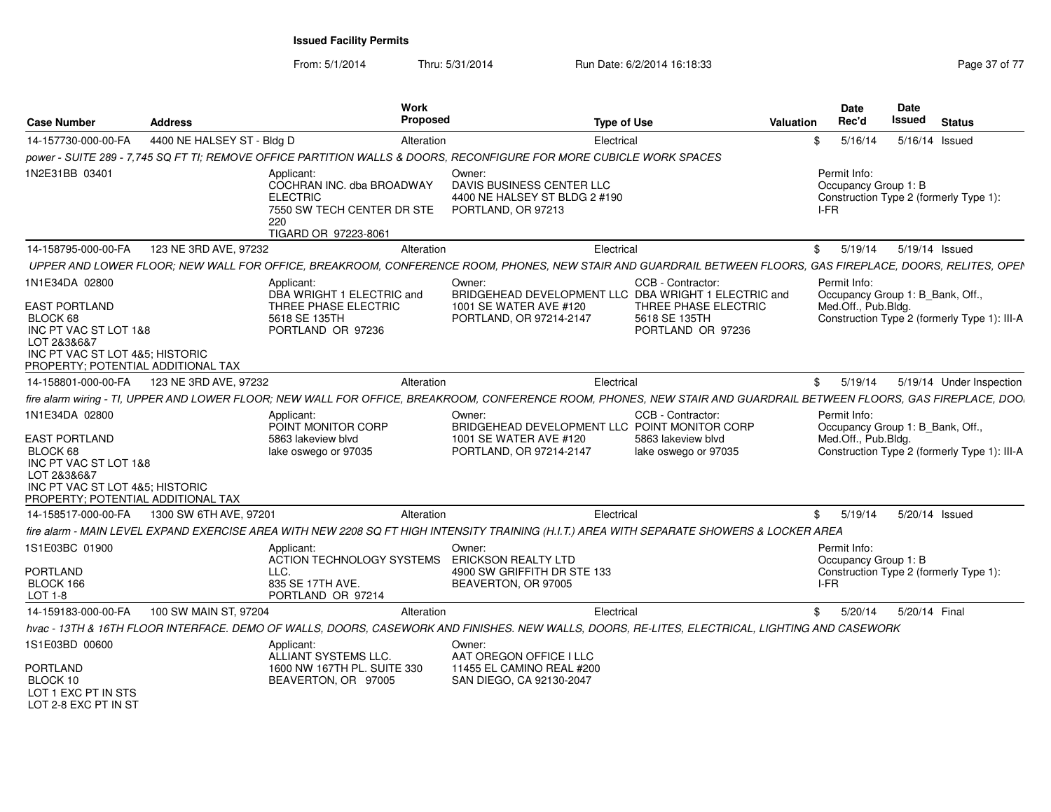# Issued Facility Permits

From: 5/1/2014 Thru: 5/31/2014 Run Date: 6/2/2014 16:18:33

| Case Number | Address | Work Proposed | Type of Use | Valuation | Date Rec'd | Date Issued | Status |
|---|---|---|---|---|---|---|---|
| 14-157730-000-00-FA | 4400 NE HALSEY ST - Bldg D | Alteration | Electrical | $ | 5/16/14 | 5/16/14 | Issued |

*power - SUITE 289 - 7,745 SQ FT TI; REMOVE OFFICE PARTITION WALLS & DOORS, RECONFIGURE FOR MORE CUBICLE WORK SPACES*

1N2E31BB 03401

Applicant:
COCHRAN INC. dba BROADWAY ELECTRIC
7550 SW TECH CENTER DR STE 220
TIGARD OR 97223-8061

Owner:
DAVIS BUSINESS CENTER LLC
4400 NE HALSEY ST BLDG 2 #190
PORTLAND, OR 97213

Permit Info:
Occupancy Group 1: B
Construction Type 2 (formerly Type 1): I-FR

| Case Number | Address | Work Proposed | Type of Use | Valuation | Date Rec'd | Date Issued | Status |
|---|---|---|---|---|---|---|---|
| 14-158795-000-00-FA | 123 NE 3RD AVE, 97232 | Alteration | Electrical | $ | 5/19/14 | 5/19/14 | Issued |

*UPPER AND LOWER FLOOR; NEW WALL FOR OFFICE, BREAKROOM, CONFERENCE ROOM, PHONES, NEW STAIR AND GUARDRAIL BETWEEN FLOORS, GAS FIREPLACE, DOORS, RELITES, OPEN*

1N1E34DA 02800

EAST PORTLAND
BLOCK 68
INC PT VAC ST LOT 1&8
LOT 2&3&6&7
INC PT VAC ST LOT 4&5; HISTORIC PROPERTY; POTENTIAL ADDITIONAL TAX

Applicant:
DBA WRIGHT 1 ELECTRIC and THREE PHASE ELECTRIC
5618 SE 135TH
PORTLAND OR 97236

Owner:
BRIDGEHEAD DEVELOPMENT LLC
1001 SE WATER AVE #120
PORTLAND, OR 97214-2147

CCB - Contractor:
DBA WRIGHT 1 ELECTRIC and THREE PHASE ELECTRIC
5618 SE 135TH
PORTLAND OR 97236

Permit Info:
Occupancy Group 1: B_Bank, Off., Med.Off., Pub.Bldg.
Construction Type 2 (formerly Type 1): III-A

| Case Number | Address | Work Proposed | Type of Use | Valuation | Date Rec'd | Date Issued | Status |
|---|---|---|---|---|---|---|---|
| 14-158801-000-00-FA | 123 NE 3RD AVE, 97232 | Alteration | Electrical | $ | 5/19/14 | 5/19/14 | Under Inspection |

*fire alarm wiring - TI, UPPER AND LOWER FLOOR; NEW WALL FOR OFFICE, BREAKROOM, CONFERENCE ROOM, PHONES, NEW STAIR AND GUARDRAIL BETWEEN FLOORS, GAS FIREPLACE, DOO*

1N1E34DA 02800

EAST PORTLAND
BLOCK 68
INC PT VAC ST LOT 1&8
LOT 2&3&6&7
INC PT VAC ST LOT 4&5; HISTORIC PROPERTY; POTENTIAL ADDITIONAL TAX

Applicant:
POINT MONITOR CORP
5863 lakeview blvd
lake oswego or 97035

Owner:
BRIDGEHEAD DEVELOPMENT LLC
1001 SE WATER AVE #120
PORTLAND, OR 97214-2147

CCB - Contractor:
POINT MONITOR CORP
5863 lakeview blvd
lake oswego or 97035

Permit Info:
Occupancy Group 1: B_Bank, Off., Med.Off., Pub.Bldg.
Construction Type 2 (formerly Type 1): III-A

| Case Number | Address | Work Proposed | Type of Use | Valuation | Date Rec'd | Date Issued | Status |
|---|---|---|---|---|---|---|---|
| 14-158517-000-00-FA | 1300 SW 6TH AVE, 97201 | Alteration | Electrical | $ | 5/19/14 | 5/20/14 | Issued |

*fire alarm - MAIN LEVEL EXPAND EXERCISE AREA WITH NEW 2208 SQ FT HIGH INTENSITY TRAINING (H.I.T.) AREA WITH SEPARATE SHOWERS & LOCKER AREA*

1S1E03BC 01900

PORTLAND
BLOCK 166
LOT 1-8

Applicant:
ACTION TECHNOLOGY SYSTEMS LLC.
835 SE 17TH AVE.
PORTLAND OR 97214

Owner:
ERICKSON REALTY LTD
4900 SW GRIFFITH DR STE 133
BEAVERTON, OR 97005

Permit Info:
Occupancy Group 1: B
Construction Type 2 (formerly Type 1): I-FR

| Case Number | Address | Work Proposed | Type of Use | Valuation | Date Rec'd | Date Issued | Status |
|---|---|---|---|---|---|---|---|
| 14-159183-000-00-FA | 100 SW MAIN ST, 97204 | Alteration | Electrical | $ | 5/20/14 | 5/20/14 | Final |

*hvac - 13TH & 16TH FLOOR INTERFACE. DEMO OF WALLS, DOORS, CASEWORK AND FINISHES. NEW WALLS, DOORS, RE-LITES, ELECTRICAL, LIGHTING AND CASEWORK*

1S1E03BD 00600

PORTLAND
BLOCK 10
LOT 1 EXC PT IN STS
LOT 2-8 EXC PT IN ST

Applicant:
ALLIANT SYSTEMS LLC.
1600 NW 167TH PL. SUITE 330
BEAVERTON, OR 97005

Owner:
AAT OREGON OFFICE I LLC
11455 EL CAMINO REAL #200
SAN DIEGO, CA 92130-2047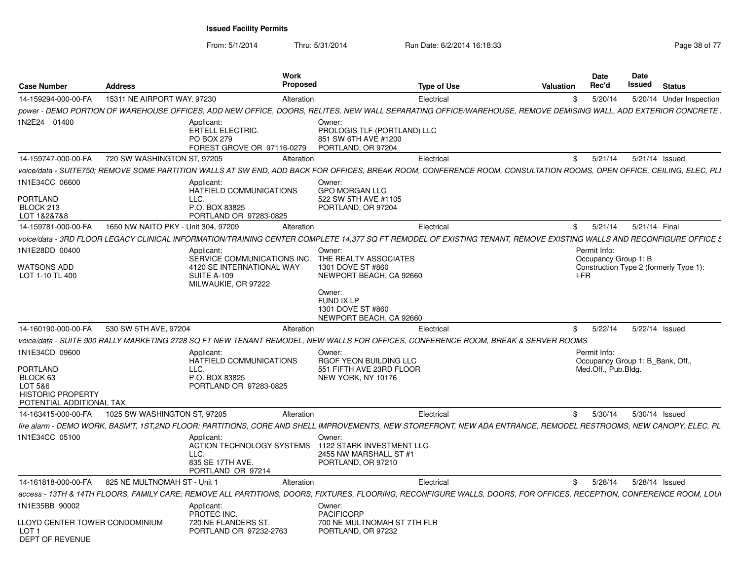**Issued Facility Permits**

From: 5/1/2014 Thru: 5/31/2014 Run Date: 6/2/2014 16:18:33

| Case Number | Address | Work Proposed | Type of Use | Valuation | Date Rec'd | Date Issued | Status |
|---|---|---|---|---|---|---|---|
| 14-159294-000-00-FA | 15311 NE AIRPORT WAY, 97230 | Alteration | Electrical | $ | 5/20/14 | 5/20/14 | Under Inspection |

*power - DEMO PORTION OF WAREHOUSE OFFICES, ADD NEW OFFICE, DOORS, RELITES, NEW WALL SEPARATING OFFICE/WAREHOUSE, REMOVE DEMISING WALL, ADD EXTERIOR CONCRETE I*

1N2E24 01400

Applicant:
ERTELL ELECTRIC.
PO BOX 279
FOREST GROVE OR 97116-0279

Owner:
PROLOGIS TLF (PORTLAND) LLC
851 SW 6TH AVE #1200
PORTLAND, OR 97204

| Case Number | Address | Work Proposed | Type of Use | Valuation | Date Rec'd | Date Issued | Status |
|---|---|---|---|---|---|---|---|
| 14-159747-000-00-FA | 720 SW WASHINGTON ST, 97205 | Alteration | Electrical | $ | 5/21/14 | 5/21/14 | Issued |

*voice/data - SUITE750; REMOVE SOME PARTITION WALLS AT SW END, ADD BACK FOR OFFICES, BREAK ROOM, CONFERENCE ROOM, CONSULTATION ROOMS, OPEN OFFICE, CEILING, ELEC, PLI*

1N1E34CC 06600
PORTLAND
BLOCK 213
LOT 1&2&7&8

Applicant:
HATFIELD COMMUNICATIONS LLC.
P.O. BOX 83825
PORTLAND OR 97283-0825

Owner:
GPO MORGAN LLC
522 SW 5TH AVE #1105
PORTLAND, OR 97204

| Case Number | Address | Work Proposed | Type of Use | Valuation | Date Rec'd | Date Issued | Status |
|---|---|---|---|---|---|---|---|
| 14-159781-000-00-FA | 1650 NW NAITO PKY - Unit 304, 97209 | Alteration | Electrical | $ | 5/21/14 | 5/21/14 | Final |

*voice/data - 3RD FLOOR LEGACY CLINICAL INFORMATION/TRAINING CENTER COMPLETE 14,377 SQ FT REMODEL OF EXISTING TENANT, REMOVE EXISTING WALLS AND RECONFIGURE OFFICE S*

1N1E28DD 00400
WATSONS ADD
LOT 1-10 TL 400

Applicant:
SERVICE COMMUNICATIONS INC.
4120 SE INTERNATIONAL WAY
SUITE A-109
MILWAUKIE, OR 97222

Owner:
THE REALTY ASSOCIATES
1301 DOVE ST #860
NEWPORT BEACH, CA 92660

Owner:
FUND IX LP
1301 DOVE ST #860
NEWPORT BEACH, CA 92660

Permit Info:
Occupancy Group 1: B
Construction Type 2 (formerly Type 1): I-FR

| Case Number | Address | Work Proposed | Type of Use | Valuation | Date Rec'd | Date Issued | Status |
|---|---|---|---|---|---|---|---|
| 14-160190-000-00-FA | 530 SW 5TH AVE, 97204 | Alteration | Electrical | $ | 5/22/14 | 5/22/14 | Issued |

*voice/data - SUITE 900 RALLY MARKETING 2728 SQ FT NEW TENANT REMODEL, NEW WALLS FOR OFFICES, CONFERENCE ROOM, BREAK & SERVER ROOMS*

1N1E34CD 09600
PORTLAND
BLOCK 63
LOT 5&6
HISTORIC PROPERTY
POTENTIAL ADDITIONAL TAX

Applicant:
HATFIELD COMMUNICATIONS LLC.
P.O. BOX 83825
PORTLAND OR 97283-0825

Owner:
RGOF YEON BUILDING LLC
551 FIFTH AVE 23RD FLOOR
NEW YORK, NY 10176

Permit Info:
Occupancy Group 1: B_Bank, Off., Med.Off., Pub.Bldg.

| Case Number | Address | Work Proposed | Type of Use | Valuation | Date Rec'd | Date Issued | Status |
|---|---|---|---|---|---|---|---|
| 14-163415-000-00-FA | 1025 SW WASHINGTON ST, 97205 | Alteration | Electrical | $ | 5/30/14 | 5/30/14 | Issued |

*fire alarm - DEMO WORK, BASM'T, 1ST,2ND FLOOR: PARTITIONS, CORE AND SHELL IMPROVEMENTS, NEW STOREFRONT, NEW ADA ENTRANCE, REMODEL RESTROOMS, NEW CANOPY, ELEC, PL*

1N1E34CC 05100

Applicant:
ACTION TECHNOLOGY SYSTEMS LLC.
835 SE 17TH AVE.
PORTLAND OR 97214

Owner:
1122 STARK INVESTMENT LLC
2455 NW MARSHALL ST #1
PORTLAND, OR 97210

| Case Number | Address | Work Proposed | Type of Use | Valuation | Date Rec'd | Date Issued | Status |
|---|---|---|---|---|---|---|---|
| 14-161818-000-00-FA | 825 NE MULTNOMAH ST - Unit 1 | Alteration | Electrical | $ | 5/28/14 | 5/28/14 | Issued |

*access - 13TH & 14TH FLOORS, FAMILY CARE; REMOVE ALL PARTITIONS, DOORS, FIXTURES, FLOORING, RECONFIGURE WALLS, DOORS, FOR OFFICES, RECEPTION, CONFERENCE ROOM, LOUI*

1N1E35BB 90002
LLOYD CENTER TOWER CONDOMINIUM
LOT 1
DEPT OF REVENUE

Applicant:
PROTEC INC.
720 NE FLANDERS ST.
PORTLAND OR 97232-2763

Owner:
PACIFICORP
700 NE MULTNOMAH ST 7TH FLR
PORTLAND, OR 97232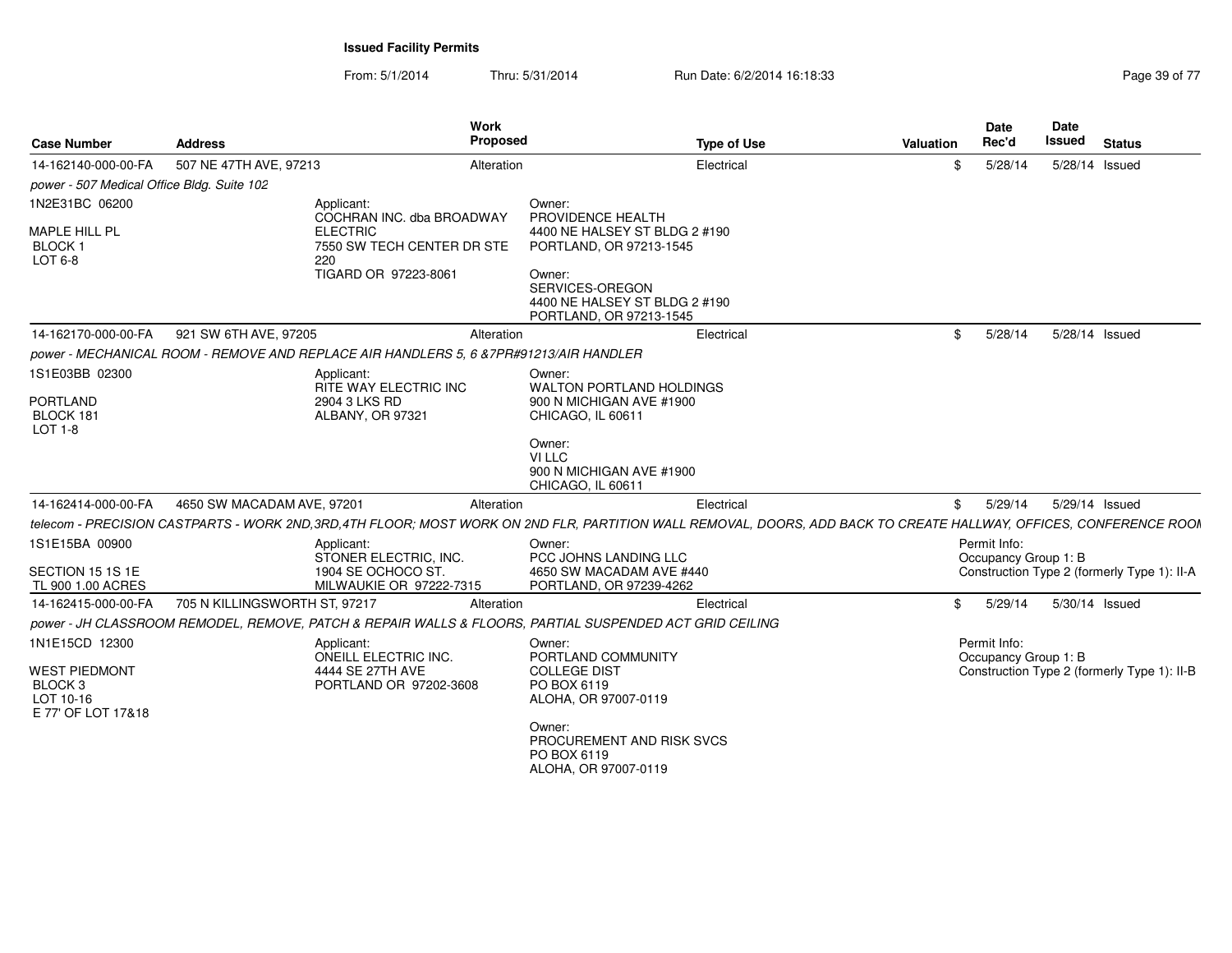**Issued Facility Permits**

From: 5/1/2014 Thru: 5/31/2014 Run Date: 6/2/2014 16:18:33

| Case Number | Address | Work Proposed | Type of Use | Valuation | Date Rec'd | Date Issued | Status |
|---|---|---|---|---|---|---|---|
| 14-162140-000-00-FA | 507 NE 47TH AVE, 97213 | Alteration | Electrical | $ | 5/28/14 | 5/28/14 | Issued |

*power - 507 Medical Office Bldg. Suite 102*

1N2E31BC 06200

MAPLE HILL PL
BLOCK 1
LOT 6-8

Applicant:
COCHRAN INC. dba BROADWAY ELECTRIC
7550 SW TECH CENTER DR STE 220
TIGARD OR 97223-8061

Owner:
PROVIDENCE HEALTH
4400 NE HALSEY ST BLDG 2 #190
PORTLAND, OR 97213-1545

Owner:
SERVICES-OREGON
4400 NE HALSEY ST BLDG 2 #190
PORTLAND, OR 97213-1545

| Case Number | Address | Work Proposed | Type of Use | Valuation | Date Rec'd | Date Issued | Status |
|---|---|---|---|---|---|---|---|
| 14-162170-000-00-FA | 921 SW 6TH AVE, 97205 | Alteration | Electrical | $ | 5/28/14 | 5/28/14 | Issued |

*power - MECHANICAL ROOM - REMOVE AND REPLACE AIR HANDLERS 5, 6 &7PR#91213/AIR HANDLER*

1S1E03BB 02300

PORTLAND
BLOCK 181
LOT 1-8

Applicant:
RITE WAY ELECTRIC INC
2904 3 LKS RD
ALBANY, OR 97321

Owner:
WALTON PORTLAND HOLDINGS
900 N MICHIGAN AVE #1900
CHICAGO, IL 60611

Owner:
VI LLC
900 N MICHIGAN AVE #1900
CHICAGO, IL 60611

| Case Number | Address | Work Proposed | Type of Use | Valuation | Date Rec'd | Date Issued | Status |
|---|---|---|---|---|---|---|---|
| 14-162414-000-00-FA | 4650 SW MACADAM AVE, 97201 | Alteration | Electrical | $ | 5/29/14 | 5/29/14 | Issued |

*telecom - PRECISION CASTPARTS - WORK 2ND,3RD,4TH FLOOR; MOST WORK ON 2ND FLR, PARTITION WALL REMOVAL, DOORS, ADD BACK TO CREATE HALLWAY, OFFICES, CONFERENCE ROOM*

1S1E15BA 00900

SECTION 15 1S 1E
TL 900 1.00 ACRES

Applicant:
STONER ELECTRIC, INC.
1904 SE OCHOCO ST.
MILWAUKIE OR 97222-7315

Owner:
PCC JOHNS LANDING LLC
4650 SW MACADAM AVE #440
PORTLAND, OR 97239-4262

Permit Info:
Occupancy Group 1: B
Construction Type 2 (formerly Type 1): II-A

| Case Number | Address | Work Proposed | Type of Use | Valuation | Date Rec'd | Date Issued | Status |
|---|---|---|---|---|---|---|---|
| 14-162415-000-00-FA | 705 N KILLINGSWORTH ST, 97217 | Alteration | Electrical | $ | 5/29/14 | 5/30/14 | Issued |

*power - JH CLASSROOM REMODEL, REMOVE, PATCH & REPAIR WALLS & FLOORS, PARTIAL SUSPENDED ACT GRID CEILING*

1N1E15CD 12300

WEST PIEDMONT
BLOCK 3
LOT 10-16
E 77' OF LOT 17&18

Applicant:
ONEILL ELECTRIC INC.
4444 SE 27TH AVE
PORTLAND OR 97202-3608

Owner:
PORTLAND COMMUNITY COLLEGE DIST
PO BOX 6119
ALOHA, OR 97007-0119

Owner:
PROCUREMENT AND RISK SVCS
PO BOX 6119
ALOHA, OR 97007-0119

Permit Info:
Occupancy Group 1: B
Construction Type 2 (formerly Type 1): II-B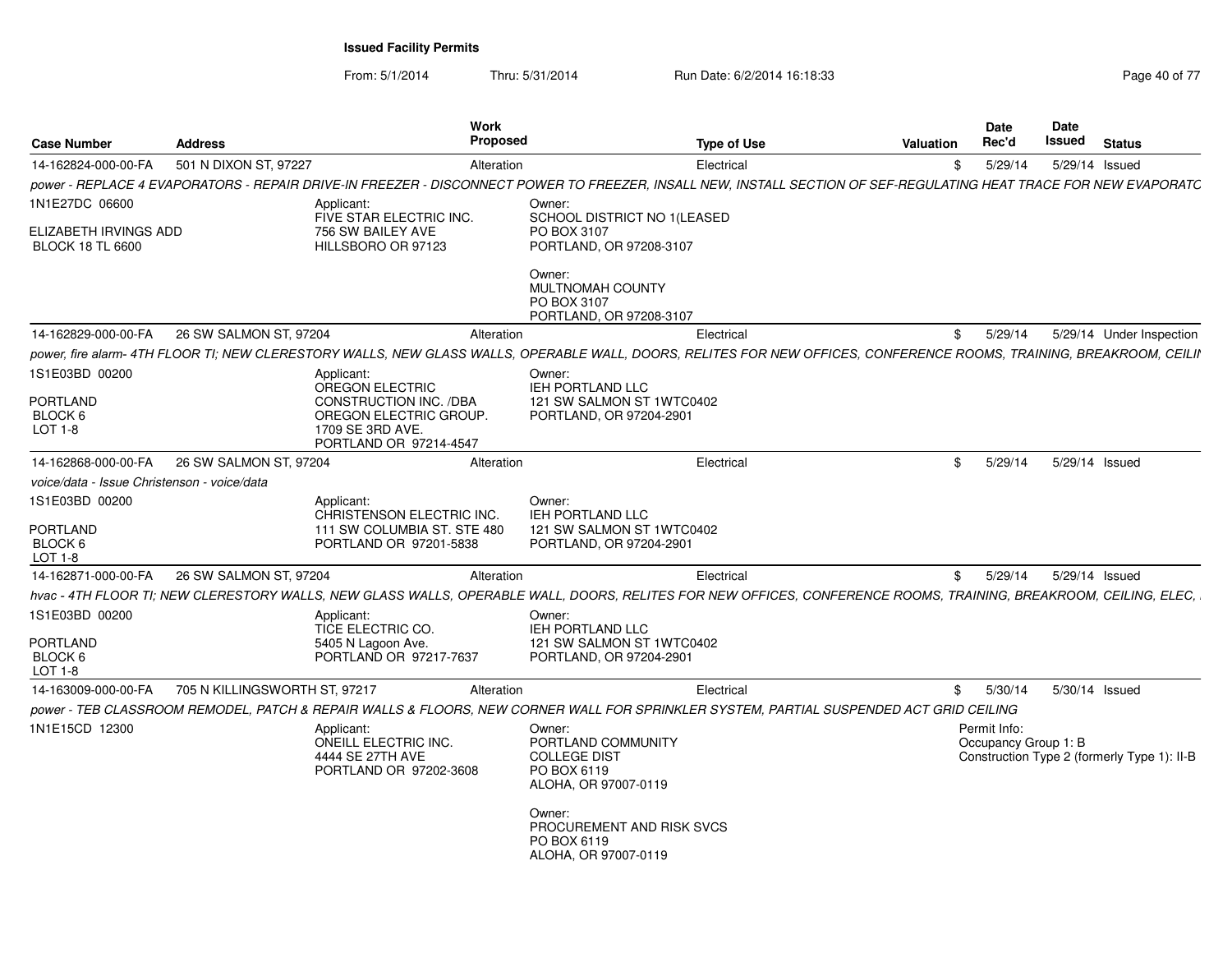**Issued Facility Permits**

From: 5/1/2014 Thru: 5/31/2014 Run Date: 6/2/2014 16:18:33

| Case Number | Address | Work Proposed | Type of Use | Valuation | Date Rec'd | Date Issued | Status |
|---|---|---|---|---|---|---|---|
| 14-162824-000-00-FA | 501 N DIXON ST, 97227 | Alteration | Electrical | $ | 5/29/14 | 5/29/14 | Issued |

*power - REPLACE 4 EVAPORATORS - REPAIR DRIVE-IN FREEZER - DISCONNECT POWER TO FREEZER, INSALL NEW, INSTALL SECTION OF SEF-REGULATING HEAT TRACE FOR NEW EVAPORATC*

1N1E27DC 06600

ELIZABETH IRVINGS ADD
BLOCK 18 TL 6600

Applicant:
FIVE STAR ELECTRIC INC.
756 SW BAILEY AVE
HILLSBORO OR 97123

Owner:
SCHOOL DISTRICT NO 1(LEASED
PO BOX 3107
PORTLAND, OR 97208-3107

Owner:
MULTNOMAH COUNTY
PO BOX 3107
PORTLAND, OR 97208-3107

| Case Number | Address | Work Proposed | Type of Use | Valuation | Date Rec'd | Date Issued | Status |
|---|---|---|---|---|---|---|---|
| 14-162829-000-00-FA | 26 SW SALMON ST, 97204 | Alteration | Electrical | $ | 5/29/14 | 5/29/14 | Under Inspection |

*power, fire alarm- 4TH FLOOR TI; NEW CLERESTORY WALLS, NEW GLASS WALLS, OPERABLE WALL, DOORS, RELITES FOR NEW OFFICES, CONFERENCE ROOMS, TRAINING, BREAKROOM, CEILII*

1S1E03BD 00200

PORTLAND
BLOCK 6
LOT 1-8

Applicant:
OREGON ELECTRIC CONSTRUCTION INC. /DBA OREGON ELECTRIC GROUP.
1709 SE 3RD AVE.
PORTLAND OR 97214-4547

Owner:
IEH PORTLAND LLC
121 SW SALMON ST 1WTC0402
PORTLAND, OR 97204-2901

| Case Number | Address | Work Proposed | Type of Use | Valuation | Date Rec'd | Date Issued | Status |
|---|---|---|---|---|---|---|---|
| 14-162868-000-00-FA | 26 SW SALMON ST, 97204 | Alteration | Electrical | $ | 5/29/14 | 5/29/14 | Issued |

*voice/data - Issue Christenson - voice/data*

1S1E03BD 00200

PORTLAND
BLOCK 6
LOT 1-8

Applicant:
CHRISTENSON ELECTRIC INC.
111 SW COLUMBIA ST. STE 480
PORTLAND OR 97201-5838

Owner:
IEH PORTLAND LLC
121 SW SALMON ST 1WTC0402
PORTLAND, OR 97204-2901

| Case Number | Address | Work Proposed | Type of Use | Valuation | Date Rec'd | Date Issued | Status |
|---|---|---|---|---|---|---|---|
| 14-162871-000-00-FA | 26 SW SALMON ST, 97204 | Alteration | Electrical | $ | 5/29/14 | 5/29/14 | Issued |

*hvac - 4TH FLOOR TI; NEW CLERESTORY WALLS, NEW GLASS WALLS, OPERABLE WALL, DOORS, RELITES FOR NEW OFFICES, CONFERENCE ROOMS, TRAINING, BREAKROOM, CEILING, ELEC,*

1S1E03BD 00200

PORTLAND
BLOCK 6
LOT 1-8

Applicant:
TICE ELECTRIC CO.
5405 N Lagoon Ave.
PORTLAND OR 97217-7637

Owner:
IEH PORTLAND LLC
121 SW SALMON ST 1WTC0402
PORTLAND, OR 97204-2901

| Case Number | Address | Work Proposed | Type of Use | Valuation | Date Rec'd | Date Issued | Status |
|---|---|---|---|---|---|---|---|
| 14-163009-000-00-FA | 705 N KILLINGSWORTH ST, 97217 | Alteration | Electrical | $ | 5/30/14 | 5/30/14 | Issued |

*power - TEB CLASSROOM REMODEL, PATCH & REPAIR WALLS & FLOORS, NEW CORNER WALL FOR SPRINKLER SYSTEM, PARTIAL SUSPENDED ACT GRID CEILING*

1N1E15CD 12300

Applicant:
ONEILL ELECTRIC INC.
4444 SE 27TH AVE
PORTLAND OR 97202-3608

Owner:
PORTLAND COMMUNITY COLLEGE DIST
PO BOX 6119
ALOHA, OR 97007-0119

Owner:
PROCUREMENT AND RISK SVCS
PO BOX 6119
ALOHA, OR 97007-0119

Permit Info:
Occupancy Group 1: B
Construction Type 2 (formerly Type 1): II-B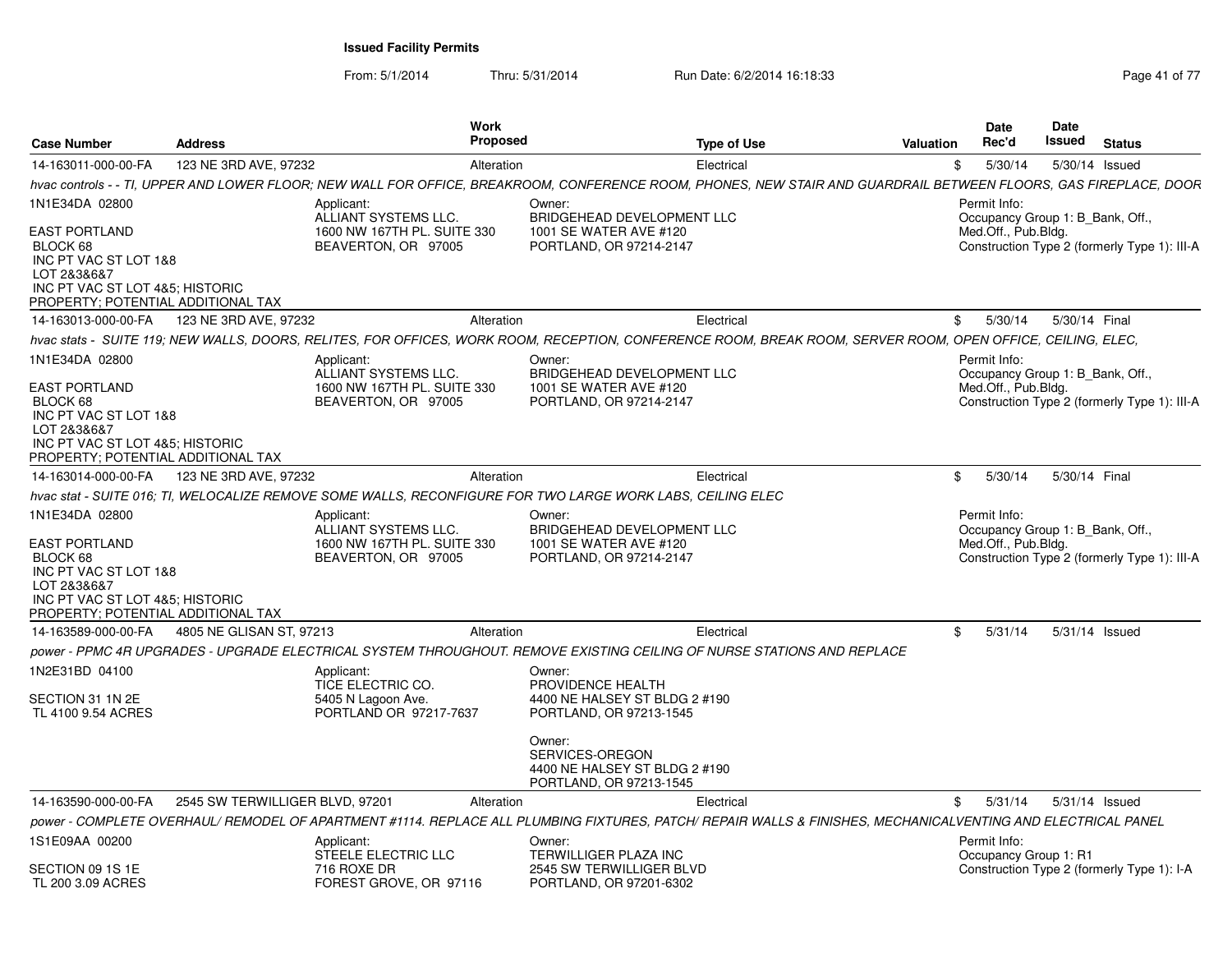**Issued Facility Permits**

From: 5/1/2014 Thru: 5/31/2014 Run Date: 6/2/2014 16:18:33

| Case Number | Address | Work Proposed | Type of Use | Valuation | Date Rec'd | Date Issued | Status |
|---|---|---|---|---|---|---|---|
| 14-163011-000-00-FA | 123 NE 3RD AVE, 97232 | Alteration | Electrical | $ | 5/30/14 | 5/30/14 | Issued |

*hvac controls - - TI, UPPER AND LOWER FLOOR; NEW WALL FOR OFFICE, BREAKROOM, CONFERENCE ROOM, PHONES, NEW STAIR AND GUARDRAIL BETWEEN FLOORS, GAS FIREPLACE, DOOR*

1N1E34DA 02800

EAST PORTLAND
BLOCK 68
INC PT VAC ST LOT 1&8
LOT 2&3&6&7
INC PT VAC ST LOT 4&5; HISTORIC
PROPERTY; POTENTIAL ADDITIONAL TAX

Applicant:
ALLIANT SYSTEMS LLC.
1600 NW 167TH PL. SUITE 330
BEAVERTON, OR 97005

Owner:
BRIDGEHEAD DEVELOPMENT LLC
1001 SE WATER AVE #120
PORTLAND, OR 97214-2147

Permit Info:
Occupancy Group 1: B_Bank, Off., Med.Off., Pub.Bldg.
Construction Type 2 (formerly Type 1): III-A

| Case Number | Address | Work Proposed | Type of Use | Valuation | Date Rec'd | Date Issued | Status |
|---|---|---|---|---|---|---|---|
| 14-163013-000-00-FA | 123 NE 3RD AVE, 97232 | Alteration | Electrical | $ | 5/30/14 | 5/30/14 | Final |

*hvac stats - SUITE 119; NEW WALLS, DOORS, RELITES, FOR OFFICES, WORK ROOM, RECEPTION, CONFERENCE ROOM, BREAK ROOM, SERVER ROOM, OPEN OFFICE, CEILING, ELEC,*

1N1E34DA 02800

EAST PORTLAND
BLOCK 68
INC PT VAC ST LOT 1&8
LOT 2&3&6&7
INC PT VAC ST LOT 4&5; HISTORIC
PROPERTY; POTENTIAL ADDITIONAL TAX

Applicant:
ALLIANT SYSTEMS LLC.
1600 NW 167TH PL. SUITE 330
BEAVERTON, OR 97005

Owner:
BRIDGEHEAD DEVELOPMENT LLC
1001 SE WATER AVE #120
PORTLAND, OR 97214-2147

Permit Info:
Occupancy Group 1: B_Bank, Off., Med.Off., Pub.Bldg.
Construction Type 2 (formerly Type 1): III-A

| Case Number | Address | Work Proposed | Type of Use | Valuation | Date Rec'd | Date Issued | Status |
|---|---|---|---|---|---|---|---|
| 14-163014-000-00-FA | 123 NE 3RD AVE, 97232 | Alteration | Electrical | $ | 5/30/14 | 5/30/14 | Final |

*hvac stat - SUITE 016; TI, WELOCALIZE REMOVE SOME WALLS, RECONFIGURE FOR TWO LARGE WORK LABS, CEILING ELEC*

1N1E34DA 02800

EAST PORTLAND
BLOCK 68
INC PT VAC ST LOT 1&8
LOT 2&3&6&7
INC PT VAC ST LOT 4&5; HISTORIC
PROPERTY; POTENTIAL ADDITIONAL TAX

Applicant:
ALLIANT SYSTEMS LLC.
1600 NW 167TH PL. SUITE 330
BEAVERTON, OR 97005

Owner:
BRIDGEHEAD DEVELOPMENT LLC
1001 SE WATER AVE #120
PORTLAND, OR 97214-2147

Permit Info:
Occupancy Group 1: B_Bank, Off., Med.Off., Pub.Bldg.
Construction Type 2 (formerly Type 1): III-A

| Case Number | Address | Work Proposed | Type of Use | Valuation | Date Rec'd | Date Issued | Status |
|---|---|---|---|---|---|---|---|
| 14-163589-000-00-FA | 4805 NE GLISAN ST, 97213 | Alteration | Electrical | $ | 5/31/14 | 5/31/14 | Issued |

*power - PPMC 4R UPGRADES - UPGRADE ELECTRICAL SYSTEM THROUGHOUT. REMOVE EXISTING CEILING OF NURSE STATIONS AND REPLACE*

1N2E31BD 04100

SECTION 31 1N 2E
TL 4100 9.54 ACRES

Applicant:
TICE ELECTRIC CO.
5405 N Lagoon Ave.
PORTLAND OR 97217-7637

Owner:
PROVIDENCE HEALTH
4400 NE HALSEY ST BLDG 2 #190
PORTLAND, OR 97213-1545

Owner:
SERVICES-OREGON
4400 NE HALSEY ST BLDG 2 #190
PORTLAND, OR 97213-1545

| Case Number | Address | Work Proposed | Type of Use | Valuation | Date Rec'd | Date Issued | Status |
|---|---|---|---|---|---|---|---|
| 14-163590-000-00-FA | 2545 SW TERWILLIGER BLVD, 97201 | Alteration | Electrical | $ | 5/31/14 | 5/31/14 | Issued |

*power - COMPLETE OVERHAUL/ REMODEL OF APARTMENT #1114. REPLACE ALL PLUMBING FIXTURES, PATCH/ REPAIR WALLS & FINISHES, MECHANICALVENTING AND ELECTRICAL PANEL*

1S1E09AA 00200

SECTION 09 1S 1E
TL 200 3.09 ACRES

Applicant:
STEELE ELECTRIC LLC
716 ROXE DR
FOREST GROVE, OR 97116

Owner:
TERWILLIGER PLAZA INC
2545 SW TERWILLIGER BLVD
PORTLAND, OR 97201-6302

Permit Info:
Occupancy Group 1: R1
Construction Type 2 (formerly Type 1): I-A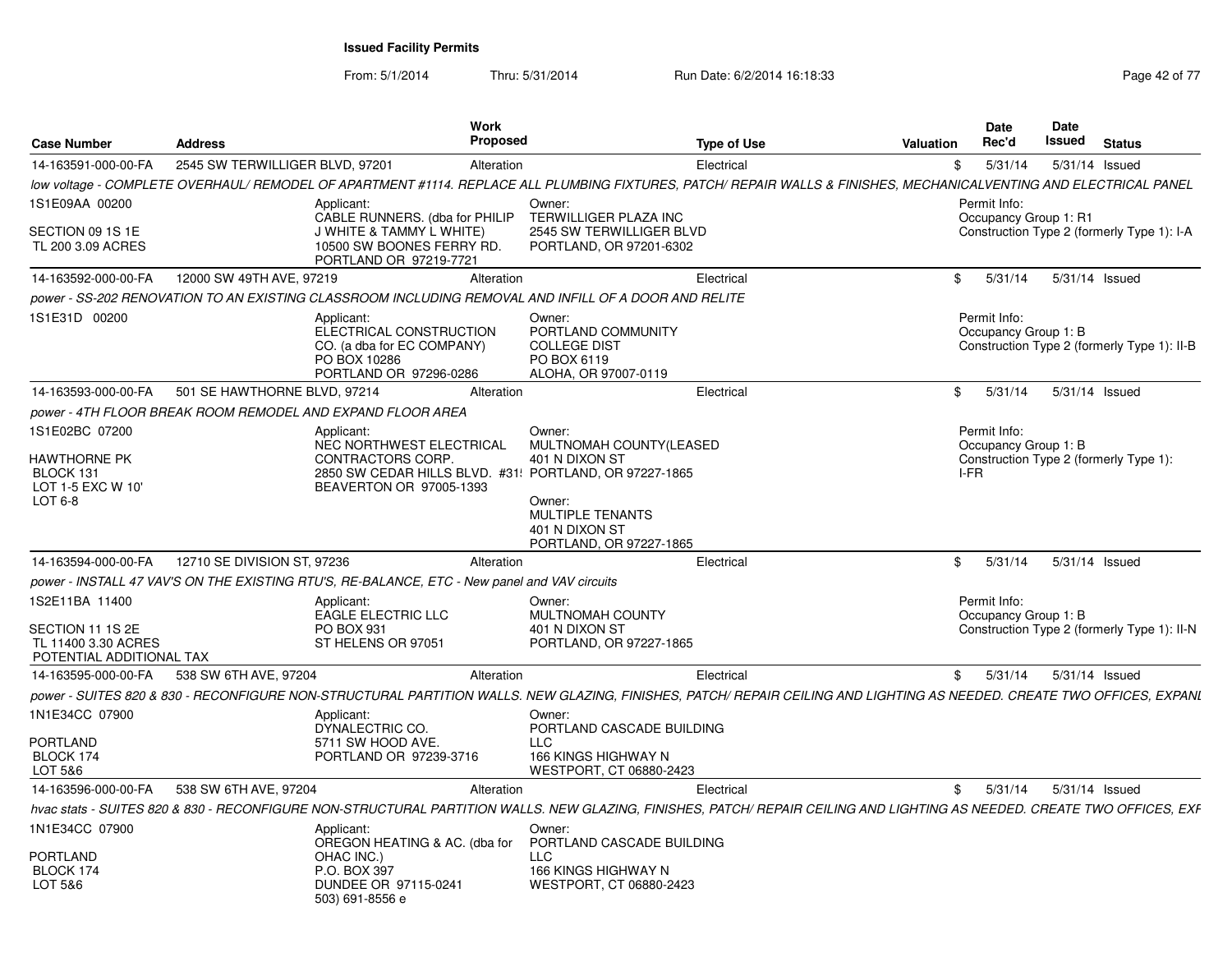**Issued Facility Permits**

From: 5/1/2014 Thru: 5/31/2014 Run Date: 6/2/2014 16:18:33

| Case Number | Address | Work Proposed | Type of Use | Valuation | Date Rec'd | Date Issued | Status |
|---|---|---|---|---|---|---|---|
| 14-163591-000-00-FA | 2545 SW TERWILLIGER BLVD, 97201 | Alteration | Electrical | $ | 5/31/14 | 5/31/14 | Issued |

*low voltage - COMPLETE OVERHAUL/ REMODEL OF APARTMENT #1114. REPLACE ALL PLUMBING FIXTURES, PATCH/ REPAIR WALLS & FINISHES, MECHANICALVENTING AND ELECTRICAL PANEL*

1S1E09AA 00200

SECTION 09 1S 1E
TL 200 3.09 ACRES

Applicant:
CABLE RUNNERS. (dba for PHILIP J WHITE & TAMMY L WHITE)
10500 SW BOONES FERRY RD.
PORTLAND OR 97219-7721

Owner:
TERWILLIGER PLAZA INC
2545 SW TERWILLIGER BLVD
PORTLAND, OR 97201-6302

Permit Info:
Occupancy Group 1: R1
Construction Type 2 (formerly Type 1): I-A

| Case Number | Address | Work Proposed | Type of Use | Valuation | Date Rec'd | Date Issued | Status |
|---|---|---|---|---|---|---|---|
| 14-163592-000-00-FA | 12000 SW 49TH AVE, 97219 | Alteration | Electrical | $ | 5/31/14 | 5/31/14 | Issued |

*power - SS-202 RENOVATION TO AN EXISTING CLASSROOM INCLUDING REMOVAL AND INFILL OF A DOOR AND RELITE*

1S1E31D 00200

Applicant:
ELECTRICAL CONSTRUCTION CO. (a dba for EC COMPANY)
PO BOX 10286
PORTLAND OR 97296-0286

Owner:
PORTLAND COMMUNITY COLLEGE DIST
PO BOX 6119
ALOHA, OR 97007-0119

Permit Info:
Occupancy Group 1: B
Construction Type 2 (formerly Type 1): II-B

| Case Number | Address | Work Proposed | Type of Use | Valuation | Date Rec'd | Date Issued | Status |
|---|---|---|---|---|---|---|---|
| 14-163593-000-00-FA | 501 SE HAWTHORNE BLVD, 97214 | Alteration | Electrical | $ | 5/31/14 | 5/31/14 | Issued |

*power - 4TH FLOOR BREAK ROOM REMODEL AND EXPAND FLOOR AREA*

1S1E02BC 07200

HAWTHORNE PK
BLOCK 131
LOT 1-5 EXC W 10'
LOT 6-8

Applicant:
NEC NORTHWEST ELECTRICAL CONTRACTORS CORP.
2850 SW CEDAR HILLS BLVD. #31!
BEAVERTON OR 97005-1393

Owner:
MULTNOMAH COUNTY(LEASED
401 N DIXON ST
PORTLAND, OR 97227-1865

Owner:
MULTIPLE TENANTS
401 N DIXON ST
PORTLAND, OR 97227-1865

Permit Info:
Occupancy Group 1: B
Construction Type 2 (formerly Type 1): I-FR

| Case Number | Address | Work Proposed | Type of Use | Valuation | Date Rec'd | Date Issued | Status |
|---|---|---|---|---|---|---|---|
| 14-163594-000-00-FA | 12710 SE DIVISION ST, 97236 | Alteration | Electrical | $ | 5/31/14 | 5/31/14 | Issued |

*power - INSTALL 47 VAV'S ON THE EXISTING RTU'S, RE-BALANCE, ETC - New panel and VAV circuits*

1S2E11BA 11400

SECTION 11 1S 2E
TL 11400 3.30 ACRES
POTENTIAL ADDITIONAL TAX

Applicant:
EAGLE ELECTRIC LLC
PO BOX 931
ST HELENS OR 97051

Owner:
MULTNOMAH COUNTY
401 N DIXON ST
PORTLAND, OR 97227-1865

Permit Info:
Occupancy Group 1: B
Construction Type 2 (formerly Type 1): II-N

| Case Number | Address | Work Proposed | Type of Use | Valuation | Date Rec'd | Date Issued | Status |
|---|---|---|---|---|---|---|---|
| 14-163595-000-00-FA | 538 SW 6TH AVE, 97204 | Alteration | Electrical | $ | 5/31/14 | 5/31/14 | Issued |

*power - SUITES 820 & 830 - RECONFIGURE NON-STRUCTURAL PARTITION WALLS. NEW GLAZING, FINISHES, PATCH/ REPAIR CEILING AND LIGHTING AS NEEDED. CREATE TWO OFFICES, EXPANI*

1N1E34CC 07900

PORTLAND
BLOCK 174
LOT 5&6

Applicant:
DYNALECTRIC CO.
5711 SW HOOD AVE.
PORTLAND OR 97239-3716

Owner:
PORTLAND CASCADE BUILDING LLC
166 KINGS HIGHWAY N
WESTPORT, CT 06880-2423

| Case Number | Address | Work Proposed | Type of Use | Valuation | Date Rec'd | Date Issued | Status |
|---|---|---|---|---|---|---|---|
| 14-163596-000-00-FA | 538 SW 6TH AVE, 97204 | Alteration | Electrical | $ | 5/31/14 | 5/31/14 | Issued |

*hvac stats - SUITES 820 & 830 - RECONFIGURE NON-STRUCTURAL PARTITION WALLS. NEW GLAZING, FINISHES, PATCH/ REPAIR CEILING AND LIGHTING AS NEEDED. CREATE TWO OFFICES, EXF*

1N1E34CC 07900

PORTLAND
BLOCK 174
LOT 5&6

Applicant:
OREGON HEATING & AC. (dba for OHAC INC.)
P.O. BOX 397
DUNDEE OR 97115-0241
503) 691-8556 e

Owner:
PORTLAND CASCADE BUILDING LLC
166 KINGS HIGHWAY N
WESTPORT, CT 06880-2423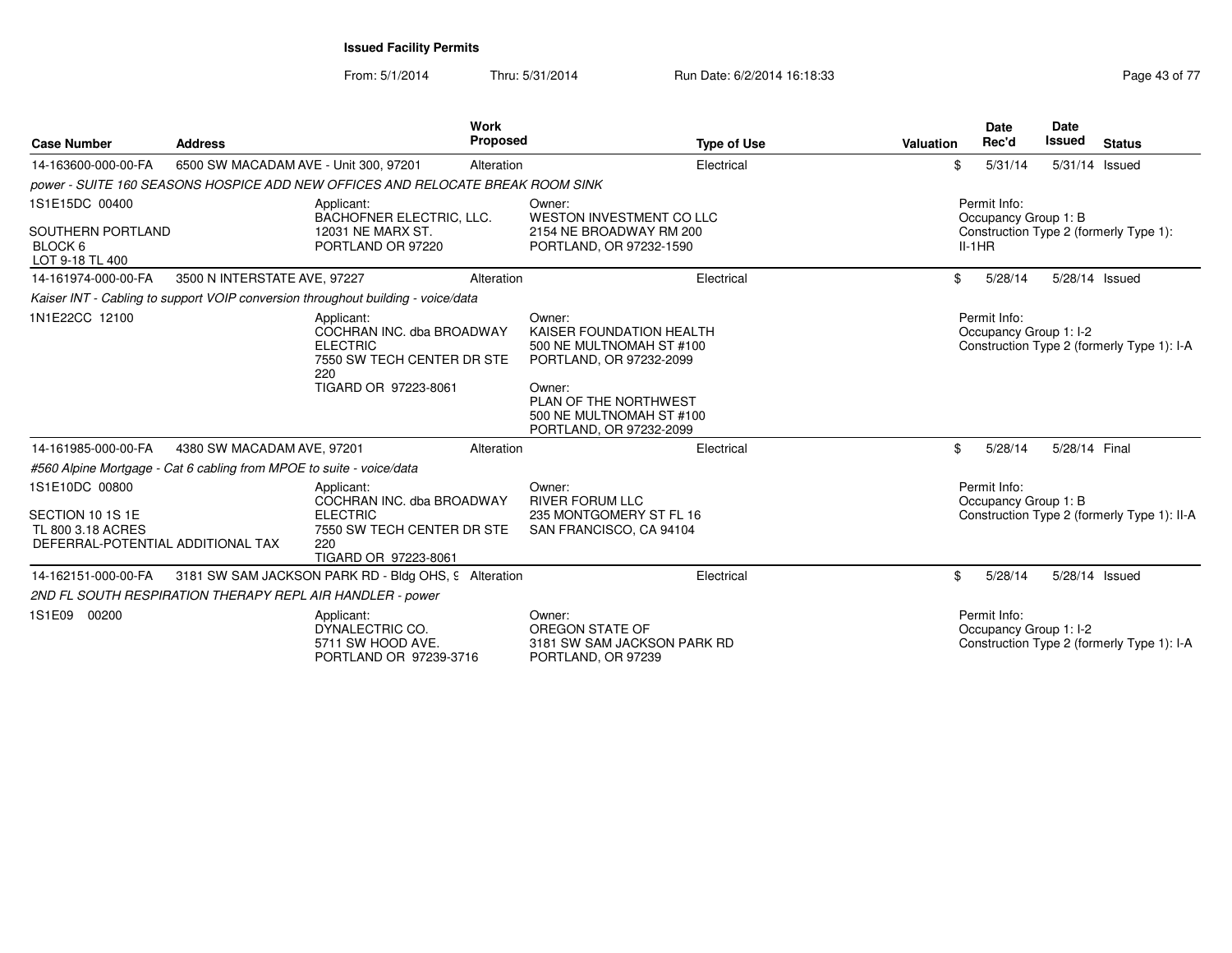**Issued Facility Permits**

From: 5/1/2014 Thru: 5/31/2014 Run Date: 6/2/2014 16:18:33

| Case Number | Address | Work Proposed | Type of Use | Valuation | Date Rec'd | Date Issued | Status |
|---|---|---|---|---|---|---|---|
| 14-163600-000-00-FA | 6500 SW MACADAM AVE - Unit 300, 97201 | Alteration | Electrical | $ | 5/31/14 | 5/31/14 | Issued |

*power - SUITE 160 SEASONS HOSPICE ADD NEW OFFICES AND RELOCATE BREAK ROOM SINK*

1S1E15DC 00400
SOUTHERN PORTLAND
BLOCK 6
LOT 9-18 TL 400

Applicant:
BACHOFNER ELECTRIC, LLC.
12031 NE MARX ST.
PORTLAND OR 97220

Owner:
WESTON INVESTMENT CO LLC
2154 NE BROADWAY RM 200
PORTLAND, OR 97232-1590

Permit Info:
Occupancy Group 1: B
Construction Type 2 (formerly Type 1): II-1HR

| Case Number | Address | Work Proposed | Type of Use | Valuation | Date Rec'd | Date Issued | Status |
|---|---|---|---|---|---|---|---|
| 14-161974-000-00-FA | 3500 N INTERSTATE AVE, 97227 | Alteration | Electrical | $ | 5/28/14 | 5/28/14 | Issued |

*Kaiser INT - Cabling to support VOIP conversion throughout building - voice/data*

1N1E22CC 12100

Applicant:
COCHRAN INC. dba BROADWAY ELECTRIC
7550 SW TECH CENTER DR STE 220
TIGARD OR 97223-8061

Owner:
KAISER FOUNDATION HEALTH
500 NE MULTNOMAH ST #100
PORTLAND, OR 97232-2099

Owner:
PLAN OF THE NORTHWEST
500 NE MULTNOMAH ST #100
PORTLAND, OR 97232-2099

Permit Info:
Occupancy Group 1: I-2
Construction Type 2 (formerly Type 1): I-A

| Case Number | Address | Work Proposed | Type of Use | Valuation | Date Rec'd | Date Issued | Status |
|---|---|---|---|---|---|---|---|
| 14-161985-000-00-FA | 4380 SW MACADAM AVE, 97201 | Alteration | Electrical | $ | 5/28/14 | 5/28/14 | Final |

*#560 Alpine Mortgage - Cat 6 cabling from MPOE to suite - voice/data*

1S1E10DC 00800
SECTION 10 1S 1E
TL 800 3.18 ACRES
DEFERRAL-POTENTIAL ADDITIONAL TAX

Applicant:
COCHRAN INC. dba BROADWAY ELECTRIC
7550 SW TECH CENTER DR STE 220
TIGARD OR 97223-8061

Owner:
RIVER FORUM LLC
235 MONTGOMERY ST FL 16
SAN FRANCISCO, CA 94104

Permit Info:
Occupancy Group 1: B
Construction Type 2 (formerly Type 1): II-A

| Case Number | Address | Work Proposed | Type of Use | Valuation | Date Rec'd | Date Issued | Status |
|---|---|---|---|---|---|---|---|
| 14-162151-000-00-FA | 3181 SW SAM JACKSON PARK RD - Bldg OHS, 9 | Alteration | Electrical | $ | 5/28/14 | 5/28/14 | Issued |

*2ND FL SOUTH RESPIRATION THERAPY REPL AIR HANDLER - power*

1S1E09 00200

Applicant:
DYNALECTRIC CO.
5711 SW HOOD AVE.
PORTLAND OR 97239-3716

Owner:
OREGON STATE OF
3181 SW SAM JACKSON PARK RD
PORTLAND, OR 97239

Permit Info:
Occupancy Group 1: I-2
Construction Type 2 (formerly Type 1): I-A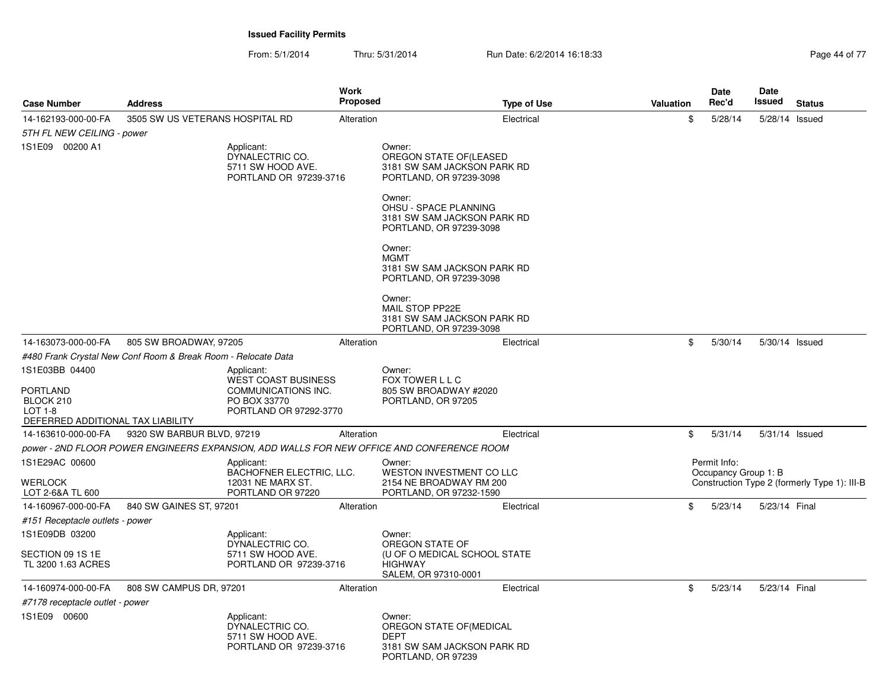## Issued Facility Permits

From: 5/1/2014 Thru: 5/31/2014 Run Date: 6/2/2014 16:18:33

| Case Number | Address | Work Proposed | Type of Use | Valuation | Date Rec'd | Date Issued | Status |
|---|---|---|---|---|---|---|---|
| 14-162193-000-00-FA | 3505 SW US VETERANS HOSPITAL RD | Alteration | Electrical | $ | 5/28/14 | 5/28/14 | Issued |

*5TH FL NEW CEILING - power*

1S1E09 00200 A1

Applicant:
DYNALECTRIC CO.
5711 SW HOOD AVE.
PORTLAND OR 97239-3716

Owner:
OREGON STATE OF(LEASED
3181 SW SAM JACKSON PARK RD
PORTLAND, OR 97239-3098

Owner:
OHSU - SPACE PLANNING
3181 SW SAM JACKSON PARK RD
PORTLAND, OR 97239-3098

Owner:
MGMT
3181 SW SAM JACKSON PARK RD
PORTLAND, OR 97239-3098

Owner:
MAIL STOP PP22E
3181 SW SAM JACKSON PARK RD
PORTLAND, OR 97239-3098

| Case Number | Address | Work Proposed | Type of Use | Valuation | Date Rec'd | Date Issued | Status |
|---|---|---|---|---|---|---|---|
| 14-163073-000-00-FA | 805 SW BROADWAY, 97205 | Alteration | Electrical | $ | 5/30/14 | 5/30/14 | Issued |

*#480 Frank Crystal New Conf Room & Break Room - Relocate Data*

1S1E03BB 04400

PORTLAND
BLOCK 210
LOT 1-8
DEFERRED ADDITIONAL TAX LIABILITY

Applicant:
WEST COAST BUSINESS COMMUNICATIONS INC.
PO BOX 33770
PORTLAND OR 97292-3770

Owner:
FOX TOWER L L C
805 SW BROADWAY #2020
PORTLAND, OR 97205

| Case Number | Address | Work Proposed | Type of Use | Valuation | Date Rec'd | Date Issued | Status |
|---|---|---|---|---|---|---|---|
| 14-163610-000-00-FA | 9320 SW BARBUR BLVD, 97219 | Alteration | Electrical | $ | 5/31/14 | 5/31/14 | Issued |

*power - 2ND FLOOR POWER ENGINEERS EXPANSION, ADD WALLS FOR NEW OFFICE AND CONFERENCE ROOM*

1S1E29AC 00600

WERLOCK
LOT 2-6&A TL 600

Applicant:
BACHOFNER ELECTRIC, LLC.
12031 NE MARX ST.
PORTLAND OR 97220

Owner:
WESTON INVESTMENT CO LLC
2154 NE BROADWAY RM 200
PORTLAND, OR 97232-1590

Permit Info:
Occupancy Group 1: B
Construction Type 2 (formerly Type 1): III-B

| Case Number | Address | Work Proposed | Type of Use | Valuation | Date Rec'd | Date Issued | Status |
|---|---|---|---|---|---|---|---|
| 14-160967-000-00-FA | 840 SW GAINES ST, 97201 | Alteration | Electrical | $ | 5/23/14 | 5/23/14 | Final |

*#151 Receptacle outlets - power*

1S1E09DB 03200

SECTION 09 1S 1E
TL 3200 1.63 ACRES

Applicant:
DYNALECTRIC CO.
5711 SW HOOD AVE.
PORTLAND OR 97239-3716

Owner:
OREGON STATE OF
(U OF O MEDICAL SCHOOL STATE HIGHWAY
SALEM, OR 97310-0001

| Case Number | Address | Work Proposed | Type of Use | Valuation | Date Rec'd | Date Issued | Status |
|---|---|---|---|---|---|---|---|
| 14-160974-000-00-FA | 808 SW CAMPUS DR, 97201 | Alteration | Electrical | $ | 5/23/14 | 5/23/14 | Final |

*#7178 receptacle outlet - power*

1S1E09 00600

Applicant:
DYNALECTRIC CO.
5711 SW HOOD AVE.
PORTLAND OR 97239-3716

Owner:
OREGON STATE OF(MEDICAL DEPT
3181 SW SAM JACKSON PARK RD
PORTLAND, OR 97239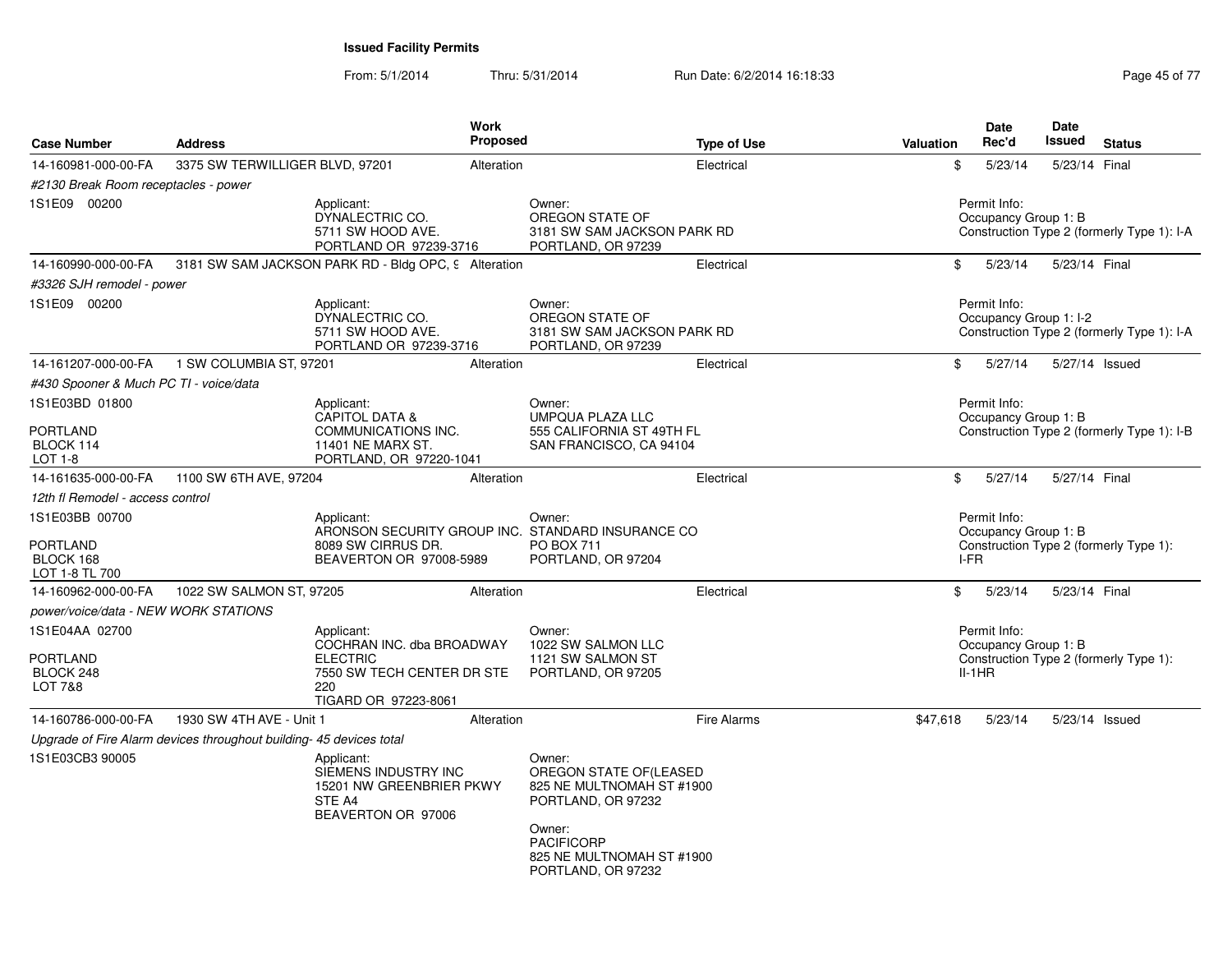**Issued Facility Permits**

From: 5/1/2014 Thru: 5/31/2014 Run Date: 6/2/2014 16:18:33

| Case Number | Address | Work Proposed | Type of Use | Valuation | Date Rec'd | Date Issued | Status |
|---|---|---|---|---|---|---|---|
| 14-160981-000-00-FA | 3375 SW TERWILLIGER BLVD, 97201 | Alteration | Electrical | $ | 5/23/14 | 5/23/14 | Final |
| #2130 Break Room receptacles - power | | | | | | | |
| 1S1E09 00200 | Applicant: DYNALECTRIC CO. 5711 SW HOOD AVE. PORTLAND OR 97239-3716 | | Owner: OREGON STATE OF 3181 SW SAM JACKSON PARK RD PORTLAND, OR 97239 | | Permit Info: Occupancy Group 1: B Construction Type 2 (formerly Type 1): I-A | | |
| 14-160990-000-00-FA | 3181 SW SAM JACKSON PARK RD - Bldg OPC, 9 | Alteration | Electrical | $ | 5/23/14 | 5/23/14 | Final |
| #3326 SJH remodel - power | | | | | | | |
| 1S1E09 00200 | Applicant: DYNALECTRIC CO. 5711 SW HOOD AVE. PORTLAND OR 97239-3716 | | Owner: OREGON STATE OF 3181 SW SAM JACKSON PARK RD PORTLAND, OR 97239 | | Permit Info: Occupancy Group 1: I-2 Construction Type 2 (formerly Type 1): I-A | | |
| 14-161207-000-00-FA | 1 SW COLUMBIA ST, 97201 | Alteration | Electrical | $ | 5/27/14 | 5/27/14 | Issued |
| #430 Spooner & Much PC TI - voice/data | | | | | | | |
| 1S1E03BD 01800 PORTLAND BLOCK 114 LOT 1-8 | Applicant: CAPITOL DATA & COMMUNICATIONS INC. 11401 NE MARX ST. PORTLAND, OR 97220-1041 | | Owner: UMPQUA PLAZA LLC 555 CALIFORNIA ST 49TH FL SAN FRANCISCO, CA 94104 | | Permit Info: Occupancy Group 1: B Construction Type 2 (formerly Type 1): I-B | | |
| 14-161635-000-00-FA | 1100 SW 6TH AVE, 97204 | Alteration | Electrical | $ | 5/27/14 | 5/27/14 | Final |
| 12th fl Remodel - access control | | | | | | | |
| 1S1E03BB 00700 PORTLAND BLOCK 168 LOT 1-8 TL 700 | Applicant: ARONSON SECURITY GROUP INC. 8089 SW CIRRUS DR. BEAVERTON OR 97008-5989 | | Owner: STANDARD INSURANCE CO PO BOX 711 PORTLAND, OR 97204 | | Permit Info: Occupancy Group 1: B Construction Type 2 (formerly Type 1): I-FR | | |
| 14-160962-000-00-FA | 1022 SW SALMON ST, 97205 | Alteration | Electrical | $ | 5/23/14 | 5/23/14 | Final |
| power/voice/data - NEW WORK STATIONS | | | | | | | |
| 1S1E04AA 02700 PORTLAND BLOCK 248 LOT 7&8 | Applicant: COCHRAN INC. dba BROADWAY ELECTRIC 7550 SW TECH CENTER DR STE 220 TIGARD OR 97223-8061 | | Owner: 1022 SW SALMON LLC 1121 SW SALMON ST PORTLAND, OR 97205 | | Permit Info: Occupancy Group 1: B Construction Type 2 (formerly Type 1): II-1HR | | |
| 14-160786-000-00-FA | 1930 SW 4TH AVE - Unit 1 | Alteration | Fire Alarms | $47,618 | 5/23/14 | 5/23/14 | Issued |
| Upgrade of Fire Alarm devices throughout building- 45 devices total | | | | | | | |
| 1S1E03CB3 90005 | Applicant: SIEMENS INDUSTRY INC 15201 NW GREENBRIER PKWY STE A4 BEAVERTON OR 97006 | | Owner: OREGON STATE OF(LEASED 825 NE MULTNOMAH ST #1900 PORTLAND, OR 97232; Owner: PACIFICORP 825 NE MULTNOMAH ST #1900 PORTLAND, OR 97232 | | | | |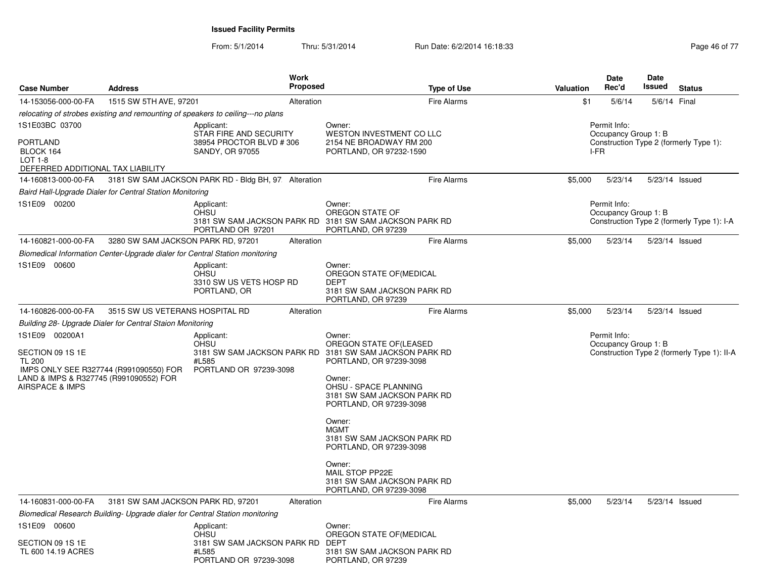**Issued Facility Permits**

From: 5/1/2014 Thru: 5/31/2014 Run Date: 6/2/2014 16:18:33

| Case Number | Address | Work Proposed | Type of Use | Valuation | Date Rec'd | Date Issued | Status |
|---|---|---|---|---|---|---|---|
| 14-153056-000-00-FA | 1515 SW 5TH AVE, 97201 | Alteration | Fire Alarms | $1 | 5/6/14 | 5/6/14 | Final |

*relocating of strobes existing and remounting of speakers to ceiling---no plans*

1S1E03BC 03700

PORTLAND
BLOCK 164
LOT 1-8
DEFERRED ADDITIONAL TAX LIABILITY

Applicant:
STAR FIRE AND SECURITY
38954 PROCTOR BLVD # 306
SANDY, OR 97055

Owner:
WESTON INVESTMENT CO LLC
2154 NE BROADWAY RM 200
PORTLAND, OR 97232-1590

Permit Info:
Occupancy Group 1: B
Construction Type 2 (formerly Type 1): I-FR

| Case Number | Address | Work Proposed | Type of Use | Valuation | Date Rec'd | Date Issued | Status |
|---|---|---|---|---|---|---|---|
| 14-160813-000-00-FA | 3181 SW SAM JACKSON PARK RD - Bldg BH, 97 | Alteration | Fire Alarms | $5,000 | 5/23/14 | 5/23/14 | Issued |

*Baird Hall-Upgrade Dialer for Central Station Monitoring*

1S1E09 00200

Applicant:
OHSU
3181 SW SAM JACKSON PARK RD
PORTLAND OR 97201

Owner:
OREGON STATE OF
3181 SW SAM JACKSON PARK RD
PORTLAND, OR 97239

Permit Info:
Occupancy Group 1: B
Construction Type 2 (formerly Type 1): I-A

| Case Number | Address | Work Proposed | Type of Use | Valuation | Date Rec'd | Date Issued | Status |
|---|---|---|---|---|---|---|---|
| 14-160821-000-00-FA | 3280 SW SAM JACKSON PARK RD, 97201 | Alteration | Fire Alarms | $5,000 | 5/23/14 | 5/23/14 | Issued |

*Biomedical Information Center-Upgrade dialer for Central Station monitoring*

1S1E09 00600

Applicant:
OHSU
3310 SW US VETS HOSP RD
PORTLAND, OR

Owner:
OREGON STATE OF(MEDICAL
DEPT
3181 SW SAM JACKSON PARK RD
PORTLAND, OR 97239

| Case Number | Address | Work Proposed | Type of Use | Valuation | Date Rec'd | Date Issued | Status |
|---|---|---|---|---|---|---|---|
| 14-160826-000-00-FA | 3515 SW US VETERANS HOSPITAL RD | Alteration | Fire Alarms | $5,000 | 5/23/14 | 5/23/14 | Issued |

*Building 28- Upgrade Dialer for Central Staion Monitoring*

1S1E09 00200A1

SECTION 09 1S 1E
TL 200
IMPS ONLY SEE R327744 (R991090550) FOR LAND & IMPS & R327745 (R991090552) FOR AIRSPACE & IMPS

Applicant:
OHSU
3181 SW SAM JACKSON PARK RD
#L585
PORTLAND OR 97239-3098

Owner:
OREGON STATE OF(LEASED
3181 SW SAM JACKSON PARK RD
PORTLAND, OR 97239-3098

Owner:
OHSU - SPACE PLANNING
3181 SW SAM JACKSON PARK RD
PORTLAND, OR 97239-3098

Owner:
MGMT
3181 SW SAM JACKSON PARK RD
PORTLAND, OR 97239-3098

Owner:
MAIL STOP PP22E
3181 SW SAM JACKSON PARK RD
PORTLAND, OR 97239-3098

Permit Info:
Occupancy Group 1: B
Construction Type 2 (formerly Type 1): II-A

| Case Number | Address | Work Proposed | Type of Use | Valuation | Date Rec'd | Date Issued | Status |
|---|---|---|---|---|---|---|---|
| 14-160831-000-00-FA | 3181 SW SAM JACKSON PARK RD, 97201 | Alteration | Fire Alarms | $5,000 | 5/23/14 | 5/23/14 | Issued |

*Biomedical Research Building- Upgrade dialer for Central Station monitoring*

1S1E09 00600

SECTION 09 1S 1E
TL 600 14.19 ACRES

Applicant:
OHSU
3181 SW SAM JACKSON PARK RD
#L585
PORTLAND OR 97239-3098

Owner:
OREGON STATE OF(MEDICAL
DEPT
3181 SW SAM JACKSON PARK RD
PORTLAND, OR 97239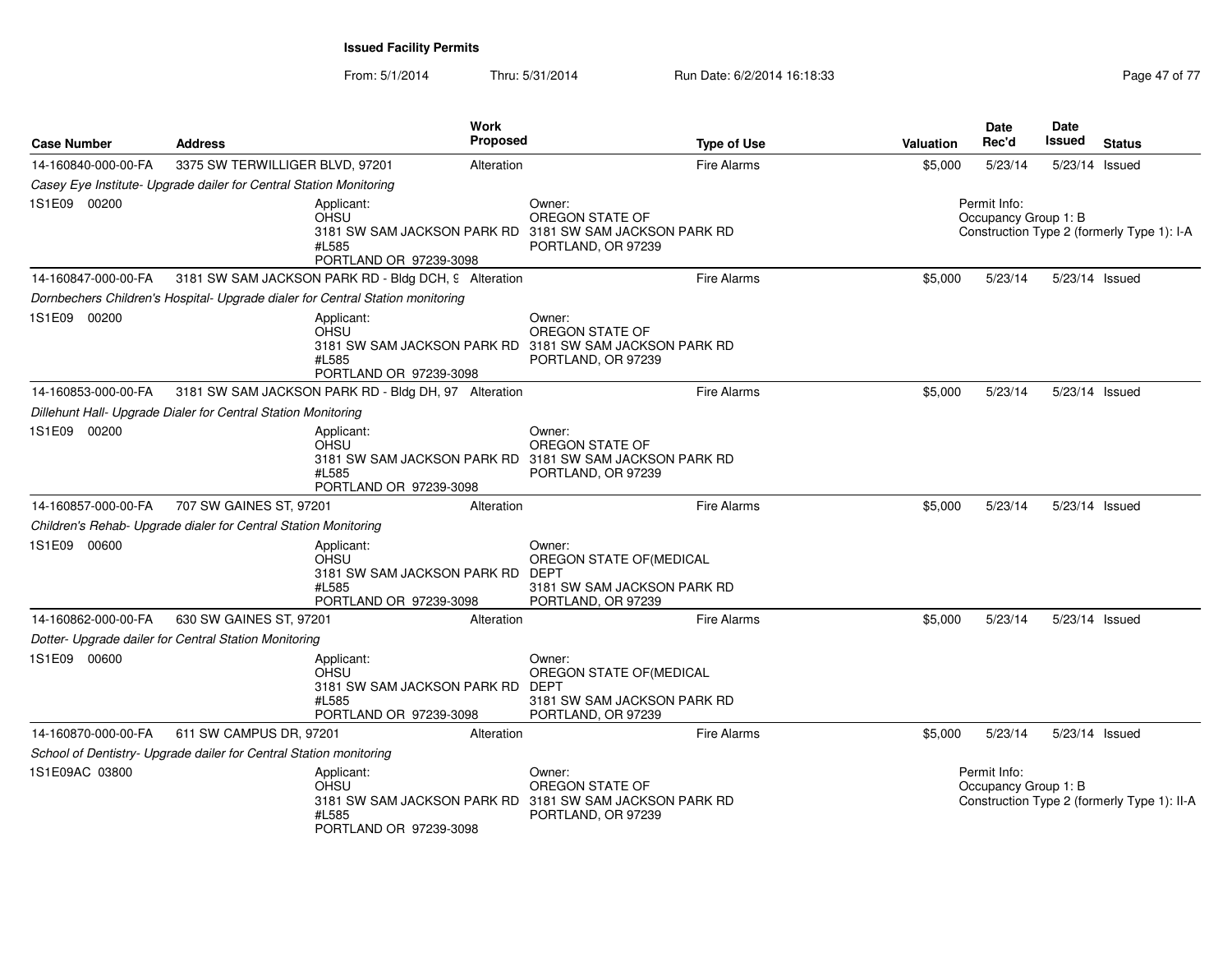**Issued Facility Permits**

From: 5/1/2014 Thru: 5/31/2014 Run Date: 6/2/2014 16:18:33

| Case Number | Address | Work Proposed | Type of Use | Valuation | Date Rec'd | Date Issued | Status |
|---|---|---|---|---|---|---|---|
| 14-160840-000-00-FA | 3375 SW TERWILLIGER BLVD, 97201 | Alteration | Fire Alarms | $5,000 | 5/23/14 | 5/23/14 | Issued |

*Casey Eye Institute- Upgrade dailer for Central Station Monitoring*

1S1E09 00200

Applicant: OHSU, 3181 SW SAM JACKSON PARK RD #L585, PORTLAND OR 97239-3098

Owner: OREGON STATE OF, 3181 SW SAM JACKSON PARK RD, PORTLAND, OR 97239

Permit Info: Occupancy Group 1: B; Construction Type 2 (formerly Type 1): I-A

| Case Number | Address | Work Proposed | Type of Use | Valuation | Date Rec'd | Date Issued | Status |
|---|---|---|---|---|---|---|---|
| 14-160847-000-00-FA | 3181 SW SAM JACKSON PARK RD - Bldg DCH, 9 | Alteration | Fire Alarms | $5,000 | 5/23/14 | 5/23/14 | Issued |

*Dornbechers Children's Hospital- Upgrade dialer for Central Station monitoring*

1S1E09 00200

Applicant: OHSU, 3181 SW SAM JACKSON PARK RD #L585, PORTLAND OR 97239-3098

Owner: OREGON STATE OF, 3181 SW SAM JACKSON PARK RD, PORTLAND, OR 97239

| Case Number | Address | Work Proposed | Type of Use | Valuation | Date Rec'd | Date Issued | Status |
|---|---|---|---|---|---|---|---|
| 14-160853-000-00-FA | 3181 SW SAM JACKSON PARK RD - Bldg DH, 97 | Alteration | Fire Alarms | $5,000 | 5/23/14 | 5/23/14 | Issued |

*Dillehunt Hall- Upgrade Dialer for Central Station Monitoring*

1S1E09 00200

Applicant: OHSU, 3181 SW SAM JACKSON PARK RD #L585, PORTLAND OR 97239-3098

Owner: OREGON STATE OF, 3181 SW SAM JACKSON PARK RD, PORTLAND, OR 97239

| Case Number | Address | Work Proposed | Type of Use | Valuation | Date Rec'd | Date Issued | Status |
|---|---|---|---|---|---|---|---|
| 14-160857-000-00-FA | 707 SW GAINES ST, 97201 | Alteration | Fire Alarms | $5,000 | 5/23/14 | 5/23/14 | Issued |

*Children's Rehab- Upgrade dialer for Central Station Monitoring*

1S1E09 00600

Applicant: OHSU, 3181 SW SAM JACKSON PARK RD #L585, PORTLAND OR 97239-3098

Owner: OREGON STATE OF(MEDICAL DEPT, 3181 SW SAM JACKSON PARK RD, PORTLAND, OR 97239

| Case Number | Address | Work Proposed | Type of Use | Valuation | Date Rec'd | Date Issued | Status |
|---|---|---|---|---|---|---|---|
| 14-160862-000-00-FA | 630 SW GAINES ST, 97201 | Alteration | Fire Alarms | $5,000 | 5/23/14 | 5/23/14 | Issued |

*Dotter- Upgrade dailer for Central Station Monitoring*

1S1E09 00600

Applicant: OHSU, 3181 SW SAM JACKSON PARK RD #L585, PORTLAND OR 97239-3098

Owner: OREGON STATE OF(MEDICAL DEPT, 3181 SW SAM JACKSON PARK RD, PORTLAND, OR 97239

| Case Number | Address | Work Proposed | Type of Use | Valuation | Date Rec'd | Date Issued | Status |
|---|---|---|---|---|---|---|---|
| 14-160870-000-00-FA | 611 SW CAMPUS DR, 97201 | Alteration | Fire Alarms | $5,000 | 5/23/14 | 5/23/14 | Issued |

*School of Dentistry- Upgrade dailer for Central Station monitoring*

1S1E09AC 03800

Applicant: OHSU, 3181 SW SAM JACKSON PARK RD #L585, PORTLAND OR 97239-3098

Owner: OREGON STATE OF, 3181 SW SAM JACKSON PARK RD, PORTLAND, OR 97239

Permit Info: Occupancy Group 1: B; Construction Type 2 (formerly Type 1): II-A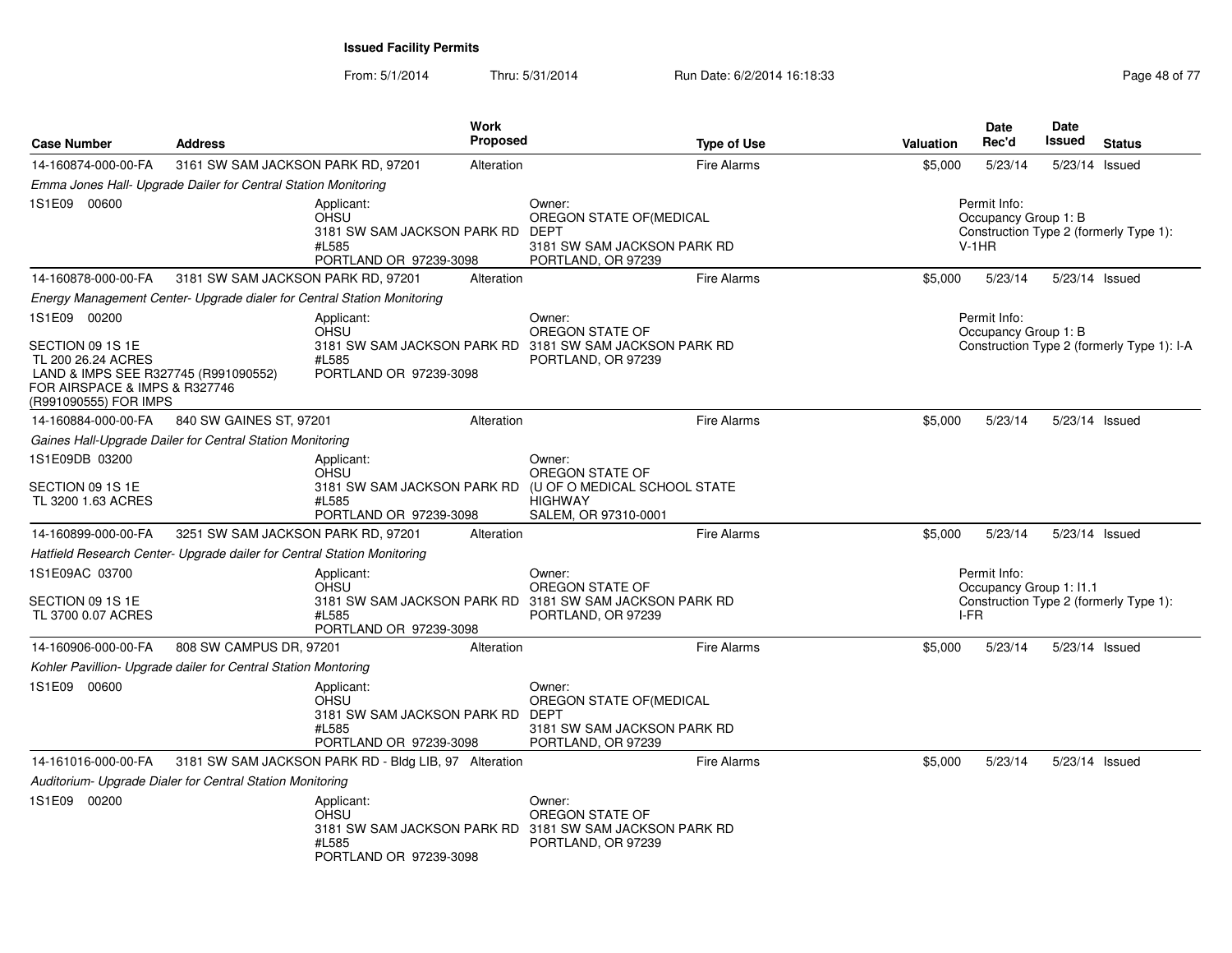**Issued Facility Permits**

From: 5/1/2014 Thru: 5/31/2014 Run Date: 6/2/2014 16:18:33

| Case Number | Address | Work Proposed | Type of Use | Valuation | Date Rec'd | Date Issued | Status |
|---|---|---|---|---|---|---|---|
| 14-160874-000-00-FA | 3161 SW SAM JACKSON PARK RD, 97201 | Alteration | Fire Alarms | $5,000 | 5/23/14 | 5/23/14 | Issued |
| *Emma Jones Hall- Upgrade Dailer for Central Station Monitoring* | | | | | | | |
| 1S1E09 00600 | Applicant: OHSU 3181 SW SAM JACKSON PARK RD #L585 PORTLAND OR 97239-3098 | | Owner: OREGON STATE OF(MEDICAL DEPT 3181 SW SAM JACKSON PARK RD PORTLAND, OR 97239 | | Permit Info: Occupancy Group 1: B Construction Type 2 (formerly Type 1): V-1HR | | |
| 14-160878-000-00-FA | 3181 SW SAM JACKSON PARK RD, 97201 | Alteration | Fire Alarms | $5,000 | 5/23/14 | 5/23/14 | Issued |
| *Energy Management Center- Upgrade dialer for Central Station Monitoring* | | | | | | | |
| 1S1E09 00200 SECTION 09 1S 1E TL 200 26.24 ACRES LAND & IMPS SEE R327745 (R991090552) FOR AIRSPACE & IMPS & R327746 (R991090555) FOR IMPS | Applicant: OHSU 3181 SW SAM JACKSON PARK RD #L585 PORTLAND OR 97239-3098 | | Owner: OREGON STATE OF 3181 SW SAM JACKSON PARK RD PORTLAND, OR 97239 | | Permit Info: Occupancy Group 1: B Construction Type 2 (formerly Type 1): I-A | | |
| 14-160884-000-00-FA | 840 SW GAINES ST, 97201 | Alteration | Fire Alarms | $5,000 | 5/23/14 | 5/23/14 | Issued |
| *Gaines Hall-Upgrade Dailer for Central Station Monitoring* | | | | | | | |
| 1S1E09DB 03200 SECTION 09 1S 1E TL 3200 1.63 ACRES | Applicant: OHSU 3181 SW SAM JACKSON PARK RD #L585 PORTLAND OR 97239-3098 | | Owner: OREGON STATE OF (U OF O MEDICAL SCHOOL STATE HIGHWAY SALEM, OR 97310-0001 | | | | |
| 14-160899-000-00-FA | 3251 SW SAM JACKSON PARK RD, 97201 | Alteration | Fire Alarms | $5,000 | 5/23/14 | 5/23/14 | Issued |
| *Hatfield Research Center- Upgrade dailer for Central Station Monitoring* | | | | | | | |
| 1S1E09AC 03700 SECTION 09 1S 1E TL 3700 0.07 ACRES | Applicant: OHSU 3181 SW SAM JACKSON PARK RD #L585 PORTLAND OR 97239-3098 | | Owner: OREGON STATE OF 3181 SW SAM JACKSON PARK RD PORTLAND, OR 97239 | | Permit Info: Occupancy Group 1: I1.1 Construction Type 2 (formerly Type 1): I-FR | | |
| 14-160906-000-00-FA | 808 SW CAMPUS DR, 97201 | Alteration | Fire Alarms | $5,000 | 5/23/14 | 5/23/14 | Issued |
| *Kohler Pavillion- Upgrade dailer for Central Station Montoring* | | | | | | | |
| 1S1E09 00600 | Applicant: OHSU 3181 SW SAM JACKSON PARK RD #L585 PORTLAND OR 97239-3098 | | Owner: OREGON STATE OF(MEDICAL DEPT 3181 SW SAM JACKSON PARK RD PORTLAND, OR 97239 | | | | |
| 14-161016-000-00-FA | 3181 SW SAM JACKSON PARK RD - Bldg LIB, 97 | Alteration | Fire Alarms | $5,000 | 5/23/14 | 5/23/14 | Issued |
| *Auditorium- Upgrade Dialer for Central Station Monitoring* | | | | | | | |
| 1S1E09 00200 | Applicant: OHSU 3181 SW SAM JACKSON PARK RD #L585 PORTLAND OR 97239-3098 | | Owner: OREGON STATE OF 3181 SW SAM JACKSON PARK RD PORTLAND, OR 97239 | | | | |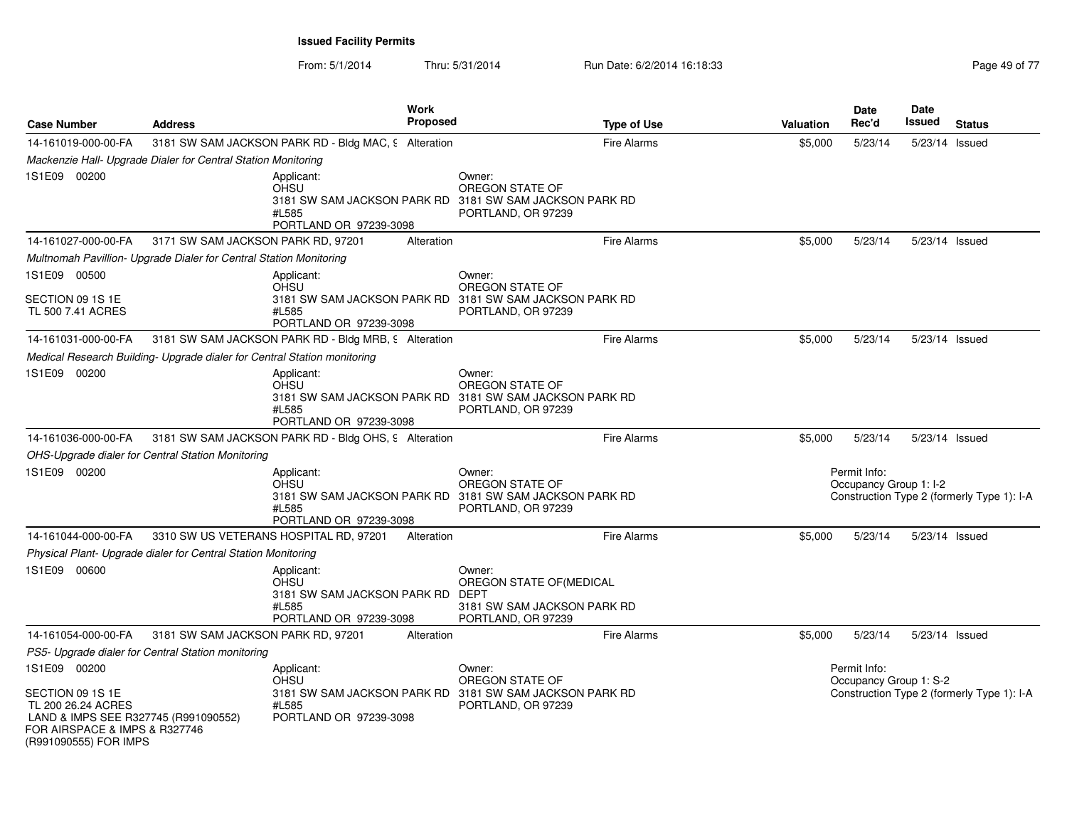**Issued Facility Permits**

From: 5/1/2014 Thru: 5/31/2014 Run Date: 6/2/2014 16:18:33

| Case Number | Address | Work Proposed | Type of Use | Valuation | Date Rec'd | Date Issued | Status |
|---|---|---|---|---|---|---|---|
| 14-161019-000-00-FA | 3181 SW SAM JACKSON PARK RD - Bldg MAC, 9 | Alteration | Fire Alarms | $5,000 | 5/23/14 | 5/23/14 | Issued |
| *Mackenzie Hall- Upgrade Dialer for Central Station Monitoring* | | | | | | | |
| 1S1E09 00200 | Applicant: OHSU 3181 SW SAM JACKSON PARK RD #L585 PORTLAND OR 97239-3098 | Owner: OREGON STATE OF 3181 SW SAM JACKSON PARK RD PORTLAND, OR 97239 | | | | | |
| 14-161027-000-00-FA | 3171 SW SAM JACKSON PARK RD, 97201 | Alteration | Fire Alarms | $5,000 | 5/23/14 | 5/23/14 | Issued |
| *Multnomah Pavillion- Upgrade Dialer for Central Station Monitoring* | | | | | | | |
| 1S1E09 00500 SECTION 09 1S 1E TL 500 7.41 ACRES | Applicant: OHSU 3181 SW SAM JACKSON PARK RD #L585 PORTLAND OR 97239-3098 | Owner: OREGON STATE OF 3181 SW SAM JACKSON PARK RD PORTLAND, OR 97239 | | | | | |
| 14-161031-000-00-FA | 3181 SW SAM JACKSON PARK RD - Bldg MRB, 9 | Alteration | Fire Alarms | $5,000 | 5/23/14 | 5/23/14 | Issued |
| *Medical Research Building- Upgrade dialer for Central Station monitoring* | | | | | | | |
| 1S1E09 00200 | Applicant: OHSU 3181 SW SAM JACKSON PARK RD #L585 PORTLAND OR 97239-3098 | Owner: OREGON STATE OF 3181 SW SAM JACKSON PARK RD PORTLAND, OR 97239 | | | | | |
| 14-161036-000-00-FA | 3181 SW SAM JACKSON PARK RD - Bldg OHS, 9 | Alteration | Fire Alarms | $5,000 | 5/23/14 | 5/23/14 | Issued |
| *OHS-Upgrade dialer for Central Station Monitoring* | | | | | | | |
| 1S1E09 00200 | Applicant: OHSU 3181 SW SAM JACKSON PARK RD #L585 PORTLAND OR 97239-3098 | Owner: OREGON STATE OF 3181 SW SAM JACKSON PARK RD PORTLAND, OR 97239 | | Permit Info: Occupancy Group 1: I-2 Construction Type 2 (formerly Type 1): I-A | | | |
| 14-161044-000-00-FA | 3310 SW US VETERANS HOSPITAL RD, 97201 | Alteration | Fire Alarms | $5,000 | 5/23/14 | 5/23/14 | Issued |
| *Physical Plant- Upgrade dialer for Central Station Monitoring* | | | | | | | |
| 1S1E09 00600 | Applicant: OHSU 3181 SW SAM JACKSON PARK RD #L585 PORTLAND OR 97239-3098 | Owner: OREGON STATE OF(MEDICAL DEPT 3181 SW SAM JACKSON PARK RD PORTLAND, OR 97239 | | | | | |
| 14-161054-000-00-FA | 3181 SW SAM JACKSON PARK RD, 97201 | Alteration | Fire Alarms | $5,000 | 5/23/14 | 5/23/14 | Issued |
| *PS5- Upgrade dialer for Central Station monitoring* | | | | | | | |
| 1S1E09 00200 SECTION 09 1S 1E TL 200 26.24 ACRES LAND & IMPS SEE R327745 (R991090552) FOR AIRSPACE & IMPS & R327746 (R991090555) FOR IMPS | Applicant: OHSU 3181 SW SAM JACKSON PARK RD #L585 PORTLAND OR 97239-3098 | Owner: OREGON STATE OF 3181 SW SAM JACKSON PARK RD PORTLAND, OR 97239 | | Permit Info: Occupancy Group 1: S-2 Construction Type 2 (formerly Type 1): I-A | | | |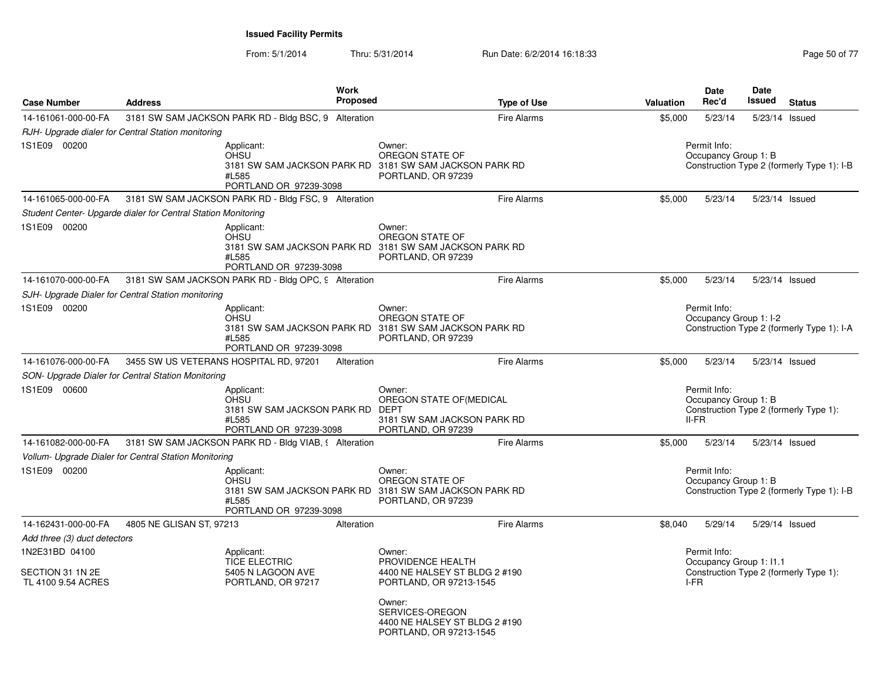**Issued Facility Permits**

From: 5/1/2014 Thru: 5/31/2014 Run Date: 6/2/2014 16:18:33

| Case Number | Address | Work Proposed | Type of Use | Valuation | Date Rec'd | Date Issued | Status |
|---|---|---|---|---|---|---|---|
| 14-161061-000-00-FA | 3181 SW SAM JACKSON PARK RD - Bldg BSC, 9 | Alteration | Fire Alarms | $5,000 | 5/23/14 | 5/23/14 | Issued |
| *RJH- Upgrade dialer for Central Station monitoring* | | | | | | | |
| 1S1E09 00200 | Applicant: OHSU 3181 SW SAM JACKSON PARK RD #L585 PORTLAND OR 97239-3098 | | Owner: OREGON STATE OF 3181 SW SAM JACKSON PARK RD PORTLAND, OR 97239 | | Permit Info: Occupancy Group 1: B Construction Type 2 (formerly Type 1): I-B | | |
| 14-161065-000-00-FA | 3181 SW SAM JACKSON PARK RD - Bldg FSC, 9 | Alteration | Fire Alarms | $5,000 | 5/23/14 | 5/23/14 | Issued |
| *Student Center- Upgarde dialer for Central Station Monitoring* | | | | | | | |
| 1S1E09 00200 | Applicant: OHSU 3181 SW SAM JACKSON PARK RD #L585 PORTLAND OR 97239-3098 | | Owner: OREGON STATE OF 3181 SW SAM JACKSON PARK RD PORTLAND, OR 97239 | | | | |
| 14-161070-000-00-FA | 3181 SW SAM JACKSON PARK RD - Bldg OPC, 9 | Alteration | Fire Alarms | $5,000 | 5/23/14 | 5/23/14 | Issued |
| *SJH- Upgrade Dialer for Central Station monitoring* | | | | | | | |
| 1S1E09 00200 | Applicant: OHSU 3181 SW SAM JACKSON PARK RD #L585 PORTLAND OR 97239-3098 | | Owner: OREGON STATE OF 3181 SW SAM JACKSON PARK RD PORTLAND, OR 97239 | | Permit Info: Occupancy Group 1: I-2 Construction Type 2 (formerly Type 1): I-A | | |
| 14-161076-000-00-FA | 3455 SW US VETERANS HOSPITAL RD, 97201 | Alteration | Fire Alarms | $5,000 | 5/23/14 | 5/23/14 | Issued |
| *SON- Upgrade Dialer for Central Station Monitoring* | | | | | | | |
| 1S1E09 00600 | Applicant: OHSU 3181 SW SAM JACKSON PARK RD #L585 PORTLAND OR 97239-3098 | | Owner: OREGON STATE OF(MEDICAL DEPT 3181 SW SAM JACKSON PARK RD PORTLAND, OR 97239 | | Permit Info: Occupancy Group 1: B Construction Type 2 (formerly Type 1): II-FR | | |
| 14-161082-000-00-FA | 3181 SW SAM JACKSON PARK RD - Bldg VIAB, 9 | Alteration | Fire Alarms | $5,000 | 5/23/14 | 5/23/14 | Issued |
| *Vollum- Upgrade Dialer for Central Station Monitoring* | | | | | | | |
| 1S1E09 00200 | Applicant: OHSU 3181 SW SAM JACKSON PARK RD #L585 PORTLAND OR 97239-3098 | | Owner: OREGON STATE OF 3181 SW SAM JACKSON PARK RD PORTLAND, OR 97239 | | Permit Info: Occupancy Group 1: B Construction Type 2 (formerly Type 1): I-B | | |
| 14-162431-000-00-FA | 4805 NE GLISAN ST, 97213 | Alteration | Fire Alarms | $8,040 | 5/29/14 | 5/29/14 | Issued |
| *Add three (3) duct detectors* | | | | | | | |
| 1N2E31BD 04100 SECTION 31 1N 2E TL 4100 9.54 ACRES | Applicant: TICE ELECTRIC 5405 N LAGOON AVE PORTLAND, OR 97217 | | Owner: PROVIDENCE HEALTH 4400 NE HALSEY ST BLDG 2 #190 PORTLAND, OR 97213-1545 Owner: SERVICES-OREGON 4400 NE HALSEY ST BLDG 2 #190 PORTLAND, OR 97213-1545 | | Permit Info: Occupancy Group 1: I1.1 Construction Type 2 (formerly Type 1): I-FR | | |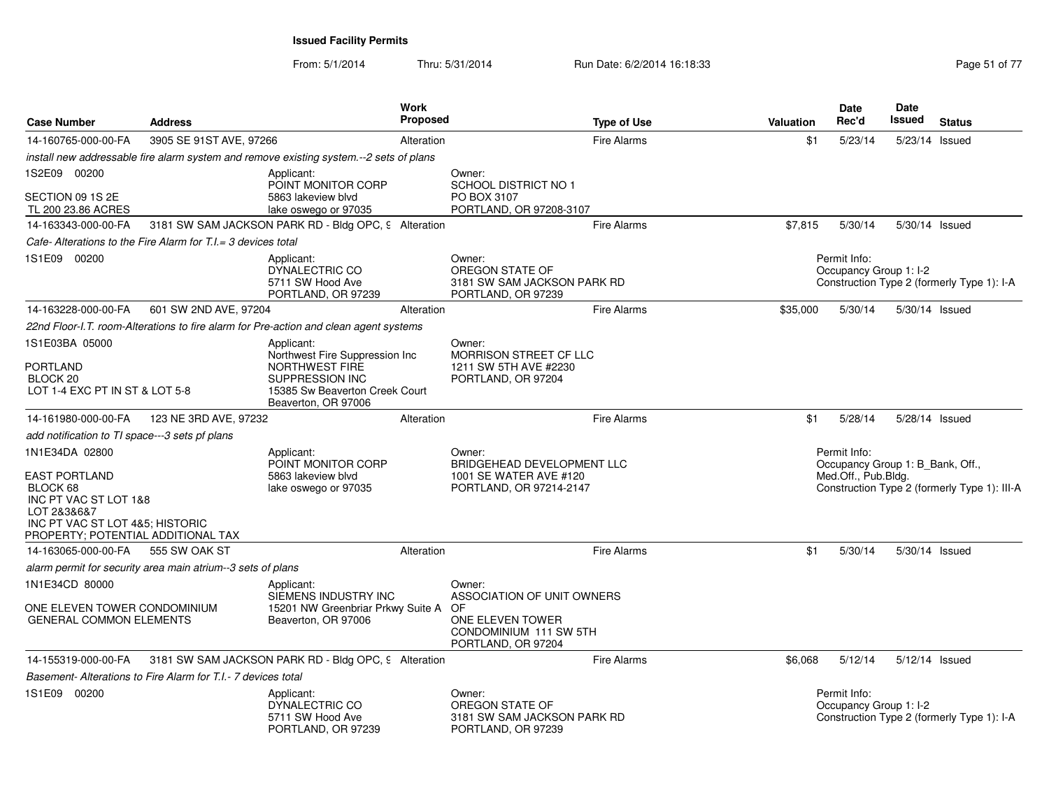# Issued Facility Permits

From: 5/1/2014 Thru: 5/31/2014 Run Date: 6/2/2014 16:18:33

| Case Number | Address | Work Proposed | Type of Use | Valuation | Date Rec'd | Date Issued | Status |
|---|---|---|---|---|---|---|---|
| 14-160765-000-00-FA | 3905 SE 91ST AVE, 97266 | Alteration | Fire Alarms | $1 | 5/23/14 | 5/23/14 | Issued |

*install new addressable fire alarm system and remove existing system.--2 sets of plans*

1S2E09 00200

SECTION 09 1S 2E
TL 200 23.86 ACRES

Applicant:
POINT MONITOR CORP
5863 lakeview blvd
lake oswego or 97035

Owner:
SCHOOL DISTRICT NO 1
PO BOX 3107
PORTLAND, OR 97208-3107

| Case Number | Address | Work Proposed | Type of Use | Valuation | Date Rec'd | Date Issued | Status |
|---|---|---|---|---|---|---|---|
| 14-163343-000-00-FA | 3181 SW SAM JACKSON PARK RD - Bldg OPC, 9 | Alteration | Fire Alarms | $7,815 | 5/30/14 | 5/30/14 | Issued |

*Cafe- Alterations to the Fire Alarm for T.I.= 3 devices total*

1S1E09 00200

Applicant:
DYNALECTRIC CO
5711 SW Hood Ave
PORTLAND, OR 97239

Owner:
OREGON STATE OF
3181 SW SAM JACKSON PARK RD
PORTLAND, OR 97239

Permit Info:
Occupancy Group 1: I-2
Construction Type 2 (formerly Type 1): I-A

| Case Number | Address | Work Proposed | Type of Use | Valuation | Date Rec'd | Date Issued | Status |
|---|---|---|---|---|---|---|---|
| 14-163228-000-00-FA | 601 SW 2ND AVE, 97204 | Alteration | Fire Alarms | $35,000 | 5/30/14 | 5/30/14 | Issued |

*22nd Floor-I.T. room-Alterations to fire alarm for Pre-action and clean agent systems*

1S1E03BA 05000

PORTLAND
BLOCK 20
LOT 1-4 EXC PT IN ST & LOT 5-8

Applicant:
Northwest Fire Suppression Inc
NORTHWEST FIRE SUPPRESSION INC
15385 Sw Beaverton Creek Court
Beaverton, OR 97006

Owner:
MORRISON STREET CF LLC
1211 SW 5TH AVE #2230
PORTLAND, OR 97204

| Case Number | Address | Work Proposed | Type of Use | Valuation | Date Rec'd | Date Issued | Status |
|---|---|---|---|---|---|---|---|
| 14-161980-000-00-FA | 123 NE 3RD AVE, 97232 | Alteration | Fire Alarms | $1 | 5/28/14 | 5/28/14 | Issued |

*add notification to TI space---3 sets pf plans*

1N1E34DA 02800

EAST PORTLAND
BLOCK 68
INC PT VAC ST LOT 1&8
LOT 2&3&6&7
INC PT VAC ST LOT 4&5; HISTORIC PROPERTY; POTENTIAL ADDITIONAL TAX

Applicant:
POINT MONITOR CORP
5863 lakeview blvd
lake oswego or 97035

Owner:
BRIDGEHEAD DEVELOPMENT LLC
1001 SE WATER AVE #120
PORTLAND, OR 97214-2147

Permit Info:
Occupancy Group 1: B_Bank, Off., Med.Off., Pub.Bldg.
Construction Type 2 (formerly Type 1): III-A

| Case Number | Address | Work Proposed | Type of Use | Valuation | Date Rec'd | Date Issued | Status |
|---|---|---|---|---|---|---|---|
| 14-163065-000-00-FA | 555 SW OAK ST | Alteration | Fire Alarms | $1 | 5/30/14 | 5/30/14 | Issued |

*alarm permit for security area main atrium--3 sets of plans*

1N1E34CD 80000

ONE ELEVEN TOWER CONDOMINIUM
GENERAL COMMON ELEMENTS

Applicant:
SIEMENS INDUSTRY INC
15201 NW Greenbriar Prkwy Suite A
Beaverton, OR 97006

Owner:
ASSOCIATION OF UNIT OWNERS OF
ONE ELEVEN TOWER CONDOMINIUM 111 SW 5TH
PORTLAND, OR 97204

| Case Number | Address | Work Proposed | Type of Use | Valuation | Date Rec'd | Date Issued | Status |
|---|---|---|---|---|---|---|---|
| 14-155319-000-00-FA | 3181 SW SAM JACKSON PARK RD - Bldg OPC, 9 | Alteration | Fire Alarms | $6,068 | 5/12/14 | 5/12/14 | Issued |

*Basement- Alterations to Fire Alarm for T.I.- 7 devices total*

1S1E09 00200

Applicant:
DYNALECTRIC CO
5711 SW Hood Ave
PORTLAND, OR 97239

Owner:
OREGON STATE OF
3181 SW SAM JACKSON PARK RD
PORTLAND, OR 97239

Permit Info:
Occupancy Group 1: I-2
Construction Type 2 (formerly Type 1): I-A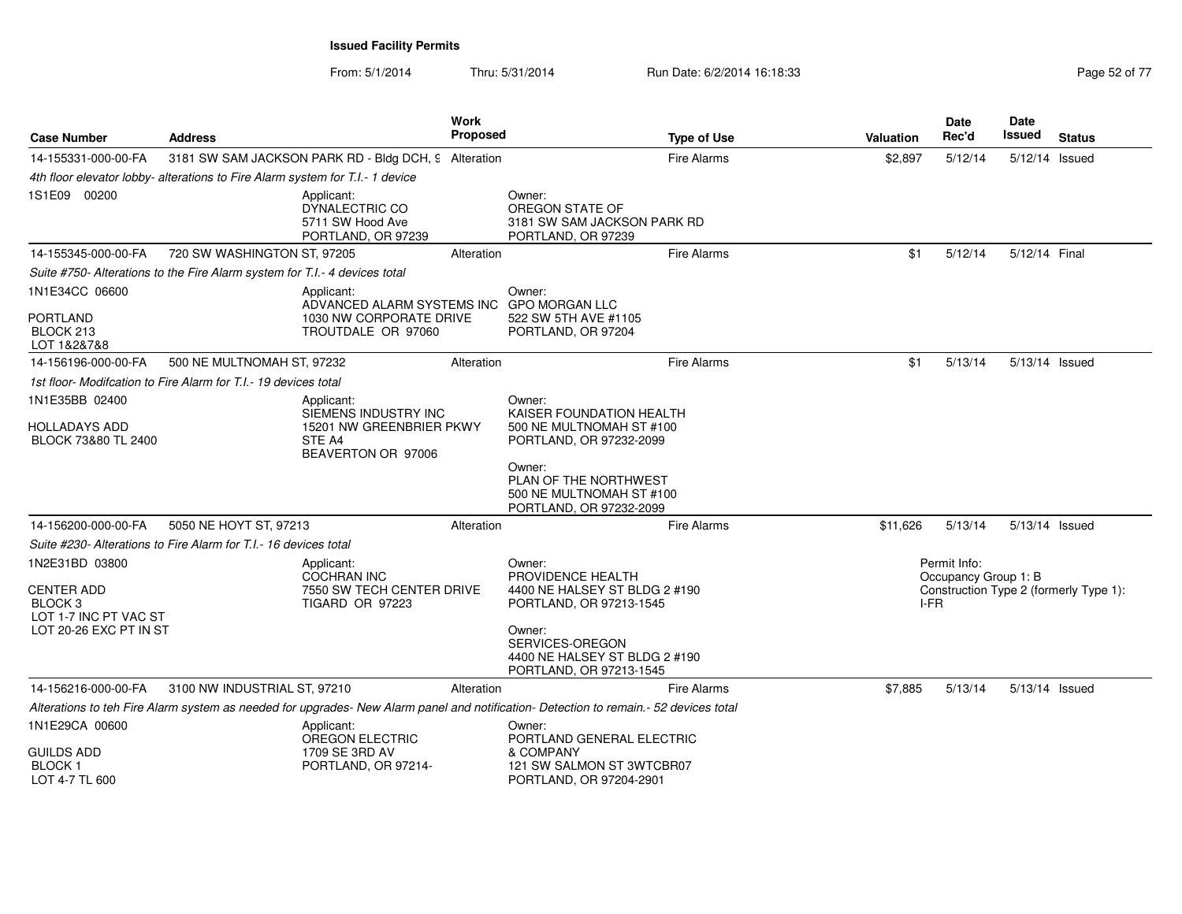**Issued Facility Permits**

From: 5/1/2014 Thru: 5/31/2014 Run Date: 6/2/2014 16:18:33

| Case Number | Address | Work Proposed | Type of Use | Valuation | Date Rec'd | Date Issued | Status |
|---|---|---|---|---|---|---|---|
| 14-155331-000-00-FA | 3181 SW SAM JACKSON PARK RD - Bldg DCH, 9 | Alteration | Fire Alarms | $2,897 | 5/12/14 | 5/12/14 | Issued |
| *4th floor elevator lobby- alterations to Fire Alarm system for T.I.- 1 device* | | | | | | | |
| 1S1E09 00200 | Applicant: DYNALECTRIC CO 5711 SW Hood Ave PORTLAND, OR 97239 | | Owner: OREGON STATE OF 3181 SW SAM JACKSON PARK RD PORTLAND, OR 97239 | | | | |
| 14-155345-000-00-FA | 720 SW WASHINGTON ST, 97205 | Alteration | Fire Alarms | $1 | 5/12/14 | 5/12/14 | Final |
| *Suite #750- Alterations to the Fire Alarm system for T.I.- 4 devices total* | | | | | | | |
| 1N1E34CC 06600 PORTLAND BLOCK 213 LOT 1&2&7&8 | Applicant: ADVANCED ALARM SYSTEMS INC 1030 NW CORPORATE DRIVE TROUTDALE OR 97060 | | Owner: GPO MORGAN LLC 522 SW 5TH AVE #1105 PORTLAND, OR 97204 | | | | |
| 14-156196-000-00-FA | 500 NE MULTNOMAH ST, 97232 | Alteration | Fire Alarms | $1 | 5/13/14 | 5/13/14 | Issued |
| *1st floor- Modifcation to Fire Alarm for T.I.- 19 devices total* | | | | | | | |
| 1N1E35BB 02400 HOLLADAYS ADD BLOCK 73&80 TL 2400 | Applicant: SIEMENS INDUSTRY INC 15201 NW GREENBRIER PKWY STE A4 BEAVERTON OR 97006 | | Owner: KAISER FOUNDATION HEALTH 500 NE MULTNOMAH ST #100 PORTLAND, OR 97232-2099; Owner: PLAN OF THE NORTHWEST 500 NE MULTNOMAH ST #100 PORTLAND, OR 97232-2099 | | | | |
| 14-156200-000-00-FA | 5050 NE HOYT ST, 97213 | Alteration | Fire Alarms | $11,626 | 5/13/14 | 5/13/14 | Issued |
| *Suite #230- Alterations to Fire Alarm for T.I.- 16 devices total* | | | | | | | |
| 1N2E31BD 03800 CENTER ADD BLOCK 3 LOT 1-7 INC PT VAC ST LOT 20-26 EXC PT IN ST | Applicant: COCHRAN INC 7550 SW TECH CENTER DRIVE TIGARD OR 97223 | | Owner: PROVIDENCE HEALTH 4400 NE HALSEY ST BLDG 2 #190 PORTLAND, OR 97213-1545; Owner: SERVICES-OREGON 4400 NE HALSEY ST BLDG 2 #190 PORTLAND, OR 97213-1545 | | Permit Info: Occupancy Group 1: B Construction Type 2 (formerly Type 1): I-FR | | |
| 14-156216-000-00-FA | 3100 NW INDUSTRIAL ST, 97210 | Alteration | Fire Alarms | $7,885 | 5/13/14 | 5/13/14 | Issued |
| *Alterations to teh Fire Alarm system as needed for upgrades- New Alarm panel and notification- Detection to remain.- 52 devices total* | | | | | | | |
| 1N1E29CA 00600 GUILDS ADD BLOCK 1 LOT 4-7 TL 600 | Applicant: OREGON ELECTRIC 1709 SE 3RD AV PORTLAND, OR 97214- | | Owner: PORTLAND GENERAL ELECTRIC & COMPANY 121 SW SALMON ST 3WTCBR07 PORTLAND, OR 97204-2901 | | | | |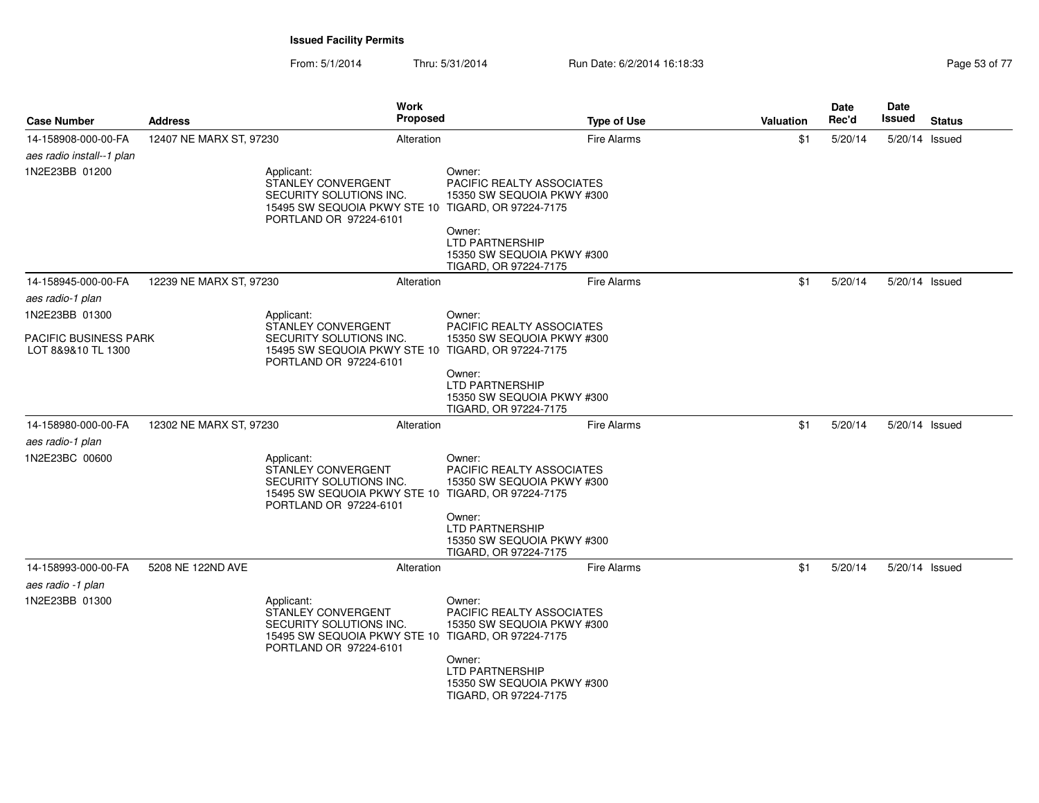**Issued Facility Permits**

From: 5/1/2014 Thru: 5/31/2014 Run Date: 6/2/2014 16:18:33

| Case Number | Address | Work Proposed | Type of Use | Valuation | Date Rec'd | Date Issued | Status |
|---|---|---|---|---|---|---|---|
| 14-158908-000-00-FA | 12407 NE MARX ST, 97230 | Alteration | Fire Alarms | $1 | 5/20/14 | 5/20/14 | Issued |
| *aes radio install--1 plan* | | | | | | | |
| 1N2E23BB 01200 | Applicant: STANLEY CONVERGENT SECURITY SOLUTIONS INC. 15495 SW SEQUOIA PKWY STE 10 PORTLAND OR 97224-6101 | | Owner: PACIFIC REALTY ASSOCIATES 15350 SW SEQUOIA PKWY #300 TIGARD, OR 97224-7175<br>Owner: LTD PARTNERSHIP 15350 SW SEQUOIA PKWY #300 TIGARD, OR 97224-7175 | | | | |
| 14-158945-000-00-FA | 12239 NE MARX ST, 97230 | Alteration | Fire Alarms | $1 | 5/20/14 | 5/20/14 | Issued |
| *aes radio-1 plan* | | | | | | | |
| 1N2E23BB 01300<br>PACIFIC BUSINESS PARK LOT 8&9&10 TL 1300 | Applicant: STANLEY CONVERGENT SECURITY SOLUTIONS INC. 15495 SW SEQUOIA PKWY STE 10 PORTLAND OR 97224-6101 | | Owner: PACIFIC REALTY ASSOCIATES 15350 SW SEQUOIA PKWY #300 TIGARD, OR 97224-7175<br>Owner: LTD PARTNERSHIP 15350 SW SEQUOIA PKWY #300 TIGARD, OR 97224-7175 | | | | |
| 14-158980-000-00-FA | 12302 NE MARX ST, 97230 | Alteration | Fire Alarms | $1 | 5/20/14 | 5/20/14 | Issued |
| *aes radio-1 plan* | | | | | | | |
| 1N2E23BC 00600 | Applicant: STANLEY CONVERGENT SECURITY SOLUTIONS INC. 15495 SW SEQUOIA PKWY STE 10 PORTLAND OR 97224-6101 | | Owner: PACIFIC REALTY ASSOCIATES 15350 SW SEQUOIA PKWY #300 TIGARD, OR 97224-7175<br>Owner: LTD PARTNERSHIP 15350 SW SEQUOIA PKWY #300 TIGARD, OR 97224-7175 | | | | |
| 14-158993-000-00-FA | 5208 NE 122ND AVE | Alteration | Fire Alarms | $1 | 5/20/14 | 5/20/14 | Issued |
| *aes radio -1 plan* | | | | | | | |
| 1N2E23BB 01300 | Applicant: STANLEY CONVERGENT SECURITY SOLUTIONS INC. 15495 SW SEQUOIA PKWY STE 10 PORTLAND OR 97224-6101 | | Owner: PACIFIC REALTY ASSOCIATES 15350 SW SEQUOIA PKWY #300 TIGARD, OR 97224-7175<br>Owner: LTD PARTNERSHIP 15350 SW SEQUOIA PKWY #300 TIGARD, OR 97224-7175 | | | | |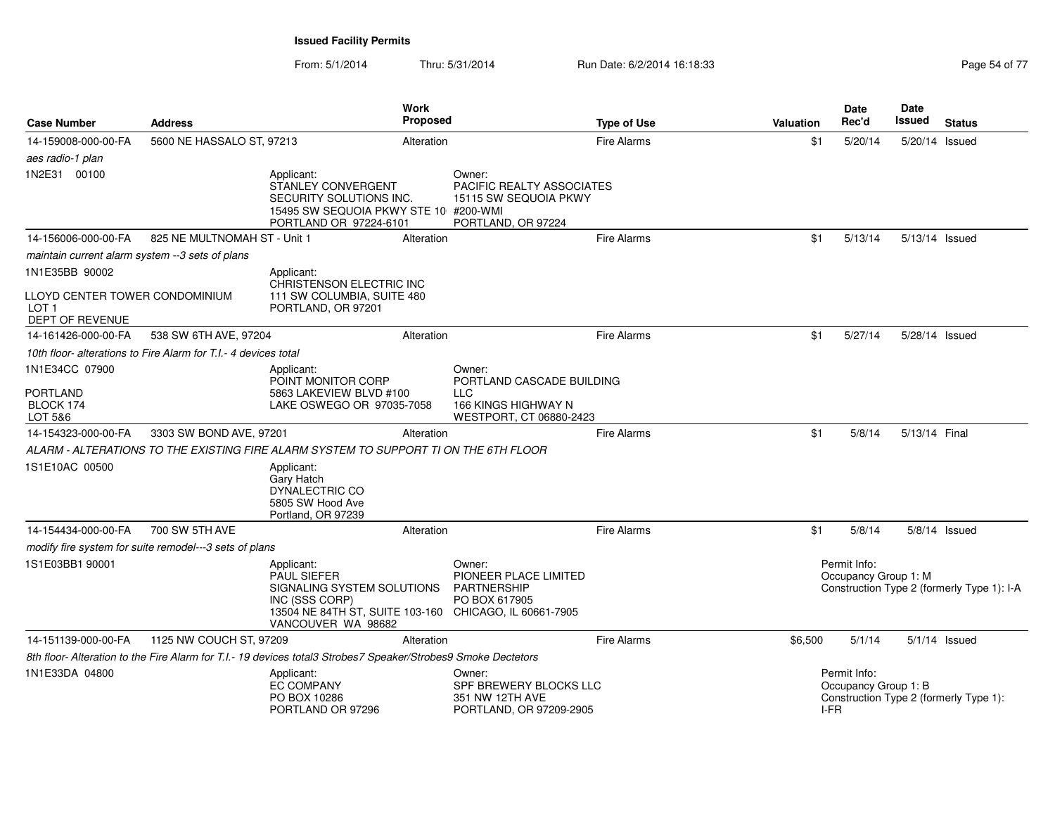**Issued Facility Permits**

From: 5/1/2014 Thru: 5/31/2014 Run Date: 6/2/2014 16:18:33

| Case Number | Address | Work Proposed | Type of Use | Valuation | Date Rec'd | Date Issued | Status |
|---|---|---|---|---|---|---|---|
| 14-159008-000-00-FA | 5600 NE HASSALO ST, 97213 | Alteration | Fire Alarms | $1 | 5/20/14 | 5/20/14 | Issued |
| *aes radio-1 plan* | | | | | | | |
| 1N2E31 00100 | Applicant: STANLEY CONVERGENT SECURITY SOLUTIONS INC. 15495 SW SEQUOIA PKWY STE 10 PORTLAND OR 97224-6101 | Owner: PACIFIC REALTY ASSOCIATES 15115 SW SEQUOIA PKWY #200-WMI PORTLAND, OR 97224 | | | | | |
| 14-156006-000-00-FA | 825 NE MULTNOMAH ST - Unit 1 | Alteration | Fire Alarms | $1 | 5/13/14 | 5/13/14 | Issued |
| *maintain current alarm system --3 sets of plans* | | | | | | | |
| 1N1E35BB 90002 LLOYD CENTER TOWER CONDOMINIUM LOT 1 DEPT OF REVENUE | Applicant: CHRISTENSON ELECTRIC INC 111 SW COLUMBIA, SUITE 480 PORTLAND, OR 97201 | | | | | | |
| 14-161426-000-00-FA | 538 SW 6TH AVE, 97204 | Alteration | Fire Alarms | $1 | 5/27/14 | 5/28/14 | Issued |
| *10th floor- alterations to Fire Alarm for T.I.- 4 devices total* | | | | | | | |
| 1N1E34CC 07900 PORTLAND BLOCK 174 LOT 5&6 | Applicant: POINT MONITOR CORP 5863 LAKEVIEW BLVD #100 LAKE OSWEGO OR 97035-7058 | Owner: PORTLAND CASCADE BUILDING LLC 166 KINGS HIGHWAY N WESTPORT, CT 06880-2423 | | | | | |
| 14-154323-000-00-FA | 3303 SW BOND AVE, 97201 | Alteration | Fire Alarms | $1 | 5/8/14 | 5/13/14 | Final |
| *ALARM - ALTERATIONS TO THE EXISTING FIRE ALARM SYSTEM TO SUPPORT TI ON THE 6TH FLOOR* | | | | | | | |
| 1S1E10AC 00500 | Applicant: Gary Hatch DYNALECTRIC CO 5805 SW Hood Ave Portland, OR 97239 | | | | | | |
| 14-154434-000-00-FA | 700 SW 5TH AVE | Alteration | Fire Alarms | $1 | 5/8/14 | 5/8/14 | Issued |
| *modify fire system for suite remodel---3 sets of plans* | | | | | | | |
| 1S1E03BB1 90001 | Applicant: PAUL SIEFER SIGNALING SYSTEM SOLUTIONS INC (SSS CORP) 13504 NE 84TH ST, SUITE 103-160 VANCOUVER WA 98682 | Owner: PIONEER PLACE LIMITED PARTNERSHIP PO BOX 617905 CHICAGO, IL 60661-7905 | | Permit Info: Occupancy Group 1: M Construction Type 2 (formerly Type 1): I-A | | | |
| 14-151139-000-00-FA | 1125 NW COUCH ST, 97209 | Alteration | Fire Alarms | $6,500 | 5/1/14 | 5/1/14 | Issued |
| *8th floor- Alteration to the Fire Alarm for T.I.- 19 devices total3 Strobes7 Speaker/Strobes9 Smoke Dectetors* | | | | | | | |
| 1N1E33DA 04800 | Applicant: EC COMPANY PO BOX 10286 PORTLAND OR 97296 | Owner: SPF BREWERY BLOCKS LLC 351 NW 12TH AVE PORTLAND, OR 97209-2905 | | Permit Info: Occupancy Group 1: B Construction Type 2 (formerly Type 1): I-FR | | | |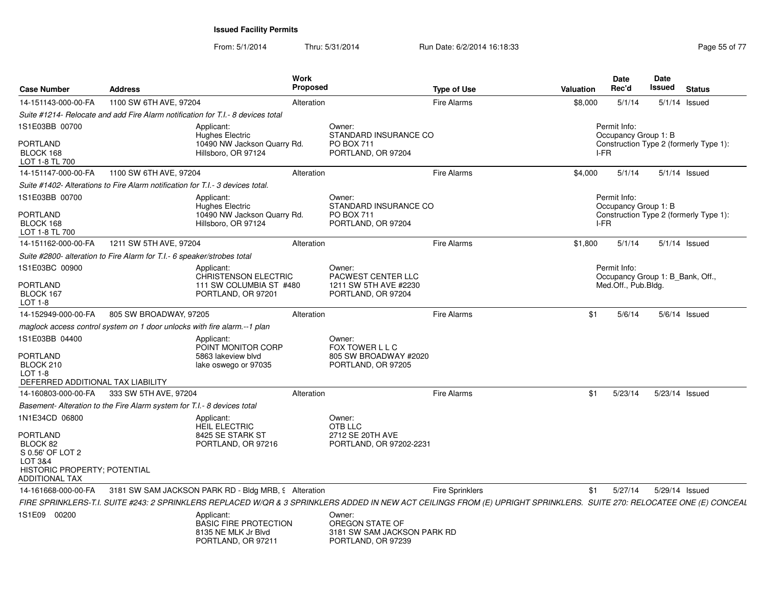**Issued Facility Permits**

From: 5/1/2014 Thru: 5/31/2014 Run Date: 6/2/2014 16:18:33

| Case Number | Address | Work Proposed | Type of Use | Valuation | Date Rec'd | Date Issued | Status |
|---|---|---|---|---|---|---|---|
| 14-151143-000-00-FA | 1100 SW 6TH AVE, 97204 | Alteration | Fire Alarms | $8,000 | 5/1/14 | 5/1/14 | Issued |

*Suite #1214- Relocate and add Fire Alarm notification for T.I.- 8 devices total*

1S1E03BB 00700
PORTLAND
BLOCK 168
LOT 1-8 TL 700

Applicant:
Hughes Electric
10490 NW Jackson Quarry Rd.
Hillsboro, OR 97124

Owner:
STANDARD INSURANCE CO
PO BOX 711
PORTLAND, OR 97204

Permit Info:
Occupancy Group 1: B
Construction Type 2 (formerly Type 1): I-FR

---

| Case Number | Address | Work Proposed | Type of Use | Valuation | Date Rec'd | Date Issued | Status |
|---|---|---|---|---|---|---|---|
| 14-151147-000-00-FA | 1100 SW 6TH AVE, 97204 | Alteration | Fire Alarms | $4,000 | 5/1/14 | 5/1/14 | Issued |

*Suite #1402- Alterations to Fire Alarm notification for T.I.- 3 devices total.*

1S1E03BB 00700
PORTLAND
BLOCK 168
LOT 1-8 TL 700

Applicant:
Hughes Electric
10490 NW Jackson Quarry Rd.
Hillsboro, OR 97124

Owner:
STANDARD INSURANCE CO
PO BOX 711
PORTLAND, OR 97204

Permit Info:
Occupancy Group 1: B
Construction Type 2 (formerly Type 1): I-FR

---

| Case Number | Address | Work Proposed | Type of Use | Valuation | Date Rec'd | Date Issued | Status |
|---|---|---|---|---|---|---|---|
| 14-151162-000-00-FA | 1211 SW 5TH AVE, 97204 | Alteration | Fire Alarms | $1,800 | 5/1/14 | 5/1/14 | Issued |

*Suite #2800- alteration to Fire Alarm for T.I.- 6 speaker/strobes total*

1S1E03BC 00900
PORTLAND
BLOCK 167
LOT 1-8

Applicant:
CHRISTENSON ELECTRIC
111 SW COLUMBIA ST #480
PORTLAND, OR 97201

Owner:
PACWEST CENTER LLC
1211 SW 5TH AVE #2230
PORTLAND, OR 97204

Permit Info:
Occupancy Group 1: B_Bank, Off., Med.Off., Pub.Bldg.

---

| Case Number | Address | Work Proposed | Type of Use | Valuation | Date Rec'd | Date Issued | Status |
|---|---|---|---|---|---|---|---|
| 14-152949-000-00-FA | 805 SW BROADWAY, 97205 | Alteration | Fire Alarms | $1 | 5/6/14 | 5/6/14 | Issued |

*maglock access control system on 1 door unlocks with fire alarm.--1 plan*

1S1E03BB 04400
PORTLAND
BLOCK 210
LOT 1-8
DEFERRED ADDITIONAL TAX LIABILITY

Applicant:
POINT MONITOR CORP
5863 lakeview blvd
lake oswego or 97035

Owner:
FOX TOWER L L C
805 SW BROADWAY #2020
PORTLAND, OR 97205

---

| Case Number | Address | Work Proposed | Type of Use | Valuation | Date Rec'd | Date Issued | Status |
|---|---|---|---|---|---|---|---|
| 14-160803-000-00-FA | 333 SW 5TH AVE, 97204 | Alteration | Fire Alarms | $1 | 5/23/14 | 5/23/14 | Issued |

*Basement- Alteration to the Fire Alarm system for T.I.- 8 devices total*

1N1E34CD 06800
PORTLAND
BLOCK 82
S 0.56' OF LOT 2
LOT 3&4
HISTORIC PROPERTY; POTENTIAL ADDITIONAL TAX

Applicant:
HEIL ELECTRIC
8425 SE STARK ST
PORTLAND, OR 97216

Owner:
OTB LLC
2712 SE 20TH AVE
PORTLAND, OR 97202-2231

---

| Case Number | Address | Work Proposed | Type of Use | Valuation | Date Rec'd | Date Issued | Status |
|---|---|---|---|---|---|---|---|
| 14-161668-000-00-FA | 3181 SW SAM JACKSON PARK RD - Bldg MRB, 9 | Alteration | Fire Sprinklers | $1 | 5/27/14 | 5/29/14 | Issued |

*FIRE SPRINKLERS-T.I. SUITE #243: 2 SPRINKLERS REPLACED W/QR & 3 SPRINKLERS ADDED IN NEW ACT CEILINGS FROM (E) UPRIGHT SPRINKLERS. SUITE 270: RELOCATEE ONE (E) CONCEAL*

1S1E09 00200

Applicant:
BASIC FIRE PROTECTION
8135 NE MLK Jr Blvd
PORTLAND, OR 97211

Owner:
OREGON STATE OF
3181 SW SAM JACKSON PARK RD
PORTLAND, OR 97239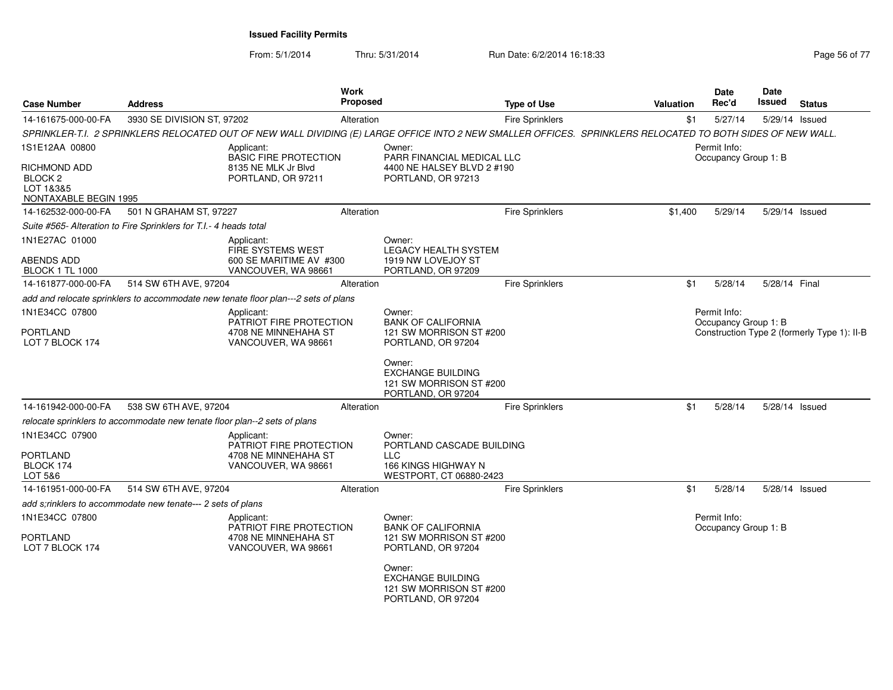**Issued Facility Permits**

From: 5/1/2014 Thru: 5/31/2014 Run Date: 6/2/2014 16:18:33

| Case Number | Address | Work Proposed | Type of Use | Valuation | Date Rec'd | Date Issued | Status |
|---|---|---|---|---|---|---|---|
| 14-161675-000-00-FA | 3930 SE DIVISION ST, 97202 | Alteration | Fire Sprinklers | $1 | 5/27/14 | 5/29/14 | Issued |

*SPRINKLER-T.I. 2 SPRINKLERS RELOCATED OUT OF NEW WALL DIVIDING (E) LARGE OFFICE INTO 2 NEW SMALLER OFFICES. SPRINKLERS RELOCATED TO BOTH SIDES OF NEW WALL.*

1S1E12AA 00800
RICHMOND ADD
BLOCK 2
LOT 1&3&5
NONTAXABLE BEGIN 1995

Applicant:
BASIC FIRE PROTECTION
8135 NE MLK Jr Blvd
PORTLAND, OR 97211

Owner:
PARR FINANCIAL MEDICAL LLC
4400 NE HALSEY BLVD 2 #190
PORTLAND, OR 97213

Permit Info:
Occupancy Group 1: B

| Case Number | Address | Work Proposed | Type of Use | Valuation | Date Rec'd | Date Issued | Status |
|---|---|---|---|---|---|---|---|
| 14-162532-000-00-FA | 501 N GRAHAM ST, 97227 | Alteration | Fire Sprinklers | $1,400 | 5/29/14 | 5/29/14 | Issued |

*Suite #565- Alteration to Fire Sprinklers for T.I.- 4 heads total*

1N1E27AC 01000
ABENDS ADD
BLOCK 1 TL 1000

Applicant:
FIRE SYSTEMS WEST
600 SE MARITIME AV #300
VANCOUVER, WA 98661

Owner:
LEGACY HEALTH SYSTEM
1919 NW LOVEJOY ST
PORTLAND, OR 97209

| Case Number | Address | Work Proposed | Type of Use | Valuation | Date Rec'd | Date Issued | Status |
|---|---|---|---|---|---|---|---|
| 14-161877-000-00-FA | 514 SW 6TH AVE, 97204 | Alteration | Fire Sprinklers | $1 | 5/28/14 | 5/28/14 | Final |

*add and relocate sprinklers to accommodate new tenate floor plan---2 sets of plans*

1N1E34CC 07800
PORTLAND
LOT 7 BLOCK 174

Applicant:
PATRIOT FIRE PROTECTION
4708 NE MINNEHAHA ST
VANCOUVER, WA 98661

Owner:
BANK OF CALIFORNIA
121 SW MORRISON ST #200
PORTLAND, OR 97204

Owner:
EXCHANGE BUILDING
121 SW MORRISON ST #200
PORTLAND, OR 97204

Permit Info:
Occupancy Group 1: B
Construction Type 2 (formerly Type 1): II-B

| Case Number | Address | Work Proposed | Type of Use | Valuation | Date Rec'd | Date Issued | Status |
|---|---|---|---|---|---|---|---|
| 14-161942-000-00-FA | 538 SW 6TH AVE, 97204 | Alteration | Fire Sprinklers | $1 | 5/28/14 | 5/28/14 | Issued |

*relocate sprinklers to accommodate new tenate floor plan--2 sets of plans*

1N1E34CC 07900
PORTLAND
BLOCK 174
LOT 5&6

Applicant:
PATRIOT FIRE PROTECTION
4708 NE MINNEHAHA ST
VANCOUVER, WA 98661

Owner:
PORTLAND CASCADE BUILDING LLC
166 KINGS HIGHWAY N
WESTPORT, CT 06880-2423

| Case Number | Address | Work Proposed | Type of Use | Valuation | Date Rec'd | Date Issued | Status |
|---|---|---|---|---|---|---|---|
| 14-161951-000-00-FA | 514 SW 6TH AVE, 97204 | Alteration | Fire Sprinklers | $1 | 5/28/14 | 5/28/14 | Issued |

*add s;rinklers to accommodate new tenate--- 2 sets of plans*

1N1E34CC 07800
PORTLAND
LOT 7 BLOCK 174

Applicant:
PATRIOT FIRE PROTECTION
4708 NE MINNEHAHA ST
VANCOUVER, WA 98661

Owner:
BANK OF CALIFORNIA
121 SW MORRISON ST #200
PORTLAND, OR 97204

Owner:
EXCHANGE BUILDING
121 SW MORRISON ST #200
PORTLAND, OR 97204

Permit Info:
Occupancy Group 1: B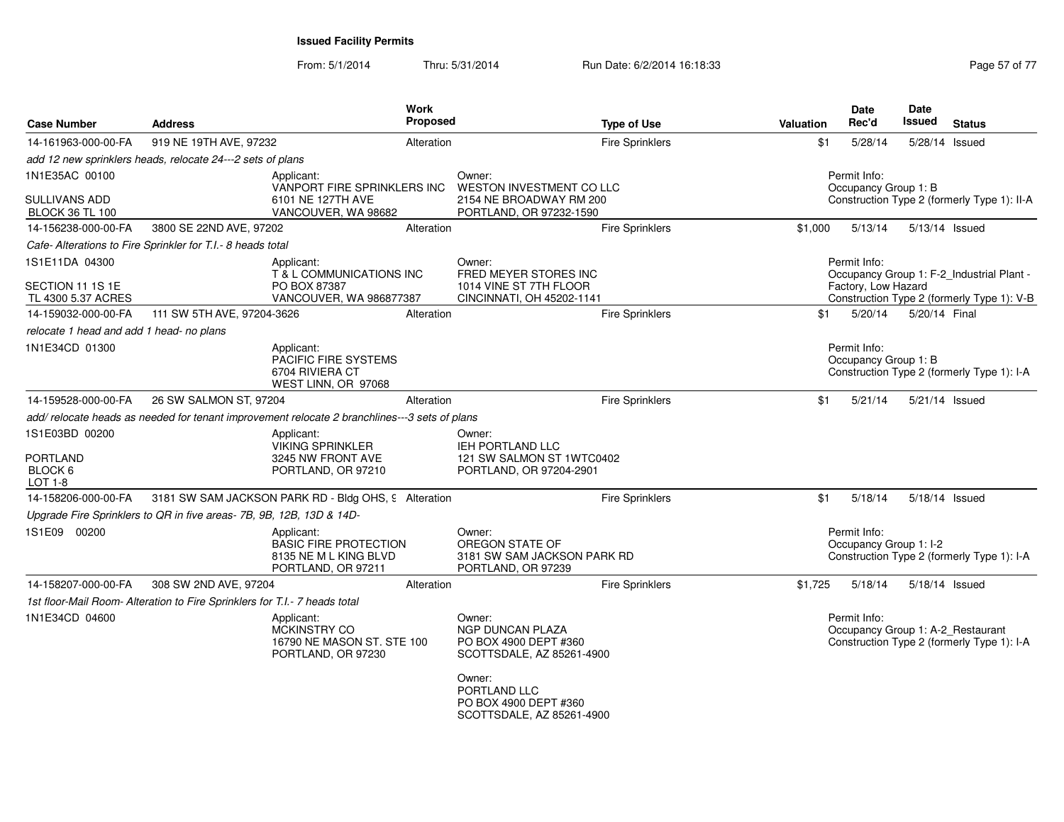**Issued Facility Permits**

From: 5/1/2014 Thru: 5/31/2014 Run Date: 6/2/2014 16:18:33

| Case Number | Address | Work Proposed | Type of Use | Valuation | Date Rec'd | Date Issued | Status |
|---|---|---|---|---|---|---|---|
| 14-161963-000-00-FA | 919 NE 19TH AVE, 97232 | Alteration | Fire Sprinklers | $1 | 5/28/14 | 5/28/14 | Issued |
| *add 12 new sprinklers heads, relocate 24---2 sets of plans* | | | | | | | |
| 1N1E35AC 00100<br>SULLIVANS ADD<br>BLOCK 36 TL 100 | Applicant:<br>VANPORT FIRE SPRINKLERS INC<br>6101 NE 127TH AVE<br>VANCOUVER, WA 98682 | | Owner:<br>WESTON INVESTMENT CO LLC<br>2154 NE BROADWAY RM 200<br>PORTLAND, OR 97232-1590 | | Permit Info:<br>Occupancy Group 1: B<br>Construction Type 2 (formerly Type 1): II-A | | |
| 14-156238-000-00-FA | 3800 SE 22ND AVE, 97202 | Alteration | Fire Sprinklers | $1,000 | 5/13/14 | 5/13/14 | Issued |
| *Cafe- Alterations to Fire Sprinkler for T.I.- 8 heads total* | | | | | | | |
| 1S1E11DA 04300<br>SECTION 11 1S 1E<br>TL 4300 5.37 ACRES | Applicant:<br>T & L COMMUNICATIONS INC<br>PO BOX 87387<br>VANCOUVER, WA 986877387 | | Owner:<br>FRED MEYER STORES INC<br>1014 VINE ST 7TH FLOOR<br>CINCINNATI, OH 45202-1141 | | Permit Info:<br>Occupancy Group 1: F-2_Industrial Plant - Factory, Low Hazard<br>Construction Type 2 (formerly Type 1): V-B | | |
| 14-159032-000-00-FA | 111 SW 5TH AVE, 97204-3626 | Alteration | Fire Sprinklers | $1 | 5/20/14 | 5/20/14 | Final |
| *relocate 1 head and add 1 head- no plans* | | | | | | | |
| 1N1E34CD 01300 | Applicant:<br>PACIFIC FIRE SYSTEMS<br>6704 RIVIERA CT<br>WEST LINN, OR 97068 | | | | Permit Info:<br>Occupancy Group 1: B<br>Construction Type 2 (formerly Type 1): I-A | | |
| 14-159528-000-00-FA | 26 SW SALMON ST, 97204 | Alteration | Fire Sprinklers | $1 | 5/21/14 | 5/21/14 | Issued |
| *add/ relocate heads as needed for tenant improvement relocate 2 branchlines---3 sets of plans* | | | | | | | |
| 1S1E03BD 00200<br>PORTLAND<br>BLOCK 6<br>LOT 1-8 | Applicant:<br>VIKING SPRINKLER<br>3245 NW FRONT AVE<br>PORTLAND, OR 97210 | | Owner:<br>IEH PORTLAND LLC<br>121 SW SALMON ST 1WTC0402<br>PORTLAND, OR 97204-2901 | | | | |
| 14-158206-000-00-FA | 3181 SW SAM JACKSON PARK RD - Bldg OHS, 9 | Alteration | Fire Sprinklers | $1 | 5/18/14 | 5/18/14 | Issued |
| *Upgrade Fire Sprinklers to QR in five areas- 7B, 9B, 12B, 13D & 14D-* | | | | | | | |
| 1S1E09 00200 | Applicant:<br>BASIC FIRE PROTECTION<br>8135 NE M L KING BLVD<br>PORTLAND, OR 97211 | | Owner:<br>OREGON STATE OF<br>3181 SW SAM JACKSON PARK RD<br>PORTLAND, OR 97239 | | Permit Info:<br>Occupancy Group 1: I-2<br>Construction Type 2 (formerly Type 1): I-A | | |
| 14-158207-000-00-FA | 308 SW 2ND AVE, 97204 | Alteration | Fire Sprinklers | $1,725 | 5/18/14 | 5/18/14 | Issued |
| *1st floor-Mail Room- Alteration to Fire Sprinklers for T.I.- 7 heads total* | | | | | | | |
| 1N1E34CD 04600 | Applicant:<br>MCKINSTRY CO<br>16790 NE MASON ST. STE 100<br>PORTLAND, OR 97230 | | Owner:<br>NGP DUNCAN PLAZA<br>PO BOX 4900 DEPT #360<br>SCOTTSDALE, AZ 85261-4900<br><br>Owner:<br>PORTLAND LLC<br>PO BOX 4900 DEPT #360<br>SCOTTSDALE, AZ 85261-4900 | | Permit Info:<br>Occupancy Group 1: A-2_Restaurant<br>Construction Type 2 (formerly Type 1): I-A | | |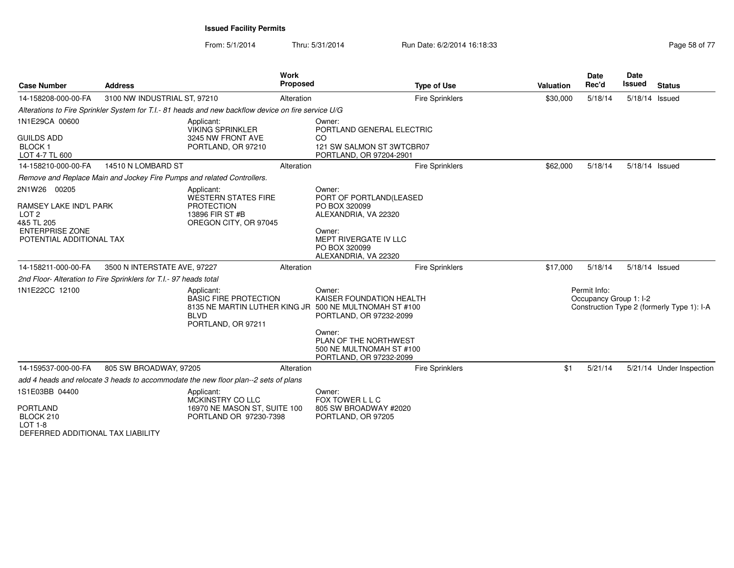**Issued Facility Permits**

From: 5/1/2014 Thru: 5/31/2014 Run Date: 6/2/2014 16:18:33

| Case Number | Address | Work Proposed | Type of Use | Valuation | Date Rec'd | Date Issued | Status |
|---|---|---|---|---|---|---|---|
| 14-158208-000-00-FA | 3100 NW INDUSTRIAL ST, 97210 | Alteration | Fire Sprinklers | $30,000 | 5/18/14 | 5/18/14 | Issued |
| *Alterations to Fire Sprinkler System for T.I.- 81 heads and new backflow device on fire service U/G* | | | | | | | |
| 1N1E29CA 00600<br>GUILDS ADD<br>BLOCK 1<br>LOT 4-7 TL 600 | Applicant:<br>VIKING SPRINKLER<br>3245 NW FRONT AVE<br>PORTLAND, OR 97210 | | Owner:<br>PORTLAND GENERAL ELECTRIC CO<br>121 SW SALMON ST 3WTCBR07<br>PORTLAND, OR 97204-2901 | | | | |
| 14-158210-000-00-FA | 14510 N LOMBARD ST | Alteration | Fire Sprinklers | $62,000 | 5/18/14 | 5/18/14 | Issued |
| *Remove and Replace Main and Jockey Fire Pumps and related Controllers.* | | | | | | | |
| 2N1W26 00205<br>RAMSEY LAKE IND'L PARK<br>LOT 2<br>4&5 TL 205<br>ENTERPRISE ZONE<br>POTENTIAL ADDITIONAL TAX | Applicant:<br>WESTERN STATES FIRE PROTECTION<br>13896 FIR ST #B<br>OREGON CITY, OR 97045 | | Owner:<br>PORT OF PORTLAND(LEASED<br>PO BOX 320099<br>ALEXANDRIA, VA 22320<br>Owner:<br>MEPT RIVERGATE IV LLC<br>PO BOX 320099<br>ALEXANDRIA, VA 22320 | | | | |
| 14-158211-000-00-FA | 3500 N INTERSTATE AVE, 97227 | Alteration | Fire Sprinklers | $17,000 | 5/18/14 | 5/18/14 | Issued |
| *2nd Floor- Alteration to Fire Sprinklers for T.I.- 97 heads total* | | | | | | | |
| 1N1E22CC 12100 | Applicant:<br>BASIC FIRE PROTECTION<br>8135 NE MARTIN LUTHER KING JR BLVD<br>PORTLAND, OR 97211 | | Owner:<br>KAISER FOUNDATION HEALTH<br>500 NE MULTNOMAH ST #100<br>PORTLAND, OR 97232-2099<br>Owner:<br>PLAN OF THE NORTHWEST<br>500 NE MULTNOMAH ST #100<br>PORTLAND, OR 97232-2099 | | Permit Info:<br>Occupancy Group 1: I-2<br>Construction Type 2 (formerly Type 1): I-A | | |
| 14-159537-000-00-FA | 805 SW BROADWAY, 97205 | Alteration | Fire Sprinklers | $1 | 5/21/14 | 5/21/14 | Under Inspection |
| *add 4 heads and relocate 3 heads to accommodate the new floor plan--2 sets of plans* | | | | | | | |
| 1S1E03BB 04400<br>PORTLAND<br>BLOCK 210<br>LOT 1-8<br>DEFERRED ADDITIONAL TAX LIABILITY | Applicant:<br>MCKINSTRY CO LLC<br>16970 NE MASON ST, SUITE 100<br>PORTLAND OR 97230-7398 | | Owner:<br>FOX TOWER L L C<br>805 SW BROADWAY #2020<br>PORTLAND, OR 97205 | | | | |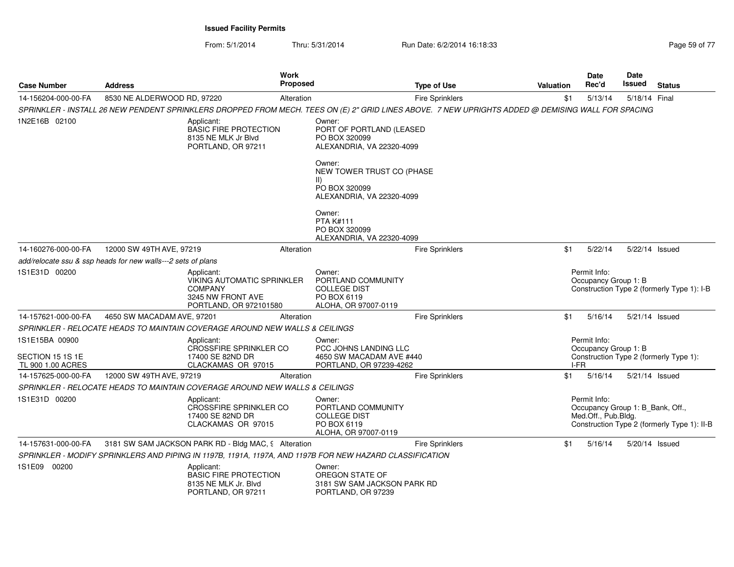**Issued Facility Permits**

From: 5/1/2014 Thru: 5/31/2014 Run Date: 6/2/2014 16:18:33

| Case Number | Address | Work Proposed | Type of Use | Valuation | Date Rec'd | Date Issued | Status |
|---|---|---|---|---|---|---|---|
| 14-156204-000-00-FA | 8530 NE ALDERWOOD RD, 97220 | Alteration | Fire Sprinklers | $1 | 5/13/14 | 5/18/14 | Final |
| SPRINKLER - INSTALL 26 NEW PENDENT SPRINKLERS DROPPED FROM MECH. TEES ON (E) 2" GRID LINES ABOVE. 7 NEW UPRIGHTS ADDED @ DEMISING WALL FOR SPACING | | | | | | | |
| 1N2E16B 02100 | Applicant: BASIC FIRE PROTECTION 8135 NE MLK Jr Blvd PORTLAND, OR 97211 | Owner: PORT OF PORTLAND (LEASED PO BOX 320099 ALEXANDRIA, VA 22320-4099; Owner: NEW TOWER TRUST CO (PHASE II) PO BOX 320099 ALEXANDRIA, VA 22320-4099; Owner: PTA K#111 PO BOX 320099 ALEXANDRIA, VA 22320-4099 | | | | | |
| 14-160276-000-00-FA | 12000 SW 49TH AVE, 97219 | Alteration | Fire Sprinklers | $1 | 5/22/14 | 5/22/14 | Issued |
| add/relocate ssu & ssp heads for new walls---2 sets of plans | | | | | | | |
| 1S1E31D 00200 | Applicant: VIKING AUTOMATIC SPRINKLER COMPANY 3245 NW FRONT AVE PORTLAND, OR 972101580 | Owner: PORTLAND COMMUNITY COLLEGE DIST PO BOX 6119 ALOHA, OR 97007-0119 | | Permit Info: Occupancy Group 1: B Construction Type 2 (formerly Type 1): I-B | | | |
| 14-157621-000-00-FA | 4650 SW MACADAM AVE, 97201 | Alteration | Fire Sprinklers | $1 | 5/16/14 | 5/21/14 | Issued |
| SPRINKLER - RELOCATE HEADS TO MAINTAIN COVERAGE AROUND NEW WALLS & CEILINGS | | | | | | | |
| 1S1E15BA 00900 SECTION 15 1S 1E TL 900 1.00 ACRES | Applicant: CROSSFIRE SPRINKLER CO 17400 SE 82ND DR CLACKAMAS OR 97015 | Owner: PCC JOHNS LANDING LLC 4650 SW MACADAM AVE #440 PORTLAND, OR 97239-4262 | | Permit Info: Occupancy Group 1: B Construction Type 2 (formerly Type 1): I-FR | | | |
| 14-157625-000-00-FA | 12000 SW 49TH AVE, 97219 | Alteration | Fire Sprinklers | $1 | 5/16/14 | 5/21/14 | Issued |
| SPRINKLER - RELOCATE HEADS TO MAINTAIN COVERAGE AROUND NEW WALLS & CEILINGS | | | | | | | |
| 1S1E31D 00200 | Applicant: CROSSFIRE SPRINKLER CO 17400 SE 82ND DR CLACKAMAS OR 97015 | Owner: PORTLAND COMMUNITY COLLEGE DIST PO BOX 6119 ALOHA, OR 97007-0119 | | Permit Info: Occupancy Group 1: B_Bank, Off., Med.Off., Pub.Bldg. Construction Type 2 (formerly Type 1): II-B | | | |
| 14-157631-000-00-FA | 3181 SW SAM JACKSON PARK RD - Bldg MAC, 9 | Alteration | Fire Sprinklers | $1 | 5/16/14 | 5/20/14 | Issued |
| SPRINKLER - MODIFY SPRINKLERS AND PIPING IN 1197B, 1191A, 1197A, AND 1197B FOR NEW HAZARD CLASSIFICATION | | | | | | | |
| 1S1E09 00200 | Applicant: BASIC FIRE PROTECTION 8135 NE MLK Jr. Blvd PORTLAND, OR 97211 | Owner: OREGON STATE OF 3181 SW SAM JACKSON PARK RD PORTLAND, OR 97239 | | | | | |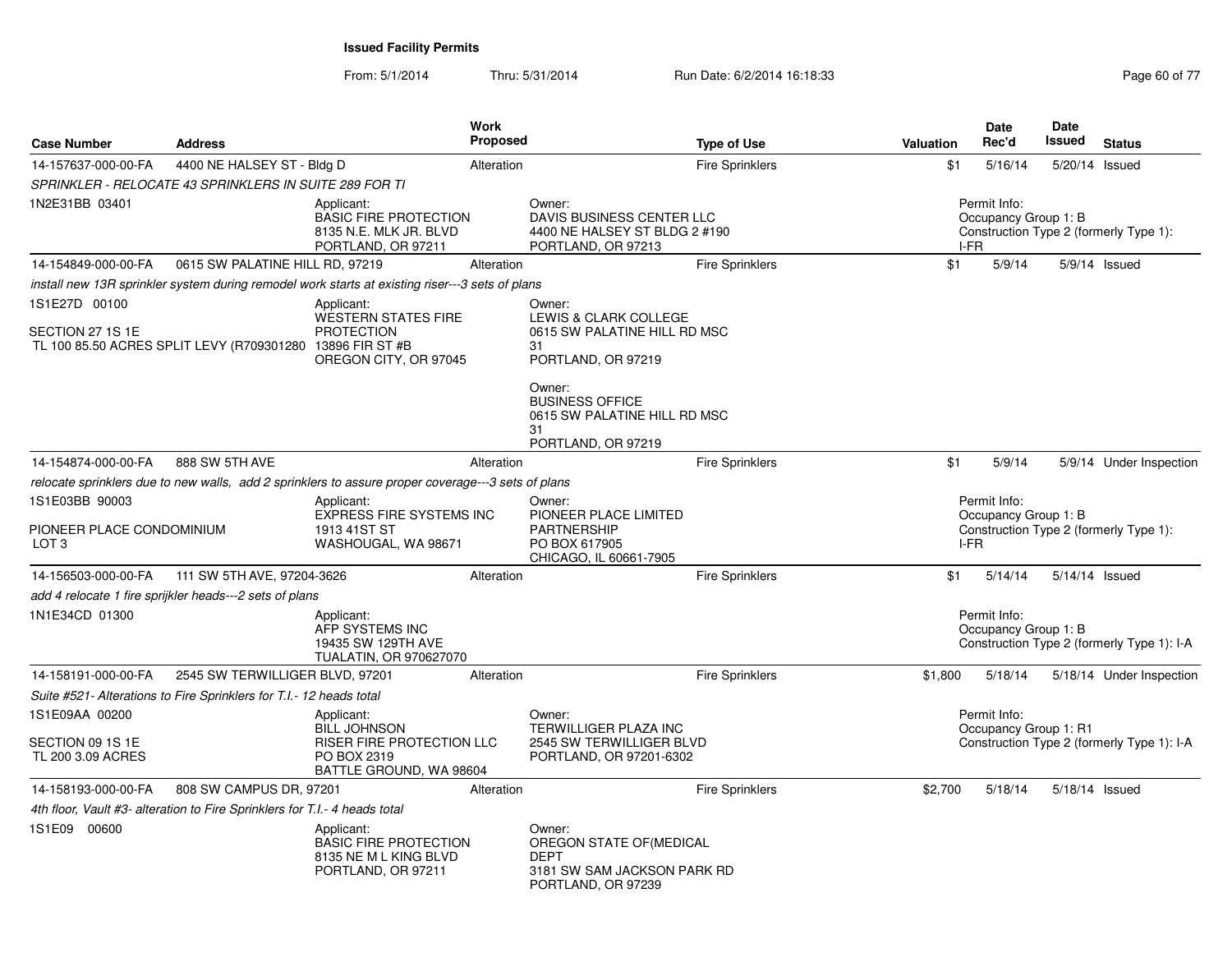**Issued Facility Permits**

From: 5/1/2014 Thru: 5/31/2014 Run Date: 6/2/2014 16:18:33

| Case Number | Address | Work Proposed | Type of Use | Valuation | Date Rec'd | Date Issued | Status |
|---|---|---|---|---|---|---|---|
| 14-157637-000-00-FA | 4400 NE HALSEY ST - Bldg D | Alteration | Fire Sprinklers | $1 | 5/16/14 | 5/20/14 | Issued |

*SPRINKLER - RELOCATE 43 SPRINKLERS IN SUITE 289 FOR TI*

1N2E31BB 03401

Applicant: BASIC FIRE PROTECTION, 8135 N.E. MLK JR. BLVD, PORTLAND, OR 97211

Owner: DAVIS BUSINESS CENTER LLC, 4400 NE HALSEY ST BLDG 2 #190, PORTLAND, OR 97213

Permit Info: Occupancy Group 1: B; Construction Type 2 (formerly Type 1): I-FR

| Case Number | Address | Work Proposed | Type of Use | Valuation | Date Rec'd | Date Issued | Status |
|---|---|---|---|---|---|---|---|
| 14-154849-000-00-FA | 0615 SW PALATINE HILL RD, 97219 | Alteration | Fire Sprinklers | $1 | 5/9/14 | 5/9/14 | Issued |

*install new 13R sprinkler system during remodel work starts at existing riser---3 sets of plans*

1S1E27D 00100

SECTION 27 1S 1E
TL 100 85.50 ACRES SPLIT LEVY (R709301280

Applicant: WESTERN STATES FIRE PROTECTION, 13896 FIR ST #B, OREGON CITY, OR 97045

Owner: LEWIS & CLARK COLLEGE, 0615 SW PALATINE HILL RD MSC 31, PORTLAND, OR 97219

Owner: BUSINESS OFFICE, 0615 SW PALATINE HILL RD MSC 31, PORTLAND, OR 97219

| Case Number | Address | Work Proposed | Type of Use | Valuation | Date Rec'd | Date Issued | Status |
|---|---|---|---|---|---|---|---|
| 14-154874-000-00-FA | 888 SW 5TH AVE | Alteration | Fire Sprinklers | $1 | 5/9/14 | 5/9/14 | Under Inspection |

*relocate sprinklers due to new walls, add 2 sprinklers to assure proper coverage---3 sets of plans*

1S1E03BB 90003

PIONEER PLACE CONDOMINIUM
LOT 3

Applicant: EXPRESS FIRE SYSTEMS INC, 1913 41ST ST, WASHOUGAL, WA 98671

Owner: PIONEER PLACE LIMITED PARTNERSHIP, PO BOX 617905, CHICAGO, IL 60661-7905

Permit Info: Occupancy Group 1: B; Construction Type 2 (formerly Type 1): I-FR

| Case Number | Address | Work Proposed | Type of Use | Valuation | Date Rec'd | Date Issued | Status |
|---|---|---|---|---|---|---|---|
| 14-156503-000-00-FA | 111 SW 5TH AVE, 97204-3626 | Alteration | Fire Sprinklers | $1 | 5/14/14 | 5/14/14 | Issued |

*add 4 relocate 1 fire sprijkler heads---2 sets of plans*

1N1E34CD 01300

Applicant: AFP SYSTEMS INC, 19435 SW 129TH AVE, TUALATIN, OR 970627070

Permit Info: Occupancy Group 1: B; Construction Type 2 (formerly Type 1): I-A

| Case Number | Address | Work Proposed | Type of Use | Valuation | Date Rec'd | Date Issued | Status |
|---|---|---|---|---|---|---|---|
| 14-158191-000-00-FA | 2545 SW TERWILLIGER BLVD, 97201 | Alteration | Fire Sprinklers | $1,800 | 5/18/14 | 5/18/14 | Under Inspection |

*Suite #521- Alterations to Fire Sprinklers for T.I.- 12 heads total*

1S1E09AA 00200

SECTION 09 1S 1E
TL 200 3.09 ACRES

Applicant: BILL JOHNSON, RISER FIRE PROTECTION LLC, PO BOX 2319, BATTLE GROUND, WA 98604

Owner: TERWILLIGER PLAZA INC, 2545 SW TERWILLIGER BLVD, PORTLAND, OR 97201-6302

Permit Info: Occupancy Group 1: R1; Construction Type 2 (formerly Type 1): I-A

| Case Number | Address | Work Proposed | Type of Use | Valuation | Date Rec'd | Date Issued | Status |
|---|---|---|---|---|---|---|---|
| 14-158193-000-00-FA | 808 SW CAMPUS DR, 97201 | Alteration | Fire Sprinklers | $2,700 | 5/18/14 | 5/18/14 | Issued |

*4th floor, Vault #3- alteration to Fire Sprinklers for T.I.- 4 heads total*

1S1E09 00600

Applicant: BASIC FIRE PROTECTION, 8135 NE M L KING BLVD, PORTLAND, OR 97211

Owner: OREGON STATE OF(MEDICAL DEPT, 3181 SW SAM JACKSON PARK RD, PORTLAND, OR 97239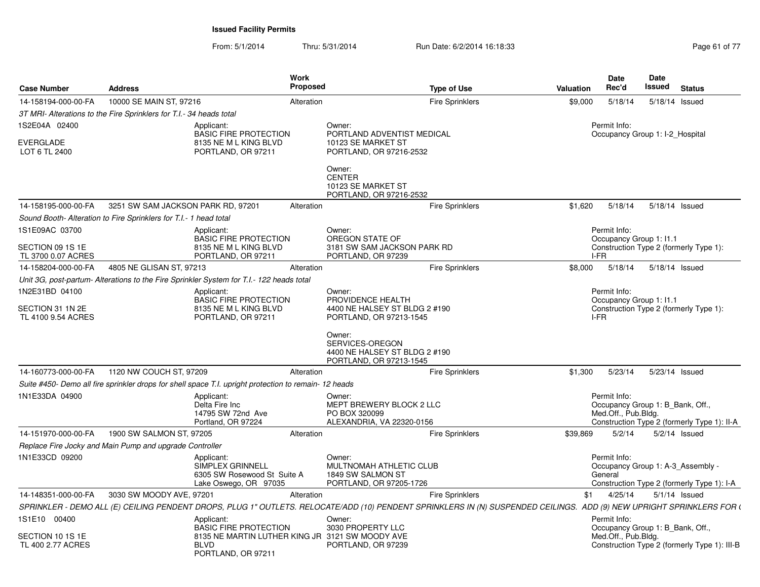**Issued Facility Permits**

From: 5/1/2014 Thru: 5/31/2014 Run Date: 6/2/2014 16:18:33

| Case Number | Address | Work Proposed | Type of Use | Valuation | Date Rec'd | Date Issued | Status |
|---|---|---|---|---|---|---|---|
| 14-158194-000-00-FA | 10000 SE MAIN ST, 97216 | Alteration | Fire Sprinklers | $9,000 | 5/18/14 | 5/18/14 | Issued |

*3T MRI- Alterations to the Fire Sprinklers for T.I.- 34 heads total*

1S2E04A 02400

EVERGLADE
LOT 6 TL 2400

Applicant:
BASIC FIRE PROTECTION
8135 NE M L KING BLVD
PORTLAND, OR 97211

Owner:
PORTLAND ADVENTIST MEDICAL
10123 SE MARKET ST
PORTLAND, OR 97216-2532

Owner:
CENTER
10123 SE MARKET ST
PORTLAND, OR 97216-2532

Permit Info:
Occupancy Group 1: I-2_Hospital

| Case Number | Address | Work Proposed | Type of Use | Valuation | Date Rec'd | Date Issued | Status |
|---|---|---|---|---|---|---|---|
| 14-158195-000-00-FA | 3251 SW SAM JACKSON PARK RD, 97201 | Alteration | Fire Sprinklers | $1,620 | 5/18/14 | 5/18/14 | Issued |

*Sound Booth- Alteration to Fire Sprinklers for T.I.- 1 head total*

1S1E09AC 03700

SECTION 09 1S 1E
TL 3700 0.07 ACRES

Applicant:
BASIC FIRE PROTECTION
8135 NE M L KING BLVD
PORTLAND, OR 97211

Owner:
OREGON STATE OF
3181 SW SAM JACKSON PARK RD
PORTLAND, OR 97239

Permit Info:
Occupancy Group 1: I1.1
Construction Type 2 (formerly Type 1): I-FR

| Case Number | Address | Work Proposed | Type of Use | Valuation | Date Rec'd | Date Issued | Status |
|---|---|---|---|---|---|---|---|
| 14-158204-000-00-FA | 4805 NE GLISAN ST, 97213 | Alteration | Fire Sprinklers | $8,000 | 5/18/14 | 5/18/14 | Issued |

*Unit 3G, post-partum- Alterations to the Fire Sprinkler System for T.I.- 122 heads total*

1N2E31BD 04100

SECTION 31 1N 2E
TL 4100 9.54 ACRES

Applicant:
BASIC FIRE PROTECTION
8135 NE M L KING BLVD
PORTLAND, OR 97211

Owner:
PROVIDENCE HEALTH
4400 NE HALSEY ST BLDG 2 #190
PORTLAND, OR 97213-1545

Owner:
SERVICES-OREGON
4400 NE HALSEY ST BLDG 2 #190
PORTLAND, OR 97213-1545

Permit Info:
Occupancy Group 1: I1.1
Construction Type 2 (formerly Type 1): I-FR

| Case Number | Address | Work Proposed | Type of Use | Valuation | Date Rec'd | Date Issued | Status |
|---|---|---|---|---|---|---|---|
| 14-160773-000-00-FA | 1120 NW COUCH ST, 97209 | Alteration | Fire Sprinklers | $1,300 | 5/23/14 | 5/23/14 | Issued |

*Suite #450- Demo all fire sprinkler drops for shell space T.I. upright protection to remain- 12 heads*

1N1E33DA 04900

Applicant:
Delta Fire Inc
14795 SW 72nd Ave
Portland, OR 97224

Owner:
MEPT BREWERY BLOCK 2 LLC
PO BOX 320099
ALEXANDRIA, VA 22320-0156

Permit Info:
Occupancy Group 1: B_Bank, Off., Med.Off., Pub.Bldg.
Construction Type 2 (formerly Type 1): II-A

| Case Number | Address | Work Proposed | Type of Use | Valuation | Date Rec'd | Date Issued | Status |
|---|---|---|---|---|---|---|---|
| 14-151970-000-00-FA | 1900 SW SALMON ST, 97205 | Alteration | Fire Sprinklers | $39,869 | 5/2/14 | 5/2/14 | Issued |

*Replace Fire Jocky and Main Pump and upgrade Controller*

1N1E33CD 09200

Applicant:
SIMPLEX GRINNELL
6305 SW Rosewood St Suite A
Lake Oswego, OR 97035

Owner:
MULTNOMAH ATHLETIC CLUB
1849 SW SALMON ST
PORTLAND, OR 97205-1726

Permit Info:
Occupancy Group 1: A-3_Assembly - General
Construction Type 2 (formerly Type 1): I-A

| Case Number | Address | Work Proposed | Type of Use | Valuation | Date Rec'd | Date Issued | Status |
|---|---|---|---|---|---|---|---|
| 14-148351-000-00-FA | 3030 SW MOODY AVE, 97201 | Alteration | Fire Sprinklers | $1 | 4/25/14 | 5/1/14 | Issued |

*SPRINKLER - DEMO ALL (E) CEILING PENDENT DROPS, PLUG 1" OUTLETS. RELOCATE/ADD (10) PENDENT SPRINKLERS IN (N) SUSPENDED CEILINGS. ADD (9) NEW UPRIGHT SPRINKLERS FOR (*

1S1E10 00400

SECTION 10 1S 1E
TL 400 2.77 ACRES

Applicant:
BASIC FIRE PROTECTION
8135 NE MARTIN LUTHER KING JR BLVD
PORTLAND, OR 97211

Owner:
3030 PROPERTY LLC
3121 SW MOODY AVE
PORTLAND, OR 97239

Permit Info:
Occupancy Group 1: B_Bank, Off., Med.Off., Pub.Bldg.
Construction Type 2 (formerly Type 1): III-B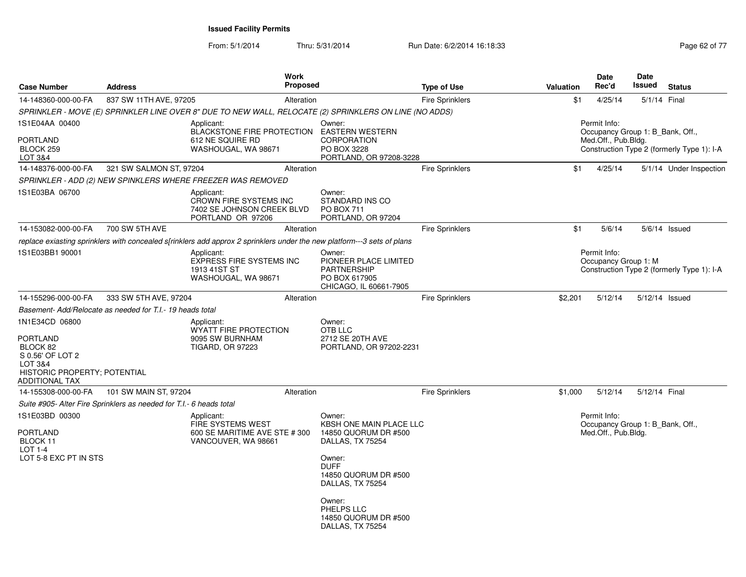## Issued Facility Permits

From: 5/1/2014 Thru: 5/31/2014 Run Date: 6/2/2014 16:18:33

| Case Number | Address | Work Proposed | Type of Use | Valuation | Date Rec'd | Date Issued | Status |
|---|---|---|---|---|---|---|---|
| 14-148360-000-00-FA | 837 SW 11TH AVE, 97205 | Alteration | Fire Sprinklers | $1 | 4/25/14 | 5/1/14 | Final |
| SPRINKLER - MOVE (E) SPRINKLER LINE OVER 8" DUE TO NEW WALL, RELOCATE (2) SPRINKLERS ON LINE (NO ADDS) | | | | | | | |
| 1S1E04AA 00400<br>PORTLAND<br>BLOCK 259<br>LOT 3&4 | | Applicant:<br>BLACKSTONE FIRE PROTECTION<br>612 NE SQUIRE RD<br>WASHOUGAL, WA 98671 | Owner:<br>EASTERN WESTERN CORPORATION<br>PO BOX 3228<br>PORTLAND, OR 97208-3228 | | Permit Info:<br>Occupancy Group 1: B_Bank, Off., Med.Off., Pub.Bldg.<br>Construction Type 2 (formerly Type 1): I-A | | |
| 14-148376-000-00-FA | 321 SW SALMON ST, 97204 | Alteration | Fire Sprinklers | $1 | 4/25/14 | 5/1/14 | Under Inspection |
| SPRINKLER - ADD (2) NEW SPINKLERS WHERE FREEZER WAS REMOVED | | | | | | | |
| 1S1E03BA 06700 | | Applicant:<br>CROWN FIRE SYSTEMS INC<br>7402 SE JOHNSON CREEK BLVD<br>PORTLAND OR 97206 | Owner:<br>STANDARD INS CO<br>PO BOX 711<br>PORTLAND, OR 97204 | | | | |
| 14-153082-000-00-FA | 700 SW 5TH AVE | Alteration | Fire Sprinklers | $1 | 5/6/14 | 5/6/14 | Issued |
| replace exiasting sprinklers with concealed s[rinklers add approx 2 sprinklers under the new platform---3 sets of plans | | | | | | | |
| 1S1E03BB1 90001 | | Applicant:<br>EXPRESS FIRE SYSTEMS INC<br>1913 41ST ST<br>WASHOUGAL, WA 98671 | Owner:<br>PIONEER PLACE LIMITED PARTNERSHIP<br>PO BOX 617905<br>CHICAGO, IL 60661-7905 | | Permit Info:<br>Occupancy Group 1: M<br>Construction Type 2 (formerly Type 1): I-A | | |
| 14-155296-000-00-FA | 333 SW 5TH AVE, 97204 | Alteration | Fire Sprinklers | $2,201 | 5/12/14 | 5/12/14 | Issued |
| Basement- Add/Relocate as needed for T.I.- 19 heads total | | | | | | | |
| 1N1E34CD 06800<br>PORTLAND<br>BLOCK 82<br>S 0.56' OF LOT 2<br>LOT 3&4<br>HISTORIC PROPERTY; POTENTIAL ADDITIONAL TAX | | Applicant:<br>WYATT FIRE PROTECTION<br>9095 SW BURNHAM<br>TIGARD, OR 97223 | Owner:<br>OTB LLC<br>2712 SE 20TH AVE<br>PORTLAND, OR 97202-2231 | | | | |
| 14-155308-000-00-FA | 101 SW MAIN ST, 97204 | Alteration | Fire Sprinklers | $1,000 | 5/12/14 | 5/12/14 | Final |
| Suite #905- Alter Fire Sprinklers as needed for T.I.- 6 heads total | | | | | | | |
| 1S1E03BD 00300<br>PORTLAND<br>BLOCK 11<br>LOT 1-4<br>LOT 5-8 EXC PT IN STS | | Applicant:<br>FIRE SYSTEMS WEST<br>600 SE MARITIME AVE STE # 300<br>VANCOUVER, WA 98661 | Owner:<br>KBSH ONE MAIN PLACE LLC<br>14850 QUORUM DR #500<br>DALLAS, TX 75254<br><br>Owner:<br>DUFF<br>14850 QUORUM DR #500<br>DALLAS, TX 75254<br><br>Owner:<br>PHELPS LLC<br>14850 QUORUM DR #500<br>DALLAS, TX 75254 | | Permit Info:<br>Occupancy Group 1: B_Bank, Off., Med.Off., Pub.Bldg. | | |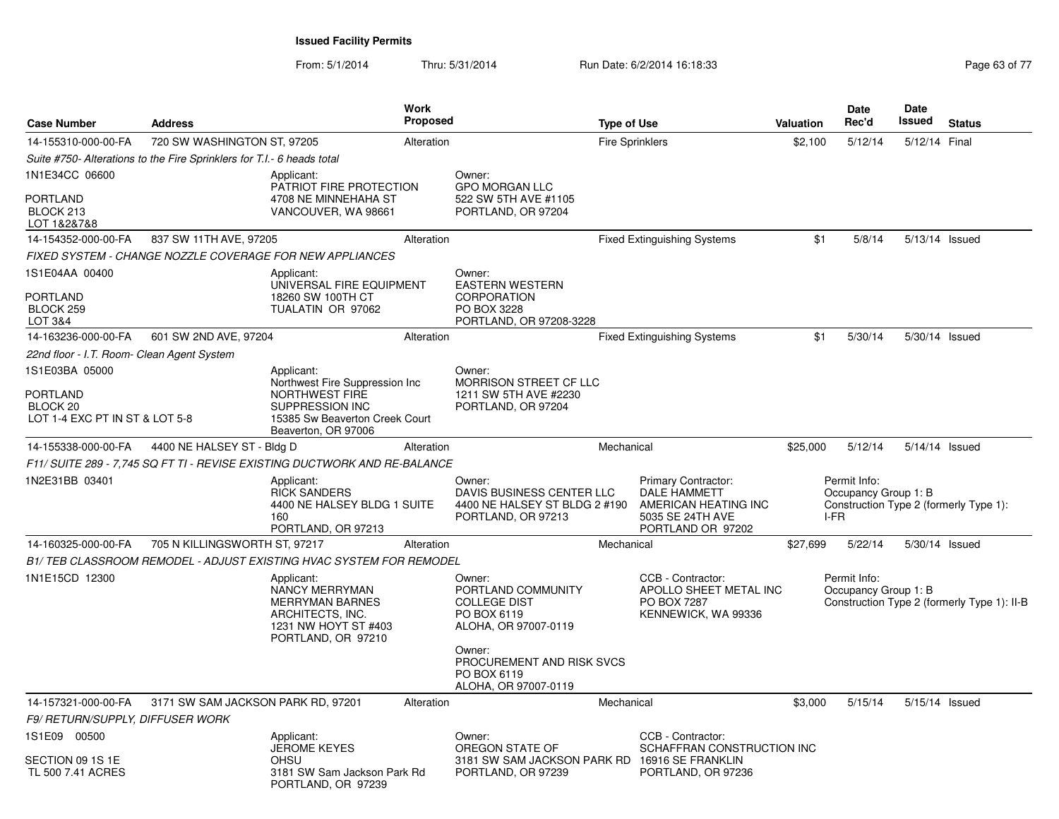**Issued Facility Permits**

From: 5/1/2014 Thru: 5/31/2014 Run Date: 6/2/2014 16:18:33

| Case Number | Address | Work Proposed | Type of Use | Valuation | Date Rec'd | Date Issued | Status |
|---|---|---|---|---|---|---|---|
| 14-155310-000-00-FA | 720 SW WASHINGTON ST, 97205 | Alteration | Fire Sprinklers | $2,100 | 5/12/14 | 5/12/14 | Final |

*Suite #750- Alterations to the Fire Sprinklers for T.I.- 6 heads total*

1N1E34CC 06600
PORTLAND
BLOCK 213
LOT 1&2&7&8

Applicant:
PATRIOT FIRE PROTECTION
4708 NE MINNEHAHA ST
VANCOUVER, WA 98661

Owner:
GPO MORGAN LLC
522 SW 5TH AVE #1105
PORTLAND, OR 97204

| Case Number | Address | Work Proposed | Type of Use | Valuation | Date Rec'd | Date Issued | Status |
|---|---|---|---|---|---|---|---|
| 14-154352-000-00-FA | 837 SW 11TH AVE, 97205 | Alteration | Fixed Extinguishing Systems | $1 | 5/8/14 | 5/13/14 | Issued |

*FIXED SYSTEM - CHANGE NOZZLE COVERAGE FOR NEW APPLIANCES*

1S1E04AA 00400
PORTLAND
BLOCK 259
LOT 3&4

Applicant:
UNIVERSAL FIRE EQUIPMENT
18260 SW 100TH CT
TUALATIN OR 97062

Owner:
EASTERN WESTERN CORPORATION
PO BOX 3228
PORTLAND, OR 97208-3228

| Case Number | Address | Work Proposed | Type of Use | Valuation | Date Rec'd | Date Issued | Status |
|---|---|---|---|---|---|---|---|
| 14-163236-000-00-FA | 601 SW 2ND AVE, 97204 | Alteration | Fixed Extinguishing Systems | $1 | 5/30/14 | 5/30/14 | Issued |

*22nd floor - I.T. Room- Clean Agent System*

1S1E03BA 05000
PORTLAND
BLOCK 20
LOT 1-4 EXC PT IN ST & LOT 5-8

Applicant:
Northwest Fire Suppression Inc
NORTHWEST FIRE SUPPRESSION INC
15385 Sw Beaverton Creek Court
Beaverton, OR 97006

Owner:
MORRISON STREET CF LLC
1211 SW 5TH AVE #2230
PORTLAND, OR 97204

| Case Number | Address | Work Proposed | Type of Use | Valuation | Date Rec'd | Date Issued | Status |
|---|---|---|---|---|---|---|---|
| 14-155338-000-00-FA | 4400 NE HALSEY ST - Bldg D | Alteration | Mechanical | $25,000 | 5/12/14 | 5/14/14 | Issued |

*F11/ SUITE 289 - 7,745 SQ FT TI - REVISE EXISTING DUCTWORK AND RE-BALANCE*

1N2E31BB 03401

Applicant:
RICK SANDERS
4400 NE HALSEY BLDG 1 SUITE 160
PORTLAND, OR 97213

Owner:
DAVIS BUSINESS CENTER LLC
4400 NE HALSEY ST BLDG 2 #190
PORTLAND, OR 97213

Primary Contractor:
DALE HAMMETT
AMERICAN HEATING INC
5035 SE 24TH AVE
PORTLAND OR 97202

Permit Info:
Occupancy Group 1: B
Construction Type 2 (formerly Type 1): I-FR

| Case Number | Address | Work Proposed | Type of Use | Valuation | Date Rec'd | Date Issued | Status |
|---|---|---|---|---|---|---|---|
| 14-160325-000-00-FA | 705 N KILLINGSWORTH ST, 97217 | Alteration | Mechanical | $27,699 | 5/22/14 | 5/30/14 | Issued |

*B1/ TEB CLASSROOM REMODEL - ADJUST EXISTING HVAC SYSTEM FOR REMODEL*

1N1E15CD 12300

Applicant:
NANCY MERRYMAN
MERRYMAN BARNES ARCHITECTS, INC.
1231 NW HOYT ST #403
PORTLAND, OR 97210

Owner:
PORTLAND COMMUNITY COLLEGE DIST
PO BOX 6119
ALOHA, OR 97007-0119

Owner:
PROCUREMENT AND RISK SVCS
PO BOX 6119
ALOHA, OR 97007-0119

CCB - Contractor:
APOLLO SHEET METAL INC
PO BOX 7287
KENNEWICK, WA 99336

Permit Info:
Occupancy Group 1: B
Construction Type 2 (formerly Type 1): II-B

| Case Number | Address | Work Proposed | Type of Use | Valuation | Date Rec'd | Date Issued | Status |
|---|---|---|---|---|---|---|---|
| 14-157321-000-00-FA | 3171 SW SAM JACKSON PARK RD, 97201 | Alteration | Mechanical | $3,000 | 5/15/14 | 5/15/14 | Issued |

*F9/ RETURN/SUPPLY, DIFFUSER WORK*

1S1E09 00500
SECTION 09 1S 1E
TL 500 7.41 ACRES

Applicant:
JEROME KEYES
OHSU
3181 SW Sam Jackson Park Rd
PORTLAND, OR 97239

Owner:
OREGON STATE OF
3181 SW SAM JACKSON PARK RD
PORTLAND, OR 97239

CCB - Contractor:
SCHAFFRAN CONSTRUCTION INC
16916 SE FRANKLIN
PORTLAND, OR 97236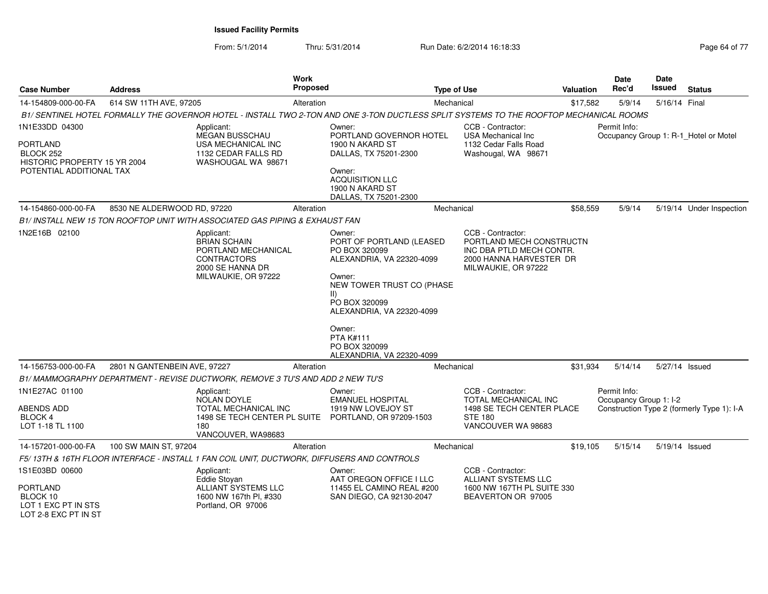**Issued Facility Permits**

From: 5/1/2014 Thru: 5/31/2014 Run Date: 6/2/2014 16:18:33

| Case Number | Address | Work Proposed | Type of Use | Valuation | Date Rec'd | Date Issued | Status |
|---|---|---|---|---|---|---|---|
| 14-154809-000-00-FA | 614 SW 11TH AVE, 97205 | Alteration | Mechanical | $17,582 | 5/9/14 | 5/16/14 | Final |
| 14-154860-000-00-FA | 8530 NE ALDERWOOD RD, 97220 | Alteration | Mechanical | $58,559 | 5/9/14 | 5/19/14 | Under Inspection |
| 14-156753-000-00-FA | 2801 N GANTENBEIN AVE, 97227 | Alteration | Mechanical | $31,934 | 5/14/14 | 5/27/14 | Issued |
| 14-157201-000-00-FA | 100 SW MAIN ST, 97204 | Alteration | Mechanical | $19,105 | 5/15/14 | 5/19/14 | Issued |

**14-154809-000-00-FA** — 614 SW 11TH AVE, 97205

*B1/ SENTINEL HOTEL FORMALLY THE GOVERNOR HOTEL - INSTALL TWO 2-TON AND ONE 3-TON DUCTLESS SPLIT SYSTEMS TO THE ROOFTOP MECHANICAL ROOMS*

1N1E33DD 04300
PORTLAND
BLOCK 252
HISTORIC PROPERTY 15 YR 2004
POTENTIAL ADDITIONAL TAX

Applicant:
MEGAN BUSSCHAU
USA MECHANICAL INC
1132 CEDAR FALLS RD
WASHOUGAL WA 98671

Owner:
PORTLAND GOVERNOR HOTEL
1900 N AKARD ST
DALLAS, TX 75201-2300

Owner:
ACQUISITION LLC
1900 N AKARD ST
DALLAS, TX 75201-2300

CCB - Contractor:
USA Mechanical Inc
1132 Cedar Falls Road
Washougal, WA 98671

Permit Info:
Occupancy Group 1: R-1_Hotel or Motel

**14-154860-000-00-FA** — 8530 NE ALDERWOOD RD, 97220

*B1/ INSTALL NEW 15 TON ROOFTOP UNIT WITH ASSOCIATED GAS PIPING & EXHAUST FAN*

1N2E16B 02100

Applicant:
BRIAN SCHAIN
PORTLAND MECHANICAL CONTRACTORS
2000 SE HANNA DR
MILWAUKIE, OR 97222

Owner:
PORT OF PORTLAND (LEASED
PO BOX 320099
ALEXANDRIA, VA 22320-4099

Owner:
NEW TOWER TRUST CO (PHASE II)
PO BOX 320099
ALEXANDRIA, VA 22320-4099

Owner:
PTA K#111
PO BOX 320099
ALEXANDRIA, VA 22320-4099

CCB - Contractor:
PORTLAND MECH CONSTRUCTN INC DBA PTLD MECH CONTR.
2000 HANNA HARVESTER DR
MILWAUKIE, OR 97222

**14-156753-000-00-FA** — 2801 N GANTENBEIN AVE, 97227

*B1/ MAMMOGRAPHY DEPARTMENT - REVISE DUCTWORK, REMOVE 3 TU'S AND ADD 2 NEW TU'S*

1N1E27AC 01100
ABENDS ADD
BLOCK 4
LOT 1-18 TL 1100

Applicant:
NOLAN DOYLE
TOTAL MECHANICAL INC
1498 SE TECH CENTER PL SUITE 180
VANCOUVER, WA98683

Owner:
EMANUEL HOSPITAL
1919 NW LOVEJOY ST
PORTLAND, OR 97209-1503

CCB - Contractor:
TOTAL MECHANICAL INC
1498 SE TECH CENTER PLACE
STE 180
VANCOUVER WA 98683

Permit Info:
Occupancy Group 1: I-2
Construction Type 2 (formerly Type 1): I-A

**14-157201-000-00-FA** — 100 SW MAIN ST, 97204

*F5/ 13TH & 16TH FLOOR INTERFACE - INSTALL 1 FAN COIL UNIT, DUCTWORK, DIFFUSERS AND CONTROLS*

1S1E03BD 00600
PORTLAND
BLOCK 10
LOT 1 EXC PT IN STS
LOT 2-8 EXC PT IN ST

Applicant:
Eddie Stoyan
ALLIANT SYSTEMS LLC
1600 NW 167th Pl, #330
Portland, OR 97006

Owner:
AAT OREGON OFFICE I LLC
11455 EL CAMINO REAL #200
SAN DIEGO, CA 92130-2047

CCB - Contractor:
ALLIANT SYSTEMS LLC
1600 NW 167TH PL SUITE 330
BEAVERTON OR 97005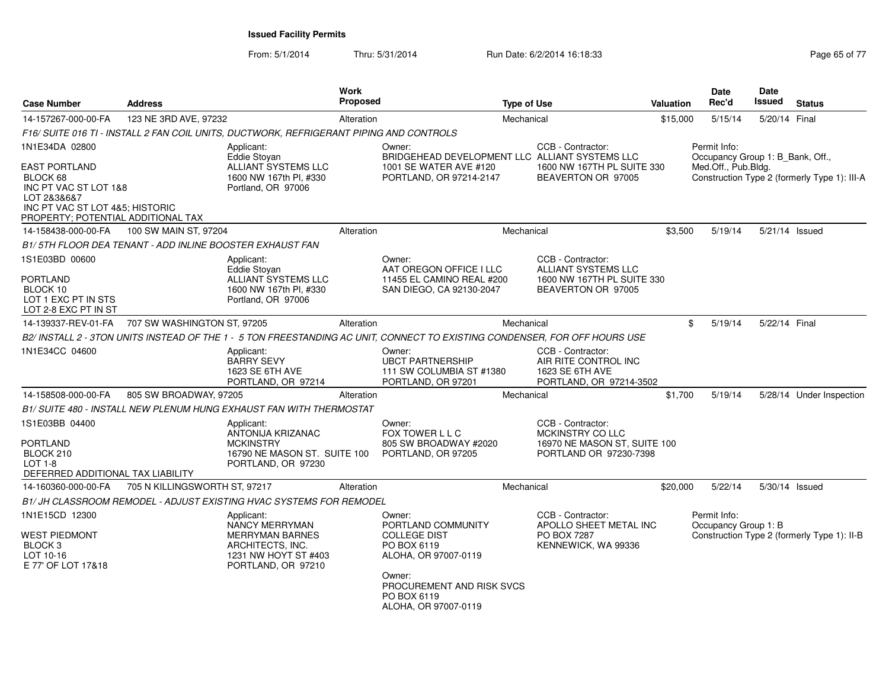# Issued Facility Permits

From: 5/1/2014 Thru: 5/31/2014 Run Date: 6/2/2014 16:18:33

| Case Number | Address | Work Proposed | Type of Use | Valuation | Date Rec'd | Date Issued | Status |
|---|---|---|---|---|---|---|---|
| 14-157267-000-00-FA | 123 NE 3RD AVE, 97232 | Alteration | Mechanical | $15,000 | 5/15/14 | 5/20/14 | Final |

*F16/ SUITE 016 TI - INSTALL 2 FAN COIL UNITS, DUCTWORK, REFRIGERANT PIPING AND CONTROLS*

1N1E34DA 02800

EAST PORTLAND
BLOCK 68
INC PT VAC ST LOT 1&8
LOT 2&3&6&7
INC PT VAC ST LOT 4&5; HISTORIC PROPERTY; POTENTIAL ADDITIONAL TAX

Applicant:
Eddie Stoyan
ALLIANT SYSTEMS LLC
1600 NW 167th Pl, #330
Portland, OR 97006

Owner:
BRIDGEHEAD DEVELOPMENT LLC
1001 SE WATER AVE #120
PORTLAND, OR 97214-2147

CCB - Contractor:
ALLIANT SYSTEMS LLC
1600 NW 167TH PL SUITE 330
BEAVERTON OR 97005

Permit Info:
Occupancy Group 1: B_Bank, Off., Med.Off., Pub.Bldg.
Construction Type 2 (formerly Type 1): III-A

---

| Case Number | Address | Work Proposed | Type of Use | Valuation | Date Rec'd | Date Issued | Status |
|---|---|---|---|---|---|---|---|
| 14-158438-000-00-FA | 100 SW MAIN ST, 97204 | Alteration | Mechanical | $3,500 | 5/19/14 | 5/21/14 | Issued |

*B1/ 5TH FLOOR DEA TENANT - ADD INLINE BOOSTER EXHAUST FAN*

1S1E03BD 00600

PORTLAND
BLOCK 10
LOT 1 EXC PT IN STS
LOT 2-8 EXC PT IN ST

Applicant:
Eddie Stoyan
ALLIANT SYSTEMS LLC
1600 NW 167th Pl, #330
Portland, OR 97006

Owner:
AAT OREGON OFFICE I LLC
11455 EL CAMINO REAL #200
SAN DIEGO, CA 92130-2047

CCB - Contractor:
ALLIANT SYSTEMS LLC
1600 NW 167TH PL SUITE 330
BEAVERTON OR 97005

---

| Case Number | Address | Work Proposed | Type of Use | Valuation | Date Rec'd | Date Issued | Status |
|---|---|---|---|---|---|---|---|
| 14-139337-REV-01-FA | 707 SW WASHINGTON ST, 97205 | Alteration | Mechanical | $ | 5/19/14 | 5/22/14 | Final |

*B2/ INSTALL 2 - 3TON UNITS INSTEAD OF THE 1 - 5 TON FREESTANDING AC UNIT, CONNECT TO EXISTING CONDENSER, FOR OFF HOURS USE*

1N1E34CC 04600

Applicant:
BARRY SEVY
1623 SE 6TH AVE
PORTLAND, OR 97214

Owner:
UBCT PARTNERSHIP
111 SW COLUMBIA ST #1380
PORTLAND, OR 97201

CCB - Contractor:
AIR RITE CONTROL INC
1623 SE 6TH AVE
PORTLAND, OR 97214-3502

---

| Case Number | Address | Work Proposed | Type of Use | Valuation | Date Rec'd | Date Issued | Status |
|---|---|---|---|---|---|---|---|
| 14-158508-000-00-FA | 805 SW BROADWAY, 97205 | Alteration | Mechanical | $1,700 | 5/19/14 | 5/28/14 | Under Inspection |

*B1/ SUITE 480 - INSTALL NEW PLENUM HUNG EXHAUST FAN WITH THERMOSTAT*

1S1E03BB 04400

PORTLAND
BLOCK 210
LOT 1-8
DEFERRED ADDITIONAL TAX LIABILITY

Applicant:
ANTONIJA KRIZANAC
MCKINSTRY
16790 NE MASON ST. SUITE 100
PORTLAND, OR 97230

Owner:
FOX TOWER L L C
805 SW BROADWAY #2020
PORTLAND, OR 97205

CCB - Contractor:
MCKINSTRY CO LLC
16970 NE MASON ST, SUITE 100
PORTLAND OR 97230-7398

---

| Case Number | Address | Work Proposed | Type of Use | Valuation | Date Rec'd | Date Issued | Status |
|---|---|---|---|---|---|---|---|
| 14-160360-000-00-FA | 705 N KILLINGSWORTH ST, 97217 | Alteration | Mechanical | $20,000 | 5/22/14 | 5/30/14 | Issued |

*B1/ JH CLASSROOM REMODEL - ADJUST EXISTING HVAC SYSTEMS FOR REMODEL*

1N1E15CD 12300

WEST PIEDMONT
BLOCK 3
LOT 10-16
E 77' OF LOT 17&18

Applicant:
NANCY MERRYMAN
MERRYMAN BARNES ARCHITECTS, INC.
1231 NW HOYT ST #403
PORTLAND, OR 97210

Owner:
PORTLAND COMMUNITY COLLEGE DIST
PO BOX 6119
ALOHA, OR 97007-0119

Owner:
PROCUREMENT AND RISK SVCS
PO BOX 6119
ALOHA, OR 97007-0119

CCB - Contractor:
APOLLO SHEET METAL INC
PO BOX 7287
KENNEWICK, WA 99336

Permit Info:
Occupancy Group 1: B
Construction Type 2 (formerly Type 1): II-B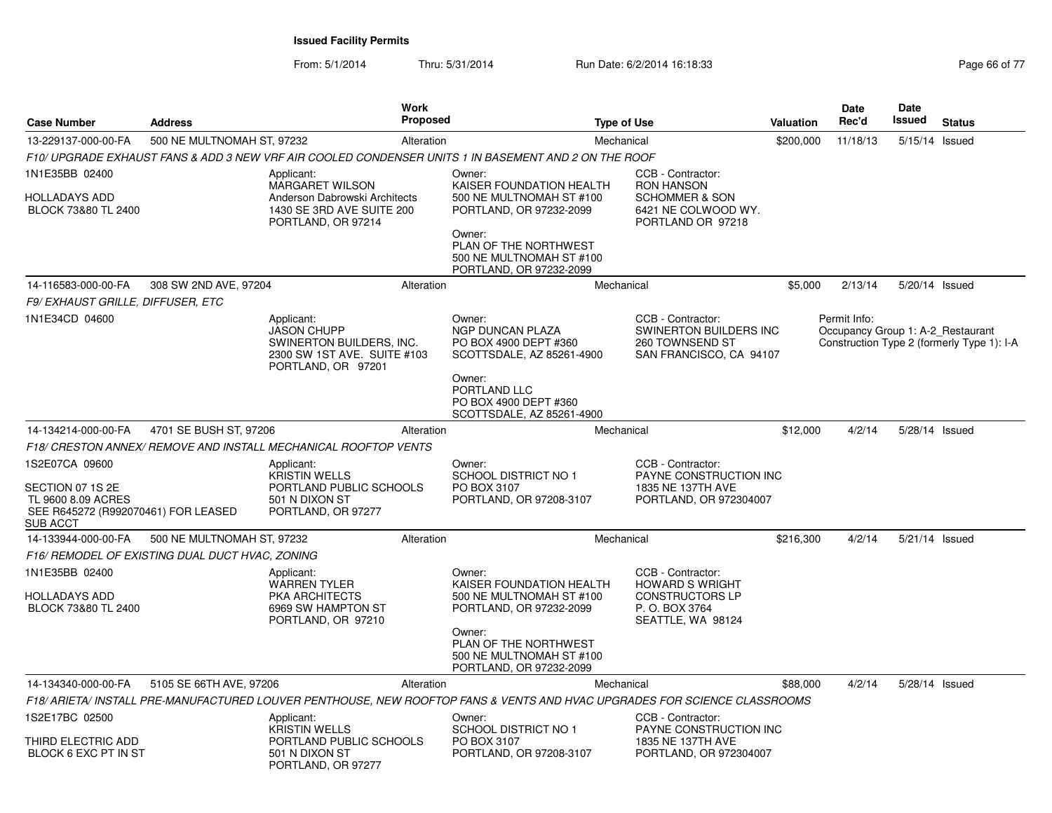**Issued Facility Permits**

From: 5/1/2014 Thru: 5/31/2014 Run Date: 6/2/2014 16:18:33

| Case Number | Address | Work Proposed | Type of Use | Valuation | Date Rec'd | Date Issued | Status |
|---|---|---|---|---|---|---|---|
| 13-229137-000-00-FA | 500 NE MULTNOMAH ST, 97232 | Alteration | Mechanical | $200,000 | 11/18/13 | 5/15/14 | Issued |

*F10/ UPGRADE EXHAUST FANS & ADD 3 NEW VRF AIR COOLED CONDENSER UNITS 1 IN BASEMENT AND 2 ON THE ROOF*

1N1E35BB 02400

HOLLADAYS ADD
BLOCK 73&80 TL 2400

Applicant:
MARGARET WILSON
Anderson Dabrowski Architects
1430 SE 3RD AVE SUITE 200
PORTLAND, OR 97214

Owner:
KAISER FOUNDATION HEALTH
500 NE MULTNOMAH ST #100
PORTLAND, OR 97232-2099

Owner:
PLAN OF THE NORTHWEST
500 NE MULTNOMAH ST #100
PORTLAND, OR 97232-2099

CCB - Contractor:
RON HANSON
SCHOMMER & SON
6421 NE COLWOOD WY.
PORTLAND OR 97218

| Case Number | Address | Work Proposed | Type of Use | Valuation | Date Rec'd | Date Issued | Status |
|---|---|---|---|---|---|---|---|
| 14-116583-000-00-FA | 308 SW 2ND AVE, 97204 | Alteration | Mechanical | $5,000 | 2/13/14 | 5/20/14 | Issued |

*F9/ EXHAUST GRILLE, DIFFUSER, ETC*

1N1E34CD 04600

Applicant:
JASON CHUPP
SWINERTON BUILDERS, INC.
2300 SW 1ST AVE. SUITE #103
PORTLAND, OR 97201

Owner:
NGP DUNCAN PLAZA
PO BOX 4900 DEPT #360
SCOTTSDALE, AZ 85261-4900

Owner:
PORTLAND LLC
PO BOX 4900 DEPT #360
SCOTTSDALE, AZ 85261-4900

CCB - Contractor:
SWINERTON BUILDERS INC
260 TOWNSEND ST
SAN FRANCISCO, CA 94107

Permit Info:
Occupancy Group 1: A-2_Restaurant
Construction Type 2 (formerly Type 1): I-A

| Case Number | Address | Work Proposed | Type of Use | Valuation | Date Rec'd | Date Issued | Status |
|---|---|---|---|---|---|---|---|
| 14-134214-000-00-FA | 4701 SE BUSH ST, 97206 | Alteration | Mechanical | $12,000 | 4/2/14 | 5/28/14 | Issued |

*F18/ CRESTON ANNEX/ REMOVE AND INSTALL MECHANICAL ROOFTOP VENTS*

1S2E07CA 09600

SECTION 07 1S 2E
TL 9600 8.09 ACRES
SEE R645272 (R992070461) FOR LEASED SUB ACCT

Applicant:
KRISTIN WELLS
PORTLAND PUBLIC SCHOOLS
501 N DIXON ST
PORTLAND, OR 97277

Owner:
SCHOOL DISTRICT NO 1
PO BOX 3107
PORTLAND, OR 97208-3107

CCB - Contractor:
PAYNE CONSTRUCTION INC
1835 NE 137TH AVE
PORTLAND, OR 972304007

| Case Number | Address | Work Proposed | Type of Use | Valuation | Date Rec'd | Date Issued | Status |
|---|---|---|---|---|---|---|---|
| 14-133944-000-00-FA | 500 NE MULTNOMAH ST, 97232 | Alteration | Mechanical | $216,300 | 4/2/14 | 5/21/14 | Issued |

*F16/ REMODEL OF EXISTING DUAL DUCT HVAC, ZONING*

1N1E35BB 02400

HOLLADAYS ADD
BLOCK 73&80 TL 2400

Applicant:
WARREN TYLER
PKA ARCHITECTS
6969 SW HAMPTON ST
PORTLAND, OR 97210

Owner:
KAISER FOUNDATION HEALTH
500 NE MULTNOMAH ST #100
PORTLAND, OR 97232-2099

Owner:
PLAN OF THE NORTHWEST
500 NE MULTNOMAH ST #100
PORTLAND, OR 97232-2099

CCB - Contractor:
HOWARD S WRIGHT
CONSTRUCTORS LP
P. O. BOX 3764
SEATTLE, WA 98124

| Case Number | Address | Work Proposed | Type of Use | Valuation | Date Rec'd | Date Issued | Status |
|---|---|---|---|---|---|---|---|
| 14-134340-000-00-FA | 5105 SE 66TH AVE, 97206 | Alteration | Mechanical | $88,000 | 4/2/14 | 5/28/14 | Issued |

*F18/ ARIETA/ INSTALL PRE-MANUFACTURED LOUVER PENTHOUSE, NEW ROOFTOP FANS & VENTS AND HVAC UPGRADES FOR SCIENCE CLASSROOMS*

1S2E17BC 02500

THIRD ELECTRIC ADD
BLOCK 6 EXC PT IN ST

Applicant:
KRISTIN WELLS
PORTLAND PUBLIC SCHOOLS
501 N DIXON ST
PORTLAND, OR 97277

Owner:
SCHOOL DISTRICT NO 1
PO BOX 3107
PORTLAND, OR 97208-3107

CCB - Contractor:
PAYNE CONSTRUCTION INC
1835 NE 137TH AVE
PORTLAND, OR 972304007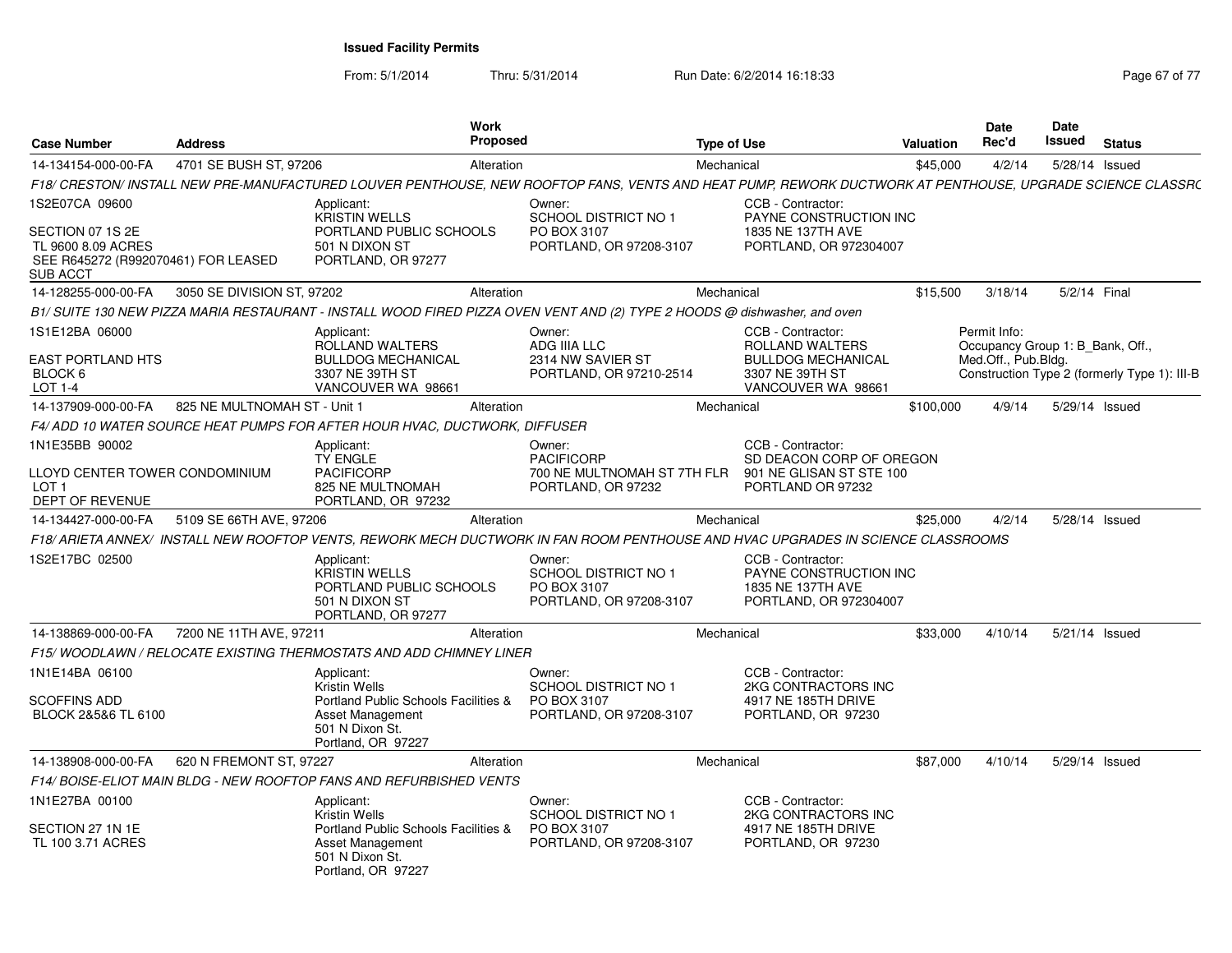**Issued Facility Permits**

From: 5/1/2014 Thru: 5/31/2014 Run Date: 6/2/2014 16:18:33

| Case Number | Address | Work Proposed | Type of Use | Valuation | Date Rec'd | Date Issued | Status |
|---|---|---|---|---|---|---|---|
| 14-134154-000-00-FA | 4701 SE BUSH ST, 97206 | Alteration | Mechanical | $45,000 | 4/2/14 | 5/28/14 | Issued |

F18/ CRESTON/ INSTALL NEW PRE-MANUFACTURED LOUVER PENTHOUSE, NEW ROOFTOP FANS, VENTS AND HEAT PUMP, REWORK DUCTWORK AT PENTHOUSE, UPGRADE SCIENCE CLASSRC

1S2E07CA 09600
SECTION 07 1S 2E
TL 9600 8.09 ACRES
SEE R645272 (R992070461) FOR LEASED SUB ACCT

Applicant: KRISTIN WELLS, PORTLAND PUBLIC SCHOOLS, 501 N DIXON ST, PORTLAND, OR 97277

Owner: SCHOOL DISTRICT NO 1, PO BOX 3107, PORTLAND, OR 97208-3107

CCB - Contractor: PAYNE CONSTRUCTION INC, 1835 NE 137TH AVE, PORTLAND, OR 972304007

| Case Number | Address | Work Proposed | Type of Use | Valuation | Date Rec'd | Date Issued | Status |
|---|---|---|---|---|---|---|---|
| 14-128255-000-00-FA | 3050 SE DIVISION ST, 97202 | Alteration | Mechanical | $15,500 | 3/18/14 | 5/2/14 | Final |

B1/ SUITE 130 NEW PIZZA MARIA RESTAURANT - INSTALL WOOD FIRED PIZZA OVEN VENT AND (2) TYPE 2 HOODS @ dishwasher, and oven

1S1E12BA 06000
EAST PORTLAND HTS
BLOCK 6
LOT 1-4

Applicant: ROLLAND WALTERS, BULLDOG MECHANICAL, 3307 NE 39TH ST, VANCOUVER WA 98661

Owner: ADG IIIA LLC, 2314 NW SAVIER ST, PORTLAND, OR 97210-2514

CCB - Contractor: ROLLAND WALTERS, BULLDOG MECHANICAL, 3307 NE 39TH ST, VANCOUVER WA 98661

Permit Info: Occupancy Group 1: B_Bank, Off., Med.Off., Pub.Bldg. Construction Type 2 (formerly Type 1): III-B

| Case Number | Address | Work Proposed | Type of Use | Valuation | Date Rec'd | Date Issued | Status |
|---|---|---|---|---|---|---|---|
| 14-137909-000-00-FA | 825 NE MULTNOMAH ST - Unit 1 | Alteration | Mechanical | $100,000 | 4/9/14 | 5/29/14 | Issued |

F4/ ADD 10 WATER SOURCE HEAT PUMPS FOR AFTER HOUR HVAC, DUCTWORK, DIFFUSER

1N1E35BB 90002
LLOYD CENTER TOWER CONDOMINIUM
LOT 1
DEPT OF REVENUE

Applicant: TY ENGLE, PACIFICORP, 825 NE MULTNOMAH, PORTLAND, OR 97232

Owner: PACIFICORP, 700 NE MULTNOMAH ST 7TH FLR, PORTLAND, OR 97232

CCB - Contractor: SD DEACON CORP OF OREGON, 901 NE GLISAN ST STE 100, PORTLAND OR 97232

| Case Number | Address | Work Proposed | Type of Use | Valuation | Date Rec'd | Date Issued | Status |
|---|---|---|---|---|---|---|---|
| 14-134427-000-00-FA | 5109 SE 66TH AVE, 97206 | Alteration | Mechanical | $25,000 | 4/2/14 | 5/28/14 | Issued |

F18/ ARIETA ANNEX/ INSTALL NEW ROOFTOP VENTS, REWORK MECH DUCTWORK IN FAN ROOM PENTHOUSE AND HVAC UPGRADES IN SCIENCE CLASSROOMS

1S2E17BC 02500

Applicant: KRISTIN WELLS, PORTLAND PUBLIC SCHOOLS, 501 N DIXON ST, PORTLAND, OR 97277

Owner: SCHOOL DISTRICT NO 1, PO BOX 3107, PORTLAND, OR 97208-3107

CCB - Contractor: PAYNE CONSTRUCTION INC, 1835 NE 137TH AVE, PORTLAND, OR 972304007

| Case Number | Address | Work Proposed | Type of Use | Valuation | Date Rec'd | Date Issued | Status |
|---|---|---|---|---|---|---|---|
| 14-138869-000-00-FA | 7200 NE 11TH AVE, 97211 | Alteration | Mechanical | $33,000 | 4/10/14 | 5/21/14 | Issued |

F15/ WOODLAWN / RELOCATE EXISTING THERMOSTATS AND ADD CHIMNEY LINER

1N1E14BA 06100
SCOFFINS ADD
BLOCK 2&5&6 TL 6100

Applicant: Kristin Wells, Portland Public Schools Facilities & Asset Management, 501 N Dixon St., Portland, OR 97227

Owner: SCHOOL DISTRICT NO 1, PO BOX 3107, PORTLAND, OR 97208-3107

CCB - Contractor: 2KG CONTRACTORS INC, 4917 NE 185TH DRIVE, PORTLAND, OR 97230

| Case Number | Address | Work Proposed | Type of Use | Valuation | Date Rec'd | Date Issued | Status |
|---|---|---|---|---|---|---|---|
| 14-138908-000-00-FA | 620 N FREMONT ST, 97227 | Alteration | Mechanical | $87,000 | 4/10/14 | 5/29/14 | Issued |

F14/ BOISE-ELIOT MAIN BLDG - NEW ROOFTOP FANS AND REFURBISHED VENTS

1N1E27BA 00100
SECTION 27 1N 1E
TL 100 3.71 ACRES

Applicant: Kristin Wells, Portland Public Schools Facilities & Asset Management, 501 N Dixon St., Portland, OR 97227

Owner: SCHOOL DISTRICT NO 1, PO BOX 3107, PORTLAND, OR 97208-3107

CCB - Contractor: 2KG CONTRACTORS INC, 4917 NE 185TH DRIVE, PORTLAND, OR 97230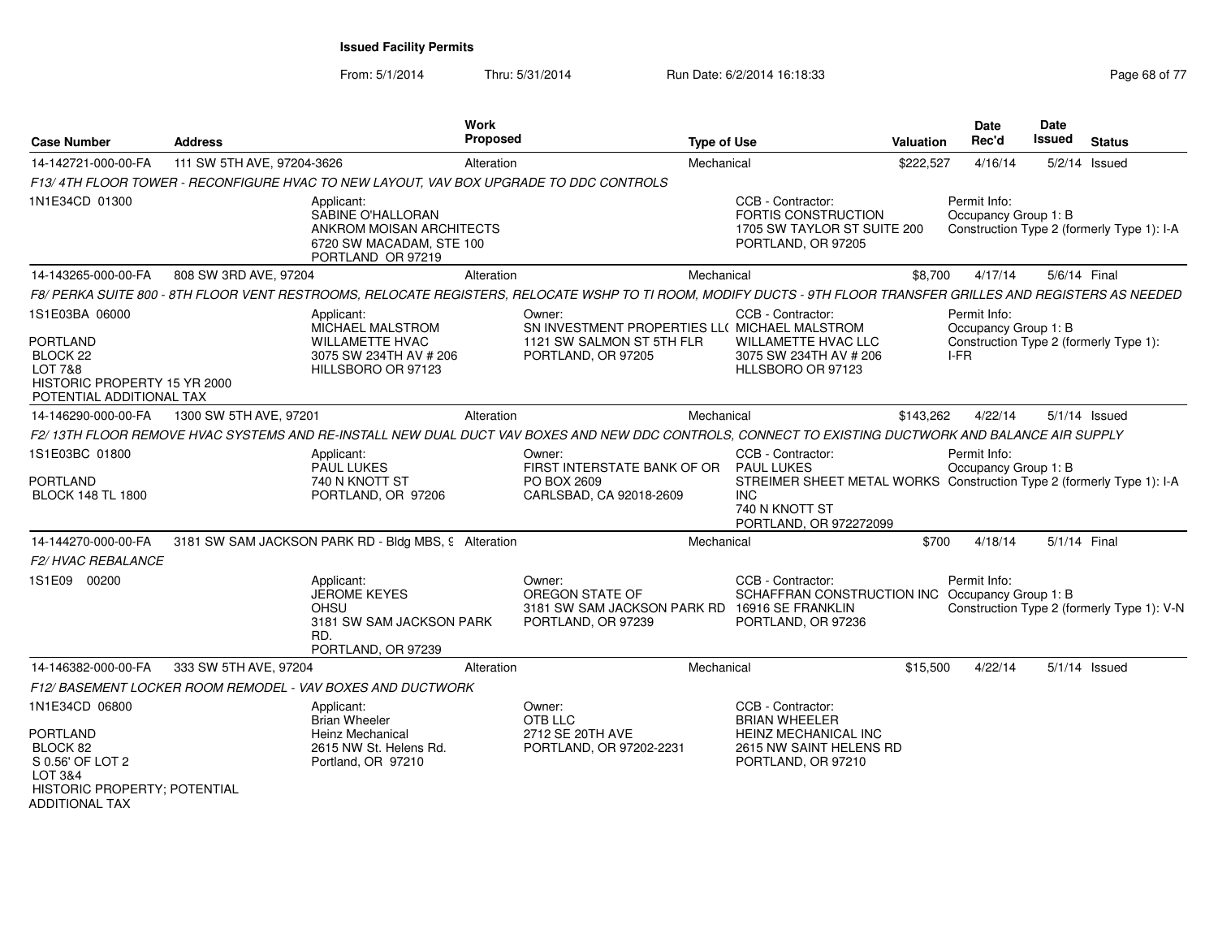**Issued Facility Permits**

From: 5/1/2014 Thru: 5/31/2014 Run Date: 6/2/2014 16:18:33

| Case Number | Address | Work Proposed | Type of Use | Valuation | Date Rec'd | Date Issued | Status |
|---|---|---|---|---|---|---|---|
| 14-142721-000-00-FA | 111 SW 5TH AVE, 97204-3626 | Alteration | Mechanical | $222,527 | 4/16/14 | 5/2/14 | Issued |

*F13/ 4TH FLOOR TOWER - RECONFIGURE HVAC TO NEW LAYOUT, VAV BOX UPGRADE TO DDC CONTROLS*

1N1E34CD 01300

Applicant: SABINE O'HALLORAN, ANKROM MOISAN ARCHITECTS, 6720 SW MACADAM, STE 100, PORTLAND OR 97219

CCB - Contractor: FORTIS CONSTRUCTION, 1705 SW TAYLOR ST SUITE 200, PORTLAND, OR 97205

Permit Info: Occupancy Group 1: B; Construction Type 2 (formerly Type 1): I-A

---

| Case Number | Address | Work Proposed | Type of Use | Valuation | Date Rec'd | Date Issued | Status |
|---|---|---|---|---|---|---|---|
| 14-143265-000-00-FA | 808 SW 3RD AVE, 97204 | Alteration | Mechanical | $8,700 | 4/17/14 | 5/6/14 | Final |

*F8/ PERKA SUITE 800 - 8TH FLOOR VENT RESTROOMS, RELOCATE REGISTERS, RELOCATE WSHP TO TI ROOM, MODIFY DUCTS - 9TH FLOOR TRANSFER GRILLES AND REGISTERS AS NEEDED*

1S1E03BA 06000
PORTLAND
BLOCK 22
LOT 7&8
HISTORIC PROPERTY 15 YR 2000
POTENTIAL ADDITIONAL TAX

Applicant: MICHAEL MALSTROM, WILLAMETTE HVAC, 3075 SW 234TH AV # 206, HILLSBORO OR 97123

Owner: SN INVESTMENT PROPERTIES LL( 1121 SW SALMON ST 5TH FLR, PORTLAND, OR 97205

CCB - Contractor: MICHAEL MALSTROM, WILLAMETTE HVAC LLC, 3075 SW 234TH AV # 206, HLLSBORO OR 97123

Permit Info: Occupancy Group 1: B; Construction Type 2 (formerly Type 1): I-FR

---

| Case Number | Address | Work Proposed | Type of Use | Valuation | Date Rec'd | Date Issued | Status |
|---|---|---|---|---|---|---|---|
| 14-146290-000-00-FA | 1300 SW 5TH AVE, 97201 | Alteration | Mechanical | $143,262 | 4/22/14 | 5/1/14 | Issued |

*F2/ 13TH FLOOR REMOVE HVAC SYSTEMS AND RE-INSTALL NEW DUAL DUCT VAV BOXES AND NEW DDC CONTROLS, CONNECT TO EXISTING DUCTWORK AND BALANCE AIR SUPPLY*

1S1E03BC 01800
PORTLAND
BLOCK 148 TL 1800

Applicant: PAUL LUKES, 740 N KNOTT ST, PORTLAND, OR 97206

Owner: FIRST INTERSTATE BANK OF OR, PO BOX 2609, CARLSBAD, CA 92018-2609

CCB - Contractor: PAUL LUKES, STREIMER SHEET METAL WORKS INC, 740 N KNOTT ST, PORTLAND, OR 972272099

Permit Info: Occupancy Group 1: B; Construction Type 2 (formerly Type 1): I-A

---

| Case Number | Address | Work Proposed | Type of Use | Valuation | Date Rec'd | Date Issued | Status |
|---|---|---|---|---|---|---|---|
| 14-144270-000-00-FA | 3181 SW SAM JACKSON PARK RD - Bldg MBS, 9 | Alteration | Mechanical | $700 | 4/18/14 | 5/1/14 | Final |

*F2/ HVAC REBALANCE*

1S1E09 00200

Applicant: JEROME KEYES, OHSU, 3181 SW SAM JACKSON PARK RD., PORTLAND, OR 97239

Owner: OREGON STATE OF, 3181 SW SAM JACKSON PARK RD, PORTLAND, OR 97239

CCB - Contractor: SCHAFFRAN CONSTRUCTION INC, 16916 SE FRANKLIN, PORTLAND, OR 97236

Permit Info: Occupancy Group 1: B; Construction Type 2 (formerly Type 1): V-N

---

| Case Number | Address | Work Proposed | Type of Use | Valuation | Date Rec'd | Date Issued | Status |
|---|---|---|---|---|---|---|---|
| 14-146382-000-00-FA | 333 SW 5TH AVE, 97204 | Alteration | Mechanical | $15,500 | 4/22/14 | 5/1/14 | Issued |

*F12/ BASEMENT LOCKER ROOM REMODEL - VAV BOXES AND DUCTWORK*

1N1E34CD 06800
PORTLAND
BLOCK 82
S 0.56' OF LOT 2
LOT 3&4
HISTORIC PROPERTY; POTENTIAL ADDITIONAL TAX

Applicant: Brian Wheeler, Heinz Mechanical, 2615 NW St. Helens Rd., Portland, OR 97210

Owner: OTB LLC, 2712 SE 20TH AVE, PORTLAND, OR 97202-2231

CCB - Contractor: BRIAN WHEELER, HEINZ MECHANICAL INC, 2615 NW SAINT HELENS RD, PORTLAND, OR 97210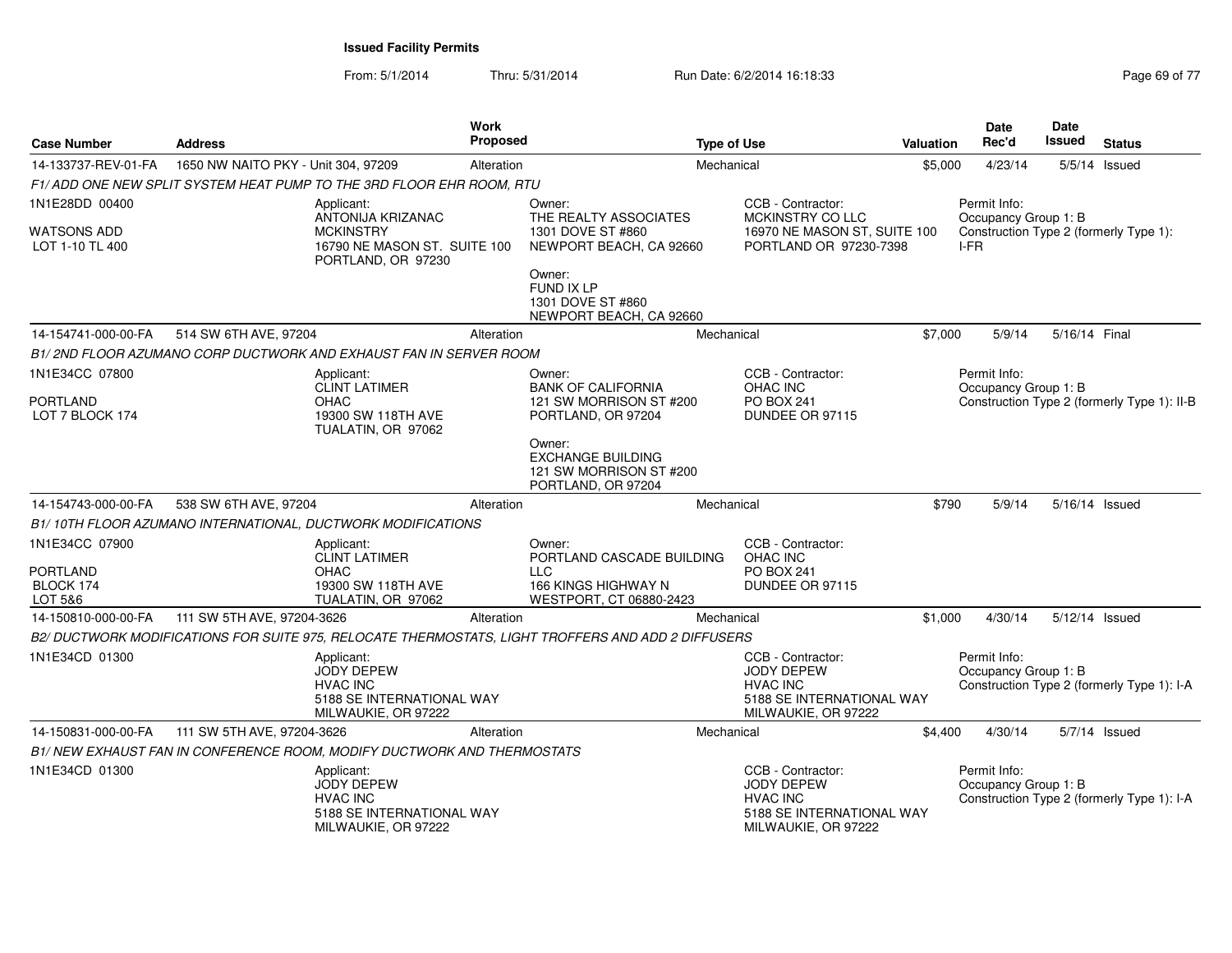**Issued Facility Permits**

From: 5/1/2014 Thru: 5/31/2014 Run Date: 6/2/2014 16:18:33

| Case Number | Address | Work Proposed | Type of Use | Valuation | Date Rec'd | Date Issued | Status |
|---|---|---|---|---|---|---|---|
| 14-133737-REV-01-FA | 1650 NW NAITO PKY - Unit 304, 97209 | Alteration | Mechanical | $5,000 | 4/23/14 | 5/5/14 | Issued |

*F1/ ADD ONE NEW SPLIT SYSTEM HEAT PUMP TO THE 3RD FLOOR EHR ROOM, RTU*

1N1E28DD 00400
WATSONS ADD
LOT 1-10 TL 400

Applicant: ANTONIJA KRIZANAC, MCKINSTRY, 16790 NE MASON ST. SUITE 100, PORTLAND, OR 97230

Owner: THE REALTY ASSOCIATES, 1301 DOVE ST #860, NEWPORT BEACH, CA 92660

Owner: FUND IX LP, 1301 DOVE ST #860, NEWPORT BEACH, CA 92660

CCB - Contractor: MCKINSTRY CO LLC, 16970 NE MASON ST, SUITE 100, PORTLAND OR 97230-7398

Permit Info: Occupancy Group 1: B; Construction Type 2 (formerly Type 1): I-FR

| Case Number | Address | Work Proposed | Type of Use | Valuation | Date Rec'd | Date Issued | Status |
|---|---|---|---|---|---|---|---|
| 14-154741-000-00-FA | 514 SW 6TH AVE, 97204 | Alteration | Mechanical | $7,000 | 5/9/14 | 5/16/14 | Final |

*B1/ 2ND FLOOR AZUMANO CORP DUCTWORK AND EXHAUST FAN IN SERVER ROOM*

1N1E34CC 07800
PORTLAND
LOT 7 BLOCK 174

Applicant: CLINT LATIMER, OHAC, 19300 SW 118TH AVE, TUALATIN, OR 97062

Owner: BANK OF CALIFORNIA, 121 SW MORRISON ST #200, PORTLAND, OR 97204

Owner: EXCHANGE BUILDING, 121 SW MORRISON ST #200, PORTLAND, OR 97204

CCB - Contractor: OHAC INC, PO BOX 241, DUNDEE OR 97115

Permit Info: Occupancy Group 1: B; Construction Type 2 (formerly Type 1): II-B

| Case Number | Address | Work Proposed | Type of Use | Valuation | Date Rec'd | Date Issued | Status |
|---|---|---|---|---|---|---|---|
| 14-154743-000-00-FA | 538 SW 6TH AVE, 97204 | Alteration | Mechanical | $790 | 5/9/14 | 5/16/14 | Issued |

*B1/ 10TH FLOOR AZUMANO INTERNATIONAL, DUCTWORK MODIFICATIONS*

1N1E34CC 07900
PORTLAND
BLOCK 174
LOT 5&6

Applicant: CLINT LATIMER, OHAC, 19300 SW 118TH AVE, TUALATIN, OR 97062

Owner: PORTLAND CASCADE BUILDING LLC, 166 KINGS HIGHWAY N, WESTPORT, CT 06880-2423

CCB - Contractor: OHAC INC, PO BOX 241, DUNDEE OR 97115

| Case Number | Address | Work Proposed | Type of Use | Valuation | Date Rec'd | Date Issued | Status |
|---|---|---|---|---|---|---|---|
| 14-150810-000-00-FA | 111 SW 5TH AVE, 97204-3626 | Alteration | Mechanical | $1,000 | 4/30/14 | 5/12/14 | Issued |

*B2/ DUCTWORK MODIFICATIONS FOR SUITE 975, RELOCATE THERMOSTATS, LIGHT TROFFERS AND ADD 2 DIFFUSERS*

1N1E34CD 01300

Applicant: JODY DEPEW, HVAC INC, 5188 SE INTERNATIONAL WAY, MILWAUKIE, OR 97222

CCB - Contractor: JODY DEPEW, HVAC INC, 5188 SE INTERNATIONAL WAY, MILWAUKIE, OR 97222

Permit Info: Occupancy Group 1: B; Construction Type 2 (formerly Type 1): I-A

| Case Number | Address | Work Proposed | Type of Use | Valuation | Date Rec'd | Date Issued | Status |
|---|---|---|---|---|---|---|---|
| 14-150831-000-00-FA | 111 SW 5TH AVE, 97204-3626 | Alteration | Mechanical | $4,400 | 4/30/14 | 5/7/14 | Issued |

*B1/ NEW EXHAUST FAN IN CONFERENCE ROOM, MODIFY DUCTWORK AND THERMOSTATS*

1N1E34CD 01300

Applicant: JODY DEPEW, HVAC INC, 5188 SE INTERNATIONAL WAY, MILWAUKIE, OR 97222

CCB - Contractor: JODY DEPEW, HVAC INC, 5188 SE INTERNATIONAL WAY, MILWAUKIE, OR 97222

Permit Info: Occupancy Group 1: B; Construction Type 2 (formerly Type 1): I-A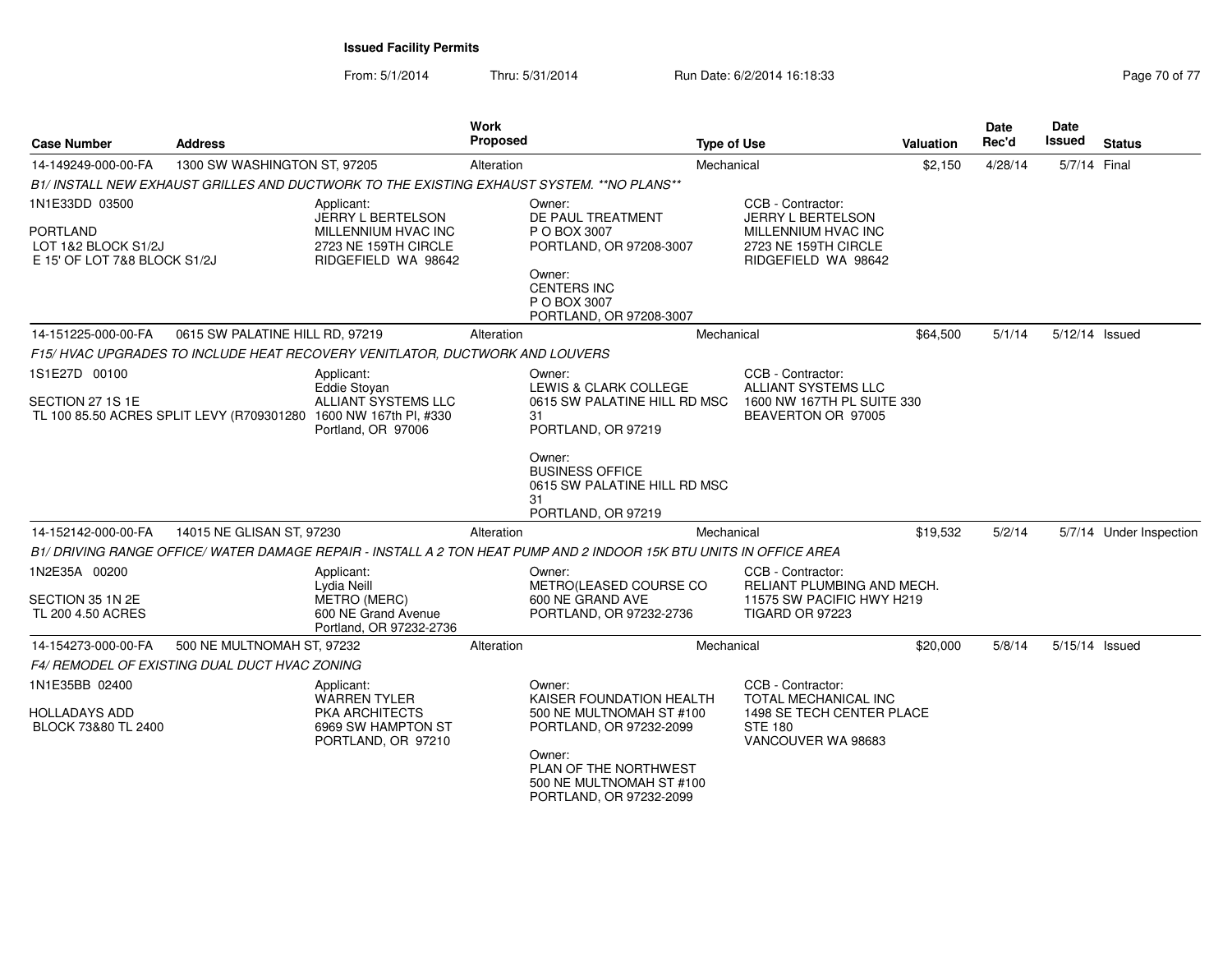# Issued Facility Permits

From: 5/1/2014 Thru: 5/31/2014 Run Date: 6/2/2014 16:18:33

| Case Number | Address | Work Proposed | Type of Use | Valuation | Date Rec'd | Date Issued | Status |
|---|---|---|---|---|---|---|---|
| 14-149249-000-00-FA | 1300 SW WASHINGTON ST, 97205 | Alteration | Mechanical | $2,150 | 4/28/14 | 5/7/14 | Final |

*B1/ INSTALL NEW EXHAUST GRILLES AND DUCTWORK TO THE EXISTING EXHAUST SYSTEM. **NO PLANS***

1N1E33DD 03500

PORTLAND
LOT 1&2 BLOCK S1/2J
E 15' OF LOT 7&8 BLOCK S1/2J

Applicant:
JERRY L BERTELSON
MILLENNIUM HVAC INC
2723 NE 159TH CIRCLE
RIDGEFIELD WA 98642

Owner:
DE PAUL TREATMENT
P O BOX 3007
PORTLAND, OR 97208-3007

Owner:
CENTERS INC
P O BOX 3007
PORTLAND, OR 97208-3007

CCB - Contractor:
JERRY L BERTELSON
MILLENNIUM HVAC INC
2723 NE 159TH CIRCLE
RIDGEFIELD WA 98642

| Case Number | Address | Work Proposed | Type of Use | Valuation | Date Rec'd | Date Issued | Status |
|---|---|---|---|---|---|---|---|
| 14-151225-000-00-FA | 0615 SW PALATINE HILL RD, 97219 | Alteration | Mechanical | $64,500 | 5/1/14 | 5/12/14 | Issued |

*F15/ HVAC UPGRADES TO INCLUDE HEAT RECOVERY VENITLATOR, DUCTWORK AND LOUVERS*

1S1E27D 00100

SECTION 27 1S 1E
TL 100 85.50 ACRES SPLIT LEVY (R709301280

Applicant:
Eddie Stoyan
ALLIANT SYSTEMS LLC
1600 NW 167th Pl, #330
Portland, OR 97006

Owner:
LEWIS & CLARK COLLEGE
0615 SW PALATINE HILL RD MSC 31
PORTLAND, OR 97219

Owner:
BUSINESS OFFICE
0615 SW PALATINE HILL RD MSC 31
PORTLAND, OR 97219

CCB - Contractor:
ALLIANT SYSTEMS LLC
1600 NW 167TH PL SUITE 330
BEAVERTON OR 97005

| Case Number | Address | Work Proposed | Type of Use | Valuation | Date Rec'd | Date Issued | Status |
|---|---|---|---|---|---|---|---|
| 14-152142-000-00-FA | 14015 NE GLISAN ST, 97230 | Alteration | Mechanical | $19,532 | 5/2/14 | 5/7/14 | Under Inspection |

*B1/ DRIVING RANGE OFFICE/ WATER DAMAGE REPAIR - INSTALL A 2 TON HEAT PUMP AND 2 INDOOR 15K BTU UNITS IN OFFICE AREA*

1N2E35A 00200

SECTION 35 1N 2E
TL 200 4.50 ACRES

Applicant:
Lydia Neill
METRO (MERC)
600 NE Grand Avenue
Portland, OR 97232-2736

Owner:
METRO(LEASED COURSE CO
600 NE GRAND AVE
PORTLAND, OR 97232-2736

CCB - Contractor:
RELIANT PLUMBING AND MECH.
11575 SW PACIFIC HWY H219
TIGARD OR 97223

| Case Number | Address | Work Proposed | Type of Use | Valuation | Date Rec'd | Date Issued | Status |
|---|---|---|---|---|---|---|---|
| 14-154273-000-00-FA | 500 NE MULTNOMAH ST, 97232 | Alteration | Mechanical | $20,000 | 5/8/14 | 5/15/14 | Issued |

*F4/ REMODEL OF EXISTING DUAL DUCT HVAC ZONING*

1N1E35BB 02400

HOLLADAYS ADD
BLOCK 73&80 TL 2400

Applicant:
WARREN TYLER
PKA ARCHITECTS
6969 SW HAMPTON ST
PORTLAND, OR 97210

Owner:
KAISER FOUNDATION HEALTH
500 NE MULTNOMAH ST #100
PORTLAND, OR 97232-2099

Owner:
PLAN OF THE NORTHWEST
500 NE MULTNOMAH ST #100
PORTLAND, OR 97232-2099

CCB - Contractor:
TOTAL MECHANICAL INC
1498 SE TECH CENTER PLACE
STE 180
VANCOUVER WA 98683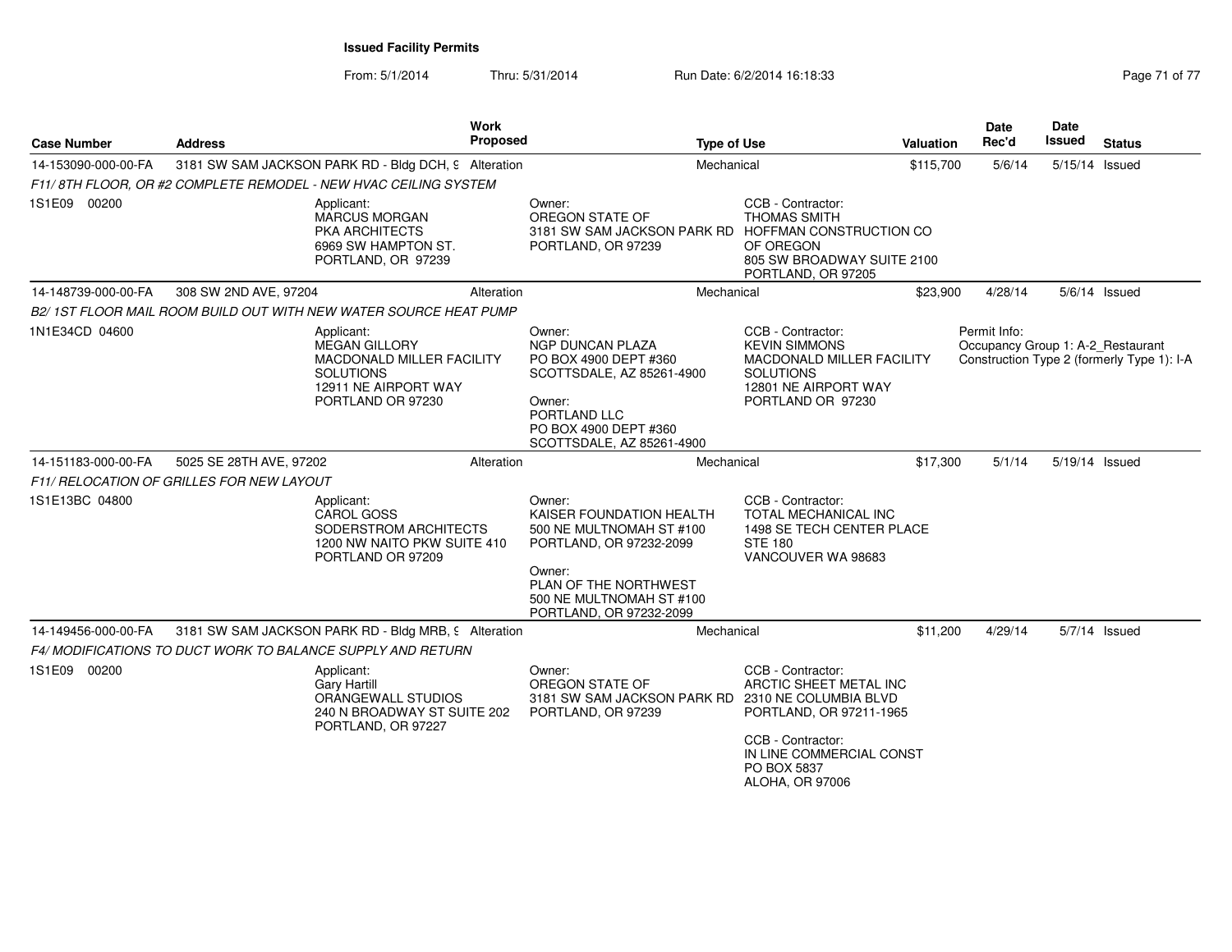**Issued Facility Permits**

From: 5/1/2014 Thru: 5/31/2014 Run Date: 6/2/2014 16:18:33

| Case Number | Address | Work Proposed | Type of Use | Valuation | Date Rec'd | Date Issued | Status |
|---|---|---|---|---|---|---|---|
| 14-153090-000-00-FA | 3181 SW SAM JACKSON PARK RD - Bldg DCH, 9 | Alteration | Mechanical | $115,700 | 5/6/14 | 5/15/14 | Issued |
| *F11/ 8TH FLOOR, OR #2 COMPLETE REMODEL - NEW HVAC CEILING SYSTEM* | | | | | | | |
| 1S1E09 00200 | Applicant: MARCUS MORGAN PKA ARCHITECTS 6969 SW HAMPTON ST. PORTLAND, OR 97239 | Owner: OREGON STATE OF 3181 SW SAM JACKSON PARK RD PORTLAND, OR 97239 | CCB - Contractor: THOMAS SMITH HOFFMAN CONSTRUCTION CO OF OREGON 805 SW BROADWAY SUITE 2100 PORTLAND, OR 97205 | | | | |
| 14-148739-000-00-FA | 308 SW 2ND AVE, 97204 | Alteration | Mechanical | $23,900 | 4/28/14 | 5/6/14 | Issued |
| *B2/ 1ST FLOOR MAIL ROOM BUILD OUT WITH NEW WATER SOURCE HEAT PUMP* | | | | | | | |
| 1N1E34CD 04600 | Applicant: MEGAN GILLORY MACDONALD MILLER FACILITY SOLUTIONS 12911 NE AIRPORT WAY PORTLAND OR 97230 | Owner: NGP DUNCAN PLAZA PO BOX 4900 DEPT #360 SCOTTSDALE, AZ 85261-4900<br>Owner: PORTLAND LLC PO BOX 4900 DEPT #360 SCOTTSDALE, AZ 85261-4900 | CCB - Contractor: KEVIN SIMMONS MACDONALD MILLER FACILITY SOLUTIONS 12801 NE AIRPORT WAY PORTLAND OR 97230 | | Permit Info: Occupancy Group 1: A-2_Restaurant Construction Type 2 (formerly Type 1): I-A | | |
| 14-151183-000-00-FA | 5025 SE 28TH AVE, 97202 | Alteration | Mechanical | $17,300 | 5/1/14 | 5/19/14 | Issued |
| *F11/ RELOCATION OF GRILLES FOR NEW LAYOUT* | | | | | | | |
| 1S1E13BC 04800 | Applicant: CAROL GOSS SODERSTROM ARCHITECTS 1200 NW NAITO PKW SUITE 410 PORTLAND OR 97209 | Owner: KAISER FOUNDATION HEALTH 500 NE MULTNOMAH ST #100 PORTLAND, OR 97232-2099<br>Owner: PLAN OF THE NORTHWEST 500 NE MULTNOMAH ST #100 PORTLAND, OR 97232-2099 | CCB - Contractor: TOTAL MECHANICAL INC 1498 SE TECH CENTER PLACE STE 180 VANCOUVER WA 98683 | | | | |
| 14-149456-000-00-FA | 3181 SW SAM JACKSON PARK RD - Bldg MRB, 9 | Alteration | Mechanical | $11,200 | 4/29/14 | 5/7/14 | Issued |
| *F4/ MODIFICATIONS TO DUCT WORK TO BALANCE SUPPLY AND RETURN* | | | | | | | |
| 1S1E09 00200 | Applicant: Gary Hartill ORANGEWALL STUDIOS 240 N BROADWAY ST SUITE 202 PORTLAND, OR 97227 | Owner: OREGON STATE OF 3181 SW SAM JACKSON PARK RD PORTLAND, OR 97239 | CCB - Contractor: ARCTIC SHEET METAL INC 2310 NE COLUMBIA BLVD PORTLAND, OR 97211-1965<br>CCB - Contractor: IN LINE COMMERCIAL CONST PO BOX 5837 ALOHA, OR 97006 | | | | |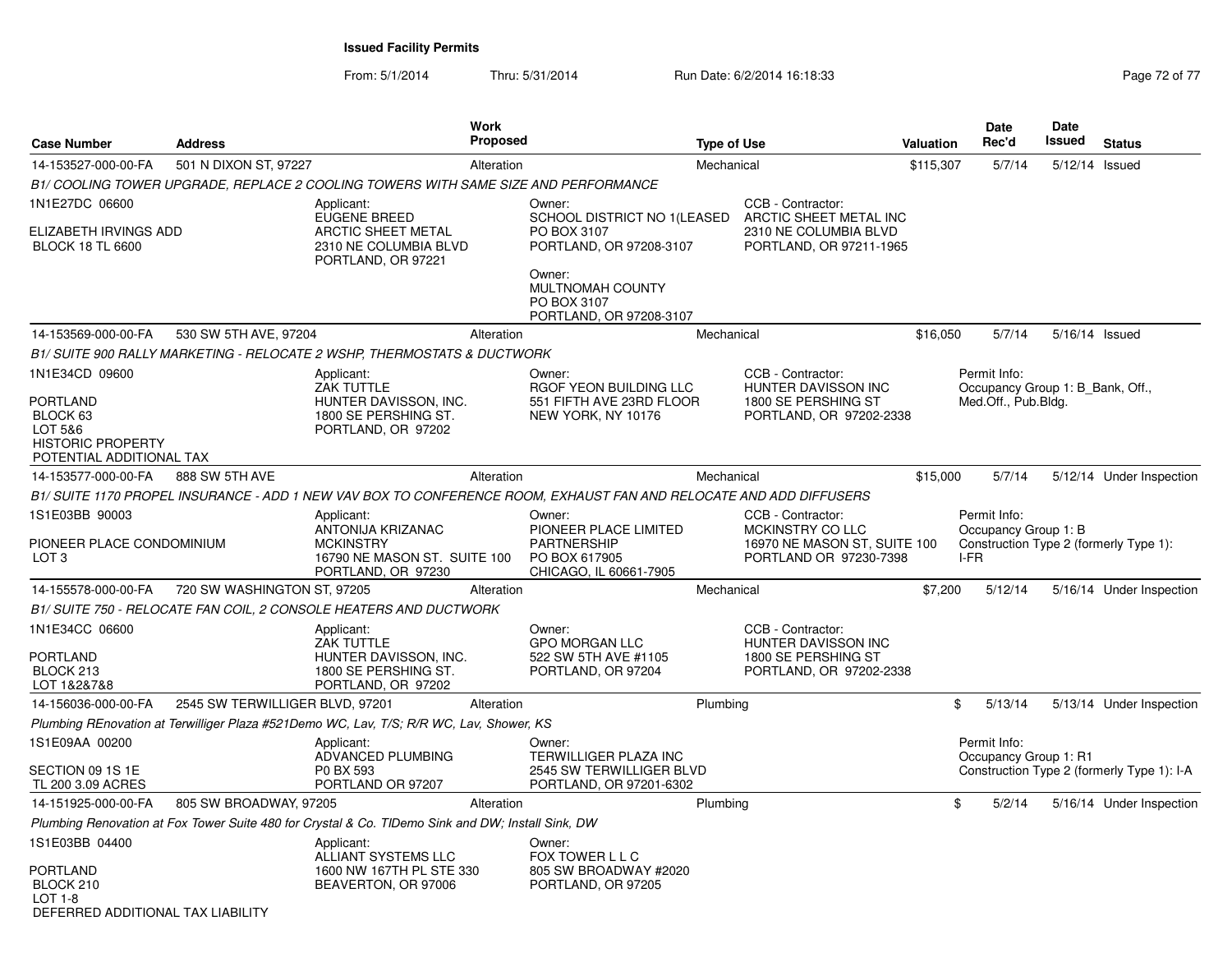**Issued Facility Permits**

From: 5/1/2014 Thru: 5/31/2014 Run Date: 6/2/2014 16:18:33

| Case Number | Address | Work Proposed | Type of Use | Valuation | Date Rec'd | Date Issued | Status |
|---|---|---|---|---|---|---|---|
| 14-153527-000-00-FA | 501 N DIXON ST, 97227 | Alteration | Mechanical | $115,307 | 5/7/14 | 5/12/14 | Issued |

*B1/ COOLING TOWER UPGRADE, REPLACE 2 COOLING TOWERS WITH SAME SIZE AND PERFORMANCE*

1N1E27DC 06600

ELIZABETH IRVINGS ADD
BLOCK 18 TL 6600

Applicant:
EUGENE BREED
ARCTIC SHEET METAL
2310 NE COLUMBIA BLVD
PORTLAND, OR 97221

Owner:
SCHOOL DISTRICT NO 1(LEASED
PO BOX 3107
PORTLAND, OR 97208-3107

Owner:
MULTNOMAH COUNTY
PO BOX 3107
PORTLAND, OR 97208-3107

CCB - Contractor:
ARCTIC SHEET METAL INC
2310 NE COLUMBIA BLVD
PORTLAND, OR 97211-1965

| Case Number | Address | Work Proposed | Type of Use | Valuation | Date Rec'd | Date Issued | Status |
|---|---|---|---|---|---|---|---|
| 14-153569-000-00-FA | 530 SW 5TH AVE, 97204 | Alteration | Mechanical | $16,050 | 5/7/14 | 5/16/14 | Issued |

*B1/ SUITE 900 RALLY MARKETING - RELOCATE 2 WSHP, THERMOSTATS & DUCTWORK*

1N1E34CD 09600

PORTLAND
BLOCK 63
LOT 5&6
HISTORIC PROPERTY
POTENTIAL ADDITIONAL TAX

Applicant:
ZAK TUTTLE
HUNTER DAVISSON, INC.
1800 SE PERSHING ST.
PORTLAND, OR 97202

Owner:
RGOF YEON BUILDING LLC
551 FIFTH AVE 23RD FLOOR
NEW YORK, NY 10176

CCB - Contractor:
HUNTER DAVISSON INC
1800 SE PERSHING ST
PORTLAND, OR 97202-2338

Permit Info:
Occupancy Group 1: B_Bank, Off., Med.Off., Pub.Bldg.

| Case Number | Address | Work Proposed | Type of Use | Valuation | Date Rec'd | Date Issued | Status |
|---|---|---|---|---|---|---|---|
| 14-153577-000-00-FA | 888 SW 5TH AVE | Alteration | Mechanical | $15,000 | 5/7/14 | 5/12/14 | Under Inspection |

*B1/ SUITE 1170 PROPEL INSURANCE - ADD 1 NEW VAV BOX TO CONFERENCE ROOM, EXHAUST FAN AND RELOCATE AND ADD DIFFUSERS*

1S1E03BB 90003

PIONEER PLACE CONDOMINIUM
LOT 3

Applicant:
ANTONIJA KRIZANAC
MCKINSTRY
16790 NE MASON ST. SUITE 100
PORTLAND, OR 97230

Owner:
PIONEER PLACE LIMITED PARTNERSHIP
PO BOX 617905
CHICAGO, IL 60661-7905

CCB - Contractor:
MCKINSTRY CO LLC
16970 NE MASON ST, SUITE 100
PORTLAND OR 97230-7398

Permit Info:
Occupancy Group 1: B
Construction Type 2 (formerly Type 1): I-FR

| Case Number | Address | Work Proposed | Type of Use | Valuation | Date Rec'd | Date Issued | Status |
|---|---|---|---|---|---|---|---|
| 14-155578-000-00-FA | 720 SW WASHINGTON ST, 97205 | Alteration | Mechanical | $7,200 | 5/12/14 | 5/16/14 | Under Inspection |

*B1/ SUITE 750 - RELOCATE FAN COIL, 2 CONSOLE HEATERS AND DUCTWORK*

1N1E34CC 06600

PORTLAND
BLOCK 213
LOT 1&2&7&8

Applicant:
ZAK TUTTLE
HUNTER DAVISSON, INC.
1800 SE PERSHING ST.
PORTLAND, OR 97202

Owner:
GPO MORGAN LLC
522 SW 5TH AVE #1105
PORTLAND, OR 97204

CCB - Contractor:
HUNTER DAVISSON INC
1800 SE PERSHING ST
PORTLAND, OR 97202-2338

| Case Number | Address | Work Proposed | Type of Use | Valuation | Date Rec'd | Date Issued | Status |
|---|---|---|---|---|---|---|---|
| 14-156036-000-00-FA | 2545 SW TERWILLIGER BLVD, 97201 | Alteration | Plumbing | $ | 5/13/14 | 5/13/14 | Under Inspection |

*Plumbing REnovation at Terwilliger Plaza #521Demo WC, Lav, T/S; R/R WC, Lav, Shower, KS*

1S1E09AA 00200

SECTION 09 1S 1E
TL 200 3.09 ACRES

Applicant:
ADVANCED PLUMBING
P0 BX 593
PORTLAND OR 97207

Owner:
TERWILLIGER PLAZA INC
2545 SW TERWILLIGER BLVD
PORTLAND, OR 97201-6302

Permit Info:
Occupancy Group 1: R1
Construction Type 2 (formerly Type 1): I-A

| Case Number | Address | Work Proposed | Type of Use | Valuation | Date Rec'd | Date Issued | Status |
|---|---|---|---|---|---|---|---|
| 14-151925-000-00-FA | 805 SW BROADWAY, 97205 | Alteration | Plumbing | $ | 5/2/14 | 5/16/14 | Under Inspection |

*Plumbing Renovation at Fox Tower Suite 480 for Crystal & Co. TIDemo Sink and DW; Install Sink, DW*

1S1E03BB 04400

PORTLAND
BLOCK 210
LOT 1-8
DEFERRED ADDITIONAL TAX LIABILITY

Applicant:
ALLIANT SYSTEMS LLC
1600 NW 167TH PL STE 330
BEAVERTON, OR 97006

Owner:
FOX TOWER L L C
805 SW BROADWAY #2020
PORTLAND, OR 97205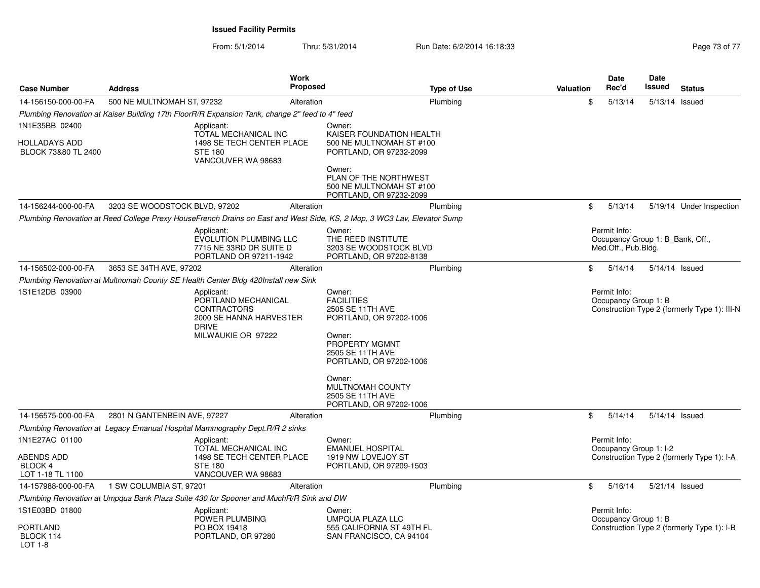**Issued Facility Permits**

From: 5/1/2014 Thru: 5/31/2014 Run Date: 6/2/2014 16:18:33

| Case Number | Address | Work Proposed | Type of Use | Valuation | Date Rec'd | Date Issued | Status |
|---|---|---|---|---|---|---|---|
| 14-156150-000-00-FA | 500 NE MULTNOMAH ST, 97232 | Alteration | Plumbing | $ | 5/13/14 | 5/13/14 | Issued |

*Plumbing Renovation at Kaiser Building 17th FloorR/R Expansion Tank, change 2" feed to 4" feed*

1N1E35BB 02400

HOLLADAYS ADD
BLOCK 73&80 TL 2400

Applicant:
TOTAL MECHANICAL INC
1498 SE TECH CENTER PLACE
STE 180
VANCOUVER WA 98683

Owner:
KAISER FOUNDATION HEALTH
500 NE MULTNOMAH ST #100
PORTLAND, OR 97232-2099

Owner:
PLAN OF THE NORTHWEST
500 NE MULTNOMAH ST #100
PORTLAND, OR 97232-2099

| Case Number | Address | Work Proposed | Type of Use | Valuation | Date Rec'd | Date Issued | Status |
|---|---|---|---|---|---|---|---|
| 14-156244-000-00-FA | 3203 SE WOODSTOCK BLVD, 97202 | Alteration | Plumbing | $ | 5/13/14 | 5/19/14 | Under Inspection |

*Plumbing Renovation at Reed College Prexy HouseFrench Drains on East and West Side, KS, 2 Mop, 3 WC3 Lav, Elevator Sump*

Applicant:
EVOLUTION PLUMBING LLC
7715 NE 33RD DR SUITE D
PORTLAND OR 97211-1942

Owner:
THE REED INSTITUTE
3203 SE WOODSTOCK BLVD
PORTLAND, OR 97202-8138

Permit Info:
Occupancy Group 1: B_Bank, Off., Med.Off., Pub.Bldg.

| Case Number | Address | Work Proposed | Type of Use | Valuation | Date Rec'd | Date Issued | Status |
|---|---|---|---|---|---|---|---|
| 14-156502-000-00-FA | 3653 SE 34TH AVE, 97202 | Alteration | Plumbing | $ | 5/14/14 | 5/14/14 | Issued |

*Plumbing Renovation at Multnomah County SE Health Center Bldg 420Install new Sink*

1S1E12DB 03900

Applicant:
PORTLAND MECHANICAL CONTRACTORS
2000 SE HANNA HARVESTER DRIVE
MILWAUKIE OR 97222

Owner:
FACILITIES
2505 SE 11TH AVE
PORTLAND, OR 97202-1006

Owner:
PROPERTY MGMNT
2505 SE 11TH AVE
PORTLAND, OR 97202-1006

Owner:
MULTNOMAH COUNTY
2505 SE 11TH AVE
PORTLAND, OR 97202-1006

Permit Info:
Occupancy Group 1: B
Construction Type 2 (formerly Type 1): III-N

| Case Number | Address | Work Proposed | Type of Use | Valuation | Date Rec'd | Date Issued | Status |
|---|---|---|---|---|---|---|---|
| 14-156575-000-00-FA | 2801 N GANTENBEIN AVE, 97227 | Alteration | Plumbing | $ | 5/14/14 | 5/14/14 | Issued |

*Plumbing Renovation at Legacy Emanual Hospital Mammography Dept.R/R 2 sinks*

1N1E27AC 01100

ABENDS ADD
BLOCK 4
LOT 1-18 TL 1100

Applicant:
TOTAL MECHANICAL INC
1498 SE TECH CENTER PLACE
STE 180
VANCOUVER WA 98683

Owner:
EMANUEL HOSPITAL
1919 NW LOVEJOY ST
PORTLAND, OR 97209-1503

Permit Info:
Occupancy Group 1: I-2
Construction Type 2 (formerly Type 1): I-A

| Case Number | Address | Work Proposed | Type of Use | Valuation | Date Rec'd | Date Issued | Status |
|---|---|---|---|---|---|---|---|
| 14-157988-000-00-FA | 1 SW COLUMBIA ST, 97201 | Alteration | Plumbing | $ | 5/16/14 | 5/21/14 | Issued |

*Plumbing Renovation at Umpqua Bank Plaza Suite 430 for Spooner and MuchR/R Sink and DW*

1S1E03BD 01800

PORTLAND
BLOCK 114
LOT 1-8

Applicant:
POWER PLUMBING
PO BOX 19418
PORTLAND, OR 97280

Owner:
UMPQUA PLAZA LLC
555 CALIFORNIA ST 49TH FL
SAN FRANCISCO, CA 94104

Permit Info:
Occupancy Group 1: B
Construction Type 2 (formerly Type 1): I-B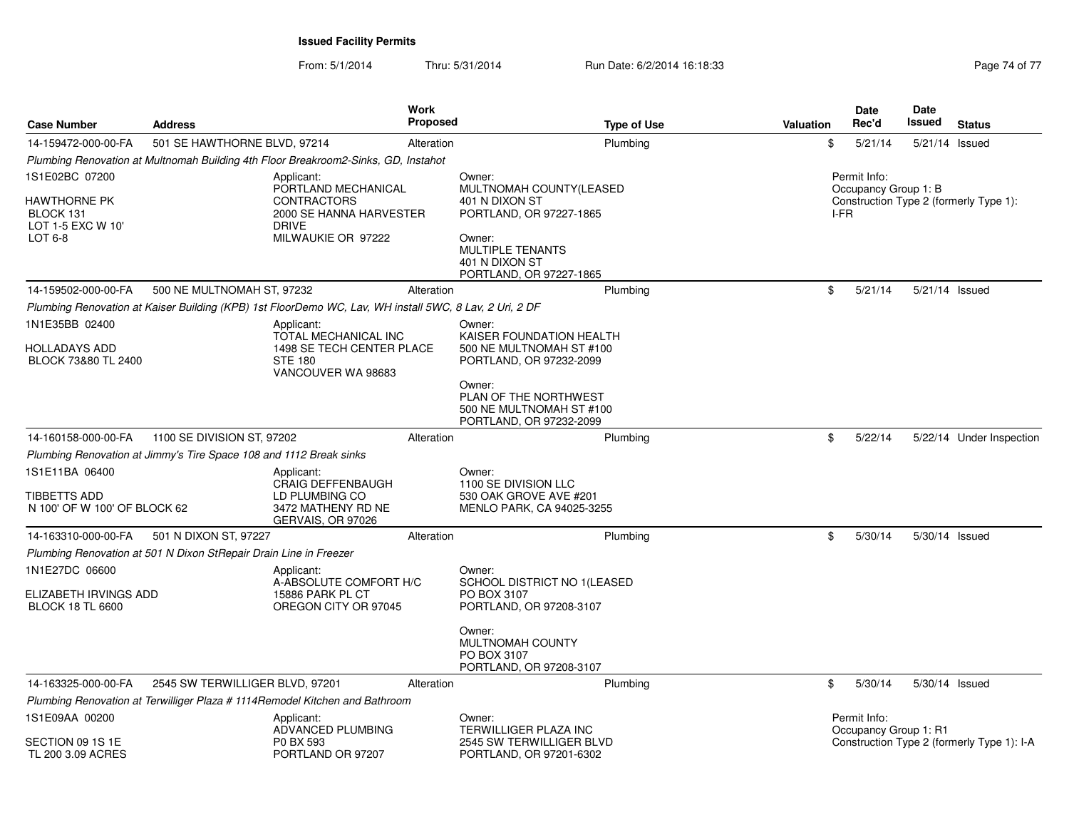**Issued Facility Permits**

From: 5/1/2014 Thru: 5/31/2014 Run Date: 6/2/2014 16:18:33

| Case Number | Address | Work Proposed | Type of Use | Valuation | Date Rec'd | Date Issued | Status |
|---|---|---|---|---|---|---|---|
| 14-159472-000-00-FA | 501 SE HAWTHORNE BLVD, 97214 | Alteration | Plumbing | $ | 5/21/14 | 5/21/14 | Issued |
| *Plumbing Renovation at Multnomah Building 4th Floor Breakroom2-Sinks, GD, Instahot* | | | | | | | |
| 1S1E02BC 07200<br><br>HAWTHORNE PK<br>BLOCK 131<br>LOT 1-5 EXC W 10'<br>LOT 6-8 | Applicant:<br>PORTLAND MECHANICAL CONTRACTORS<br>2000 SE HANNA HARVESTER DRIVE<br>MILWAUKIE OR 97222 | | Owner:<br>MULTNOMAH COUNTY(LEASED<br>401 N DIXON ST<br>PORTLAND, OR 97227-1865<br><br>Owner:<br>MULTIPLE TENANTS<br>401 N DIXON ST<br>PORTLAND, OR 97227-1865 | | Permit Info:<br>Occupancy Group 1: B<br>Construction Type 2 (formerly Type 1): I-FR | | |
| 14-159502-000-00-FA | 500 NE MULTNOMAH ST, 97232 | Alteration | Plumbing | $ | 5/21/14 | 5/21/14 | Issued |
| *Plumbing Renovation at Kaiser Building (KPB) 1st FloorDemo WC, Lav, WH install 5WC, 8 Lav, 2 Uri, 2 DF* | | | | | | | |
| 1N1E35BB 02400<br><br>HOLLADAYS ADD<br>BLOCK 73&80 TL 2400 | Applicant:<br>TOTAL MECHANICAL INC<br>1498 SE TECH CENTER PLACE<br>STE 180<br>VANCOUVER WA 98683 | | Owner:<br>KAISER FOUNDATION HEALTH<br>500 NE MULTNOMAH ST #100<br>PORTLAND, OR 97232-2099<br><br>Owner:<br>PLAN OF THE NORTHWEST<br>500 NE MULTNOMAH ST #100<br>PORTLAND, OR 97232-2099 | | | | |
| 14-160158-000-00-FA | 1100 SE DIVISION ST, 97202 | Alteration | Plumbing | $ | 5/22/14 | 5/22/14 | Under Inspection |
| *Plumbing Renovation at Jimmy's Tire Space 108 and 1112 Break sinks* | | | | | | | |
| 1S1E11BA 06400<br><br>TIBBETTS ADD<br>N 100' OF W 100' OF BLOCK 62 | Applicant:<br>CRAIG DEFFENBAUGH<br>LD PLUMBING CO<br>3472 MATHENY RD NE<br>GERVAIS, OR 97026 | | Owner:<br>1100 SE DIVISION LLC<br>530 OAK GROVE AVE #201<br>MENLO PARK, CA 94025-3255 | | | | |
| 14-163310-000-00-FA | 501 N DIXON ST, 97227 | Alteration | Plumbing | $ | 5/30/14 | 5/30/14 | Issued |
| *Plumbing Renovation at 501 N Dixon StRepair Drain Line in Freezer* | | | | | | | |
| 1N1E27DC 06600<br><br>ELIZABETH IRVINGS ADD<br>BLOCK 18 TL 6600 | Applicant:<br>A-ABSOLUTE COMFORT H/C<br>15886 PARK PL CT<br>OREGON CITY OR 97045 | | Owner:<br>SCHOOL DISTRICT NO 1(LEASED<br>PO BOX 3107<br>PORTLAND, OR 97208-3107<br><br>Owner:<br>MULTNOMAH COUNTY<br>PO BOX 3107<br>PORTLAND, OR 97208-3107 | | | | |
| 14-163325-000-00-FA | 2545 SW TERWILLIGER BLVD, 97201 | Alteration | Plumbing | $ | 5/30/14 | 5/30/14 | Issued |
| *Plumbing Renovation at Terwilliger Plaza # 1114Remodel Kitchen and Bathroom* | | | | | | | |
| 1S1E09AA 00200<br><br>SECTION 09 1S 1E<br>TL 200 3.09 ACRES | Applicant:<br>ADVANCED PLUMBING<br>P0 BX 593<br>PORTLAND OR 97207 | | Owner:<br>TERWILLIGER PLAZA INC<br>2545 SW TERWILLIGER BLVD<br>PORTLAND, OR 97201-6302 | | Permit Info:<br>Occupancy Group 1: R1<br>Construction Type 2 (formerly Type 1): I-A | | |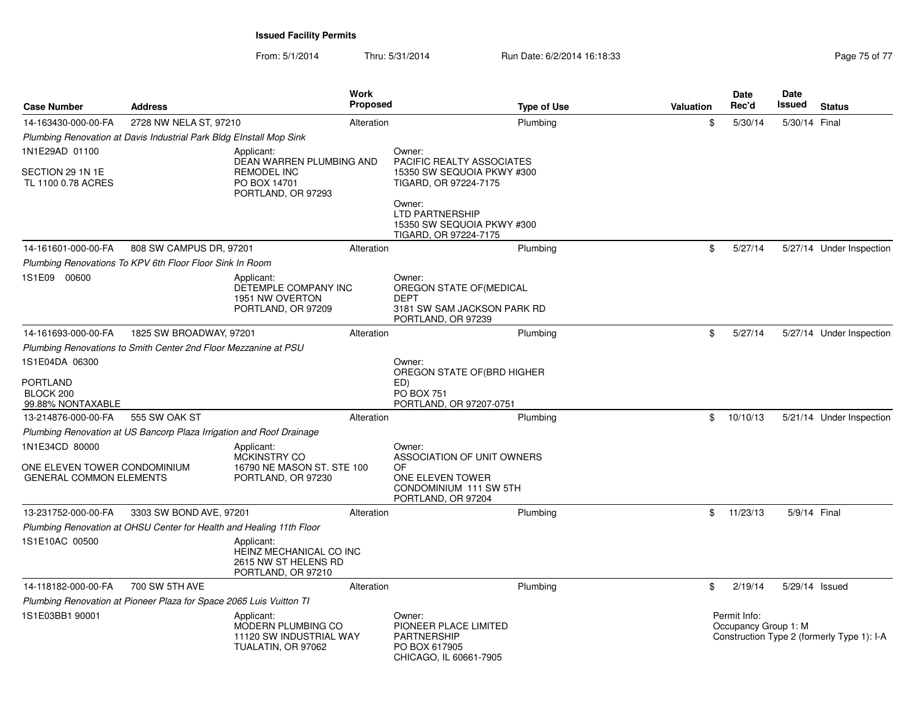**Issued Facility Permits**

From: 5/1/2014 Thru: 5/31/2014 Run Date: 6/2/2014 16:18:33

| Case Number | Address | Work Proposed | Type of Use | Valuation | Date Rec'd | Date Issued | Status |
|---|---|---|---|---|---|---|---|
| 14-163430-000-00-FA | 2728 NW NELA ST, 97210 | Alteration | Plumbing | $ | 5/30/14 | 5/30/14 | Final |
| *Plumbing Renovation at Davis Industrial Park Bldg EInstall Mop Sink* | | | | | | | |
| 1N1E29AD 01100<br><br>SECTION 29 1N 1E<br>TL 1100 0.78 ACRES | Applicant:<br>DEAN WARREN PLUMBING AND REMODEL INC<br>PO BOX 14701<br>PORTLAND, OR 97293 | | Owner:<br>PACIFIC REALTY ASSOCIATES<br>15350 SW SEQUOIA PKWY #300<br>TIGARD, OR 97224-7175<br><br>Owner:<br>LTD PARTNERSHIP<br>15350 SW SEQUOIA PKWY #300<br>TIGARD, OR 97224-7175 | | | | |
| 14-161601-000-00-FA | 808 SW CAMPUS DR, 97201 | Alteration | Plumbing | $ | 5/27/14 | 5/27/14 | Under Inspection |
| *Plumbing Renovations To KPV 6th Floor Floor Sink In Room* | | | | | | | |
| 1S1E09 00600 | Applicant:<br>DETEMPLE COMPANY INC<br>1951 NW OVERTON<br>PORTLAND, OR 97209 | | Owner:<br>OREGON STATE OF(MEDICAL DEPT<br>3181 SW SAM JACKSON PARK RD<br>PORTLAND, OR 97239 | | | | |
| 14-161693-000-00-FA | 1825 SW BROADWAY, 97201 | Alteration | Plumbing | $ | 5/27/14 | 5/27/14 | Under Inspection |
| *Plumbing Renovations to Smith Center 2nd Floor Mezzanine at PSU* | | | | | | | |
| 1S1E04DA 06300<br><br>PORTLAND<br>BLOCK 200<br>99.88% NONTAXABLE | | | Owner:<br>OREGON STATE OF(BRD HIGHER ED)<br>PO BOX 751<br>PORTLAND, OR 97207-0751 | | | | |
| 13-214876-000-00-FA | 555 SW OAK ST | Alteration | Plumbing | $ | 10/10/13 | 5/21/14 | Under Inspection |
| *Plumbing Renovation at US Bancorp Plaza Irrigation and Roof Drainage* | | | | | | | |
| 1N1E34CD 80000<br><br>ONE ELEVEN TOWER CONDOMINIUM<br>GENERAL COMMON ELEMENTS | Applicant:<br>MCKINSTRY CO<br>16790 NE MASON ST. STE 100<br>PORTLAND, OR 97230 | | Owner:<br>ASSOCIATION OF UNIT OWNERS OF<br>ONE ELEVEN TOWER CONDOMINIUM 111 SW 5TH<br>PORTLAND, OR 97204 | | | | |
| 13-231752-000-00-FA | 3303 SW BOND AVE, 97201 | Alteration | Plumbing | $ | 11/23/13 | 5/9/14 | Final |
| *Plumbing Renovation at OHSU Center for Health and Healing 11th Floor* | | | | | | | |
| 1S1E10AC 00500 | Applicant:<br>HEINZ MECHANICAL CO INC<br>2615 NW ST HELENS RD<br>PORTLAND, OR 97210 | | | | | | |
| 14-118182-000-00-FA | 700 SW 5TH AVE | Alteration | Plumbing | $ | 2/19/14 | 5/29/14 | Issued |
| *Plumbing Renovation at Pioneer Plaza for Space 2065 Luis Vuitton TI* | | | | | | | |
| 1S1E03BB1 90001 | Applicant:<br>MODERN PLUMBING CO<br>11120 SW INDUSTRIAL WAY<br>TUALATIN, OR 97062 | | Owner:<br>PIONEER PLACE LIMITED PARTNERSHIP<br>PO BOX 617905<br>CHICAGO, IL 60661-7905 | | Permit Info:<br>Occupancy Group 1: M<br>Construction Type 2 (formerly Type 1): I-A | | |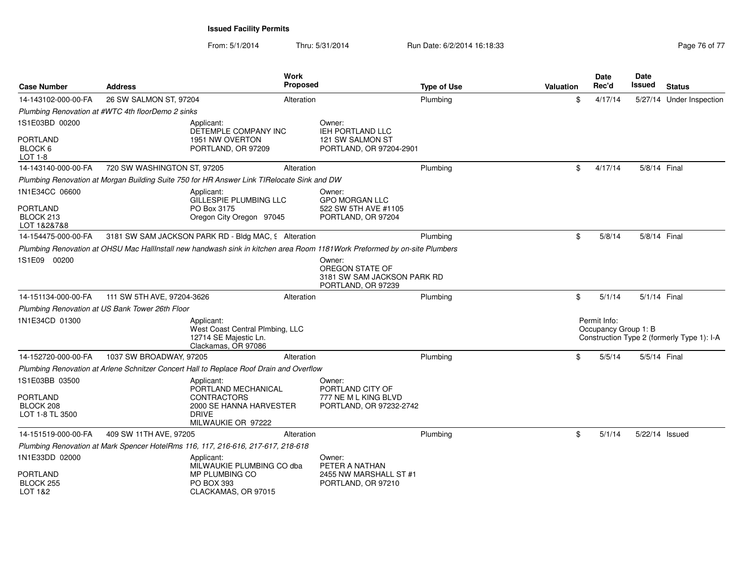**Issued Facility Permits**

From: 5/1/2014 Thru: 5/31/2014 Run Date: 6/2/2014 16:18:33

| Case Number | Address | Work Proposed | Type of Use | Valuation | Date Rec'd | Date Issued | Status |
|---|---|---|---|---|---|---|---|
| 14-143102-000-00-FA | 26 SW SALMON ST, 97204 | Alteration | Plumbing | $ | 4/17/14 | 5/27/14 | Under Inspection |
| *Plumbing Renovation at #WTC 4th floorDemo 2 sinks* | | | | | | | |
| 1S1E03BD 00200<br>PORTLAND<br>BLOCK 6<br>LOT 1-8 | Applicant:<br>DETEMPLE COMPANY INC<br>1951 NW OVERTON<br>PORTLAND, OR 97209 | Owner:<br>IEH PORTLAND LLC<br>121 SW SALMON ST<br>PORTLAND, OR 97204-2901 | | | | | |
| 14-143140-000-00-FA | 720 SW WASHINGTON ST, 97205 | Alteration | Plumbing | $ | 4/17/14 | 5/8/14 | Final |
| *Plumbing Renovation at Morgan Building Suite 750 for HR Answer Link TIRelocate Sink and DW* | | | | | | | |
| 1N1E34CC 06600<br>PORTLAND<br>BLOCK 213<br>LOT 1&2&7&8 | Applicant:<br>GILLESPIE PLUMBING LLC<br>PO Box 3175<br>Oregon City Oregon 97045 | Owner:<br>GPO MORGAN LLC<br>522 SW 5TH AVE #1105<br>PORTLAND, OR 97204 | | | | | |
| 14-154475-000-00-FA | 3181 SW SAM JACKSON PARK RD - Bldg MAC, 9 | Alteration | Plumbing | $ | 5/8/14 | 5/8/14 | Final |
| *Plumbing Renovation at OHSU Mac HallInstall new handwash sink in kitchen area Room 1181Work Preformed by on-site Plumbers* | | | | | | | |
| 1S1E09 00200 | | Owner:<br>OREGON STATE OF<br>3181 SW SAM JACKSON PARK RD<br>PORTLAND, OR 97239 | | | | | |
| 14-151134-000-00-FA | 111 SW 5TH AVE, 97204-3626 | Alteration | Plumbing | $ | 5/1/14 | 5/1/14 | Final |
| *Plumbing Renovation at US Bank Tower 26th Floor* | | | | | | | |
| 1N1E34CD 01300 | Applicant:<br>West Coast Central Plmbing, LLC<br>12714 SE Majestic Ln.<br>Clackamas, OR 97086 | | | | Permit Info:<br>Occupancy Group 1: B<br>Construction Type 2 (formerly Type 1): I-A | | |
| 14-152720-000-00-FA | 1037 SW BROADWAY, 97205 | Alteration | Plumbing | $ | 5/5/14 | 5/5/14 | Final |
| *Plumbing Renovation at Arlene Schnitzer Concert Hall to Replace Roof Drain and Overflow* | | | | | | | |
| 1S1E03BB 03500<br>PORTLAND<br>BLOCK 208<br>LOT 1-8 TL 3500 | Applicant:<br>PORTLAND MECHANICAL CONTRACTORS<br>2000 SE HANNA HARVESTER DRIVE<br>MILWAUKIE OR 97222 | Owner:<br>PORTLAND CITY OF<br>777 NE M L KING BLVD<br>PORTLAND, OR 97232-2742 | | | | | |
| 14-151519-000-00-FA | 409 SW 11TH AVE, 97205 | Alteration | Plumbing | $ | 5/1/14 | 5/22/14 | Issued |
| *Plumbing Renovation at Mark Spencer HotelRms 116, 117, 216-616, 217-617, 218-618* | | | | | | | |
| 1N1E33DD 02000<br>PORTLAND<br>BLOCK 255<br>LOT 1&2 | Applicant:<br>MILWAUKIE PLUMBING CO dba MP PLUMBING CO<br>PO BOX 393<br>CLACKAMAS, OR 97015 | Owner:<br>PETER A NATHAN<br>2455 NW MARSHALL ST #1<br>PORTLAND, OR 97210 | | | | | |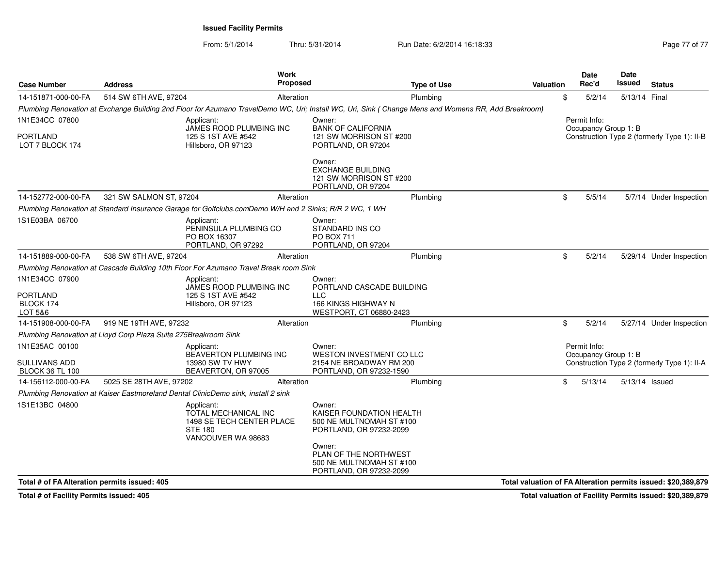**Issued Facility Permits**

From: 5/1/2014 Thru: 5/31/2014 Run Date: 6/2/2014 16:18:33

| Case Number | Address | Work Proposed | Type of Use | Valuation | Date Rec'd | Date Issued | Status |
|---|---|---|---|---|---|---|---|
| 14-151871-000-00-FA | 514 SW 6TH AVE, 97204 | Alteration | Plumbing | $ | 5/2/14 | 5/13/14 | Final |

*Plumbing Renovation at Exchange Building 2nd Floor for Azumano TravelDemo WC, Uri; Install WC, Uri, Sink ( Change Mens and Womens RR, Add Breakroom)*

1N1E34CC 07800

PORTLAND
LOT 7 BLOCK 174

Applicant:
JAMES ROOD PLUMBING INC
125 S 1ST AVE #542
Hillsboro, OR 97123

Owner:
BANK OF CALIFORNIA
121 SW MORRISON ST #200
PORTLAND, OR 97204

Owner:
EXCHANGE BUILDING
121 SW MORRISON ST #200
PORTLAND, OR 97204

Permit Info:
Occupancy Group 1: B
Construction Type 2 (formerly Type 1): II-B

| Case Number | Address | Work Proposed | Type of Use | Valuation | Date Rec'd | Date Issued | Status |
|---|---|---|---|---|---|---|---|
| 14-152772-000-00-FA | 321 SW SALMON ST, 97204 | Alteration | Plumbing | $ | 5/5/14 | 5/7/14 | Under Inspection |

*Plumbing Renovation at Standard Insurance Garage for Golfclubs.comDemo W/H and 2 Sinks; R/R 2 WC, 1 WH*

1S1E03BA 06700

Applicant:
PENINSULA PLUMBING CO
PO BOX 16307
PORTLAND, OR 97292

Owner:
STANDARD INS CO
PO BOX 711
PORTLAND, OR 97204

| Case Number | Address | Work Proposed | Type of Use | Valuation | Date Rec'd | Date Issued | Status |
|---|---|---|---|---|---|---|---|
| 14-151889-000-00-FA | 538 SW 6TH AVE, 97204 | Alteration | Plumbing | $ | 5/2/14 | 5/29/14 | Under Inspection |

*Plumbing Renovation at Cascade Building 10th Floor For Azumano Travel Break room Sink*

1N1E34CC 07900

PORTLAND
BLOCK 174
LOT 5&6

Applicant:
JAMES ROOD PLUMBING INC
125 S 1ST AVE #542
Hillsboro, OR 97123

Owner:
PORTLAND CASCADE BUILDING LLC
166 KINGS HIGHWAY N
WESTPORT, CT 06880-2423

| Case Number | Address | Work Proposed | Type of Use | Valuation | Date Rec'd | Date Issued | Status |
|---|---|---|---|---|---|---|---|
| 14-151908-000-00-FA | 919 NE 19TH AVE, 97232 | Alteration | Plumbing | $ | 5/2/14 | 5/27/14 | Under Inspection |

*Plumbing Renovation at Lloyd Corp Plaza Suite 275Breakroom Sink*

1N1E35AC 00100

SULLIVANS ADD
BLOCK 36 TL 100

Applicant:
BEAVERTON PLUMBING INC
13980 SW TV HWY
BEAVERTON, OR 97005

Owner:
WESTON INVESTMENT CO LLC
2154 NE BROADWAY RM 200
PORTLAND, OR 97232-1590

Permit Info:
Occupancy Group 1: B
Construction Type 2 (formerly Type 1): II-A

| Case Number | Address | Work Proposed | Type of Use | Valuation | Date Rec'd | Date Issued | Status |
|---|---|---|---|---|---|---|---|
| 14-156112-000-00-FA | 5025 SE 28TH AVE, 97202 | Alteration | Plumbing | $ | 5/13/14 | 5/13/14 | Issued |

*Plumbing Renovation at Kaiser Eastmoreland Dental ClinicDemo sink, install 2 sink*

1S1E13BC 04800

Applicant:
TOTAL MECHANICAL INC
1498 SE TECH CENTER PLACE
STE 180
VANCOUVER WA 98683

Owner:
KAISER FOUNDATION HEALTH
500 NE MULTNOMAH ST #100
PORTLAND, OR 97232-2099

Owner:
PLAN OF THE NORTHWEST
500 NE MULTNOMAH ST #100
PORTLAND, OR 97232-2099

**Total # of FA Alteration permits issued: 405** — **Total valuation of FA Alteration permits issued: $20,389,879**

**Total # of Facility Permits issued: 405** — **Total valuation of Facility Permits issued: $20,389,879**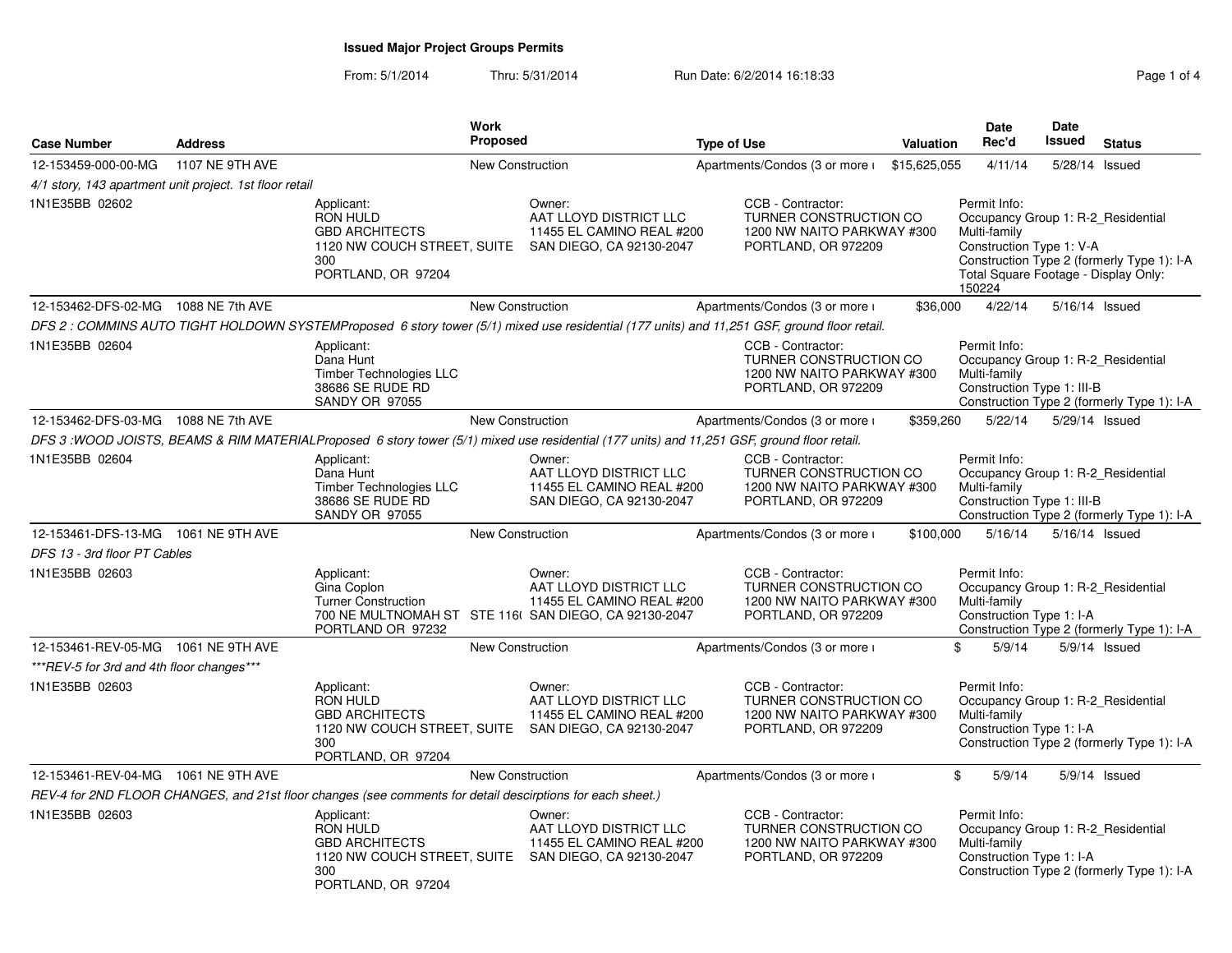## Issued Major Project Groups Permits

From: 5/1/2014 Thru: 5/31/2014 Run Date: 6/2/2014 16:18:33

| Case Number | Address | Work Proposed | Type of Use | Valuation | Date Rec'd | Date Issued | Status |
|---|---|---|---|---|---|---|---|
| 12-153459-000-00-MG | 1107 NE 9TH AVE | New Construction | Apartments/Condos (3 or more u | $15,625,055 | 4/11/14 | 5/28/14 | Issued |

*4/1 story, 143 apartment unit project. 1st floor retail*

1N1E35BB 02602

- Applicant: RON HULD, GBD ARCHITECTS, 1120 NW COUCH STREET, SUITE 300, PORTLAND, OR 97204
- Owner: AAT LLOYD DISTRICT LLC, 11455 EL CAMINO REAL #200, SAN DIEGO, CA 92130-2047
- CCB - Contractor: TURNER CONSTRUCTION CO, 1200 NW NAITO PARKWAY #300, PORTLAND, OR 972209
- Permit Info: Occupancy Group 1: R-2_Residential Multi-family; Construction Type 1: V-A; Construction Type 2 (formerly Type 1): I-A; Total Square Footage - Display Only: 150224

| Case Number | Address | Work Proposed | Type of Use | Valuation | Date Rec'd | Date Issued | Status |
|---|---|---|---|---|---|---|---|
| 12-153462-DFS-02-MG | 1088 NE 7th AVE | New Construction | Apartments/Condos (3 or more u | $36,000 | 4/22/14 | 5/16/14 | Issued |

*DFS 2 : COMMINS AUTO TIGHT HOLDOWN SYSTEMProposed 6 story tower (5/1) mixed use residential (177 units) and 11,251 GSF, ground floor retail.*

1N1E35BB 02604

- Applicant: Dana Hunt, Timber Technologies LLC, 38686 SE RUDE RD, SANDY OR 97055
- CCB - Contractor: TURNER CONSTRUCTION CO, 1200 NW NAITO PARKWAY #300, PORTLAND, OR 972209
- Permit Info: Occupancy Group 1: R-2_Residential Multi-family; Construction Type 1: III-B; Construction Type 2 (formerly Type 1): I-A

| Case Number | Address | Work Proposed | Type of Use | Valuation | Date Rec'd | Date Issued | Status |
|---|---|---|---|---|---|---|---|
| 12-153462-DFS-03-MG | 1088 NE 7th AVE | New Construction | Apartments/Condos (3 or more u | $359,260 | 5/22/14 | 5/29/14 | Issued |

*DFS 3 :WOOD JOISTS, BEAMS & RIM MATERIALProposed 6 story tower (5/1) mixed use residential (177 units) and 11,251 GSF, ground floor retail.*

1N1E35BB 02604

- Applicant: Dana Hunt, Timber Technologies LLC, 38686 SE RUDE RD, SANDY OR 97055
- Owner: AAT LLOYD DISTRICT LLC, 11455 EL CAMINO REAL #200, SAN DIEGO, CA 92130-2047
- CCB - Contractor: TURNER CONSTRUCTION CO, 1200 NW NAITO PARKWAY #300, PORTLAND, OR 972209
- Permit Info: Occupancy Group 1: R-2_Residential Multi-family; Construction Type 1: III-B; Construction Type 2 (formerly Type 1): I-A

| Case Number | Address | Work Proposed | Type of Use | Valuation | Date Rec'd | Date Issued | Status |
|---|---|---|---|---|---|---|---|
| 12-153461-DFS-13-MG | 1061 NE 9TH AVE | New Construction | Apartments/Condos (3 or more u | $100,000 | 5/16/14 | 5/16/14 | Issued |

*DFS 13 - 3rd floor PT Cables*

1N1E35BB 02603

- Applicant: Gina Coplon, Turner Construction, 700 NE MULTNOMAH ST STE 116( PORTLAND OR 97232
- Owner: AAT LLOYD DISTRICT LLC, 11455 EL CAMINO REAL #200, SAN DIEGO, CA 92130-2047
- CCB - Contractor: TURNER CONSTRUCTION CO, 1200 NW NAITO PARKWAY #300, PORTLAND, OR 972209
- Permit Info: Occupancy Group 1: R-2_Residential Multi-family; Construction Type 1: I-A; Construction Type 2 (formerly Type 1): I-A

| Case Number | Address | Work Proposed | Type of Use | Valuation | Date Rec'd | Date Issued | Status |
|---|---|---|---|---|---|---|---|
| 12-153461-REV-05-MG | 1061 NE 9TH AVE | New Construction | Apartments/Condos (3 or more u | $ | 5/9/14 | 5/9/14 | Issued |

****REV-5 for 3rd and 4th floor changes****

1N1E35BB 02603

- Applicant: RON HULD, GBD ARCHITECTS, 1120 NW COUCH STREET, SUITE 300, PORTLAND, OR 97204
- Owner: AAT LLOYD DISTRICT LLC, 11455 EL CAMINO REAL #200, SAN DIEGO, CA 92130-2047
- CCB - Contractor: TURNER CONSTRUCTION CO, 1200 NW NAITO PARKWAY #300, PORTLAND, OR 972209
- Permit Info: Occupancy Group 1: R-2_Residential Multi-family; Construction Type 1: I-A; Construction Type 2 (formerly Type 1): I-A

| Case Number | Address | Work Proposed | Type of Use | Valuation | Date Rec'd | Date Issued | Status |
|---|---|---|---|---|---|---|---|
| 12-153461-REV-04-MG | 1061 NE 9TH AVE | New Construction | Apartments/Condos (3 or more u | $ | 5/9/14 | 5/9/14 | Issued |

*REV-4 for 2ND FLOOR CHANGES, and 21st floor changes (see comments for detail descirptions for each sheet.)*

1N1E35BB 02603

- Applicant: RON HULD, GBD ARCHITECTS, 1120 NW COUCH STREET, SUITE 300, PORTLAND, OR 97204
- Owner: AAT LLOYD DISTRICT LLC, 11455 EL CAMINO REAL #200, SAN DIEGO, CA 92130-2047
- CCB - Contractor: TURNER CONSTRUCTION CO, 1200 NW NAITO PARKWAY #300, PORTLAND, OR 972209
- Permit Info: Occupancy Group 1: R-2_Residential Multi-family; Construction Type 1: I-A; Construction Type 2 (formerly Type 1): I-A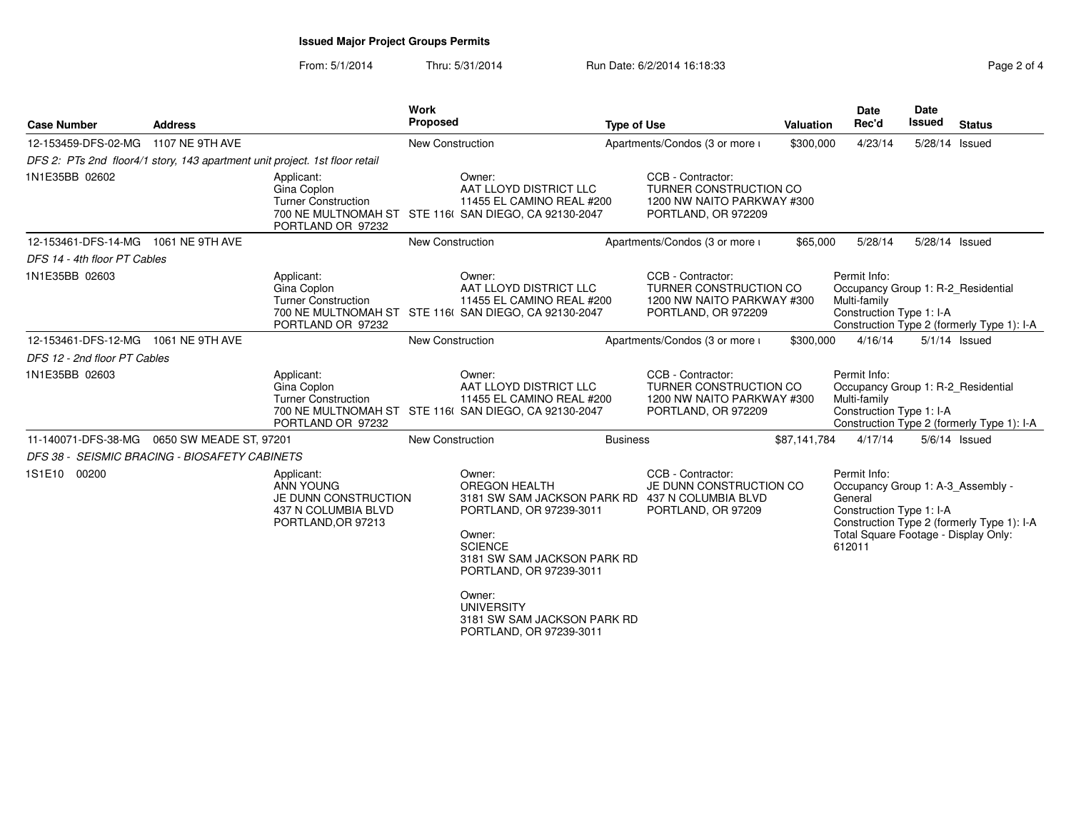**Issued Major Project Groups Permits**

From: 5/1/2014 Thru: 5/31/2014 Run Date: 6/2/2014 16:18:33

| Case Number | Address | Work Proposed | Type of Use | Valuation | Date Rec'd | Date Issued | Status |
|---|---|---|---|---|---|---|---|
| 12-153459-DFS-02-MG | 1107 NE 9TH AVE | New Construction | Apartments/Condos (3 or more u | $300,000 | 4/23/14 | 5/28/14 | Issued |
| 12-153461-DFS-14-MG | 1061 NE 9TH AVE | New Construction | Apartments/Condos (3 or more u | $65,000 | 5/28/14 | 5/28/14 | Issued |
| 12-153461-DFS-12-MG | 1061 NE 9TH AVE | New Construction | Apartments/Condos (3 or more u | $300,000 | 4/16/14 | 5/1/14 | Issued |
| 11-140071-DFS-38-MG | 0650 SW MEADE ST, 97201 | New Construction | Business | $87,141,784 | 4/17/14 | 5/6/14 | Issued |

**12-153459-DFS-02-MG** — *DFS 2: PTs 2nd floor4/1 story, 143 apartment unit project. 1st floor retail*

1N1E35BB 02602

- Applicant: Gina Coplon, Turner Construction, 700 NE MULTNOMAH ST STE 116( PORTLAND OR 97232
- Owner: AAT LLOYD DISTRICT LLC, 11455 EL CAMINO REAL #200, SAN DIEGO, CA 92130-2047
- CCB - Contractor: TURNER CONSTRUCTION CO, 1200 NW NAITO PARKWAY #300, PORTLAND, OR 972209

**12-153461-DFS-14-MG** — *DFS 14 - 4th floor PT Cables*

1N1E35BB 02603

- Applicant: Gina Coplon, Turner Construction, 700 NE MULTNOMAH ST STE 116( PORTLAND OR 97232
- Owner: AAT LLOYD DISTRICT LLC, 11455 EL CAMINO REAL #200, SAN DIEGO, CA 92130-2047
- CCB - Contractor: TURNER CONSTRUCTION CO, 1200 NW NAITO PARKWAY #300, PORTLAND, OR 972209
- Permit Info: Occupancy Group 1: R-2_Residential Multi-family; Construction Type 1: I-A; Construction Type 2 (formerly Type 1): I-A

**12-153461-DFS-12-MG** — *DFS 12 - 2nd floor PT Cables*

1N1E35BB 02603

- Applicant: Gina Coplon, Turner Construction, 700 NE MULTNOMAH ST STE 116( PORTLAND OR 97232
- Owner: AAT LLOYD DISTRICT LLC, 11455 EL CAMINO REAL #200, SAN DIEGO, CA 92130-2047
- CCB - Contractor: TURNER CONSTRUCTION CO, 1200 NW NAITO PARKWAY #300, PORTLAND, OR 972209
- Permit Info: Occupancy Group 1: R-2_Residential Multi-family; Construction Type 1: I-A; Construction Type 2 (formerly Type 1): I-A

**11-140071-DFS-38-MG** — *DFS 38 - SEISMIC BRACING - BIOSAFETY CABINETS*

1S1E10 00200

- Applicant: ANN YOUNG, JE DUNN CONSTRUCTION, 437 N COLUMBIA BLVD, PORTLAND,OR 97213
- Owner: OREGON HEALTH, 3181 SW SAM JACKSON PARK RD, PORTLAND, OR 97239-3011
- Owner: SCIENCE, 3181 SW SAM JACKSON PARK RD, PORTLAND, OR 97239-3011
- Owner: UNIVERSITY, 3181 SW SAM JACKSON PARK RD, PORTLAND, OR 97239-3011
- CCB - Contractor: JE DUNN CONSTRUCTION CO, 437 N COLUMBIA BLVD, PORTLAND, OR 97209
- Permit Info: Occupancy Group 1: A-3_Assembly - General; Construction Type 1: I-A; Construction Type 2 (formerly Type 1): I-A; Total Square Footage - Display Only: 612011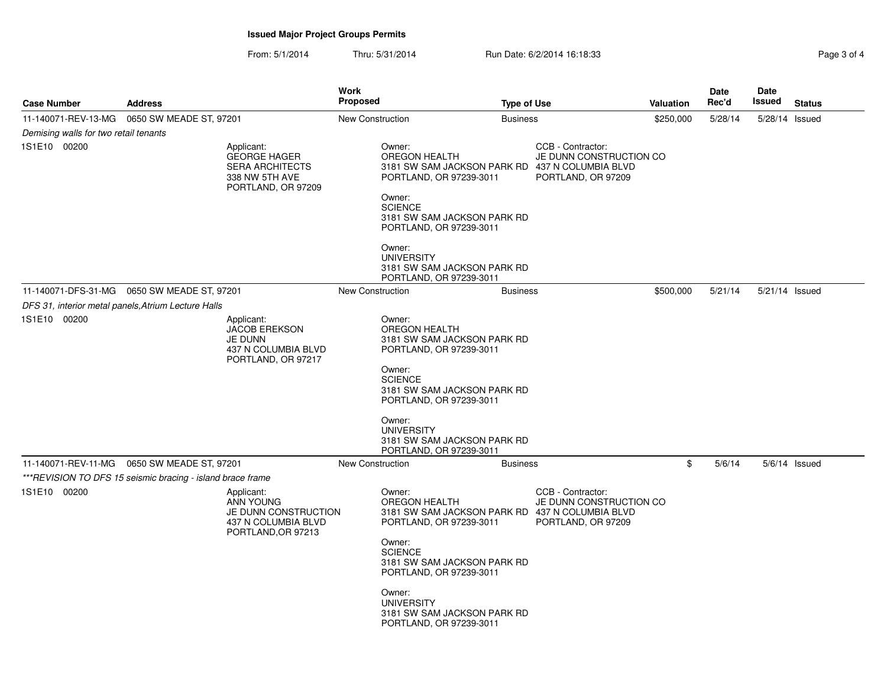**Issued Major Project Groups Permits**

From: 5/1/2014 Thru: 5/31/2014 Run Date: 6/2/2014 16:18:33

| Case Number | Address | Work Proposed | Type of Use | Valuation | Date Rec'd | Date Issued | Status |
|---|---|---|---|---|---|---|---|
| 11-140071-REV-13-MG | 0650 SW MEADE ST, 97201 | New Construction | Business | $250,000 | 5/28/14 | 5/28/14 | Issued |

*Demising walls for two retail tenants*

1S1E10 00200

Applicant:
GEORGE HAGER
SERA ARCHITECTS
338 NW 5TH AVE
PORTLAND, OR 97209

Owner:
OREGON HEALTH
3181 SW SAM JACKSON PARK RD
PORTLAND, OR 97239-3011

Owner:
SCIENCE
3181 SW SAM JACKSON PARK RD
PORTLAND, OR 97239-3011

Owner:
UNIVERSITY
3181 SW SAM JACKSON PARK RD
PORTLAND, OR 97239-3011

CCB - Contractor:
JE DUNN CONSTRUCTION CO
437 N COLUMBIA BLVD
PORTLAND, OR 97209

| Case Number | Address | Work Proposed | Type of Use | Valuation | Date Rec'd | Date Issued | Status |
|---|---|---|---|---|---|---|---|
| 11-140071-DFS-31-MG | 0650 SW MEADE ST, 97201 | New Construction | Business | $500,000 | 5/21/14 | 5/21/14 | Issued |

*DFS 31, interior metal panels,Atrium Lecture Halls*

1S1E10 00200

Applicant:
JACOB EREKSON
JE DUNN
437 N COLUMBIA BLVD
PORTLAND, OR 97217

Owner:
OREGON HEALTH
3181 SW SAM JACKSON PARK RD
PORTLAND, OR 97239-3011

Owner:
SCIENCE
3181 SW SAM JACKSON PARK RD
PORTLAND, OR 97239-3011

Owner:
UNIVERSITY
3181 SW SAM JACKSON PARK RD
PORTLAND, OR 97239-3011

| Case Number | Address | Work Proposed | Type of Use | Valuation | Date Rec'd | Date Issued | Status |
|---|---|---|---|---|---|---|---|
| 11-140071-REV-11-MG | 0650 SW MEADE ST, 97201 | New Construction | Business | $ | 5/6/14 | 5/6/14 | Issued |

*\*\*\*REVISION TO DFS 15 seismic bracing - island brace frame*

1S1E10 00200

Applicant:
ANN YOUNG
JE DUNN CONSTRUCTION
437 N COLUMBIA BLVD
PORTLAND,OR 97213

Owner:
OREGON HEALTH
3181 SW SAM JACKSON PARK RD
PORTLAND, OR 97239-3011

Owner:
SCIENCE
3181 SW SAM JACKSON PARK RD
PORTLAND, OR 97239-3011

Owner:
UNIVERSITY
3181 SW SAM JACKSON PARK RD
PORTLAND, OR 97239-3011

CCB - Contractor:
JE DUNN CONSTRUCTION CO
437 N COLUMBIA BLVD
PORTLAND, OR 97209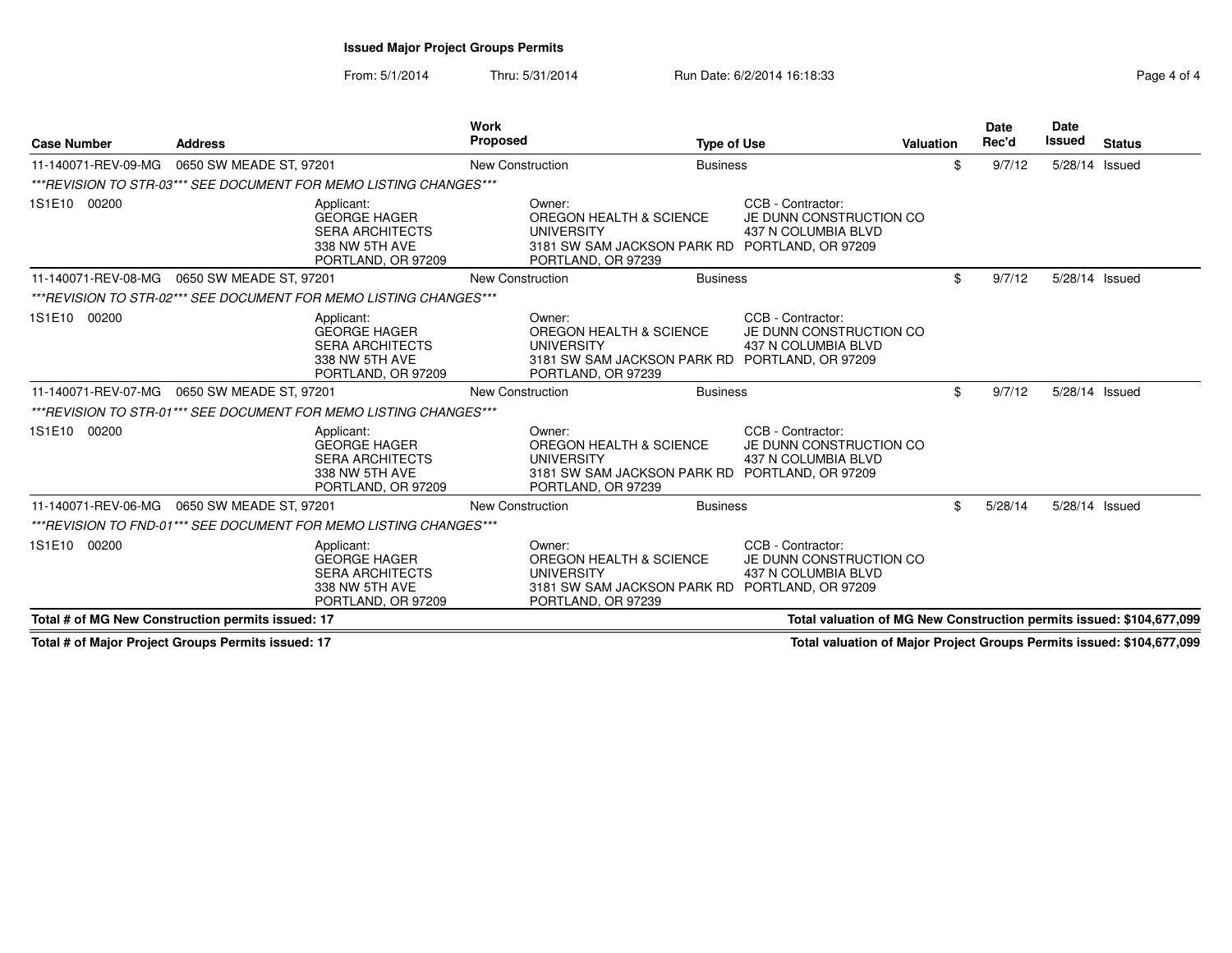**Issued Major Project Groups Permits**

From: 5/1/2014 Thru: 5/31/2014 Run Date: 6/2/2014 16:18:33

| Case Number | Address | Work Proposed | Type of Use | Valuation | Date Rec'd | Date Issued | Status |
|---|---|---|---|---|---|---|---|
| 11-140071-REV-09-MG | 0650 SW MEADE ST, 97201 | New Construction | Business | $ | 9/7/12 | 5/28/14 | Issued |
| ***REVISION TO STR-03*** SEE DOCUMENT FOR MEMO LISTING CHANGES*** | | | | | | | |
| 1S1E10 00200 | Applicant: GEORGE HAGER SERA ARCHITECTS 338 NW 5TH AVE PORTLAND, OR 97209 | Owner: OREGON HEALTH & SCIENCE UNIVERSITY 3181 SW SAM JACKSON PARK RD PORTLAND, OR 97239 | CCB - Contractor: JE DUNN CONSTRUCTION CO 437 N COLUMBIA BLVD PORTLAND, OR 97209 | | | | |
| 11-140071-REV-08-MG | 0650 SW MEADE ST, 97201 | New Construction | Business | $ | 9/7/12 | 5/28/14 | Issued |
| ***REVISION TO STR-02*** SEE DOCUMENT FOR MEMO LISTING CHANGES*** | | | | | | | |
| 1S1E10 00200 | Applicant: GEORGE HAGER SERA ARCHITECTS 338 NW 5TH AVE PORTLAND, OR 97209 | Owner: OREGON HEALTH & SCIENCE UNIVERSITY 3181 SW SAM JACKSON PARK RD PORTLAND, OR 97239 | CCB - Contractor: JE DUNN CONSTRUCTION CO 437 N COLUMBIA BLVD PORTLAND, OR 97209 | | | | |
| 11-140071-REV-07-MG | 0650 SW MEADE ST, 97201 | New Construction | Business | $ | 9/7/12 | 5/28/14 | Issued |
| ***REVISION TO STR-01*** SEE DOCUMENT FOR MEMO LISTING CHANGES*** | | | | | | | |
| 1S1E10 00200 | Applicant: GEORGE HAGER SERA ARCHITECTS 338 NW 5TH AVE PORTLAND, OR 97209 | Owner: OREGON HEALTH & SCIENCE UNIVERSITY 3181 SW SAM JACKSON PARK RD PORTLAND, OR 97239 | CCB - Contractor: JE DUNN CONSTRUCTION CO 437 N COLUMBIA BLVD PORTLAND, OR 97209 | | | | |
| 11-140071-REV-06-MG | 0650 SW MEADE ST, 97201 | New Construction | Business | $ | 5/28/14 | 5/28/14 | Issued |
| ***REVISION TO FND-01*** SEE DOCUMENT FOR MEMO LISTING CHANGES*** | | | | | | | |
| 1S1E10 00200 | Applicant: GEORGE HAGER SERA ARCHITECTS 338 NW 5TH AVE PORTLAND, OR 97209 | Owner: OREGON HEALTH & SCIENCE UNIVERSITY 3181 SW SAM JACKSON PARK RD PORTLAND, OR 97239 | CCB - Contractor: JE DUNN CONSTRUCTION CO 437 N COLUMBIA BLVD PORTLAND, OR 97209 | | | | |

**Total # of MG New Construction permits issued: 17** | **Total valuation of MG New Construction permits issued: $104,677,099**

**Total # of Major Project Groups Permits issued: 17** | **Total valuation of Major Project Groups Permits issued: $104,677,099**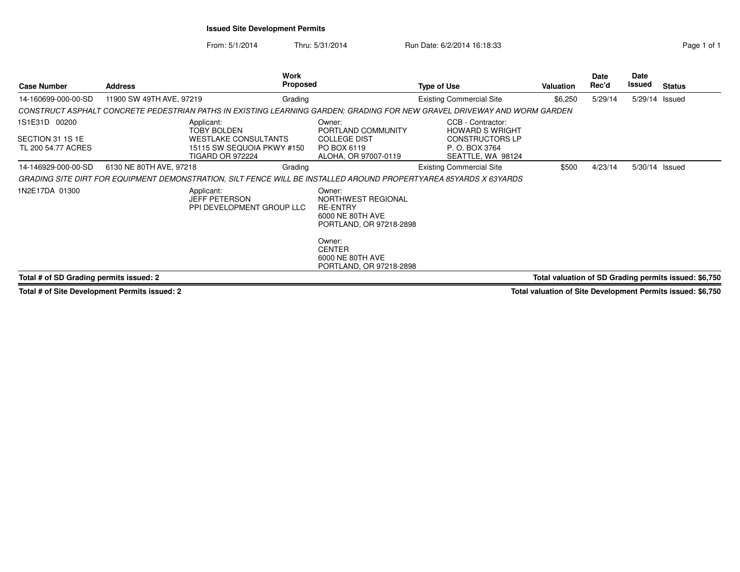# Issued Site Development Permits

From: 5/1/2014 Thru: 5/31/2014 Run Date: 6/2/2014 16:18:33

| Case Number | Address | Work Proposed | Type of Use | Valuation | Date Rec'd | Date Issued | Status |
|---|---|---|---|---|---|---|---|
| 14-160699-000-00-SD | 11900 SW 49TH AVE, 97219 | Grading | Existing Commercial Site | $6,250 | 5/29/14 | 5/29/14 | Issued |

*CONSTRUCT ASPHALT CONCRETE PEDESTRIAN PATHS IN EXISTING LEARNING GARDEN; GRADING FOR NEW GRAVEL DRIVEWAY AND WORM GARDEN*

1S1E31D 00200

SECTION 31 1S 1E
TL 200 54.77 ACRES

Applicant:
TOBY BOLDEN
WESTLAKE CONSULTANTS
15115 SW SEQUOIA PKWY #150
TIGARD OR 972224

Owner:
PORTLAND COMMUNITY COLLEGE DIST
PO BOX 6119
ALOHA, OR 97007-0119

CCB - Contractor:
HOWARD S WRIGHT CONSTRUCTORS LP
P. O. BOX 3764
SEATTLE, WA 98124

| Case Number | Address | Work Proposed | Type of Use | Valuation | Date Rec'd | Date Issued | Status |
|---|---|---|---|---|---|---|---|
| 14-146929-000-00-SD | 6130 NE 80TH AVE, 97218 | Grading | Existing Commercial Site | $500 | 4/23/14 | 5/30/14 | Issued |

*GRADING SITE DIRT FOR EQUIPMENT DEMONSTRATION, SILT FENCE WILL BE INSTALLED AROUND PROPERTYAREA 85YARDS X 63YARDS*

1N2E17DA 01300

Applicant:
JEFF PETERSON
PPI DEVELOPMENT GROUP LLC

Owner:
NORTHWEST REGIONAL RE-ENTRY
6000 NE 80TH AVE
PORTLAND, OR 97218-2898

Owner:
CENTER
6000 NE 80TH AVE
PORTLAND, OR 97218-2898

**Total # of SD Grading permits issued: 2** — **Total valuation of SD Grading permits issued: $6,750**

**Total # of Site Development Permits issued: 2** — **Total valuation of Site Development Permits issued: $6,750**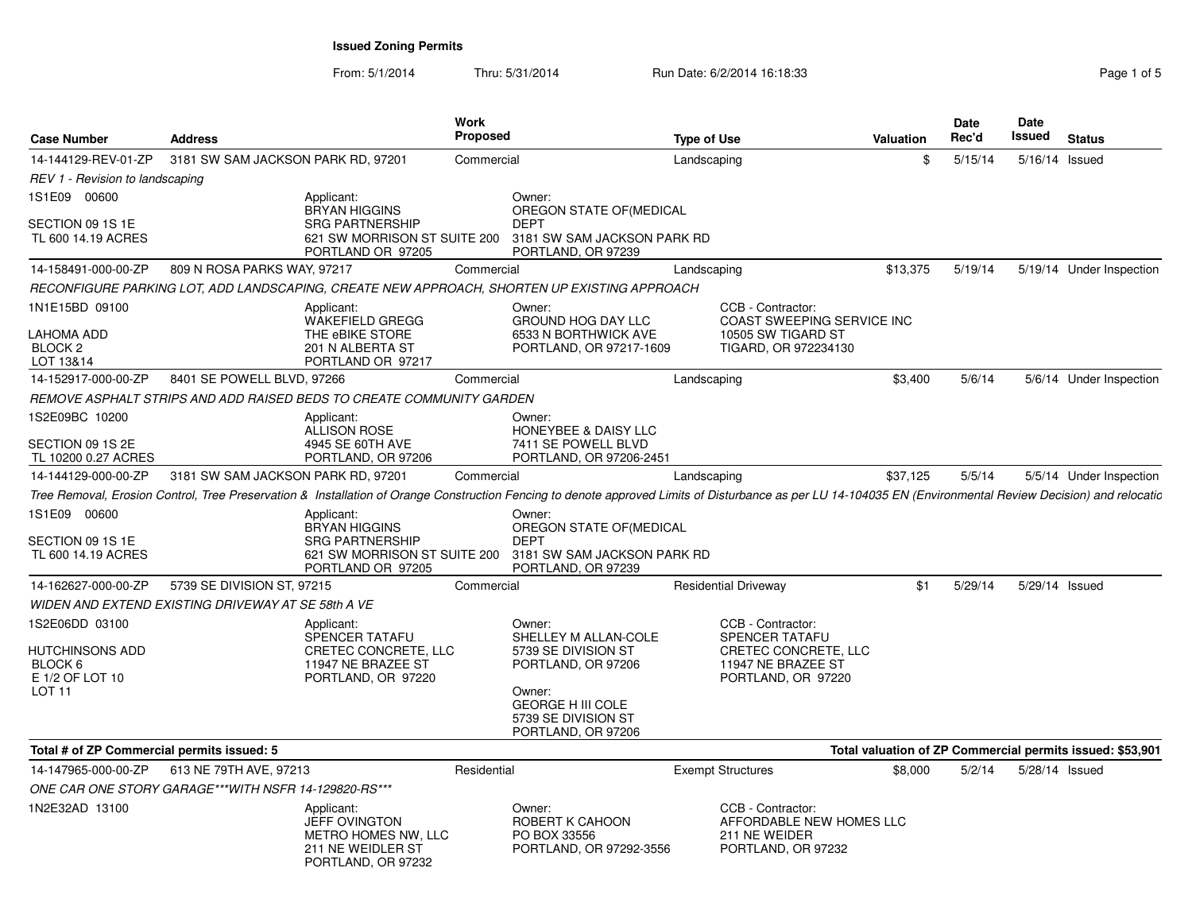# Issued Zoning Permits

From: 5/1/2014 Thru: 5/31/2014 Run Date: 6/2/2014 16:18:33

| Case Number | Address | Work Proposed | Type of Use | Valuation | Date Rec'd | Date Issued | Status |
|---|---|---|---|---|---|---|---|
| 14-144129-REV-01-ZP | 3181 SW SAM JACKSON PARK RD, 97201 | Commercial | Landscaping | $ | 5/15/14 | 5/16/14 | Issued |

*REV 1 - Revision to landscaping*

1S1E09 00600
SECTION 09 1S 1E
TL 600 14.19 ACRES

Applicant:
BRYAN HIGGINS
SRG PARTNERSHIP
621 SW MORRISON ST SUITE 200
PORTLAND OR 97205

Owner:
OREGON STATE OF(MEDICAL DEPT
3181 SW SAM JACKSON PARK RD
PORTLAND, OR 97239

| Case Number | Address | Work Proposed | Type of Use | Valuation | Date Rec'd | Date Issued | Status |
|---|---|---|---|---|---|---|---|
| 14-158491-000-00-ZP | 809 N ROSA PARKS WAY, 97217 | Commercial | Landscaping | $13,375 | 5/19/14 | 5/19/14 | Under Inspection |

*RECONFIGURE PARKING LOT, ADD LANDSCAPING, CREATE NEW APPROACH, SHORTEN UP EXISTING APPROACH*

1N1E15BD 09100
LAHOMA ADD
BLOCK 2
LOT 13&14

Applicant:
WAKEFIELD GREGG
THE eBIKE STORE
201 N ALBERTA ST
PORTLAND OR 97217

Owner:
GROUND HOG DAY LLC
6533 N BORTHWICK AVE
PORTLAND, OR 97217-1609

CCB - Contractor:
COAST SWEEPING SERVICE INC
10505 SW TIGARD ST
TIGARD, OR 972234130

| Case Number | Address | Work Proposed | Type of Use | Valuation | Date Rec'd | Date Issued | Status |
|---|---|---|---|---|---|---|---|
| 14-152917-000-00-ZP | 8401 SE POWELL BLVD, 97266 | Commercial | Landscaping | $3,400 | 5/6/14 | 5/6/14 | Under Inspection |

*REMOVE ASPHALT STRIPS AND ADD RAISED BEDS TO CREATE COMMUNITY GARDEN*

1S2E09BC 10200
SECTION 09 1S 2E
TL 10200 0.27 ACRES

Applicant:
ALLISON ROSE
4945 SE 60TH AVE
PORTLAND, OR 97206

Owner:
HONEYBEE & DAISY LLC
7411 SE POWELL BLVD
PORTLAND, OR 97206-2451

| Case Number | Address | Work Proposed | Type of Use | Valuation | Date Rec'd | Date Issued | Status |
|---|---|---|---|---|---|---|---|
| 14-144129-000-00-ZP | 3181 SW SAM JACKSON PARK RD, 97201 | Commercial | Landscaping | $37,125 | 5/5/14 | 5/5/14 | Under Inspection |

*Tree Removal, Erosion Control, Tree Preservation & Installation of Orange Construction Fencing to denote approved Limits of Disturbance as per LU 14-104035 EN (Environmental Review Decision) and relocatio*

1S1E09 00600
SECTION 09 1S 1E
TL 600 14.19 ACRES

Applicant:
BRYAN HIGGINS
SRG PARTNERSHIP
621 SW MORRISON ST SUITE 200
PORTLAND OR 97205

Owner:
OREGON STATE OF(MEDICAL DEPT
3181 SW SAM JACKSON PARK RD
PORTLAND, OR 97239

| Case Number | Address | Work Proposed | Type of Use | Valuation | Date Rec'd | Date Issued | Status |
|---|---|---|---|---|---|---|---|
| 14-162627-000-00-ZP | 5739 SE DIVISION ST, 97215 | Commercial | Residential Driveway | $1 | 5/29/14 | 5/29/14 | Issued |

*WIDEN AND EXTEND EXISTING DRIVEWAY AT SE 58th A VE*

1S2E06DD 03100
HUTCHINSONS ADD
BLOCK 6
E 1/2 OF LOT 10
LOT 11

Applicant:
SPENCER TATAFU
CRETEC CONCRETE, LLC
11947 NE BRAZEE ST
PORTLAND, OR 97220

Owner:
SHELLEY M ALLAN-COLE
5739 SE DIVISION ST
PORTLAND, OR 97206

Owner:
GEORGE H III COLE
5739 SE DIVISION ST
PORTLAND, OR 97206

CCB - Contractor:
SPENCER TATAFU
CRETEC CONCRETE, LLC
11947 NE BRAZEE ST
PORTLAND, OR 97220

**Total # of ZP Commercial permits issued: 5**

**Total valuation of ZP Commercial permits issued: $53,901**

| Case Number | Address | Work Proposed | Type of Use | Valuation | Date Rec'd | Date Issued | Status |
|---|---|---|---|---|---|---|---|
| 14-147965-000-00-ZP | 613 NE 79TH AVE, 97213 | Residential | Exempt Structures | $8,000 | 5/2/14 | 5/28/14 | Issued |

*ONE CAR ONE STORY GARAGE***WITH NSFR 14-129820-RS****

1N2E32AD 13100

Applicant:
JEFF OVINGTON
METRO HOMES NW, LLC
211 NE WEIDLER ST
PORTLAND, OR 97232

Owner:
ROBERT K CAHOON
PO BOX 33556
PORTLAND, OR 97292-3556

CCB - Contractor:
AFFORDABLE NEW HOMES LLC
211 NE WEIDER
PORTLAND, OR 97232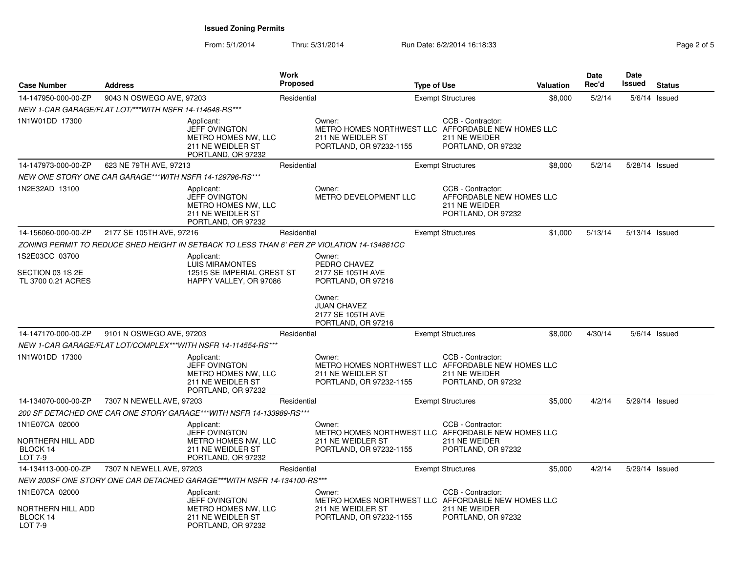**Issued Zoning Permits**

From: 5/1/2014 Thru: 5/31/2014 Run Date: 6/2/2014 16:18:33

| Case Number | Address | Work Proposed | Type of Use | Valuation | Date Rec'd | Date Issued | Status |
|---|---|---|---|---|---|---|---|
| 14-147950-000-00-ZP | 9043 N OSWEGO AVE, 97203 | Residential | Exempt Structures | $8,000 | 5/2/14 | 5/6/14 | Issued |

*NEW 1-CAR GARAGE/FLAT LOT/\*\*\*WITH NSFR 14-114648-RS\*\*\**

1N1W01DD 17300

Applicant: JEFF OVINGTON, METRO HOMES NW, LLC, 211 NE WEIDLER ST, PORTLAND, OR 97232

Owner: METRO HOMES NORTHWEST LLC, 211 NE WEIDLER ST, PORTLAND, OR 97232-1155

CCB - Contractor: AFFORDABLE NEW HOMES LLC, 211 NE WEIDER, PORTLAND, OR 97232

| Case Number | Address | Work Proposed | Type of Use | Valuation | Date Rec'd | Date Issued | Status |
|---|---|---|---|---|---|---|---|
| 14-147973-000-00-ZP | 623 NE 79TH AVE, 97213 | Residential | Exempt Structures | $8,000 | 5/2/14 | 5/28/14 | Issued |

*NEW ONE STORY ONE CAR GARAGE\*\*\*WITH NSFR 14-129796-RS\*\*\**

1N2E32AD 13100

Applicant: JEFF OVINGTON, METRO HOMES NW, LLC, 211 NE WEIDLER ST, PORTLAND, OR 97232

Owner: METRO DEVELOPMENT LLC

CCB - Contractor: AFFORDABLE NEW HOMES LLC, 211 NE WEIDER, PORTLAND, OR 97232

| Case Number | Address | Work Proposed | Type of Use | Valuation | Date Rec'd | Date Issued | Status |
|---|---|---|---|---|---|---|---|
| 14-156060-000-00-ZP | 2177 SE 105TH AVE, 97216 | Residential | Exempt Structures | $1,000 | 5/13/14 | 5/13/14 | Issued |

*ZONING PERMIT TO REDUCE SHED HEIGHT IN SETBACK TO LESS THAN 6' PER ZP VIOLATION 14-134861CC*

1S2E03CC 03700

SECTION 03 1S 2E
TL 3700 0.21 ACRES

Applicant: LUIS MIRAMONTES, 12515 SE IMPERIAL CREST ST, HAPPY VALLEY, OR 97086

Owner: PEDRO CHAVEZ, 2177 SE 105TH AVE, PORTLAND, OR 97216

Owner: JUAN CHAVEZ, 2177 SE 105TH AVE, PORTLAND, OR 97216

| Case Number | Address | Work Proposed | Type of Use | Valuation | Date Rec'd | Date Issued | Status |
|---|---|---|---|---|---|---|---|
| 14-147170-000-00-ZP | 9101 N OSWEGO AVE, 97203 | Residential | Exempt Structures | $8,000 | 4/30/14 | 5/6/14 | Issued |

*NEW 1-CAR GARAGE/FLAT LOT/COMPLEX\*\*\*WITH NSFR 14-114554-RS\*\*\**

1N1W01DD 17300

Applicant: JEFF OVINGTON, METRO HOMES NW, LLC, 211 NE WEIDLER ST, PORTLAND, OR 97232

Owner: METRO HOMES NORTHWEST LLC, 211 NE WEIDLER ST, PORTLAND, OR 97232-1155

CCB - Contractor: AFFORDABLE NEW HOMES LLC, 211 NE WEIDER, PORTLAND, OR 97232

| Case Number | Address | Work Proposed | Type of Use | Valuation | Date Rec'd | Date Issued | Status |
|---|---|---|---|---|---|---|---|
| 14-134070-000-00-ZP | 7307 N NEWELL AVE, 97203 | Residential | Exempt Structures | $5,000 | 4/2/14 | 5/29/14 | Issued |

*200 SF DETACHED ONE CAR ONE STORY GARAGE\*\*\*WITH NSFR 14-133989-RS\*\*\**

1N1E07CA 02000

NORTHERN HILL ADD
BLOCK 14
LOT 7-9

Applicant: JEFF OVINGTON, METRO HOMES NW, LLC, 211 NE WEIDLER ST, PORTLAND, OR 97232

Owner: METRO HOMES NORTHWEST LLC, 211 NE WEIDLER ST, PORTLAND, OR 97232-1155

CCB - Contractor: AFFORDABLE NEW HOMES LLC, 211 NE WEIDER, PORTLAND, OR 97232

| Case Number | Address | Work Proposed | Type of Use | Valuation | Date Rec'd | Date Issued | Status |
|---|---|---|---|---|---|---|---|
| 14-134113-000-00-ZP | 7307 N NEWELL AVE, 97203 | Residential | Exempt Structures | $5,000 | 4/2/14 | 5/29/14 | Issued |

*NEW 200SF ONE STORY ONE CAR DETACHED GARAGE\*\*\*WITH NSFR 14-134100-RS\*\*\**

1N1E07CA 02000

NORTHERN HILL ADD
BLOCK 14
LOT 7-9

Applicant: JEFF OVINGTON, METRO HOMES NW, LLC, 211 NE WEIDLER ST, PORTLAND, OR 97232

Owner: METRO HOMES NORTHWEST LLC, 211 NE WEIDLER ST, PORTLAND, OR 97232-1155

CCB - Contractor: AFFORDABLE NEW HOMES LLC, 211 NE WEIDER, PORTLAND, OR 97232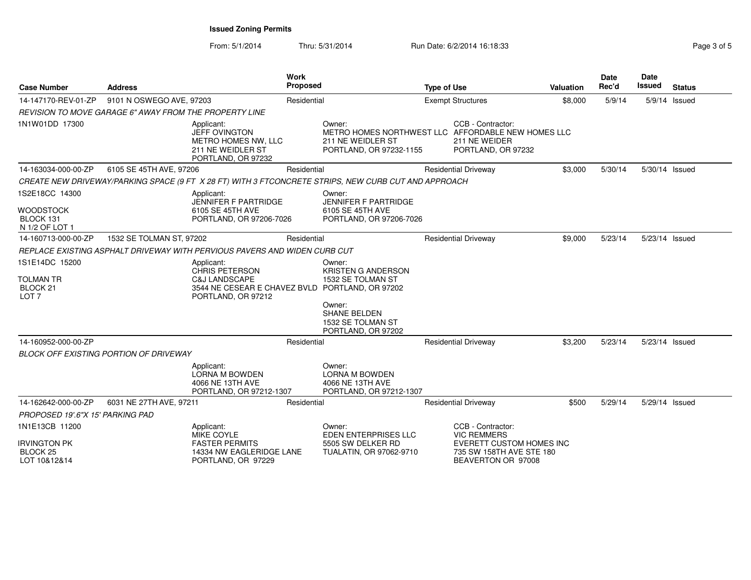**Issued Zoning Permits**

From: 5/1/2014 Thru: 5/31/2014 Run Date: 6/2/2014 16:18:33

| Case Number | Address | Work Proposed | Type of Use | Valuation | Date Rec'd | Date Issued | Status |
|---|---|---|---|---|---|---|---|
| 14-147170-REV-01-ZP | 9101 N OSWEGO AVE, 97203 | Residential | Exempt Structures | $8,000 | 5/9/14 | 5/9/14 | Issued |
| *REVISION TO MOVE GARAGE 6" AWAY FROM THE PROPERTY LINE* | | | | | | | |
| 1N1W01DD 17300 | Applicant: JEFF OVINGTON, METRO HOMES NW, LLC, 211 NE WEIDLER ST, PORTLAND, OR 97232 | Owner: METRO HOMES NORTHWEST LLC, 211 NE WEIDLER ST, PORTLAND, OR 97232-1155 | CCB - Contractor: AFFORDABLE NEW HOMES LLC, 211 NE WEIDER, PORTLAND, OR 97232 | | | | |
| 14-163034-000-00-ZP | 6105 SE 45TH AVE, 97206 | Residential | Residential Driveway | $3,000 | 5/30/14 | 5/30/14 | Issued |
| *CREATE NEW DRIVEWAY/PARKING SPACE (9 FT X 28 FT) WITH 3 FTCONCRETE STRIPS, NEW CURB CUT AND APPROACH* | | | | | | | |
| 1S2E18CC 14300, WOODSTOCK, BLOCK 131, N 1/2 OF LOT 1 | Applicant: JENNIFER F PARTRIDGE, 6105 SE 45TH AVE, PORTLAND, OR 97206-7026 | Owner: JENNIFER F PARTRIDGE, 6105 SE 45TH AVE, PORTLAND, OR 97206-7026 | | | | | |
| 14-160713-000-00-ZP | 1532 SE TOLMAN ST, 97202 | Residential | Residential Driveway | $9,000 | 5/23/14 | 5/23/14 | Issued |
| *REPLACE EXISTING ASPHALT DRIVEWAY WITH PERVIOUS PAVERS AND WIDEN CURB CUT* | | | | | | | |
| 1S1E14DC 15200, TOLMAN TR, BLOCK 21, LOT 7 | Applicant: CHRIS PETERSON, C&J LANDSCAPE, 3544 NE CESEAR E CHAVEZ BVLD, PORTLAND, OR 97212 | Owner: KRISTEN G ANDERSON, 1532 SE TOLMAN ST, PORTLAND, OR 97202; Owner: SHANE BELDEN, 1532 SE TOLMAN ST, PORTLAND, OR 97202 | | | | | |
| 14-160952-000-00-ZP | | Residential | Residential Driveway | $3,200 | 5/23/14 | 5/23/14 | Issued |
| *BLOCK OFF EXISTING PORTION OF DRIVEWAY* | | | | | | | |
| | Applicant: LORNA M BOWDEN, 4066 NE 13TH AVE, PORTLAND, OR 97212-1307 | Owner: LORNA M BOWDEN, 4066 NE 13TH AVE, PORTLAND, OR 97212-1307 | | | | | |
| 14-162642-000-00-ZP | 6031 NE 27TH AVE, 97211 | Residential | Residential Driveway | $500 | 5/29/14 | 5/29/14 | Issued |
| *PROPOSED 19'.6"X 15' PARKING PAD* | | | | | | | |
| 1N1E13CB 11200, IRVINGTON PK, BLOCK 25, LOT 10&12&14 | Applicant: MIKE COYLE, FASTER PERMITS, 14334 NW EAGLERIDGE LANE, PORTLAND, OR 97229 | Owner: EDEN ENTERPRISES LLC, 5505 SW DELKER RD, TUALATIN, OR 97062-9710 | CCB - Contractor: VIC REMMERS, EVERETT CUSTOM HOMES INC, 735 SW 158TH AVE STE 180, BEAVERTON OR 97008 | | | | |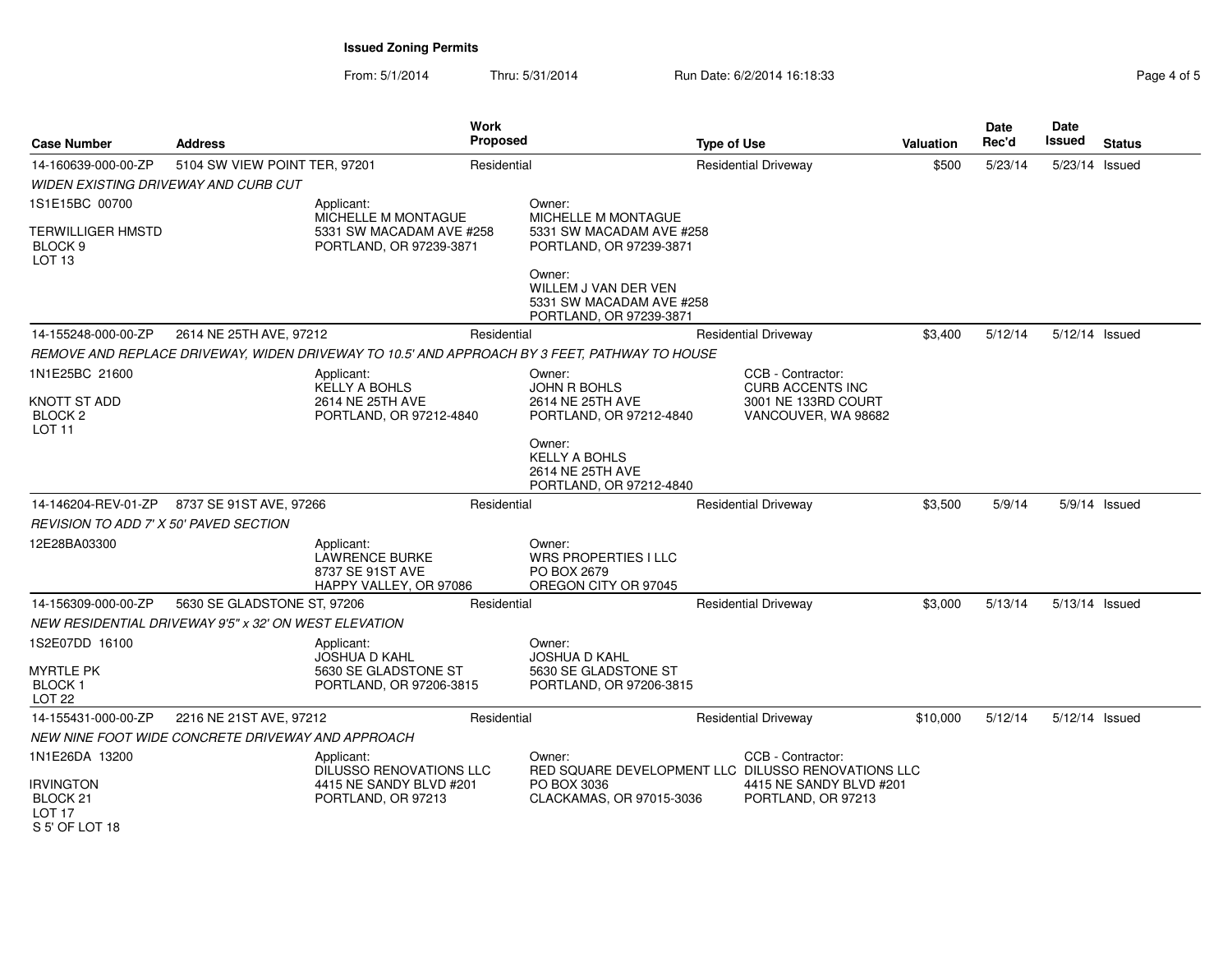**Issued Zoning Permits**

From: 5/1/2014 Thru: 5/31/2014 Run Date: 6/2/2014 16:18:33

| Case Number | Address | Work Proposed | Type of Use | Valuation | Date Rec'd | Date Issued | Status |
|---|---|---|---|---|---|---|---|
| 14-160639-000-00-ZP | 5104 SW VIEW POINT TER, 97201 | Residential | Residential Driveway | $500 | 5/23/14 | 5/23/14 | Issued |
| *WIDEN EXISTING DRIVEWAY AND CURB CUT* | | | | | | | |
| 1S1E15BC 00700<br>TERWILLIGER HMSTD<br>BLOCK 9<br>LOT 13 | Applicant:<br>MICHELLE M MONTAGUE<br>5331 SW MACADAM AVE #258<br>PORTLAND, OR 97239-3871 | Owner:<br>MICHELLE M MONTAGUE<br>5331 SW MACADAM AVE #258<br>PORTLAND, OR 97239-3871<br>Owner:<br>WILLEM J VAN DER VEN<br>5331 SW MACADAM AVE #258<br>PORTLAND, OR 97239-3871 | | | | | |
| 14-155248-000-00-ZP | 2614 NE 25TH AVE, 97212 | Residential | Residential Driveway | $3,400 | 5/12/14 | 5/12/14 | Issued |
| *REMOVE AND REPLACE DRIVEWAY, WIDEN DRIVEWAY TO 10.5' AND APPROACH BY 3 FEET, PATHWAY TO HOUSE* | | | | | | | |
| 1N1E25BC 21600<br>KNOTT ST ADD<br>BLOCK 2<br>LOT 11 | Applicant:<br>KELLY A BOHLS<br>2614 NE 25TH AVE<br>PORTLAND, OR 97212-4840 | Owner:<br>JOHN R BOHLS<br>2614 NE 25TH AVE<br>PORTLAND, OR 97212-4840<br>Owner:<br>KELLY A BOHLS<br>2614 NE 25TH AVE<br>PORTLAND, OR 97212-4840 | CCB - Contractor:<br>CURB ACCENTS INC<br>3001 NE 133RD COURT<br>VANCOUVER, WA 98682 | | | | |
| 14-146204-REV-01-ZP | 8737 SE 91ST AVE, 97266 | Residential | Residential Driveway | $3,500 | 5/9/14 | 5/9/14 | Issued |
| *REVISION TO ADD 7' X 50' PAVED SECTION* | | | | | | | |
| 12E28BA03300 | Applicant:<br>LAWRENCE BURKE<br>8737 SE 91ST AVE<br>HAPPY VALLEY, OR 97086 | Owner:<br>WRS PROPERTIES I LLC<br>PO BOX 2679<br>OREGON CITY OR 97045 | | | | | |
| 14-156309-000-00-ZP | 5630 SE GLADSTONE ST, 97206 | Residential | Residential Driveway | $3,000 | 5/13/14 | 5/13/14 | Issued |
| *NEW RESIDENTIAL DRIVEWAY 9'5" x 32' ON WEST ELEVATION* | | | | | | | |
| 1S2E07DD 16100<br>MYRTLE PK<br>BLOCK 1<br>LOT 22 | Applicant:<br>JOSHUA D KAHL<br>5630 SE GLADSTONE ST<br>PORTLAND, OR 97206-3815 | Owner:<br>JOSHUA D KAHL<br>5630 SE GLADSTONE ST<br>PORTLAND, OR 97206-3815 | | | | | |
| 14-155431-000-00-ZP | 2216 NE 21ST AVE, 97212 | Residential | Residential Driveway | $10,000 | 5/12/14 | 5/12/14 | Issued |
| *NEW NINE FOOT WIDE CONCRETE DRIVEWAY AND APPROACH* | | | | | | | |
| 1N1E26DA 13200<br>IRVINGTON<br>BLOCK 21<br>LOT 17<br>S 5' OF LOT 18 | Applicant:<br>DILUSSO RENOVATIONS LLC<br>4415 NE SANDY BLVD #201<br>PORTLAND, OR 97213 | Owner:<br>RED SQUARE DEVELOPMENT LLC<br>PO BOX 3036<br>CLACKAMAS, OR 97015-3036 | CCB - Contractor:<br>DILUSSO RENOVATIONS LLC<br>4415 NE SANDY BLVD #201<br>PORTLAND, OR 97213 | | | | |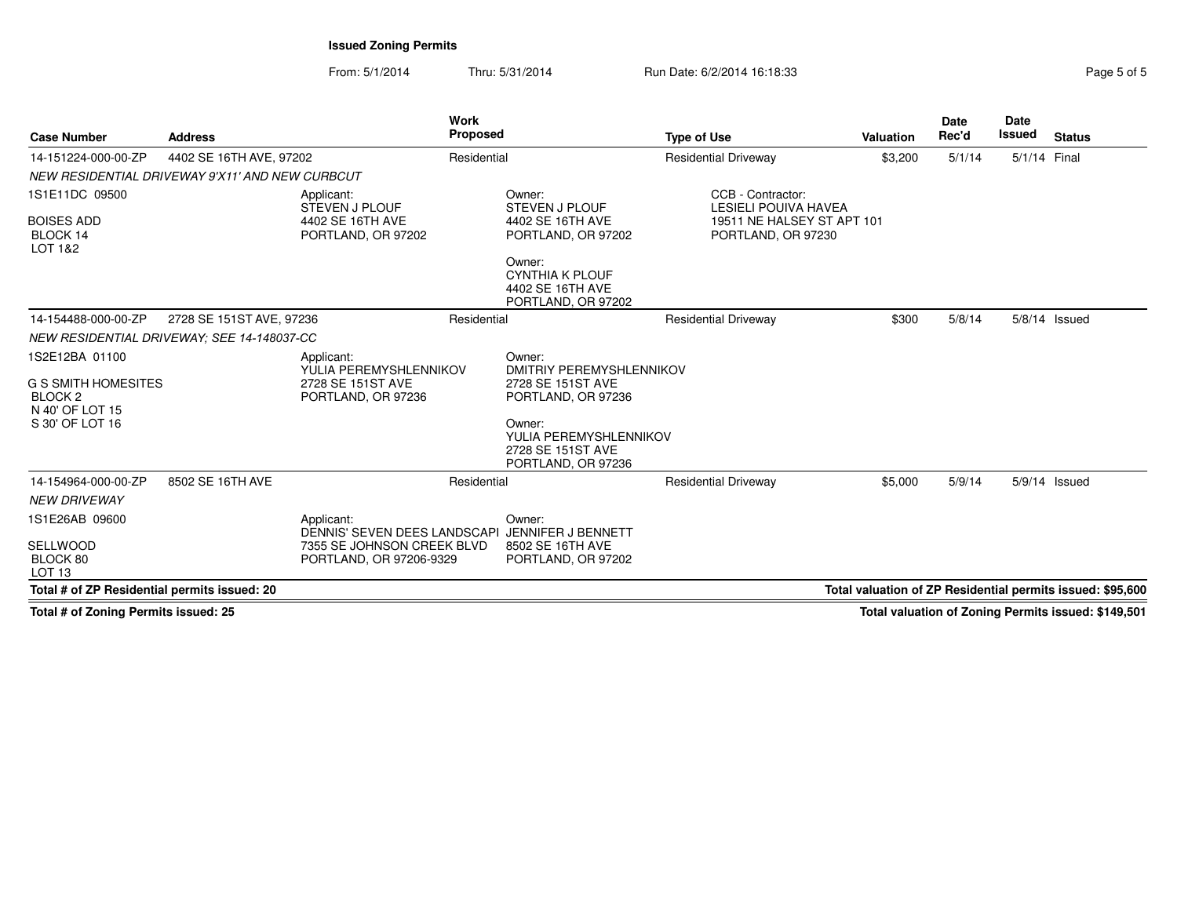**Issued Zoning Permits**

From: 5/1/2014 Thru: 5/31/2014 Run Date: 6/2/2014 16:18:33

| Case Number | Address | Work Proposed | Type of Use | Valuation | Date Rec'd | Date Issued | Status |
|---|---|---|---|---|---|---|---|
| 14-151224-000-00-ZP | 4402 SE 16TH AVE, 97202 | Residential | Residential Driveway | $3,200 | 5/1/14 | 5/1/14 | Final |
| *NEW RESIDENTIAL DRIVEWAY 9'X11' AND NEW CURBCUT* | | | | | | | |
| 1S1E11DC 09500<br>BOISES ADD<br>BLOCK 14<br>LOT 1&2 | Applicant:<br>STEVEN J PLOUF<br>4402 SE 16TH AVE<br>PORTLAND, OR 97202 | Owner:<br>STEVEN J PLOUF<br>4402 SE 16TH AVE<br>PORTLAND, OR 97202<br>Owner:<br>CYNTHIA K PLOUF<br>4402 SE 16TH AVE<br>PORTLAND, OR 97202 | CCB - Contractor:<br>LESIELI POUIVA HAVEA<br>19511 NE HALSEY ST APT 101<br>PORTLAND, OR 97230 | | | | |
| 14-154488-000-00-ZP | 2728 SE 151ST AVE, 97236 | Residential | Residential Driveway | $300 | 5/8/14 | 5/8/14 | Issued |
| *NEW RESIDENTIAL DRIVEWAY; SEE 14-148037-CC* | | | | | | | |
| 1S2E12BA 01100<br>G S SMITH HOMESITES<br>BLOCK 2<br>N 40' OF LOT 15<br>S 30' OF LOT 16 | Applicant:<br>YULIA PEREMYSHLENNIKOV<br>2728 SE 151ST AVE<br>PORTLAND, OR 97236 | Owner:<br>DMITRIY PEREMYSHLENNIKOV<br>2728 SE 151ST AVE<br>PORTLAND, OR 97236<br>Owner:<br>YULIA PEREMYSHLENNIKOV<br>2728 SE 151ST AVE<br>PORTLAND, OR 97236 | | | | | |
| 14-154964-000-00-ZP | 8502 SE 16TH AVE | Residential | Residential Driveway | $5,000 | 5/9/14 | 5/9/14 | Issued |
| *NEW DRIVEWAY* | | | | | | | |
| 1S1E26AB 09600<br>SELLWOOD<br>BLOCK 80<br>LOT 13 | Applicant:<br>DENNIS' SEVEN DEES LANDSCAPI<br>7355 SE JOHNSON CREEK BLVD<br>PORTLAND, OR 97206-9329 | Owner:<br>JENNIFER J BENNETT<br>8502 SE 16TH AVE<br>PORTLAND, OR 97202 | | | | | |

**Total # of ZP Residential permits issued: 20** — **Total valuation of ZP Residential permits issued: $95,600**

**Total # of Zoning Permits issued: 25** — **Total valuation of Zoning Permits issued: $149,501**